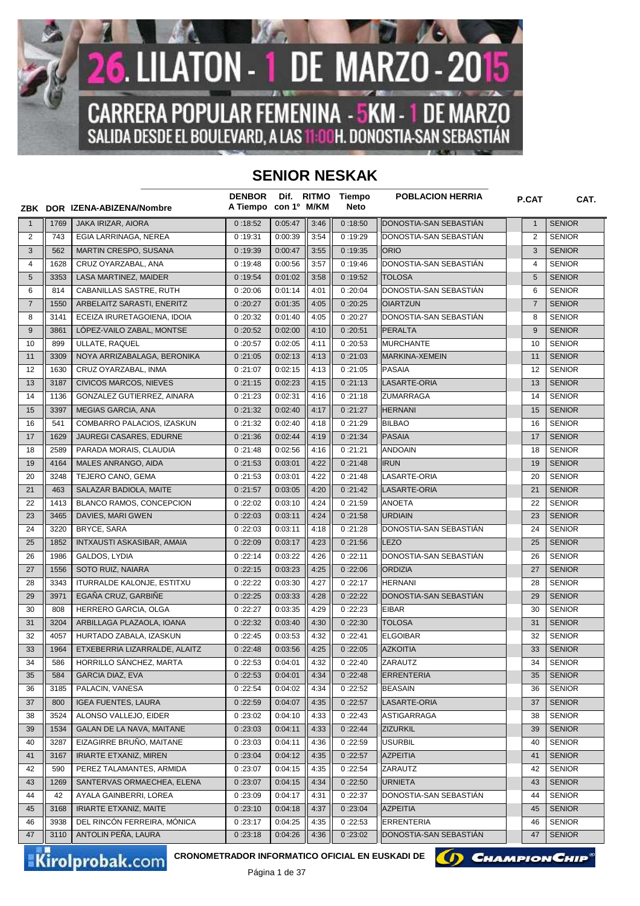# 26. LILATON - 1 DE MARZO - 2015

## CARRERA POPULAR FEMENINA - 5KM - 1 DE MARZO

SALIDA DESDE EL BOULEVARD, A LAS 11:00H. DONOSTIA-SAN SEBASTIÁN

## SENIOR NESKAK

| ZBK | DOR | IZENA-ABIZENA/Nombre | DENBOR A Tiempo | Dif. con 1º | RITMO M/KM | Tiempo Neto | POBLACION HERRIA | P.CAT | CAT. |
|---|---|---|---|---|---|---|---|---|---|
| 1 | 1769 | JAKA IRIZAR, AIORA | 0 :18:52 | 0:05:47 | 3:46 | 0 :18:50 | DONOSTIA-SAN SEBASTIÁN | 1 | SENIOR |
| 2 | 743 | EGIA LARRINAGA, NEREA | 0 :19:31 | 0:00:39 | 3:54 | 0 :19:29 | DONOSTIA-SAN SEBASTIÁN | 2 | SENIOR |
| 3 | 562 | MARTIN CRESPO, SUSANA | 0 :19:39 | 0:00:47 | 3:55 | 0 :19:35 | ORIO | 3 | SENIOR |
| 4 | 1628 | CRUZ OYARZABAL, ANA | 0 :19:48 | 0:00:56 | 3:57 | 0 :19:46 | DONOSTIA-SAN SEBASTIÁN | 4 | SENIOR |
| 5 | 3353 | LASA MARTINEZ, MAIDER | 0 :19:54 | 0:01:02 | 3:58 | 0 :19:52 | TOLOSA | 5 | SENIOR |
| 6 | 814 | CABANILLAS SASTRE, RUTH | 0 :20:06 | 0:01:14 | 4:01 | 0 :20:04 | DONOSTIA-SAN SEBASTIÁN | 6 | SENIOR |
| 7 | 1550 | ARBELAITZ SARASTI, ENERITZ | 0 :20:27 | 0:01:35 | 4:05 | 0 :20:25 | OIARTZUN | 7 | SENIOR |
| 8 | 3141 | ECEIZA IRURETAGOIENA, IDOIA | 0 :20:32 | 0:01:40 | 4:05 | 0 :20:27 | DONOSTIA-SAN SEBASTIÁN | 8 | SENIOR |
| 9 | 3861 | LÓPEZ-VAILO ZABAL, MONTSE | 0 :20:52 | 0:02:00 | 4:10 | 0 :20:51 | PERALTA | 9 | SENIOR |
| 10 | 899 | ULLATE, RAQUEL | 0 :20:57 | 0:02:05 | 4:11 | 0 :20:53 | MURCHANTE | 10 | SENIOR |
| 11 | 3309 | NOYA ARRIZABALAGA, BERONIKA | 0 :21:05 | 0:02:13 | 4:13 | 0 :21:03 | MARKINA-XEMEIN | 11 | SENIOR |
| 12 | 1630 | CRUZ OYARZABAL, INMA | 0 :21:07 | 0:02:15 | 4:13 | 0 :21:05 | PASAIA | 12 | SENIOR |
| 13 | 3187 | CIVICOS MARCOS, NIEVES | 0 :21:15 | 0:02:23 | 4:15 | 0 :21:13 | LASARTE-ORIA | 13 | SENIOR |
| 14 | 1136 | GONZALEZ GUTIERREZ, AINARA | 0 :21:23 | 0:02:31 | 4:16 | 0 :21:18 | ZUMARRAGA | 14 | SENIOR |
| 15 | 3397 | MEGIAS GARCIA, ANA | 0 :21:32 | 0:02:40 | 4:17 | 0 :21:27 | HERNANI | 15 | SENIOR |
| 16 | 541 | COMBARRO PALACIOS, IZASKUN | 0 :21:32 | 0:02:40 | 4:18 | 0 :21:29 | BILBAO | 16 | SENIOR |
| 17 | 1629 | JAUREGI CASARES, EDURNE | 0 :21:36 | 0:02:44 | 4:19 | 0 :21:34 | PASAIA | 17 | SENIOR |
| 18 | 2589 | PARADA MORAIS, CLAUDIA | 0 :21:48 | 0:02:56 | 4:16 | 0 :21:21 | ANDOAIN | 18 | SENIOR |
| 19 | 4164 | MALES ANRANGO, AIDA | 0 :21:53 | 0:03:01 | 4:22 | 0 :21:48 | IRUN | 19 | SENIOR |
| 20 | 3248 | TEJERO CANO, GEMA | 0 :21:53 | 0:03:01 | 4:22 | 0 :21:48 | LASARTE-ORIA | 20 | SENIOR |
| 21 | 463 | SALAZAR BADIOLA, MAITE | 0 :21:57 | 0:03:05 | 4:20 | 0 :21:42 | LASARTE-ORIA | 21 | SENIOR |
| 22 | 1413 | BLANCO RAMOS, CONCEPCION | 0 :22:02 | 0:03:10 | 4:24 | 0 :21:59 | ANOETA | 22 | SENIOR |
| 23 | 3465 | DAVIES, MARI GWEN | 0 :22:03 | 0:03:11 | 4:24 | 0 :21:58 | URDAIN | 23 | SENIOR |
| 24 | 3220 | BRYCE, SARA | 0 :22:03 | 0:03:11 | 4:18 | 0 :21:28 | DONOSTIA-SAN SEBASTIÁN | 24 | SENIOR |
| 25 | 1852 | INTXAUSTI ASKASIBAR, AMAIA | 0 :22:09 | 0:03:17 | 4:23 | 0 :21:56 | LEZO | 25 | SENIOR |
| 26 | 1986 | GALDOS, LYDIA | 0 :22:14 | 0:03:22 | 4:26 | 0 :22:11 | DONOSTIA-SAN SEBASTIÁN | 26 | SENIOR |
| 27 | 1556 | SOTO RUIZ, NAIARA | 0 :22:15 | 0:03:23 | 4:25 | 0 :22:06 | ORDIZIA | 27 | SENIOR |
| 28 | 3343 | ITURRALDE KALONJE, ESTITXU | 0 :22:22 | 0:03:30 | 4:27 | 0 :22:17 | HERNANI | 28 | SENIOR |
| 29 | 3971 | EGAÑA CRUZ, GARBIÑE | 0 :22:25 | 0:03:33 | 4:28 | 0 :22:22 | DONOSTIA-SAN SEBASTIÁN | 29 | SENIOR |
| 30 | 808 | HERRERO GARCIA, OLGA | 0 :22:27 | 0:03:35 | 4:29 | 0 :22:23 | EIBAR | 30 | SENIOR |
| 31 | 3204 | ARBILLAGA PLAZAOLA, IOANA | 0 :22:32 | 0:03:40 | 4:30 | 0 :22:30 | TOLOSA | 31 | SENIOR |
| 32 | 4057 | HURTADO ZABALA, IZASKUN | 0 :22:45 | 0:03:53 | 4:32 | 0 :22:41 | ELGOIBAR | 32 | SENIOR |
| 33 | 1964 | ETXEBERRIA LIZARRALDE, ALAITZ | 0 :22:48 | 0:03:56 | 4:25 | 0 :22:05 | AZKOITIA | 33 | SENIOR |
| 34 | 586 | HORRILLO SÁNCHEZ, MARTA | 0 :22:53 | 0:04:01 | 4:32 | 0 :22:40 | ZARAUTZ | 34 | SENIOR |
| 35 | 584 | GARCIA DIAZ, EVA | 0 :22:53 | 0:04:01 | 4:34 | 0 :22:48 | ERRENTERIA | 35 | SENIOR |
| 36 | 3185 | PALACIN, VANESA | 0 :22:54 | 0:04:02 | 4:34 | 0 :22:52 | BEASAIN | 36 | SENIOR |
| 37 | 800 | IGEA FUENTES, LAURA | 0 :22:59 | 0:04:07 | 4:35 | 0 :22:57 | LASARTE-ORIA | 37 | SENIOR |
| 38 | 3524 | ALONSO VALLEJO, EIDER | 0 :23:02 | 0:04:10 | 4:33 | 0 :22:43 | ASTIGARRAGA | 38 | SENIOR |
| 39 | 1534 | GALAN DE LA NAVA, MAITANE | 0 :23:03 | 0:04:11 | 4:33 | 0 :22:44 | ZIZURKIL | 39 | SENIOR |
| 40 | 3287 | EIZAGIRRE BRUÑO, MAITANE | 0 :23:03 | 0:04:11 | 4:36 | 0 :22:59 | USURBIL | 40 | SENIOR |
| 41 | 3167 | IRIARTE ETXANIZ, MIREN | 0 :23:04 | 0:04:12 | 4:35 | 0 :22:57 | AZPEITIA | 41 | SENIOR |
| 42 | 590 | PEREZ TALAMANTES, ARMIDA | 0 :23:07 | 0:04:15 | 4:35 | 0 :22:54 | ZARAUTZ | 42 | SENIOR |
| 43 | 1269 | SANTERVAS ORMAECHEA, ELENA | 0 :23:07 | 0:04:15 | 4:34 | 0 :22:50 | URNIETA | 43 | SENIOR |
| 44 | 42 | AYALA GAINBERRI, LOREA | 0 :23:09 | 0:04:17 | 4:31 | 0 :22:37 | DONOSTIA-SAN SEBASTIÁN | 44 | SENIOR |
| 45 | 3168 | IRIARTE ETXANIZ, MAITE | 0 :23:10 | 0:04:18 | 4:37 | 0 :23:04 | AZPEITIA | 45 | SENIOR |
| 46 | 3938 | DEL RINCÓN FERREIRA, MÓNICA | 0 :23:17 | 0:04:25 | 4:35 | 0 :22:53 | ERRENTERIA | 46 | SENIOR |
| 47 | 3110 | ANTOLIN PEÑA, LAURA | 0 :23:18 | 0:04:26 | 4:36 | 0 :23:02 | DONOSTIA-SAN SEBASTIÁN | 47 | SENIOR |

Kirolprobak.com CRONOMETRADOR INFORMATICO OFICIAL EN EUSKADI DE CHAMPIONCHIP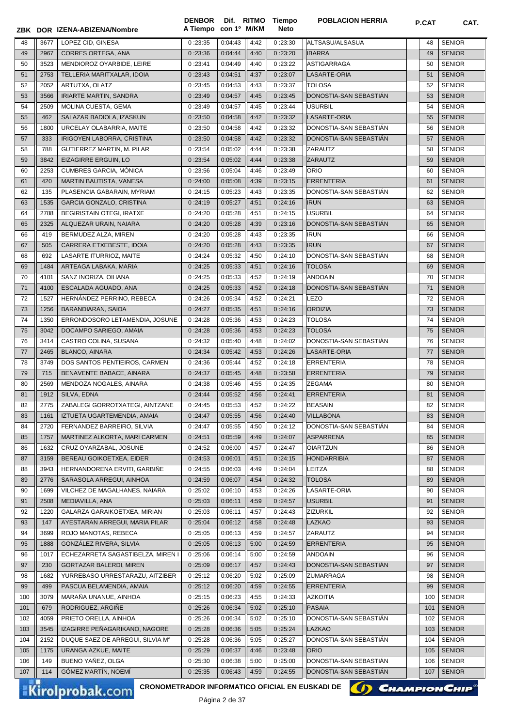| ZBK | DOR | IZENA-ABIZENA/Nombre | DENBOR A Tiempo | Dif. con 1º | RITMO M/KM | Tiempo Neto | POBLACION HERRIA | P.CAT | CAT. |
|---|---|---|---|---|---|---|---|---|---|
| 48 | 3677 | LOPEZ CID, GINESA | 0 :23:35 | 0:04:43 | 4:42 | 0 :23:30 | ALTSASU/ALSASUA | 48 | SENIOR |
| 49 | 2967 | CORRES ORTEGA, ANA | 0 :23:36 | 0:04:44 | 4:40 | 0 :23:20 | IBARRA | 49 | SENIOR |
| 50 | 3523 | MENDIOROZ OYARBIDE, LEIRE | 0 :23:41 | 0:04:49 | 4:40 | 0 :23:22 | ASTIGARRAGA | 50 | SENIOR |
| 51 | 2753 | TELLERIA MARITXALAR, IDOIA | 0 :23:43 | 0:04:51 | 4:37 | 0 :23:07 | LASARTE-ORIA | 51 | SENIOR |
| 52 | 2052 | ARTUTXA, OLATZ | 0 :23:45 | 0:04:53 | 4:43 | 0 :23:37 | TOLOSA | 52 | SENIOR |
| 53 | 3566 | IRIARTE MARTIN, SANDRA | 0 :23:49 | 0:04:57 | 4:45 | 0 :23:45 | DONOSTIA-SAN SEBASTIÁN | 53 | SENIOR |
| 54 | 2509 | MOLINA CUESTA, GEMA | 0 :23:49 | 0:04:57 | 4:45 | 0 :23:44 | USURBIL | 54 | SENIOR |
| 55 | 462 | SALAZAR BADIOLA, IZASKUN | 0 :23:50 | 0:04:58 | 4:42 | 0 :23:32 | LASARTE-ORIA | 55 | SENIOR |
| 56 | 1800 | URCELAY OLABARRIA, MAITE | 0 :23:50 | 0:04:58 | 4:42 | 0 :23:32 | DONOSTIA-SAN SEBASTIÁN | 56 | SENIOR |
| 57 | 333 | IRIGOYEN LABORRA, CRISTINA | 0 :23:50 | 0:04:58 | 4:42 | 0 :23:32 | DONOSTIA-SAN SEBASTIÁN | 57 | SENIOR |
| 58 | 788 | GUTIERREZ MARTIN, M. PILAR | 0 :23:54 | 0:05:02 | 4:44 | 0 :23:38 | ZARAUTZ | 58 | SENIOR |
| 59 | 3842 | EIZAGIRRE ERGUIN, LO | 0 :23:54 | 0:05:02 | 4:44 | 0 :23:38 | ZARAUTZ | 59 | SENIOR |
| 60 | 2253 | CUMBRES GARCIA, MÓNICA | 0 :23:56 | 0:05:04 | 4:46 | 0 :23:49 | ORIO | 60 | SENIOR |
| 61 | 420 | MARTIN BAUTISTA, VANESA | 0 :24:00 | 0:05:08 | 4:39 | 0 :23:15 | ERRENTERIA | 61 | SENIOR |
| 62 | 135 | PLASENCIA GABARAIN, MYRIAM | 0 :24:15 | 0:05:23 | 4:43 | 0 :23:35 | DONOSTIA-SAN SEBASTIÁN | 62 | SENIOR |
| 63 | 1535 | GARCIA GONZALO, CRISTINA | 0 :24:19 | 0:05:27 | 4:51 | 0 :24:16 | IRUN | 63 | SENIOR |
| 64 | 2788 | BEGIRISTAIN OTEGI, IRATXE | 0 :24:20 | 0:05:28 | 4:51 | 0 :24:15 | USURBIL | 64 | SENIOR |
| 65 | 2325 | ALQUEZAR URAIN, NAIARA | 0 :24:20 | 0:05:28 | 4:39 | 0 :23:16 | DONOSTIA-SAN SEBASTIÁN | 65 | SENIOR |
| 66 | 419 | BERMUDEZ ALZA, MIREN | 0 :24:20 | 0:05:28 | 4:43 | 0 :23:35 | IRUN | 66 | SENIOR |
| 67 | 505 | CARRERA ETXEBESTE, IDOIA | 0 :24:20 | 0:05:28 | 4:43 | 0 :23:35 | IRUN | 67 | SENIOR |
| 68 | 692 | LASARTE ITURRIOZ, MAITE | 0 :24:24 | 0:05:32 | 4:50 | 0 :24:10 | DONOSTIA-SAN SEBASTIÁN | 68 | SENIOR |
| 69 | 1484 | ARTEAGA LABAKA, MARIA | 0 :24:25 | 0:05:33 | 4:51 | 0 :24:16 | TOLOSA | 69 | SENIOR |
| 70 | 4101 | SANZ INORIZA, OIHANA | 0 :24:25 | 0:05:33 | 4:52 | 0 :24:19 | ANDOAIN | 70 | SENIOR |
| 71 | 4100 | ESCALADA AGUADO, ANA | 0 :24:25 | 0:05:33 | 4:52 | 0 :24:18 | DONOSTIA-SAN SEBASTIÁN | 71 | SENIOR |
| 72 | 1527 | HERNÁNDEZ PERRINO, REBECA | 0 :24:26 | 0:05:34 | 4:52 | 0 :24:21 | LEZO | 72 | SENIOR |
| 73 | 1256 | BARANDIARAN, SAIOA | 0 :24:27 | 0:05:35 | 4:51 | 0 :24:16 | ORDIZIA | 73 | SENIOR |
| 74 | 1350 | ERRONDOSORO LETAMENDIA, JOSUNE | 0 :24:28 | 0:05:36 | 4:53 | 0 :24:23 | TOLOSA | 74 | SENIOR |
| 75 | 3042 | DOCAMPO SARIEGO, AMAIA | 0 :24:28 | 0:05:36 | 4:53 | 0 :24:23 | TOLOSA | 75 | SENIOR |
| 76 | 3414 | CASTRO COLINA, SUSANA | 0 :24:32 | 0:05:40 | 4:48 | 0 :24:02 | DONOSTIA-SAN SEBASTIÁN | 76 | SENIOR |
| 77 | 2465 | BLANCO, AINARA | 0 :24:34 | 0:05:42 | 4:53 | 0 :24:26 | LASARTE-ORIA | 77 | SENIOR |
| 78 | 3749 | DOS SANTOS PENTIEIROS, CARMEN | 0 :24:36 | 0:05:44 | 4:52 | 0 :24:18 | ERRENTERIA | 78 | SENIOR |
| 79 | 715 | BENAVENTE BABACE, AINARA | 0 :24:37 | 0:05:45 | 4:48 | 0 :23:58 | ERRENTERIA | 79 | SENIOR |
| 80 | 2569 | MENDOZA NOGALES, AINARA | 0 :24:38 | 0:05:46 | 4:55 | 0 :24:35 | ZEGAMA | 80 | SENIOR |
| 81 | 1912 | SILVA, EDNA | 0 :24:44 | 0:05:52 | 4:56 | 0 :24:41 | ERRENTERIA | 81 | SENIOR |
| 82 | 2775 | ZABALEGI GORROTXATEGI, AINTZANE | 0 :24:45 | 0:05:53 | 4:52 | 0 :24:22 | BEASAIN | 82 | SENIOR |
| 83 | 1161 | IZTUETA UGARTEMENDIA, AMAIA | 0 :24:47 | 0:05:55 | 4:56 | 0 :24:40 | VILLABONA | 83 | SENIOR |
| 84 | 2720 | FERNANDEZ BARREIRO, SILVIA | 0 :24:47 | 0:05:55 | 4:50 | 0 :24:12 | DONOSTIA-SAN SEBASTIÁN | 84 | SENIOR |
| 85 | 1757 | MARTINEZ ALKORTA, MARI CARMEN | 0 :24:51 | 0:05:59 | 4:49 | 0 :24:07 | ASPARRENA | 85 | SENIOR |
| 86 | 1632 | CRUZ OYARZABAL, JOSUNE | 0 :24:52 | 0:06:00 | 4:57 | 0 :24:47 | OIARTZUN | 86 | SENIOR |
| 87 | 3159 | BEREAU GOIKOETXEA, EIDER | 0 :24:53 | 0:06:01 | 4:51 | 0 :24:15 | HONDARRIBIA | 87 | SENIOR |
| 88 | 3943 | HERNANDORENA ERVITI, GARBIÑE | 0 :24:55 | 0:06:03 | 4:49 | 0 :24:04 | LEITZA | 88 | SENIOR |
| 89 | 2776 | SARASOLA ARREGUI, AINHOA | 0 :24:59 | 0:06:07 | 4:54 | 0 :24:32 | TOLOSA | 89 | SENIOR |
| 90 | 1699 | VILCHEZ DE MAGALHANES, NAIARA | 0 :25:02 | 0:06:10 | 4:53 | 0 :24:26 | LASARTE-ORIA | 90 | SENIOR |
| 91 | 2508 | MEDIAVILLA, ANA | 0 :25:03 | 0:06:11 | 4:59 | 0 :24:57 | USURBIL | 91 | SENIOR |
| 92 | 1220 | GALARZA GARAIKOETXEA, MIRIAN | 0 :25:03 | 0:06:11 | 4:57 | 0 :24:43 | ZIZURKIL | 92 | SENIOR |
| 93 | 147 | AYESTARAN ARREGUI, MARIA PILAR | 0 :25:04 | 0:06:12 | 4:58 | 0 :24:48 | LAZKAO | 93 | SENIOR |
| 94 | 3699 | ROJO MANOTAS, REBECA | 0 :25:05 | 0:06:13 | 4:59 | 0 :24:57 | ZARAUTZ | 94 | SENIOR |
| 95 | 1888 | GONZÁLEZ RIVERA, SILVIA | 0 :25:05 | 0:06:13 | 5:00 | 0 :24:59 | ERRENTERIA | 95 | SENIOR |
| 96 | 1017 | ECHEZARRETA SAGASTIBELZA, MIREN I | 0 :25:06 | 0:06:14 | 5:00 | 0 :24:59 | ANDOAIN | 96 | SENIOR |
| 97 | 230 | GORTAZAR BALERDI, MIREN | 0 :25:09 | 0:06:17 | 4:57 | 0 :24:43 | DONOSTIA-SAN SEBASTIÁN | 97 | SENIOR |
| 98 | 1682 | YURREBASO URRESTARAZU, AITZIBER | 0 :25:12 | 0:06:20 | 5:02 | 0 :25:09 | ZUMARRAGA | 98 | SENIOR |
| 99 | 499 | PASCUA BELAMENDIA, AMAIA | 0 :25:12 | 0:06:20 | 4:59 | 0 :24:55 | ERRENTERIA | 99 | SENIOR |
| 100 | 3079 | MARAÑA UNANUE, AINHOA | 0 :25:15 | 0:06:23 | 4:55 | 0 :24:33 | AZKOITIA | 100 | SENIOR |
| 101 | 679 | RODRIGUEZ, ARGIÑE | 0 :25:26 | 0:06:34 | 5:02 | 0 :25:10 | PASAIA | 101 | SENIOR |
| 102 | 4059 | PRIETO ORELLA, AINHOA | 0 :25:26 | 0:06:34 | 5:02 | 0 :25:10 | DONOSTIA-SAN SEBASTIÁN | 102 | SENIOR |
| 103 | 3545 | IZAGIRRE PEÑAGARIKANO, NAGORE | 0 :25:28 | 0:06:36 | 5:05 | 0 :25:24 | LAZKAO | 103 | SENIOR |
| 104 | 2152 | DUQUE SAEZ DE ARREGUI, SILVIA Mª | 0 :25:28 | 0:06:36 | 5:05 | 0 :25:27 | DONOSTIA-SAN SEBASTIÁN | 104 | SENIOR |
| 105 | 1175 | URANGA AZKUE, MAITE | 0 :25:29 | 0:06:37 | 4:46 | 0 :23:48 | ORIO | 105 | SENIOR |
| 106 | 149 | BUENO YAÑEZ, OLGA | 0 :25:30 | 0:06:38 | 5:00 | 0 :25:00 | DONOSTIA-SAN SEBASTIÁN | 106 | SENIOR |
| 107 | 114 | GÓMEZ MARTÍN, NOEMÍ | 0 :25:35 | 0:06:43 | 4:59 | 0 :24:55 | DONOSTIA-SAN SEBASTIÁN | 107 | SENIOR |

Kirolprobak.com CRONOMETRADOR INFORMATICO OFICIAL EN EUSKADI DE ChampionChip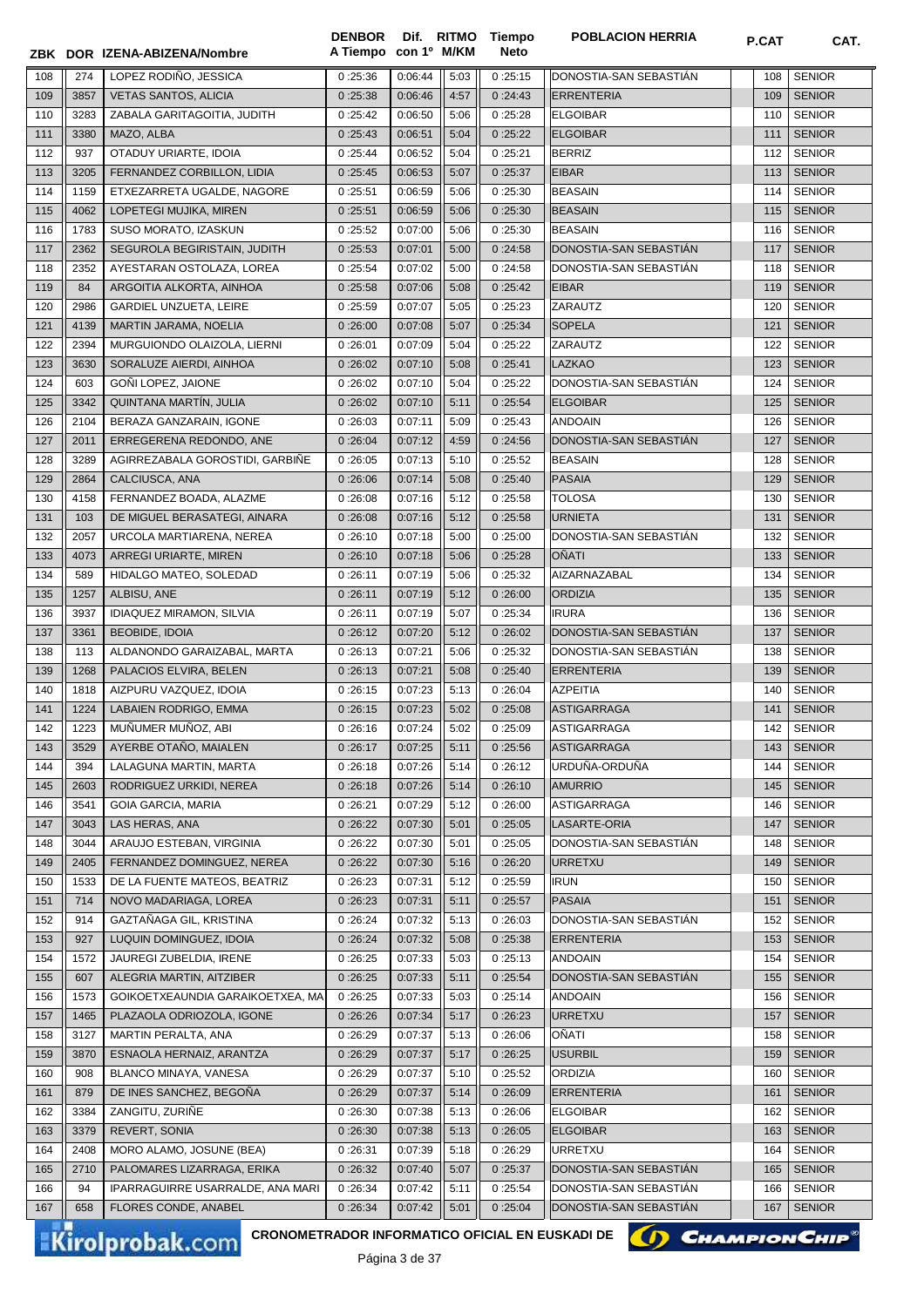| ZBK | DOR | IZENA-ABIZENA/Nombre | DENBOR A Tiempo | Dif. con 1º | RITMO M/KM | Tiempo Neto | POBLACION HERRIA | P.CAT | CAT. |
|---|---|---|---|---|---|---|---|---|---|
| 108 | 274 | LOPEZ RODIÑO, JESSICA | 0 :25:36 | 0:06:44 | 5:03 | 0 :25:15 | DONOSTIA-SAN SEBASTIÁN | 108 | SENIOR |
| 109 | 3857 | VETAS SANTOS, ALICIA | 0 :25:38 | 0:06:46 | 4:57 | 0 :24:43 | ERRENTERIA | 109 | SENIOR |
| 110 | 3283 | ZABALA GARITAGOITIA, JUDITH | 0 :25:42 | 0:06:50 | 5:06 | 0 :25:28 | ELGOIBAR | 110 | SENIOR |
| 111 | 3380 | MAZO, ALBA | 0 :25:43 | 0:06:51 | 5:04 | 0 :25:22 | ELGOIBAR | 111 | SENIOR |
| 112 | 937 | OTADUY URIARTE, IDOIA | 0 :25:44 | 0:06:52 | 5:04 | 0 :25:21 | BERRIZ | 112 | SENIOR |
| 113 | 3205 | FERNANDEZ CORBILLON, LIDIA | 0 :25:45 | 0:06:53 | 5:07 | 0 :25:37 | EIBAR | 113 | SENIOR |
| 114 | 1159 | ETXEZARRETA UGALDE, NAGORE | 0 :25:51 | 0:06:59 | 5:06 | 0 :25:30 | BEASAIN | 114 | SENIOR |
| 115 | 4062 | LOPETEGI MUJIKA, MIREN | 0 :25:51 | 0:06:59 | 5:06 | 0 :25:30 | BEASAIN | 115 | SENIOR |
| 116 | 1783 | SUSO MORATO, IZASKUN | 0 :25:52 | 0:07:00 | 5:06 | 0 :25:30 | BEASAIN | 116 | SENIOR |
| 117 | 2362 | SEGUROLA BEGIRISTAIN, JUDITH | 0 :25:53 | 0:07:01 | 5:00 | 0 :24:58 | DONOSTIA-SAN SEBASTIÁN | 117 | SENIOR |
| 118 | 2352 | AYESTARAN OSTOLAZA, LOREA | 0 :25:54 | 0:07:02 | 5:00 | 0 :24:58 | DONOSTIA-SAN SEBASTIÁN | 118 | SENIOR |
| 119 | 84 | ARGOITIA ALKORTA, AINHOA | 0 :25:58 | 0:07:06 | 5:08 | 0 :25:42 | EIBAR | 119 | SENIOR |
| 120 | 2986 | GARDIEL UNZUETA, LEIRE | 0 :25:59 | 0:07:07 | 5:05 | 0 :25:23 | ZARAUTZ | 120 | SENIOR |
| 121 | 4139 | MARTIN JARAMA, NOELIA | 0 :26:00 | 0:07:08 | 5:07 | 0 :25:34 | SOPELA | 121 | SENIOR |
| 122 | 2394 | MURGUIONDO OLAIZOLA, LIERNI | 0 :26:01 | 0:07:09 | 5:04 | 0 :25:22 | ZARAUTZ | 122 | SENIOR |
| 123 | 3630 | SORALUZE AIERDI, AINHOA | 0 :26:02 | 0:07:10 | 5:08 | 0 :25:41 | LAZKAO | 123 | SENIOR |
| 124 | 603 | GOÑI LOPEZ, JAIONE | 0 :26:02 | 0:07:10 | 5:04 | 0 :25:22 | DONOSTIA-SAN SEBASTIÁN | 124 | SENIOR |
| 125 | 3342 | QUINTANA MARTÍN, JULIA | 0 :26:02 | 0:07:10 | 5:11 | 0 :25:54 | ELGOIBAR | 125 | SENIOR |
| 126 | 2104 | BERAZA GANZARAIN, IGONE | 0 :26:03 | 0:07:11 | 5:09 | 0 :25:43 | ANDOAIN | 126 | SENIOR |
| 127 | 2011 | ERREGERENA REDONDO, ANE | 0 :26:04 | 0:07:12 | 4:59 | 0 :24:56 | DONOSTIA-SAN SEBASTIÁN | 127 | SENIOR |
| 128 | 3289 | AGIRREZABALA GOROSTIDI, GARBIÑE | 0 :26:05 | 0:07:13 | 5:10 | 0 :25:52 | BEASAIN | 128 | SENIOR |
| 129 | 2864 | CALCIUSCA, ANA | 0 :26:06 | 0:07:14 | 5:08 | 0 :25:40 | PASAIA | 129 | SENIOR |
| 130 | 4158 | FERNANDEZ BOADA, ALAZNE | 0 :26:08 | 0:07:16 | 5:12 | 0 :25:58 | TOLOSA | 130 | SENIOR |
| 131 | 103 | DE MIGUEL BERASATEGI, AINARA | 0 :26:08 | 0:07:16 | 5:12 | 0 :25:58 | URNIETA | 131 | SENIOR |
| 132 | 2057 | URCOLA MARTIARENA, NEREA | 0 :26:10 | 0:07:18 | 5:00 | 0 :25:00 | DONOSTIA-SAN SEBASTIÁN | 132 | SENIOR |
| 133 | 4073 | ARREGI URIARTE, MIREN | 0 :26:10 | 0:07:18 | 5:06 | 0 :25:28 | OÑATI | 133 | SENIOR |
| 134 | 589 | HIDALGO MATEO, SOLEDAD | 0 :26:11 | 0:07:19 | 5:06 | 0 :25:32 | AIZARNAZABAL | 134 | SENIOR |
| 135 | 1257 | ALBISU, ANE | 0 :26:11 | 0:07:19 | 5:12 | 0 :26:00 | ORDIZIA | 135 | SENIOR |
| 136 | 3937 | IDIAQUEZ MIRAMON, SILVIA | 0 :26:11 | 0:07:19 | 5:07 | 0 :25:34 | IRURA | 136 | SENIOR |
| 137 | 3361 | BEOBIDE, IDOIA | 0 :26:12 | 0:07:20 | 5:12 | 0 :26:02 | DONOSTIA-SAN SEBASTIÁN | 137 | SENIOR |
| 138 | 113 | ALDANONDO GARAIZABAL, MARTA | 0 :26:13 | 0:07:21 | 5:06 | 0 :25:32 | DONOSTIA-SAN SEBASTIÁN | 138 | SENIOR |
| 139 | 1268 | PALACIOS ELVIRA, BELEN | 0 :26:13 | 0:07:21 | 5:08 | 0 :25:40 | ERRENTERIA | 139 | SENIOR |
| 140 | 1818 | AIZPURU VAZQUEZ, IDOIA | 0 :26:15 | 0:07:23 | 5:13 | 0 :26:04 | AZPEITIA | 140 | SENIOR |
| 141 | 1224 | LABAIEN RODRIGO, EMMA | 0 :26:15 | 0:07:23 | 5:02 | 0 :25:08 | ASTIGARRAGA | 141 | SENIOR |
| 142 | 1223 | MUÑUMER MUÑOZ, ABI | 0 :26:16 | 0:07:24 | 5:02 | 0 :25:09 | ASTIGARRAGA | 142 | SENIOR |
| 143 | 3529 | AYERBE OTAÑO, MAIALEN | 0 :26:17 | 0:07:25 | 5:11 | 0 :25:56 | ASTIGARRAGA | 143 | SENIOR |
| 144 | 394 | LALAGUNA MARTIN, MARTA | 0 :26:18 | 0:07:26 | 5:14 | 0 :26:12 | URDUÑA-ORDUÑA | 144 | SENIOR |
| 145 | 2603 | RODRIGUEZ URKIDI, NEREA | 0 :26:18 | 0:07:26 | 5:14 | 0 :26:10 | AMURRIO | 145 | SENIOR |
| 146 | 3541 | GOIA GARCIA, MARIA | 0 :26:21 | 0:07:29 | 5:12 | 0 :26:00 | ASTIGARRAGA | 146 | SENIOR |
| 147 | 3043 | LAS HERAS, ANA | 0 :26:22 | 0:07:30 | 5:01 | 0 :25:05 | LASARTE-ORIA | 147 | SENIOR |
| 148 | 3044 | ARAUJO ESTEBAN, VIRGINIA | 0 :26:22 | 0:07:30 | 5:01 | 0 :25:05 | DONOSTIA-SAN SEBASTIÁN | 148 | SENIOR |
| 149 | 2405 | FERNANDEZ DOMINGUEZ, NEREA | 0 :26:22 | 0:07:30 | 5:16 | 0 :26:20 | URRETXU | 149 | SENIOR |
| 150 | 1533 | DE LA FUENTE MATEOS, BEATRIZ | 0 :26:23 | 0:07:31 | 5:12 | 0 :25:59 | IRUN | 150 | SENIOR |
| 151 | 714 | NOVO MADARIAGA, LOREA | 0 :26:23 | 0:07:31 | 5:11 | 0 :25:57 | PASAIA | 151 | SENIOR |
| 152 | 914 | GAZTAÑAGA GIL, KRISTINA | 0 :26:24 | 0:07:32 | 5:13 | 0 :26:03 | DONOSTIA-SAN SEBASTIÁN | 152 | SENIOR |
| 153 | 927 | LUQUIN DOMINGUEZ, IDOIA | 0 :26:24 | 0:07:32 | 5:08 | 0 :25:38 | ERRENTERIA | 153 | SENIOR |
| 154 | 1572 | JAUREGI ZUBELDIA, IRENE | 0 :26:25 | 0:07:33 | 5:03 | 0 :25:13 | ANDOAIN | 154 | SENIOR |
| 155 | 607 | ALEGRIA MARTIN, AITZIBER | 0 :26:25 | 0:07:33 | 5:11 | 0 :25:54 | DONOSTIA-SAN SEBASTIÁN | 155 | SENIOR |
| 156 | 1573 | GOIKOETXEAUNDIA GARAIKOETXEA, MA | 0 :26:25 | 0:07:33 | 5:03 | 0 :25:14 | ANDOAIN | 156 | SENIOR |
| 157 | 1465 | PLAZAOLA ODRIOZOLA, IGONE | 0 :26:26 | 0:07:34 | 5:17 | 0 :26:23 | URRETXU | 157 | SENIOR |
| 158 | 3127 | MARTIN PERALTA, ANA | 0 :26:29 | 0:07:37 | 5:13 | 0 :26:06 | OÑATI | 158 | SENIOR |
| 159 | 3870 | ESNAOLA HERNAIZ, ARANTZA | 0 :26:29 | 0:07:37 | 5:17 | 0 :26:25 | USURBIL | 159 | SENIOR |
| 160 | 908 | BLANCO MINAYA, VANESA | 0 :26:29 | 0:07:37 | 5:10 | 0 :25:52 | ORDIZIA | 160 | SENIOR |
| 161 | 879 | DE INES SANCHEZ, BEGOÑA | 0 :26:29 | 0:07:37 | 5:14 | 0 :26:09 | ERRENTERIA | 161 | SENIOR |
| 162 | 3384 | ZANGITU, ZURIÑE | 0 :26:30 | 0:07:38 | 5:13 | 0 :26:06 | ELGOIBAR | 162 | SENIOR |
| 163 | 3379 | REVERT, SONIA | 0 :26:30 | 0:07:38 | 5:13 | 0 :26:05 | ELGOIBAR | 163 | SENIOR |
| 164 | 2408 | MORO ALAMO, JOSUNE (BEA) | 0 :26:31 | 0:07:39 | 5:18 | 0 :26:29 | URRETXU | 164 | SENIOR |
| 165 | 2710 | PALOMARES LIZARRAGA, ERIKA | 0 :26:32 | 0:07:40 | 5:07 | 0 :25:37 | DONOSTIA-SAN SEBASTIÁN | 165 | SENIOR |
| 166 | 94 | IPARRAGUIRRE USARRALDE, ANA MARI | 0 :26:34 | 0:07:42 | 5:11 | 0 :25:54 | DONOSTIA-SAN SEBASTIÁN | 166 | SENIOR |
| 167 | 658 | FLORES CONDE, ANABEL | 0 :26:34 | 0:07:42 | 5:01 | 0 :25:04 | DONOSTIA-SAN SEBASTIÁN | 167 | SENIOR |

Kirolprobak.com CRONOMETRADOR INFORMATICO OFICIAL EN EUSKADI DE ChampionChip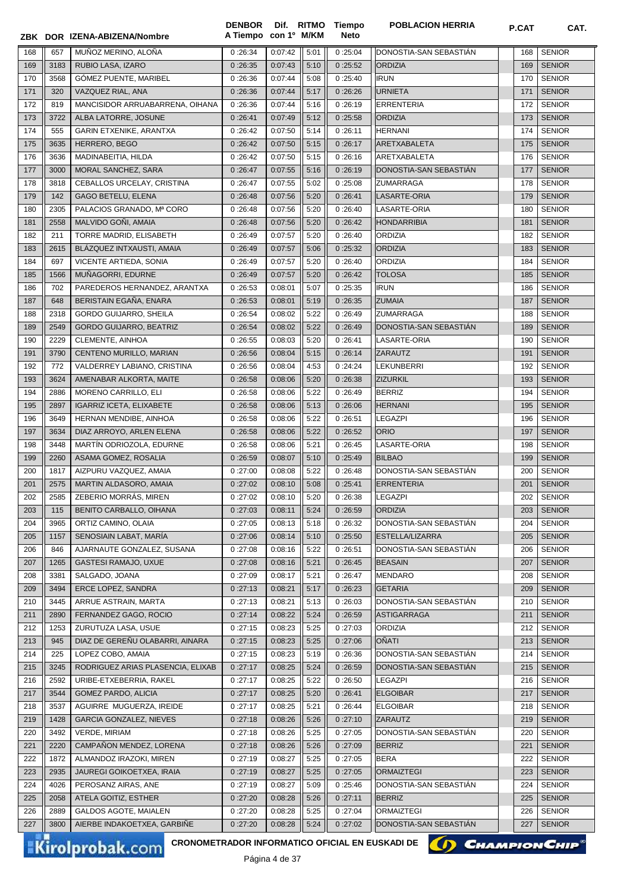| ZBK | DOR | IZENA-ABIZENA/Nombre | DENBOR A Tiempo | Dif. con 1º | RITMO M/KM | Tiempo Neto | POBLACION HERRIA | P.CAT | CAT. |
|---|---|---|---|---|---|---|---|---|---|
| 168 | 657 | MUÑOZ MERINO, ALOÑA | 0 :26:34 | 0:07:42 | 5:01 | 0 :25:04 | DONOSTIA-SAN SEBASTIÁN | 168 | SENIOR |
| 169 | 3183 | RUBIO LASA, IZARO | 0 :26:35 | 0:07:43 | 5:10 | 0 :25:52 | ORDIZIA | 169 | SENIOR |
| 170 | 3568 | GÓMEZ PUENTE, MARIBEL | 0 :26:36 | 0:07:44 | 5:08 | 0 :25:40 | IRUN | 170 | SENIOR |
| 171 | 320 | VAZQUEZ RIAL, ANA | 0 :26:36 | 0:07:44 | 5:17 | 0 :26:26 | URNIETA | 171 | SENIOR |
| 172 | 819 | MANCISIDOR ARRUABARRENA, OIHANA | 0 :26:36 | 0:07:44 | 5:16 | 0 :26:19 | ERRENTERIA | 172 | SENIOR |
| 173 | 3722 | ALBA LATORRE, JOSUNE | 0 :26:41 | 0:07:49 | 5:12 | 0 :25:58 | ORDIZIA | 173 | SENIOR |
| 174 | 555 | GARIN ETXENIKE, ARANTXA | 0 :26:42 | 0:07:50 | 5:14 | 0 :26:11 | HERNANI | 174 | SENIOR |
| 175 | 3635 | HERRERO, BEGO | 0 :26:42 | 0:07:50 | 5:15 | 0 :26:17 | ARETXABALETA | 175 | SENIOR |
| 176 | 3636 | MADINABEITIA, HILDA | 0 :26:42 | 0:07:50 | 5:15 | 0 :26:16 | ARETXABALETA | 176 | SENIOR |
| 177 | 3000 | MORAL SANCHEZ, SARA | 0 :26:47 | 0:07:55 | 5:16 | 0 :26:19 | DONOSTIA-SAN SEBASTIÁN | 177 | SENIOR |
| 178 | 3818 | CEBALLOS URCELAY, CRISTINA | 0 :26:47 | 0:07:55 | 5:02 | 0 :25:08 | ZUMARRAGA | 178 | SENIOR |
| 179 | 142 | GAGO BETELU, ELENA | 0 :26:48 | 0:07:56 | 5:20 | 0 :26:41 | LASARTE-ORIA | 179 | SENIOR |
| 180 | 2305 | PALACIOS GRANADO, Mª CORO | 0 :26:48 | 0:07:56 | 5:20 | 0 :26:40 | LASARTE-ORIA | 180 | SENIOR |
| 181 | 2558 | MALVIDO GOÑI, AMAIA | 0 :26:48 | 0:07:56 | 5:20 | 0 :26:42 | HONDARRIBIA | 181 | SENIOR |
| 182 | 211 | TORRE MADRID, ELISABETH | 0 :26:49 | 0:07:57 | 5:20 | 0 :26:40 | ORDIZIA | 182 | SENIOR |
| 183 | 2615 | BLÁZQUEZ INTXAUSTI, AMAIA | 0 :26:49 | 0:07:57 | 5:06 | 0 :25:32 | ORDIZIA | 183 | SENIOR |
| 184 | 697 | VICENTE ARTIEDA, SONIA | 0 :26:49 | 0:07:57 | 5:20 | 0 :26:40 | ORDIZIA | 184 | SENIOR |
| 185 | 1566 | MUÑAGORRI, EDURNE | 0 :26:49 | 0:07:57 | 5:20 | 0 :26:42 | TOLOSA | 185 | SENIOR |
| 186 | 702 | PAREDEROS HERNANDEZ, ARANTXA | 0 :26:53 | 0:08:01 | 5:07 | 0 :25:35 | IRUN | 186 | SENIOR |
| 187 | 648 | BERISTAIN EGAÑA, ENARA | 0 :26:53 | 0:08:01 | 5:19 | 0 :26:35 | ZUMAIA | 187 | SENIOR |
| 188 | 2318 | GORDO GUIJARRO, SHEILA | 0 :26:54 | 0:08:02 | 5:22 | 0 :26:49 | ZUMARRAGA | 188 | SENIOR |
| 189 | 2549 | GORDO GUIJARRO, BEATRIZ | 0 :26:54 | 0:08:02 | 5:22 | 0 :26:49 | DONOSTIA-SAN SEBASTIÁN | 189 | SENIOR |
| 190 | 2229 | CLEMENTE, AINHOA | 0 :26:55 | 0:08:03 | 5:20 | 0 :26:41 | LASARTE-ORIA | 190 | SENIOR |
| 191 | 3790 | CENTENO MURILLO, MARIAN | 0 :26:56 | 0:08:04 | 5:15 | 0 :26:14 | ZARAUTZ | 191 | SENIOR |
| 192 | 772 | VALDERREY LABIANO, CRISTINA | 0 :26:56 | 0:08:04 | 4:53 | 0 :24:24 | LEKUNBERRI | 192 | SENIOR |
| 193 | 3624 | AMENABAR ALKORTA, MAITE | 0 :26:58 | 0:08:06 | 5:20 | 0 :26:38 | ZIZURKIL | 193 | SENIOR |
| 194 | 2886 | MORENO CARRILLO, ELI | 0 :26:58 | 0:08:06 | 5:22 | 0 :26:49 | BERRIZ | 194 | SENIOR |
| 195 | 2897 | IGARRIZ ICETA, ELIXABETE | 0 :26:58 | 0:08:06 | 5:13 | 0 :26:06 | HERNANI | 195 | SENIOR |
| 196 | 3649 | HERNAN MENDIBE, AINHOA | 0 :26:58 | 0:08:06 | 5:22 | 0 :26:51 | LEGAZPI | 196 | SENIOR |
| 197 | 3634 | DIAZ ARROYO, ARLEN ELENA | 0 :26:58 | 0:08:06 | 5:22 | 0 :26:52 | ORIO | 197 | SENIOR |
| 198 | 3448 | MARTÍN ODRIOZOLA, EDURNE | 0 :26:58 | 0:08:06 | 5:21 | 0 :26:45 | LASARTE-ORIA | 198 | SENIOR |
| 199 | 2260 | ASAMA GOMEZ, ROSALIA | 0 :26:59 | 0:08:07 | 5:10 | 0 :25:49 | BILBAO | 199 | SENIOR |
| 200 | 1817 | AIZPURU VAZQUEZ, AMAIA | 0 :27:00 | 0:08:08 | 5:22 | 0 :26:48 | DONOSTIA-SAN SEBASTIÁN | 200 | SENIOR |
| 201 | 2575 | MARTIN ALDASORO, AMAIA | 0 :27:02 | 0:08:10 | 5:08 | 0 :25:41 | ERRENTERIA | 201 | SENIOR |
| 202 | 2585 | ZEBERIO MORRÁS, MIREN | 0 :27:02 | 0:08:10 | 5:20 | 0 :26:38 | LEGAZPI | 202 | SENIOR |
| 203 | 115 | BENITO CARBALLO, OIHANA | 0 :27:03 | 0:08:11 | 5:24 | 0 :26:59 | ORDIZIA | 203 | SENIOR |
| 204 | 3965 | ORTIZ CAMINO, OLAIA | 0 :27:05 | 0:08:13 | 5:18 | 0 :26:32 | DONOSTIA-SAN SEBASTIÁN | 204 | SENIOR |
| 205 | 1157 | SENOSIAIN LABAT, MARÍA | 0 :27:06 | 0:08:14 | 5:10 | 0 :25:50 | ESTELLA/LIZARRA | 205 | SENIOR |
| 206 | 846 | AJARNAUTE GONZALEZ, SUSANA | 0 :27:08 | 0:08:16 | 5:22 | 0 :26:51 | DONOSTIA-SAN SEBASTIÁN | 206 | SENIOR |
| 207 | 1265 | GASTESI RAMAJO, UXUE | 0 :27:08 | 0:08:16 | 5:21 | 0 :26:45 | BEASAIN | 207 | SENIOR |
| 208 | 3381 | SALGADO, JOANA | 0 :27:09 | 0:08:17 | 5:21 | 0 :26:47 | MENDARO | 208 | SENIOR |
| 209 | 3494 | ERCE LOPEZ, SANDRA | 0 :27:13 | 0:08:21 | 5:17 | 0 :26:23 | GETARIA | 209 | SENIOR |
| 210 | 3445 | ARRUE ASTRAIN, MARTA | 0 :27:13 | 0:08:21 | 5:13 | 0 :26:03 | DONOSTIA-SAN SEBASTIÁN | 210 | SENIOR |
| 211 | 2890 | FERNANDEZ GAGO, ROCIO | 0 :27:14 | 0:08:22 | 5:24 | 0 :26:59 | ASTIGARRAGA | 211 | SENIOR |
| 212 | 1253 | ZURUTUZA LASA, USUE | 0 :27:15 | 0:08:23 | 5:25 | 0 :27:03 | ORDIZIA | 212 | SENIOR |
| 213 | 945 | DIAZ DE GEREÑU OLABARRI, AINARA | 0 :27:15 | 0:08:23 | 5:25 | 0 :27:06 | OÑATI | 213 | SENIOR |
| 214 | 225 | LOPEZ COBO, AMAIA | 0 :27:15 | 0:08:23 | 5:19 | 0 :26:36 | DONOSTIA-SAN SEBASTIÁN | 214 | SENIOR |
| 215 | 3245 | RODRIGUEZ ARIAS PLASENCIA, ELIXAB | 0 :27:17 | 0:08:25 | 5:24 | 0 :26:59 | DONOSTIA-SAN SEBASTIÁN | 215 | SENIOR |
| 216 | 2592 | URIBE-ETXEBERRIA, RAKEL | 0 :27:17 | 0:08:25 | 5:22 | 0 :26:50 | LEGAZPI | 216 | SENIOR |
| 217 | 3544 | GOMEZ PARDO, ALICIA | 0 :27:17 | 0:08:25 | 5:20 | 0 :26:41 | ELGOIBAR | 217 | SENIOR |
| 218 | 3537 | AGUIRRE MUGUERZA, IREIDE | 0 :27:17 | 0:08:25 | 5:21 | 0 :26:44 | ELGOIBAR | 218 | SENIOR |
| 219 | 1428 | GARCIA GONZALEZ, NIEVES | 0 :27:18 | 0:08:26 | 5:26 | 0 :27:10 | ZARAUTZ | 219 | SENIOR |
| 220 | 3492 | VERDE, MIRIAM | 0 :27:18 | 0:08:26 | 5:25 | 0 :27:05 | DONOSTIA-SAN SEBASTIÁN | 220 | SENIOR |
| 221 | 2220 | CAMPAÑON MENDEZ, LORENA | 0 :27:18 | 0:08:26 | 5:26 | 0 :27:09 | BERRIZ | 221 | SENIOR |
| 222 | 1872 | ALMANDOZ IRAZOKI, MIREN | 0 :27:19 | 0:08:27 | 5:25 | 0 :27:05 | BERA | 222 | SENIOR |
| 223 | 2935 | JAUREGI GOIKOETXEA, IRAIA | 0 :27:19 | 0:08:27 | 5:25 | 0 :27:05 | ORMAIZTEGI | 223 | SENIOR |
| 224 | 4026 | PEROSANZ AIRAS, ANE | 0 :27:19 | 0:08:27 | 5:09 | 0 :25:46 | DONOSTIA-SAN SEBASTIÁN | 224 | SENIOR |
| 225 | 2058 | ATELA GOITIZ, ESTHER | 0 :27:20 | 0:08:28 | 5:26 | 0 :27:11 | BERRIZ | 225 | SENIOR |
| 226 | 2889 | GALDOS AGOTE, MAIALEN | 0 :27:20 | 0:08:28 | 5:25 | 0 :27:04 | ORMAIZTEGI | 226 | SENIOR |
| 227 | 3800 | AIERBE INDAKOETXEA, GARBIÑE | 0 :27:20 | 0:08:28 | 5:24 | 0 :27:02 | DONOSTIA-SAN SEBASTIÁN | 227 | SENIOR |

Kirolprobak.com CRONOMETRADOR INFORMATICO OFICIAL EN EUSKADI DE ChampionChip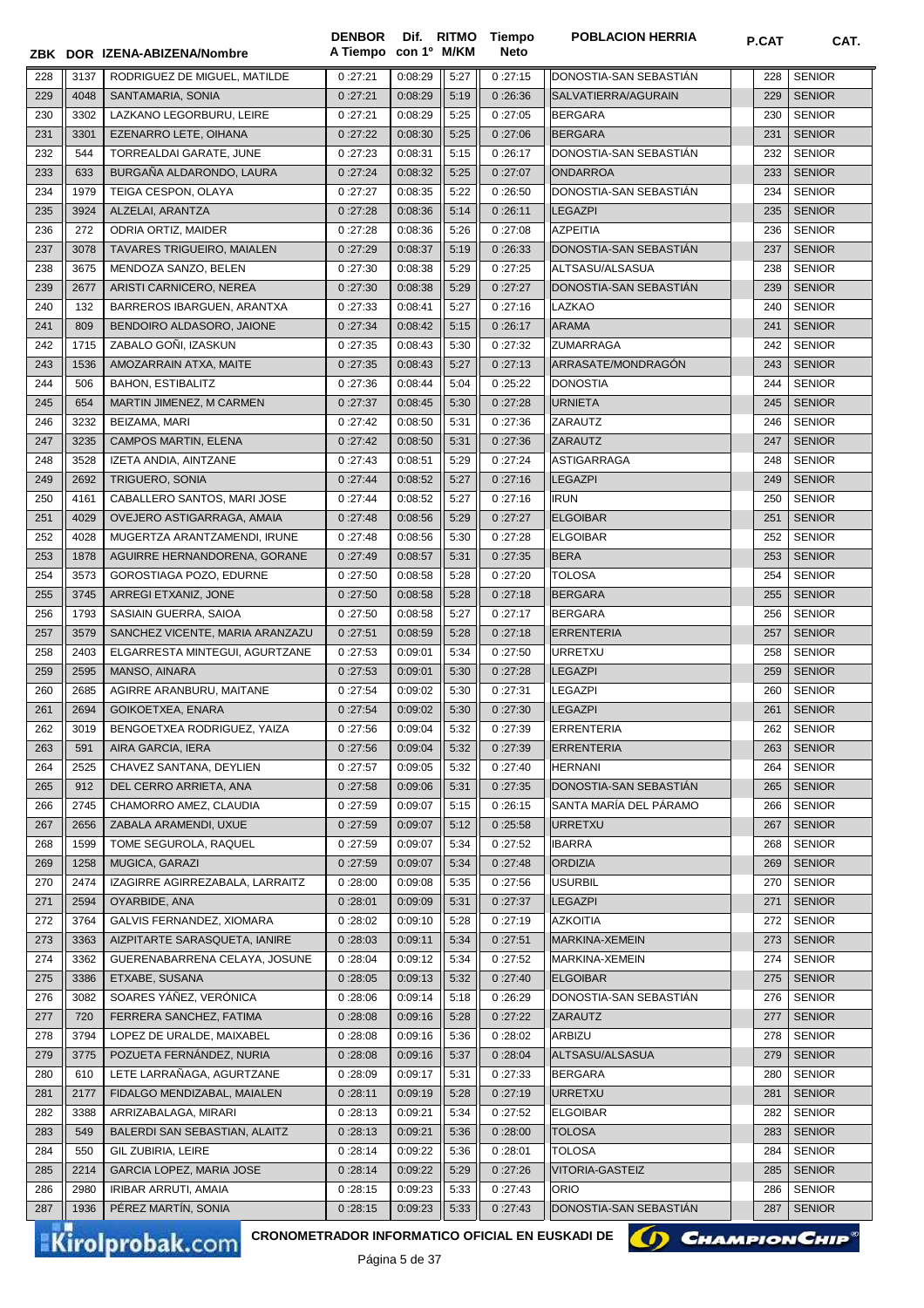| ZBK | DOR | IZENA-ABIZENA/Nombre | DENBOR A Tiempo | Dif. con 1º | RITMO M/KM | Tiempo Neto | POBLACION HERRIA | P.CAT | CAT. |
|---|---|---|---|---|---|---|---|---|---|
| 228 | 3137 | RODRIGUEZ DE MIGUEL, MATILDE | 0 :27:21 | 0:08:29 | 5:27 | 0 :27:15 | DONOSTIA-SAN SEBASTIÁN | 228 | SENIOR |
| 229 | 4048 | SANTAMARIA, SONIA | 0 :27:21 | 0:08:29 | 5:19 | 0 :26:36 | SALVATIERRA/AGURAIN | 229 | SENIOR |
| 230 | 3302 | LAZKANO LEGORBURU, LEIRE | 0 :27:21 | 0:08:29 | 5:25 | 0 :27:05 | BERGARA | 230 | SENIOR |
| 231 | 3301 | EZENARRO LETE, OIHANA | 0 :27:22 | 0:08:30 | 5:25 | 0 :27:06 | BERGARA | 231 | SENIOR |
| 232 | 544 | TORREALDAI GARATE, JUNE | 0 :27:23 | 0:08:31 | 5:15 | 0 :26:17 | DONOSTIA-SAN SEBASTIÁN | 232 | SENIOR |
| 233 | 633 | BURGAÑA ALDARONDO, LAURA | 0 :27:24 | 0:08:32 | 5:25 | 0 :27:07 | ONDARROA | 233 | SENIOR |
| 234 | 1979 | TEIGA CESPON, OLAYA | 0 :27:27 | 0:08:35 | 5:22 | 0 :26:50 | DONOSTIA-SAN SEBASTIÁN | 234 | SENIOR |
| 235 | 3924 | ALZELAI, ARANTZA | 0 :27:28 | 0:08:36 | 5:14 | 0 :26:11 | LEGAZPI | 235 | SENIOR |
| 236 | 272 | ODRIA ORTIZ, MAIDER | 0 :27:28 | 0:08:36 | 5:26 | 0 :27:08 | AZPEITIA | 236 | SENIOR |
| 237 | 3078 | TAVARES TRIGUEIRO, MAIALEN | 0 :27:29 | 0:08:37 | 5:19 | 0 :26:33 | DONOSTIA-SAN SEBASTIÁN | 237 | SENIOR |
| 238 | 3675 | MENDOZA SANZO, BELEN | 0 :27:30 | 0:08:38 | 5:29 | 0 :27:25 | ALTSASU/ALSASUA | 238 | SENIOR |
| 239 | 2677 | ARISTI CARNICERO, NEREA | 0 :27:30 | 0:08:38 | 5:29 | 0 :27:27 | DONOSTIA-SAN SEBASTIÁN | 239 | SENIOR |
| 240 | 132 | BARREROS IBARGUEN, ARANTXA | 0 :27:33 | 0:08:41 | 5:27 | 0 :27:16 | LAZKAO | 240 | SENIOR |
| 241 | 809 | BENDOIRO ALDASORO, JAIONE | 0 :27:34 | 0:08:42 | 5:15 | 0 :26:17 | ARAMA | 241 | SENIOR |
| 242 | 1715 | ZABALO GOÑI, IZASKUN | 0 :27:35 | 0:08:43 | 5:30 | 0 :27:32 | ZUMARRAGA | 242 | SENIOR |
| 243 | 1536 | AMOZARRAIN ATXA, MAITE | 0 :27:35 | 0:08:43 | 5:27 | 0 :27:13 | ARRASATE/MONDRAGÓN | 243 | SENIOR |
| 244 | 506 | BAHON, ESTIBALITZ | 0 :27:36 | 0:08:44 | 5:04 | 0 :25:22 | DONOSTIA | 244 | SENIOR |
| 245 | 654 | MARTIN JIMENEZ, M CARMEN | 0 :27:37 | 0:08:45 | 5:30 | 0 :27:28 | URNIETA | 245 | SENIOR |
| 246 | 3232 | BEIZAMA, MARI | 0 :27:42 | 0:08:50 | 5:31 | 0 :27:36 | ZARAUTZ | 246 | SENIOR |
| 247 | 3235 | CAMPOS MARTIN, ELENA | 0 :27:42 | 0:08:50 | 5:31 | 0 :27:36 | ZARAUTZ | 247 | SENIOR |
| 248 | 3528 | IZETA ANDIA, AINTZANE | 0 :27:43 | 0:08:51 | 5:29 | 0 :27:24 | ASTIGARRAGA | 248 | SENIOR |
| 249 | 2692 | TRIGUERO, SONIA | 0 :27:44 | 0:08:52 | 5:27 | 0 :27:16 | LEGAZPI | 249 | SENIOR |
| 250 | 4161 | CABALLERO SANTOS, MARI JOSE | 0 :27:44 | 0:08:52 | 5:27 | 0 :27:16 | IRUN | 250 | SENIOR |
| 251 | 4029 | OVEJERO ASTIGARRAGA, AMAIA | 0 :27:48 | 0:08:56 | 5:29 | 0 :27:27 | ELGOIBAR | 251 | SENIOR |
| 252 | 4028 | MUGERTZA ARANTZAMENDI, IRUNE | 0 :27:48 | 0:08:56 | 5:30 | 0 :27:28 | ELGOIBAR | 252 | SENIOR |
| 253 | 1878 | AGUIRRE HERNANDORENA, GORANE | 0 :27:49 | 0:08:57 | 5:31 | 0 :27:35 | BERA | 253 | SENIOR |
| 254 | 3573 | GOROSTIAGA POZO, EDURNE | 0 :27:50 | 0:08:58 | 5:28 | 0 :27:20 | TOLOSA | 254 | SENIOR |
| 255 | 3745 | ARREGI ETXANIZ, JONE | 0 :27:50 | 0:08:58 | 5:28 | 0 :27:18 | BERGARA | 255 | SENIOR |
| 256 | 1793 | SASIAIN GUERRA, SAIOA | 0 :27:50 | 0:08:58 | 5:27 | 0 :27:17 | BERGARA | 256 | SENIOR |
| 257 | 3579 | SANCHEZ VICENTE, MARIA ARANZAZU | 0 :27:51 | 0:08:59 | 5:28 | 0 :27:18 | ERRENTERIA | 257 | SENIOR |
| 258 | 2403 | ELGARRESTA MINTEGUI, AGURTZANE | 0 :27:53 | 0:09:01 | 5:34 | 0 :27:50 | URRETXU | 258 | SENIOR |
| 259 | 2595 | MANSO, AINARA | 0 :27:53 | 0:09:01 | 5:30 | 0 :27:28 | LEGAZPI | 259 | SENIOR |
| 260 | 2685 | AGIRRE ARANBURU, MAITANE | 0 :27:54 | 0:09:02 | 5:30 | 0 :27:31 | LEGAZPI | 260 | SENIOR |
| 261 | 2694 | GOIKOETXEA, ENARA | 0 :27:54 | 0:09:02 | 5:30 | 0 :27:30 | LEGAZPI | 261 | SENIOR |
| 262 | 3019 | BENGOETXEA RODRIGUEZ, YAIZA | 0 :27:56 | 0:09:04 | 5:32 | 0 :27:39 | ERRENTERIA | 262 | SENIOR |
| 263 | 591 | AIRA GARCIA, IERA | 0 :27:56 | 0:09:04 | 5:32 | 0 :27:39 | ERRENTERIA | 263 | SENIOR |
| 264 | 2525 | CHAVEZ SANTANA, DEYLIEN | 0 :27:57 | 0:09:05 | 5:32 | 0 :27:40 | HERNANI | 264 | SENIOR |
| 265 | 912 | DEL CERRO ARRIETA, ANA | 0 :27:58 | 0:09:06 | 5:31 | 0 :27:35 | DONOSTIA-SAN SEBASTIÁN | 265 | SENIOR |
| 266 | 2745 | CHAMORRO AMEZ, CLAUDIA | 0 :27:59 | 0:09:07 | 5:15 | 0 :26:15 | SANTA MARÍA DEL PÁRAMO | 266 | SENIOR |
| 267 | 2656 | ZABALA ARAMENDI, UXUE | 0 :27:59 | 0:09:07 | 5:12 | 0 :25:58 | URRETXU | 267 | SENIOR |
| 268 | 1599 | TOME SEGUROLA, RAQUEL | 0 :27:59 | 0:09:07 | 5:34 | 0 :27:52 | IBARRA | 268 | SENIOR |
| 269 | 1258 | MUGICA, GARAZI | 0 :27:59 | 0:09:07 | 5:34 | 0 :27:48 | ORDIZIA | 269 | SENIOR |
| 270 | 2474 | IZAGIRRE AGIRREZABALA, LARRAITZ | 0 :28:00 | 0:09:08 | 5:35 | 0 :27:56 | USURBIL | 270 | SENIOR |
| 271 | 2594 | OYARBIDE, ANA | 0 :28:01 | 0:09:09 | 5:31 | 0 :27:37 | LEGAZPI | 271 | SENIOR |
| 272 | 3764 | GALVIS FERNANDEZ, XIOMARA | 0 :28:02 | 0:09:10 | 5:28 | 0 :27:19 | AZKOITIA | 272 | SENIOR |
| 273 | 3363 | AIZPITARTE SARASQUETA, IANIRE | 0 :28:03 | 0:09:11 | 5:34 | 0 :27:51 | MARKINA-XEMEIN | 273 | SENIOR |
| 274 | 3362 | GUERENABARRENA CELAYA, JOSUNE | 0 :28:04 | 0:09:12 | 5:34 | 0 :27:52 | MARKINA-XEMEIN | 274 | SENIOR |
| 275 | 3386 | ETXABE, SUSANA | 0 :28:05 | 0:09:13 | 5:32 | 0 :27:40 | ELGOIBAR | 275 | SENIOR |
| 276 | 3082 | SOARES YÁÑEZ, VERÓNICA | 0 :28:06 | 0:09:14 | 5:18 | 0 :26:29 | DONOSTIA-SAN SEBASTIÁN | 276 | SENIOR |
| 277 | 720 | FERRERA SANCHEZ, FATIMA | 0 :28:08 | 0:09:16 | 5:28 | 0 :27:22 | ZARAUTZ | 277 | SENIOR |
| 278 | 3794 | LOPEZ DE URALDE, MAIXABEL | 0 :28:08 | 0:09:16 | 5:36 | 0 :28:02 | ARBIZU | 278 | SENIOR |
| 279 | 3775 | POZUETA FERNÁNDEZ, NURIA | 0 :28:08 | 0:09:16 | 5:37 | 0 :28:04 | ALTSASU/ALSASUA | 279 | SENIOR |
| 280 | 610 | LETE LARRAÑAGA, AGURTZANE | 0 :28:09 | 0:09:17 | 5:31 | 0 :27:33 | BERGARA | 280 | SENIOR |
| 281 | 2177 | FIDALGO MENDIZABAL, MAIALEN | 0 :28:11 | 0:09:19 | 5:28 | 0 :27:19 | URRETXU | 281 | SENIOR |
| 282 | 3388 | ARRIZABALAGA, MIRARI | 0 :28:13 | 0:09:21 | 5:34 | 0 :27:52 | ELGOIBAR | 282 | SENIOR |
| 283 | 549 | BALERDI SAN SEBASTIAN, ALAITZ | 0 :28:13 | 0:09:21 | 5:36 | 0 :28:00 | TOLOSA | 283 | SENIOR |
| 284 | 550 | GIL ZUBIRIA, LEIRE | 0 :28:14 | 0:09:22 | 5:36 | 0 :28:01 | TOLOSA | 284 | SENIOR |
| 285 | 2214 | GARCIA LOPEZ, MARIA JOSE | 0 :28:14 | 0:09:22 | 5:29 | 0 :27:26 | VITORIA-GASTEIZ | 285 | SENIOR |
| 286 | 2980 | IRIBAR ARRUTI, AMAIA | 0 :28:15 | 0:09:23 | 5:33 | 0 :27:43 | ORIO | 286 | SENIOR |
| 287 | 1936 | PÉREZ MARTÍN, SONIA | 0 :28:15 | 0:09:23 | 5:33 | 0 :27:43 | DONOSTIA-SAN SEBASTIÁN | 287 | SENIOR |

CRONOMETRADOR INFORMATICO OFICIAL EN EUSKADI DE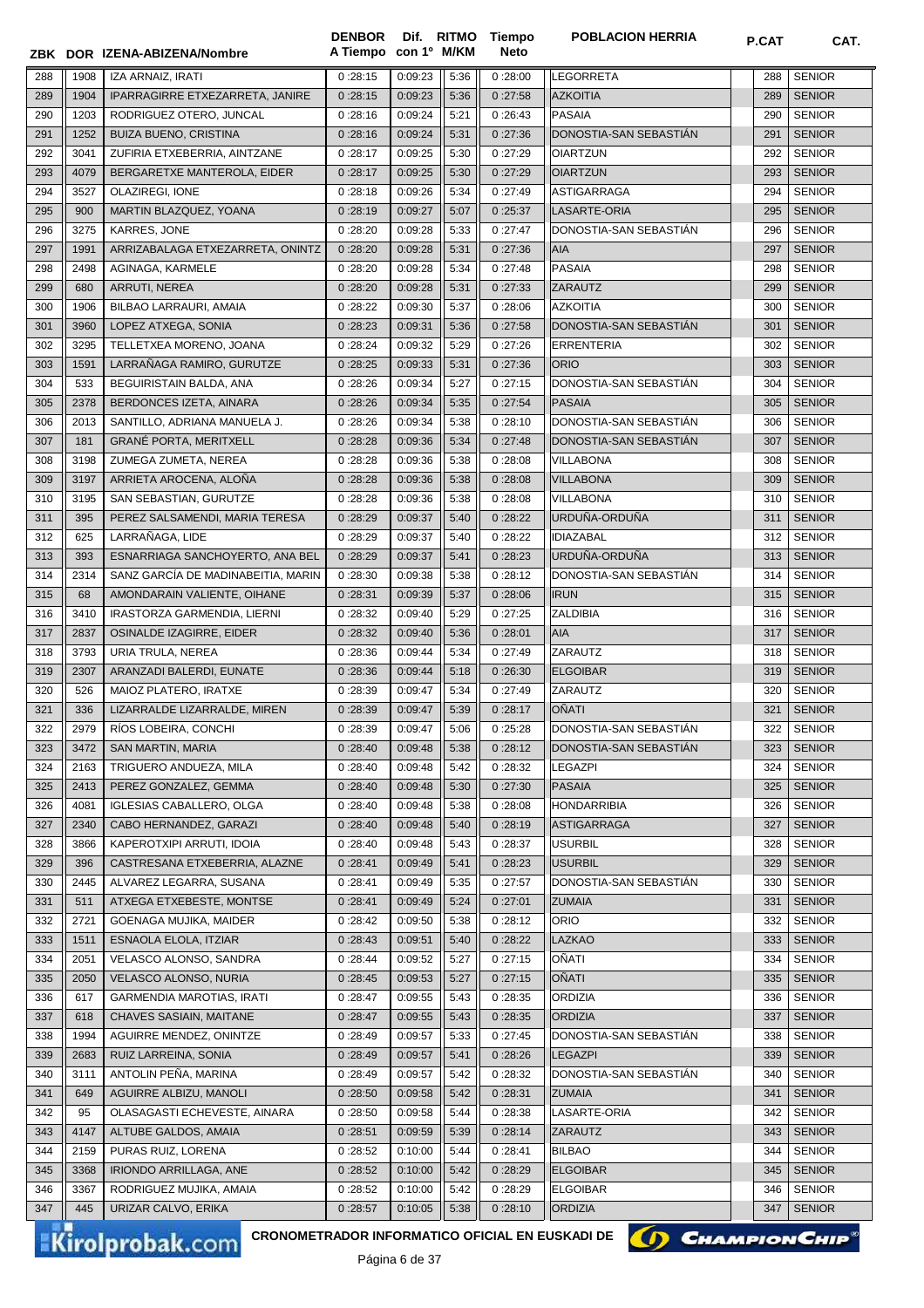| ZBK | DOR | IZENA-ABIZENA/Nombre | DENBOR A Tiempo | Dif. con 1º | RITMO M/KM | Tiempo Neto | POBLACION HERRIA | P.CAT | CAT. |
|---|---|---|---|---|---|---|---|---|---|
| 288 | 1908 | IZA ARNAIZ, IRATI | 0:28:15 | 0:09:23 | 5:36 | 0:28:00 | LEGORRETA | 288 | SENIOR |
| 289 | 1904 | IPARRAGIRRE ETXEZARRETA, JANIRE | 0:28:15 | 0:09:23 | 5:36 | 0:27:58 | AZKOITIA | 289 | SENIOR |
| 290 | 1203 | RODRIGUEZ OTERO, JUNCAL | 0:28:16 | 0:09:24 | 5:21 | 0:26:43 | PASAIA | 290 | SENIOR |
| 291 | 1252 | BUIZA BUENO, CRISTINA | 0:28:16 | 0:09:24 | 5:31 | 0:27:36 | DONOSTIA-SAN SEBASTIÁN | 291 | SENIOR |
| 292 | 3041 | ZUFIRIA ETXEBERRIA, AINTZANE | 0:28:17 | 0:09:25 | 5:30 | 0:27:29 | OIARTZUN | 292 | SENIOR |
| 293 | 4079 | BERGARETXE MANTEROLA, EIDER | 0:28:17 | 0:09:25 | 5:30 | 0:27:29 | OIARTZUN | 293 | SENIOR |
| 294 | 3527 | OLAZIREGI, IONE | 0:28:18 | 0:09:26 | 5:34 | 0:27:49 | ASTIGARRAGA | 294 | SENIOR |
| 295 | 900 | MARTIN BLAZQUEZ, YOANA | 0:28:19 | 0:09:27 | 5:07 | 0:25:37 | LASARTE-ORIA | 295 | SENIOR |
| 296 | 3275 | KARRES, JONE | 0:28:20 | 0:09:28 | 5:33 | 0:27:47 | DONOSTIA-SAN SEBASTIÁN | 296 | SENIOR |
| 297 | 1991 | ARRIZABALAGA ETXEZARRETA, ONINTZ | 0:28:20 | 0:09:28 | 5:31 | 0:27:36 | AIA | 297 | SENIOR |
| 298 | 2498 | AGINAGA, KARMELE | 0:28:20 | 0:09:28 | 5:34 | 0:27:48 | PASAIA | 298 | SENIOR |
| 299 | 680 | ARRUTI, NEREA | 0:28:20 | 0:09:28 | 5:31 | 0:27:33 | ZARAUTZ | 299 | SENIOR |
| 300 | 1906 | BILBAO LARRAURI, AMAIA | 0:28:22 | 0:09:30 | 5:37 | 0:28:06 | AZKOITIA | 300 | SENIOR |
| 301 | 3960 | LOPEZ ATXEGA, SONIA | 0:28:23 | 0:09:31 | 5:36 | 0:27:58 | DONOSTIA-SAN SEBASTIÁN | 301 | SENIOR |
| 302 | 3295 | TELLETXEA MORENO, JOANA | 0:28:24 | 0:09:32 | 5:29 | 0:27:26 | ERRENTERIA | 302 | SENIOR |
| 303 | 1591 | LARRAÑAGA RAMIRO, GURUTZE | 0:28:25 | 0:09:33 | 5:31 | 0:27:36 | ORIO | 303 | SENIOR |
| 304 | 533 | BEGUIRISTAIN BALDA, ANA | 0:28:26 | 0:09:34 | 5:27 | 0:27:15 | DONOSTIA-SAN SEBASTIÁN | 304 | SENIOR |
| 305 | 2378 | BERDONCES IZETA, AINARA | 0:28:26 | 0:09:34 | 5:35 | 0:27:54 | PASAIA | 305 | SENIOR |
| 306 | 2013 | SANTILLO, ADRIANA MANUELA J. | 0:28:26 | 0:09:34 | 5:38 | 0:28:10 | DONOSTIA-SAN SEBASTIÁN | 306 | SENIOR |
| 307 | 181 | GRANÉ PORTA, MERITXELL | 0:28:28 | 0:09:36 | 5:34 | 0:27:48 | DONOSTIA-SAN SEBASTIÁN | 307 | SENIOR |
| 308 | 3198 | ZUMEGA ZUMETA, NEREA | 0:28:28 | 0:09:36 | 5:38 | 0:28:08 | VILLABONA | 308 | SENIOR |
| 309 | 3197 | ARRIETA AROCENA, ALOÑA | 0:28:28 | 0:09:36 | 5:38 | 0:28:08 | VILLABONA | 309 | SENIOR |
| 310 | 3195 | SAN SEBASTIAN, GURUTZE | 0:28:28 | 0:09:36 | 5:38 | 0:28:08 | VILLABONA | 310 | SENIOR |
| 311 | 395 | PEREZ SALSAMENDI, MARIA TERESA | 0:28:29 | 0:09:37 | 5:40 | 0:28:22 | URDUÑA-ORDUÑA | 311 | SENIOR |
| 312 | 625 | LARRAÑAGA, LIDE | 0:28:29 | 0:09:37 | 5:40 | 0:28:22 | IDIAZABAL | 312 | SENIOR |
| 313 | 393 | ESNARRIAGA SANCHOYERTO, ANA BEL | 0:28:29 | 0:09:37 | 5:41 | 0:28:23 | URDUÑA-ORDUÑA | 313 | SENIOR |
| 314 | 2314 | SANZ GARCÍA DE MADINABEITIA, MARIN | 0:28:30 | 0:09:38 | 5:38 | 0:28:12 | DONOSTIA-SAN SEBASTIÁN | 314 | SENIOR |
| 315 | 68 | AMONDARAIN VALIENTE, OIHANE | 0:28:31 | 0:09:39 | 5:37 | 0:28:06 | IRUN | 315 | SENIOR |
| 316 | 3410 | IRASTORZA GARMENDIA, LIERNI | 0:28:32 | 0:09:40 | 5:29 | 0:27:25 | ZALDIBIA | 316 | SENIOR |
| 317 | 2837 | OSINALDE IZAGIRRE, EIDER | 0:28:32 | 0:09:40 | 5:36 | 0:28:01 | AIA | 317 | SENIOR |
| 318 | 3793 | URIA TRULA, NEREA | 0:28:36 | 0:09:44 | 5:34 | 0:27:49 | ZARAUTZ | 318 | SENIOR |
| 319 | 2307 | ARANZADI BALERDI, EUNATE | 0:28:36 | 0:09:44 | 5:18 | 0:26:30 | ELGOIBAR | 319 | SENIOR |
| 320 | 526 | MAIOZ PLATERO, IRATXE | 0:28:39 | 0:09:47 | 5:34 | 0:27:49 | ZARAUTZ | 320 | SENIOR |
| 321 | 336 | LIZARRALDE LIZARRALDE, MIREN | 0:28:39 | 0:09:47 | 5:39 | 0:28:17 | OÑATI | 321 | SENIOR |
| 322 | 2979 | RÍOS LOBEIRA, CONCHI | 0:28:39 | 0:09:47 | 5:06 | 0:25:28 | DONOSTIA-SAN SEBASTIÁN | 322 | SENIOR |
| 323 | 3472 | SAN MARTIN, MARIA | 0:28:40 | 0:09:48 | 5:38 | 0:28:12 | DONOSTIA-SAN SEBASTIÁN | 323 | SENIOR |
| 324 | 2163 | TRIGUERO ANDUEZA, MILA | 0:28:40 | 0:09:48 | 5:42 | 0:28:32 | LEGAZPI | 324 | SENIOR |
| 325 | 2413 | PEREZ GONZALEZ, GEMMA | 0:28:40 | 0:09:48 | 5:30 | 0:27:30 | PASAIA | 325 | SENIOR |
| 326 | 4081 | IGLESIAS CABALLERO, OLGA | 0:28:40 | 0:09:48 | 5:38 | 0:28:08 | HONDARRIBIA | 326 | SENIOR |
| 327 | 2340 | CABO HERNANDEZ, GARAZI | 0:28:40 | 0:09:48 | 5:40 | 0:28:19 | ASTIGARRAGA | 327 | SENIOR |
| 328 | 3866 | KAPEROTXIPI ARRUTI, IDOIA | 0:28:40 | 0:09:48 | 5:43 | 0:28:37 | USURBIL | 328 | SENIOR |
| 329 | 396 | CASTRESANA ETXEBERRIA, ALAZNE | 0:28:41 | 0:09:49 | 5:41 | 0:28:23 | USURBIL | 329 | SENIOR |
| 330 | 2445 | ALVAREZ LEGARRA, SUSANA | 0:28:41 | 0:09:49 | 5:35 | 0:27:57 | DONOSTIA-SAN SEBASTIÁN | 330 | SENIOR |
| 331 | 511 | ATXEGA ETXEBESTE, MONTSE | 0:28:41 | 0:09:49 | 5:24 | 0:27:01 | ZUMAIA | 331 | SENIOR |
| 332 | 2721 | GOENAGA MUJIKA, MAIDER | 0:28:42 | 0:09:50 | 5:38 | 0:28:12 | ORIO | 332 | SENIOR |
| 333 | 1511 | ESNAOLA ELOLA, ITZIAR | 0:28:43 | 0:09:51 | 5:40 | 0:28:22 | LAZKAO | 333 | SENIOR |
| 334 | 2051 | VELASCO ALONSO, SANDRA | 0:28:44 | 0:09:52 | 5:27 | 0:27:15 | OÑATI | 334 | SENIOR |
| 335 | 2050 | VELASCO ALONSO, NURIA | 0:28:45 | 0:09:53 | 5:27 | 0:27:15 | OÑATI | 335 | SENIOR |
| 336 | 617 | GARMENDIA MAROTIAS, IRATI | 0:28:47 | 0:09:55 | 5:43 | 0:28:35 | ORDIZIA | 336 | SENIOR |
| 337 | 618 | CHAVES SASIAIN, MAITANE | 0:28:47 | 0:09:55 | 5:43 | 0:28:35 | ORDIZIA | 337 | SENIOR |
| 338 | 1994 | AGUIRRE MENDEZ, ONINTZE | 0:28:49 | 0:09:57 | 5:33 | 0:27:45 | DONOSTIA-SAN SEBASTIÁN | 338 | SENIOR |
| 339 | 2683 | RUIZ LARREINA, SONIA | 0:28:49 | 0:09:57 | 5:41 | 0:28:26 | LEGAZPI | 339 | SENIOR |
| 340 | 3111 | ANTOLIN PEÑA, MARINA | 0:28:49 | 0:09:57 | 5:42 | 0:28:32 | DONOSTIA-SAN SEBASTIÁN | 340 | SENIOR |
| 341 | 649 | AGUIRRE ALBIZU, MANOLI | 0:28:50 | 0:09:58 | 5:42 | 0:28:31 | ZUMAIA | 341 | SENIOR |
| 342 | 95 | OLASAGASTI ECHEVESTE, AINARA | 0:28:50 | 0:09:58 | 5:44 | 0:28:38 | LASARTE-ORIA | 342 | SENIOR |
| 343 | 4147 | ALTUBE GALDOS, AMAIA | 0:28:51 | 0:09:59 | 5:39 | 0:28:14 | ZARAUTZ | 343 | SENIOR |
| 344 | 2159 | PURAS RUIZ, LORENA | 0:28:52 | 0:10:00 | 5:44 | 0:28:41 | BILBAO | 344 | SENIOR |
| 345 | 3368 | IRIONDO ARRILLAGA, ANE | 0:28:52 | 0:10:00 | 5:42 | 0:28:29 | ELGOIBAR | 345 | SENIOR |
| 346 | 3367 | RODRIGUEZ MUJIKA, AMAIA | 0:28:52 | 0:10:00 | 5:42 | 0:28:29 | ELGOIBAR | 346 | SENIOR |
| 347 | 445 | URIZAR CALVO, ERIKA | 0:28:57 | 0:10:05 | 5:38 | 0:28:10 | ORDIZIA | 347 | SENIOR |

Kirolprobak.com CRONOMETRADOR INFORMATICO OFICIAL EN EUSKADI DE ChampionChip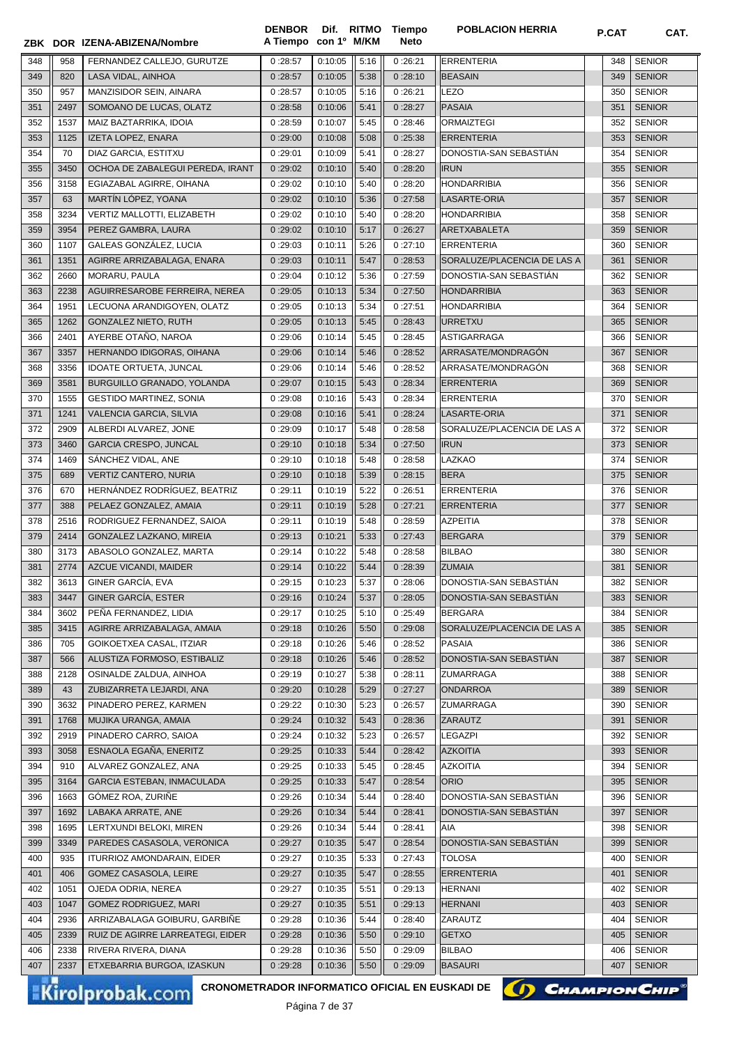| ZBK | DOR | IZENA-ABIZENA/Nombre | DENBOR A Tiempo | Dif. con 1º | RITMO M/KM | Tiempo Neto | POBLACION HERRIA | P.CAT | CAT. |
|---|---|---|---|---|---|---|---|---|---|
| 348 | 958 | FERNANDEZ CALLEJO, GURUTZE | 0:28:57 | 0:10:05 | 5:16 | 0:26:21 | ERRENTERIA | 348 | SENIOR |
| 349 | 820 | LASA VIDAL, AINHOA | 0:28:57 | 0:10:05 | 5:38 | 0:28:10 | BEASAIN | 349 | SENIOR |
| 350 | 957 | MANZISIDOR SEIN, AINARA | 0:28:57 | 0:10:05 | 5:16 | 0:26:21 | LEZO | 350 | SENIOR |
| 351 | 2497 | SOMOANO DE LUCAS, OLATZ | 0:28:58 | 0:10:06 | 5:41 | 0:28:27 | PASAIA | 351 | SENIOR |
| 352 | 1537 | MAIZ BAZTARRIKA, IDOIA | 0:28:59 | 0:10:07 | 5:45 | 0:28:46 | ORMAIZTEGI | 352 | SENIOR |
| 353 | 1125 | IZETA LOPEZ, ENARA | 0:29:00 | 0:10:08 | 5:08 | 0:25:38 | ERRENTERIA | 353 | SENIOR |
| 354 | 70 | DIAZ GARCIA, ESTITXU | 0:29:01 | 0:10:09 | 5:41 | 0:28:27 | DONOSTIA-SAN SEBASTIÁN | 354 | SENIOR |
| 355 | 3450 | OCHOA DE ZABALEGUI PEREDA, IRANT | 0:29:02 | 0:10:10 | 5:40 | 0:28:20 | IRUN | 355 | SENIOR |
| 356 | 3158 | EGIAZABAL AGIRRE, OIHANA | 0:29:02 | 0:10:10 | 5:40 | 0:28:20 | HONDARRIBIA | 356 | SENIOR |
| 357 | 63 | MARTÍN LÓPEZ, YOANA | 0:29:02 | 0:10:10 | 5:36 | 0:27:58 | LASARTE-ORIA | 357 | SENIOR |
| 358 | 3234 | VERTIZ MALLOTTI, ELIZABETH | 0:29:02 | 0:10:10 | 5:40 | 0:28:20 | HONDARRIBIA | 358 | SENIOR |
| 359 | 3954 | PEREZ GAMBRA, LAURA | 0:29:02 | 0:10:10 | 5:17 | 0:26:27 | ARETXABALETA | 359 | SENIOR |
| 360 | 1107 | GALEAS GONZÁLEZ, LUCIA | 0:29:03 | 0:10:11 | 5:26 | 0:27:10 | ERRENTERIA | 360 | SENIOR |
| 361 | 1351 | AGIRRE ARRIZABALAGA, ENARA | 0:29:03 | 0:10:11 | 5:47 | 0:28:53 | SORALUZE/PLACENCIA DE LAS A | 361 | SENIOR |
| 362 | 2660 | MORARU, PAULA | 0:29:04 | 0:10:12 | 5:36 | 0:27:59 | DONOSTIA-SAN SEBASTIÁN | 362 | SENIOR |
| 363 | 2238 | AGUIRRESAROBE FERREIRA, NEREA | 0:29:05 | 0:10:13 | 5:34 | 0:27:50 | HONDARRIBIA | 363 | SENIOR |
| 364 | 1951 | LECUONA ARANDIGOYEN, OLATZ | 0:29:05 | 0:10:13 | 5:34 | 0:27:51 | HONDARRIBIA | 364 | SENIOR |
| 365 | 1262 | GONZALEZ NIETO, RUTH | 0:29:05 | 0:10:13 | 5:45 | 0:28:43 | URRETXU | 365 | SENIOR |
| 366 | 2401 | AYERBE OTAÑO, NAROA | 0:29:06 | 0:10:14 | 5:45 | 0:28:45 | ASTIGARRAGA | 366 | SENIOR |
| 367 | 3357 | HERNANDO IDIGORAS, OIHANA | 0:29:06 | 0:10:14 | 5:46 | 0:28:52 | ARRASATE/MONDRAGÓN | 367 | SENIOR |
| 368 | 3356 | IDOATE ORTUETA, JUNCAL | 0:29:06 | 0:10:14 | 5:46 | 0:28:52 | ARRASATE/MONDRAGÓN | 368 | SENIOR |
| 369 | 3581 | BURGUILLO GRANADO, YOLANDA | 0:29:07 | 0:10:15 | 5:43 | 0:28:34 | ERRENTERIA | 369 | SENIOR |
| 370 | 1555 | GESTIDO MARTINEZ, SONIA | 0:29:08 | 0:10:16 | 5:43 | 0:28:34 | ERRENTERIA | 370 | SENIOR |
| 371 | 1241 | VALENCIA GARCIA, SILVIA | 0:29:08 | 0:10:16 | 5:41 | 0:28:24 | LASARTE-ORIA | 371 | SENIOR |
| 372 | 2909 | ALBERDI ALVAREZ, JONE | 0:29:09 | 0:10:17 | 5:48 | 0:28:58 | SORALUZE/PLACENCIA DE LAS A | 372 | SENIOR |
| 373 | 3460 | GARCIA CRESPO, JUNCAL | 0:29:10 | 0:10:18 | 5:34 | 0:27:50 | IRUN | 373 | SENIOR |
| 374 | 1469 | SÁNCHEZ VIDAL, ANE | 0:29:10 | 0:10:18 | 5:48 | 0:28:58 | LAZKAO | 374 | SENIOR |
| 375 | 689 | VERTIZ CANTERO, NURIA | 0:29:10 | 0:10:18 | 5:39 | 0:28:15 | BERA | 375 | SENIOR |
| 376 | 670 | HERNÁNDEZ RODRÍGUEZ, BEATRIZ | 0:29:11 | 0:10:19 | 5:22 | 0:26:51 | ERRENTERIA | 376 | SENIOR |
| 377 | 388 | PELAEZ GONZALEZ, AMAIA | 0:29:11 | 0:10:19 | 5:28 | 0:27:21 | ERRENTERIA | 377 | SENIOR |
| 378 | 2516 | RODRIGUEZ FERNANDEZ, SAIOA | 0:29:11 | 0:10:19 | 5:48 | 0:28:59 | AZPEITIA | 378 | SENIOR |
| 379 | 2414 | GONZALEZ LAZKANO, MIREIA | 0:29:13 | 0:10:21 | 5:33 | 0:27:43 | BERGARA | 379 | SENIOR |
| 380 | 3173 | ABASOLO GONZALEZ, MARTA | 0:29:14 | 0:10:22 | 5:48 | 0:28:58 | BILBAO | 380 | SENIOR |
| 381 | 2774 | AZCUE VICANDI, MAIDER | 0:29:14 | 0:10:22 | 5:44 | 0:28:39 | ZUMAIA | 381 | SENIOR |
| 382 | 3613 | GINER GARCÍA, EVA | 0:29:15 | 0:10:23 | 5:37 | 0:28:06 | DONOSTIA-SAN SEBASTIÁN | 382 | SENIOR |
| 383 | 3447 | GINER GARCÍA, ESTER | 0:29:16 | 0:10:24 | 5:37 | 0:28:05 | DONOSTIA-SAN SEBASTIÁN | 383 | SENIOR |
| 384 | 3602 | PEÑA FERNANDEZ, LIDIA | 0:29:17 | 0:10:25 | 5:10 | 0:25:49 | BERGARA | 384 | SENIOR |
| 385 | 3415 | AGIRRE ARRIZABALAGA, AMAIA | 0:29:18 | 0:10:26 | 5:50 | 0:29:08 | SORALUZE/PLACENCIA DE LAS A | 385 | SENIOR |
| 386 | 705 | GOIKOETXEA CASAL, ITZIAR | 0:29:18 | 0:10:26 | 5:46 | 0:28:52 | PASAIA | 386 | SENIOR |
| 387 | 566 | ALUSTIZA FORMOSO, ESTIBALIZ | 0:29:18 | 0:10:26 | 5:46 | 0:28:52 | DONOSTIA-SAN SEBASTIÁN | 387 | SENIOR |
| 388 | 2128 | OSINALDE ZALDUA, AINHOA | 0:29:19 | 0:10:27 | 5:38 | 0:28:11 | ZUMARRAGA | 388 | SENIOR |
| 389 | 43 | ZUBIZARRETA LEJARDI, ANA | 0:29:20 | 0:10:28 | 5:29 | 0:27:27 | ONDARROA | 389 | SENIOR |
| 390 | 3632 | PINADERO PEREZ, KARMEN | 0:29:22 | 0:10:30 | 5:23 | 0:26:57 | ZUMARRAGA | 390 | SENIOR |
| 391 | 1768 | MUJIKA URANGA, AMAIA | 0:29:24 | 0:10:32 | 5:43 | 0:28:36 | ZARAUTZ | 391 | SENIOR |
| 392 | 2919 | PINADERO CARRO, SAIOA | 0:29:24 | 0:10:32 | 5:23 | 0:26:57 | LEGAZPI | 392 | SENIOR |
| 393 | 3058 | ESNAOLA EGAÑA, ENERITZ | 0:29:25 | 0:10:33 | 5:44 | 0:28:42 | AZKOITIA | 393 | SENIOR |
| 394 | 910 | ALVAREZ GONZALEZ, ANA | 0:29:25 | 0:10:33 | 5:45 | 0:28:45 | AZKOITIA | 394 | SENIOR |
| 395 | 3164 | GARCIA ESTEBAN, INMACULADA | 0:29:25 | 0:10:33 | 5:47 | 0:28:54 | ORIO | 395 | SENIOR |
| 396 | 1663 | GÓMEZ ROA, ZURIÑE | 0:29:26 | 0:10:34 | 5:44 | 0:28:40 | DONOSTIA-SAN SEBASTIÁN | 396 | SENIOR |
| 397 | 1692 | LABAKA ARRATE, ANE | 0:29:26 | 0:10:34 | 5:44 | 0:28:41 | DONOSTIA-SAN SEBASTIÁN | 397 | SENIOR |
| 398 | 1695 | LERTXUNDI BELOKI, MIREN | 0:29:26 | 0:10:34 | 5:44 | 0:28:41 | AIA | 398 | SENIOR |
| 399 | 3349 | PAREDES CASASOLA, VERONICA | 0:29:27 | 0:10:35 | 5:47 | 0:28:54 | DONOSTIA-SAN SEBASTIÁN | 399 | SENIOR |
| 400 | 935 | ITURRIOZ AMONDARAIN, EIDER | 0:29:27 | 0:10:35 | 5:33 | 0:27:43 | TOLOSA | 400 | SENIOR |
| 401 | 406 | GOMEZ CASASOLA, LEIRE | 0:29:27 | 0:10:35 | 5:47 | 0:28:55 | ERRENTERIA | 401 | SENIOR |
| 402 | 1051 | OJEDA ODRIA, NEREA | 0:29:27 | 0:10:35 | 5:51 | 0:29:13 | HERNANI | 402 | SENIOR |
| 403 | 1047 | GOMEZ RODRIGUEZ, MARI | 0:29:27 | 0:10:35 | 5:51 | 0:29:13 | HERNANI | 403 | SENIOR |
| 404 | 2936 | ARRIZABALAGA GOIBURU, GARBIÑE | 0:29:28 | 0:10:36 | 5:44 | 0:28:40 | ZARAUTZ | 404 | SENIOR |
| 405 | 2339 | RUIZ DE AGIRRE LARREATEGI, EIDER | 0:29:28 | 0:10:36 | 5:50 | 0:29:10 | GETXO | 405 | SENIOR |
| 406 | 2338 | RIVERA RIVERA, DIANA | 0:29:28 | 0:10:36 | 5:50 | 0:29:09 | BILBAO | 406 | SENIOR |
| 407 | 2337 | ETXEBARRIA BURGOA, IZASKUN | 0:29:28 | 0:10:36 | 5:50 | 0:29:09 | BASAURI | 407 | SENIOR |

CRONOMETRADOR INFORMATICO OFICIAL EN EUSKADI DE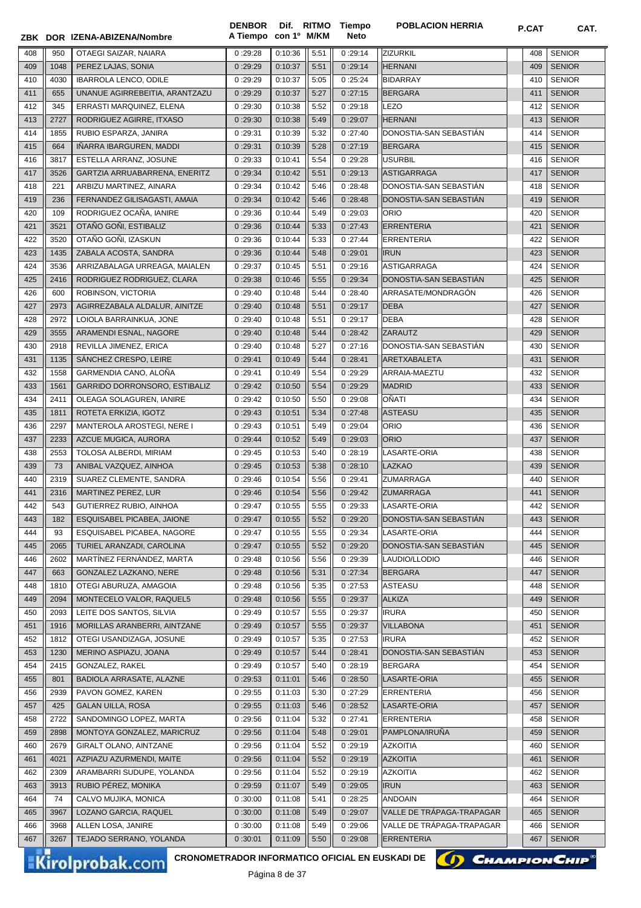| ZBK | DOR | IZENA-ABIZENA/Nombre | DENBOR A Tiempo | Dif. con 1º | RITMO M/KM | Tiempo Neto | POBLACION HERRIA | P.CAT | CAT. |
|---|---|---|---|---|---|---|---|---|---|
| 408 | 950 | OTAEGI SAIZAR, NAIARA | 0 :29:28 | 0:10:36 | 5:51 | 0 :29:14 | ZIZURKIL | 408 | SENIOR |
| 409 | 1048 | PEREZ LAJAS, SONIA | 0 :29:29 | 0:10:37 | 5:51 | 0 :29:14 | HERNANI | 409 | SENIOR |
| 410 | 4030 | IBARROLA LENCO, ODILE | 0 :29:29 | 0:10:37 | 5:05 | 0 :25:24 | BIDARRAY | 410 | SENIOR |
| 411 | 655 | UNANUE AGIRREBEITIA, ARANTZAZU | 0 :29:29 | 0:10:37 | 5:27 | 0 :27:15 | BERGARA | 411 | SENIOR |
| 412 | 345 | ERRASTI MARQUINEZ, ELENA | 0 :29:30 | 0:10:38 | 5:52 | 0 :29:18 | LEZO | 412 | SENIOR |
| 413 | 2727 | RODRIGUEZ AGIRRE, ITXASO | 0 :29:30 | 0:10:38 | 5:49 | 0 :29:07 | HERNANI | 413 | SENIOR |
| 414 | 1855 | RUBIO ESPARZA, JANIRA | 0 :29:31 | 0:10:39 | 5:32 | 0 :27:40 | DONOSTIA-SAN SEBASTIÁN | 414 | SENIOR |
| 415 | 664 | IÑARRA IBARGUREN, MADDI | 0 :29:31 | 0:10:39 | 5:28 | 0 :27:19 | BERGARA | 415 | SENIOR |
| 416 | 3817 | ESTELLA ARRANZ, JOSUNE | 0 :29:33 | 0:10:41 | 5:54 | 0 :29:28 | USURBIL | 416 | SENIOR |
| 417 | 3526 | GARTZIA ARRUABARRENA, ENERITZ | 0 :29:34 | 0:10:42 | 5:51 | 0 :29:13 | ASTIGARRAGA | 417 | SENIOR |
| 418 | 221 | ARBIZU MARTINEZ, AINARA | 0 :29:34 | 0:10:42 | 5:46 | 0 :28:48 | DONOSTIA-SAN SEBASTIÁN | 418 | SENIOR |
| 419 | 236 | FERNANDEZ GILISAGASTI, AMAIA | 0 :29:34 | 0:10:42 | 5:46 | 0 :28:48 | DONOSTIA-SAN SEBASTIÁN | 419 | SENIOR |
| 420 | 109 | RODRIGUEZ OCAÑA, IANIRE | 0 :29:36 | 0:10:44 | 5:49 | 0 :29:03 | ORIO | 420 | SENIOR |
| 421 | 3521 | OTAÑO GOÑI, ESTIBALIZ | 0 :29:36 | 0:10:44 | 5:33 | 0 :27:43 | ERRENTERIA | 421 | SENIOR |
| 422 | 3520 | OTAÑO GOÑI, IZASKUN | 0 :29:36 | 0:10:44 | 5:33 | 0 :27:44 | ERRENTERIA | 422 | SENIOR |
| 423 | 1435 | ZABALA ACOSTA, SANDRA | 0 :29:36 | 0:10:44 | 5:48 | 0 :29:01 | IRUN | 423 | SENIOR |
| 424 | 3536 | ARRIZABALAGA URREAGA, MAIALEN | 0 :29:37 | 0:10:45 | 5:51 | 0 :29:16 | ASTIGARRAGA | 424 | SENIOR |
| 425 | 2416 | RODRIGUEZ RODRIGUEZ, CLARA | 0 :29:38 | 0:10:46 | 5:55 | 0 :29:34 | DONOSTIA-SAN SEBASTIÁN | 425 | SENIOR |
| 426 | 600 | ROBINSON, VICTORIA | 0 :29:40 | 0:10:48 | 5:44 | 0 :28:40 | ARRASATE/MONDRAGÓN | 426 | SENIOR |
| 427 | 2973 | AGIRREZABALA ALDALUR, AINITZE | 0 :29:40 | 0:10:48 | 5:51 | 0 :29:17 | DEBA | 427 | SENIOR |
| 428 | 2972 | LOIOLA BARRAINKUA, JONE | 0 :29:40 | 0:10:48 | 5:51 | 0 :29:17 | DEBA | 428 | SENIOR |
| 429 | 3555 | ARAMENDI ESNAL, NAGORE | 0 :29:40 | 0:10:48 | 5:44 | 0 :28:42 | ZARAUTZ | 429 | SENIOR |
| 430 | 2918 | REVILLA JIMENEZ, ERICA | 0 :29:40 | 0:10:48 | 5:27 | 0 :27:16 | DONOSTIA-SAN SEBASTIÁN | 430 | SENIOR |
| 431 | 1135 | SÁNCHEZ CRESPO, LEIRE | 0 :29:41 | 0:10:49 | 5:44 | 0 :28:41 | ARETXABALETA | 431 | SENIOR |
| 432 | 1558 | GARMENDIA CANO, ALOÑA | 0 :29:41 | 0:10:49 | 5:54 | 0 :29:29 | ARRAIA-MAEZTU | 432 | SENIOR |
| 433 | 1561 | GARRIDO DORRONSORO, ESTIBALIZ | 0 :29:42 | 0:10:50 | 5:54 | 0 :29:29 | MADRID | 433 | SENIOR |
| 434 | 2411 | OLEAGA SOLAGUREN, IANIRE | 0 :29:42 | 0:10:50 | 5:50 | 0 :29:08 | OÑATI | 434 | SENIOR |
| 435 | 1811 | ROTETA ERKIZIA, IGOTZ | 0 :29:43 | 0:10:51 | 5:34 | 0 :27:48 | ASTEASU | 435 | SENIOR |
| 436 | 2297 | MANTEROLA AROSTEGI, NERE I | 0 :29:43 | 0:10:51 | 5:49 | 0 :29:04 | ORIO | 436 | SENIOR |
| 437 | 2233 | AZCUE MUGICA, AURORA | 0 :29:44 | 0:10:52 | 5:49 | 0 :29:03 | ORIO | 437 | SENIOR |
| 438 | 2553 | TOLOSA ALBERDI, MIRIAM | 0 :29:45 | 0:10:53 | 5:40 | 0 :28:19 | LASARTE-ORIA | 438 | SENIOR |
| 439 | 73 | ANIBAL VAZQUEZ, AINHOA | 0 :29:45 | 0:10:53 | 5:38 | 0 :28:10 | LAZKAO | 439 | SENIOR |
| 440 | 2319 | SUAREZ CLEMENTE, SANDRA | 0 :29:46 | 0:10:54 | 5:56 | 0 :29:41 | ZUMARRAGA | 440 | SENIOR |
| 441 | 2316 | MARTINEZ PEREZ, LUR | 0 :29:46 | 0:10:54 | 5:56 | 0 :29:42 | ZUMARRAGA | 441 | SENIOR |
| 442 | 543 | GUTIERREZ RUBIO, AINHOA | 0 :29:47 | 0:10:55 | 5:55 | 0 :29:33 | LASARTE-ORIA | 442 | SENIOR |
| 443 | 182 | ESQUISABEL PICABEA, JAIONE | 0 :29:47 | 0:10:55 | 5:52 | 0 :29:20 | DONOSTIA-SAN SEBASTIÁN | 443 | SENIOR |
| 444 | 93 | ESQUISABEL PICABEA, NAGORE | 0 :29:47 | 0:10:55 | 5:55 | 0 :29:34 | LASARTE-ORIA | 444 | SENIOR |
| 445 | 2065 | TURIEL ARANZADI, CAROLINA | 0 :29:47 | 0:10:55 | 5:52 | 0 :29:20 | DONOSTIA-SAN SEBASTIÁN | 445 | SENIOR |
| 446 | 2602 | MARTÍNEZ FERNÁNDEZ, MARTA | 0 :29:48 | 0:10:56 | 5:56 | 0 :29:39 | LAUDIO/LLODIO | 446 | SENIOR |
| 447 | 663 | GONZALEZ LAZKANO, NERE | 0 :29:48 | 0:10:56 | 5:31 | 0 :27:34 | BERGARA | 447 | SENIOR |
| 448 | 1810 | OTEGI ABURUZA, AMAGOIA | 0 :29:48 | 0:10:56 | 5:35 | 0 :27:53 | ASTEASU | 448 | SENIOR |
| 449 | 2094 | MONTECELO VALOR, RAQUEL5 | 0 :29:48 | 0:10:56 | 5:55 | 0 :29:37 | ALKIZA | 449 | SENIOR |
| 450 | 2093 | LEITE DOS SANTOS, SILVIA | 0 :29:49 | 0:10:57 | 5:55 | 0 :29:37 | IRURA | 450 | SENIOR |
| 451 | 1916 | MORILLAS ARANBERRI, AINTZANE | 0 :29:49 | 0:10:57 | 5:55 | 0 :29:37 | VILLABONA | 451 | SENIOR |
| 452 | 1812 | OTEGI USANDIZAGA, JOSUNE | 0 :29:49 | 0:10:57 | 5:35 | 0 :27:53 | IRURA | 452 | SENIOR |
| 453 | 1230 | MERINO ASPIAZU, JOANA | 0 :29:49 | 0:10:57 | 5:44 | 0 :28:41 | DONOSTIA-SAN SEBASTIÁN | 453 | SENIOR |
| 454 | 2415 | GONZALEZ, RAKEL | 0 :29:49 | 0:10:57 | 5:40 | 0 :28:19 | BERGARA | 454 | SENIOR |
| 455 | 801 | BADIOLA ARRASATE, ALAZNE | 0 :29:53 | 0:11:01 | 5:46 | 0 :28:50 | LASARTE-ORIA | 455 | SENIOR |
| 456 | 2939 | PAVON GOMEZ, KAREN | 0 :29:55 | 0:11:03 | 5:30 | 0 :27:29 | ERRENTERIA | 456 | SENIOR |
| 457 | 425 | GALAN UILLA, ROSA | 0 :29:55 | 0:11:03 | 5:46 | 0 :28:52 | LASARTE-ORIA | 457 | SENIOR |
| 458 | 2722 | SANDOMINGO LOPEZ, MARTA | 0 :29:56 | 0:11:04 | 5:32 | 0 :27:41 | ERRENTERIA | 458 | SENIOR |
| 459 | 2898 | MONTOYA GONZALEZ, MARICRUZ | 0 :29:56 | 0:11:04 | 5:48 | 0 :29:01 | PAMPLONA/IRUÑA | 459 | SENIOR |
| 460 | 2679 | GIRALT OLANO, AINTZANE | 0 :29:56 | 0:11:04 | 5:52 | 0 :29:19 | AZKOITIA | 460 | SENIOR |
| 461 | 4021 | AZPIAZU AZURMENDI, MAITE | 0 :29:56 | 0:11:04 | 5:52 | 0 :29:19 | AZKOITIA | 461 | SENIOR |
| 462 | 2309 | ARAMBARRI SUDUPE, YOLANDA | 0 :29:56 | 0:11:04 | 5:52 | 0 :29:19 | AZKOITIA | 462 | SENIOR |
| 463 | 3913 | RUBIO PÉREZ, MONIKA | 0 :29:59 | 0:11:07 | 5:49 | 0 :29:05 | IRUN | 463 | SENIOR |
| 464 | 74 | CALVO MUJIKA, MONICA | 0 :30:00 | 0:11:08 | 5:41 | 0 :28:25 | ANDOAIN | 464 | SENIOR |
| 465 | 3967 | LOZANO GARCIA, RAQUEL | 0 :30:00 | 0:11:08 | 5:49 | 0 :29:07 | VALLE DE TRÁPAGA-TRAPAGAR | 465 | SENIOR |
| 466 | 3968 | ALLEN LOSA, JANIRE | 0 :30:00 | 0:11:08 | 5:49 | 0 :29:06 | VALLE DE TRÁPAGA-TRAPAGAR | 466 | SENIOR |
| 467 | 3267 | TEJADO SERRANO, YOLANDA | 0 :30:01 | 0:11:09 | 5:50 | 0 :29:08 | ERRENTERIA | 467 | SENIOR |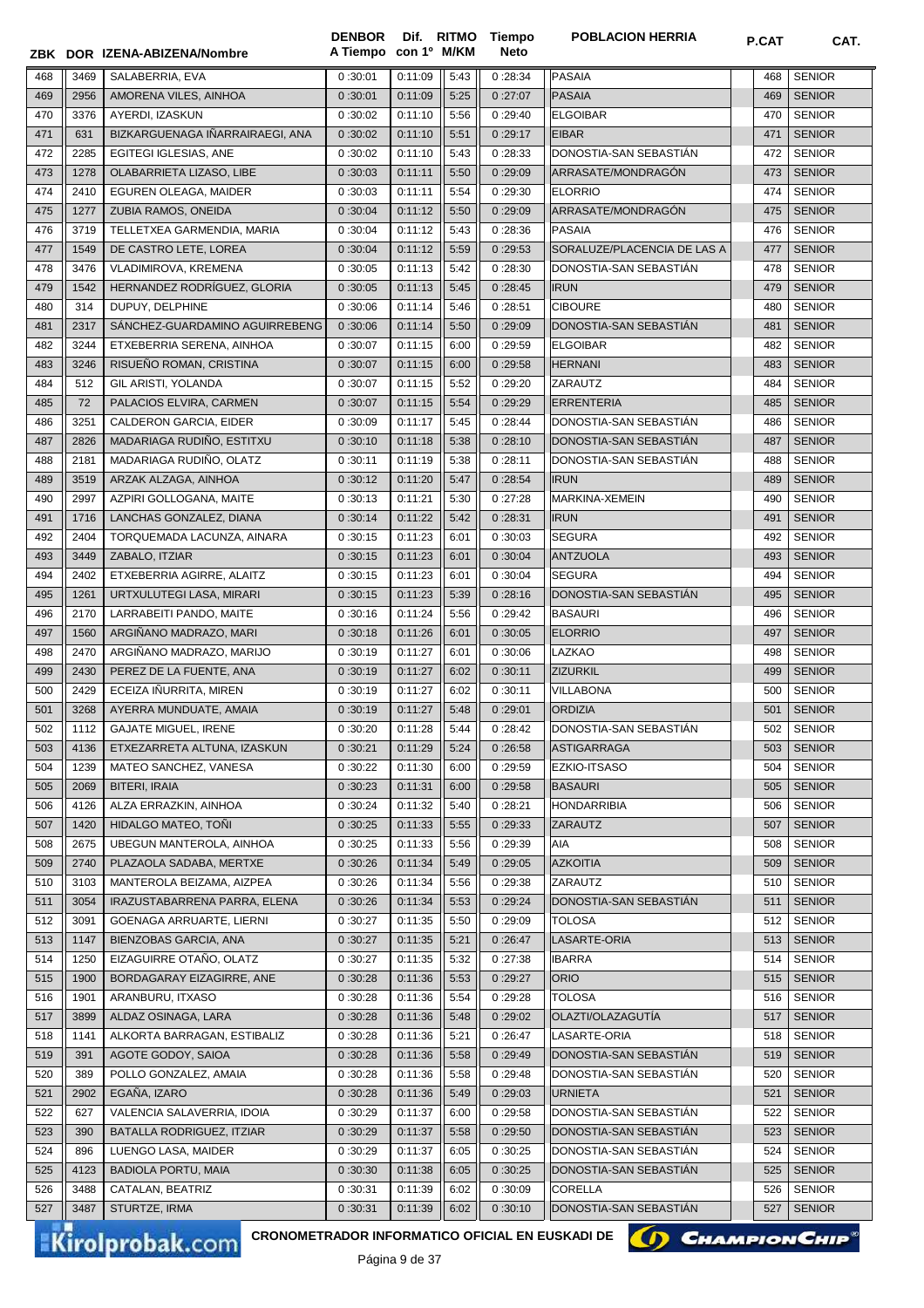| ZBK | DOR | IZENA-ABIZENA/Nombre | DENBOR A Tiempo | Dif. con 1º | RITMO M/KM | Tiempo Neto | POBLACION HERRIA | P.CAT | CAT. |
|---|---|---|---|---|---|---|---|---|---|
| 468 | 3469 | SALABERRIA, EVA | 0 :30:01 | 0:11:09 | 5:43 | 0 :28:34 | PASAIA | 468 | SENIOR |
| 469 | 2956 | AMORENA VILES, AINHOA | 0 :30:01 | 0:11:09 | 5:25 | 0 :27:07 | PASAIA | 469 | SENIOR |
| 470 | 3376 | AYERDI, IZASKUN | 0 :30:02 | 0:11:10 | 5:56 | 0 :29:40 | ELGOIBAR | 470 | SENIOR |
| 471 | 631 | BIZKARGUENAGA IÑARRAIRAEGI, ANA | 0 :30:02 | 0:11:10 | 5:51 | 0 :29:17 | EIBAR | 471 | SENIOR |
| 472 | 2285 | EGITEGI IGLESIAS, ANE | 0 :30:02 | 0:11:10 | 5:43 | 0 :28:33 | DONOSTIA-SAN SEBASTIÁN | 472 | SENIOR |
| 473 | 1278 | OLABARRIETA LIZASO, LIBE | 0 :30:03 | 0:11:11 | 5:50 | 0 :29:09 | ARRASATE/MONDRAGÓN | 473 | SENIOR |
| 474 | 2410 | EGUREN OLEAGA, MAIDER | 0 :30:03 | 0:11:11 | 5:54 | 0 :29:30 | ELORRIO | 474 | SENIOR |
| 475 | 1277 | ZUBIA RAMOS, ONEIDA | 0 :30:04 | 0:11:12 | 5:50 | 0 :29:09 | ARRASATE/MONDRAGÓN | 475 | SENIOR |
| 476 | 3719 | TELLETXEA GARMENDIA, MARIA | 0 :30:04 | 0:11:12 | 5:43 | 0 :28:36 | PASAIA | 476 | SENIOR |
| 477 | 1549 | DE CASTRO LETE, LOREA | 0 :30:04 | 0:11:12 | 5:59 | 0 :29:53 | SORALUZE/PLACENCIA DE LAS A | 477 | SENIOR |
| 478 | 3476 | VLADIMIROVA, KREMENA | 0 :30:05 | 0:11:13 | 5:42 | 0 :28:30 | DONOSTIA-SAN SEBASTIÁN | 478 | SENIOR |
| 479 | 1542 | HERNANDEZ RODRÍGUEZ, GLORIA | 0 :30:05 | 0:11:13 | 5:45 | 0 :28:45 | IRUN | 479 | SENIOR |
| 480 | 314 | DUPUY, DELPHINE | 0 :30:06 | 0:11:14 | 5:46 | 0 :28:51 | CIBOURE | 480 | SENIOR |
| 481 | 2317 | SÁNCHEZ-GUARDAMINO AGUIRREBENG | 0 :30:06 | 0:11:14 | 5:50 | 0 :29:09 | DONOSTIA-SAN SEBASTIÁN | 481 | SENIOR |
| 482 | 3244 | ETXEBERRIA SERENA, AINHOA | 0 :30:07 | 0:11:15 | 6:00 | 0 :29:59 | ELGOIBAR | 482 | SENIOR |
| 483 | 3246 | RISUEÑO ROMAN, CRISTINA | 0 :30:07 | 0:11:15 | 6:00 | 0 :29:58 | HERNANI | 483 | SENIOR |
| 484 | 512 | GIL ARISTI, YOLANDA | 0 :30:07 | 0:11:15 | 5:52 | 0 :29:20 | ZARAUTZ | 484 | SENIOR |
| 485 | 72 | PALACIOS ELVIRA, CARMEN | 0 :30:07 | 0:11:15 | 5:54 | 0 :29:29 | ERRENTERIA | 485 | SENIOR |
| 486 | 3251 | CALDERON GARCIA, EIDER | 0 :30:09 | 0:11:17 | 5:45 | 0 :28:44 | DONOSTIA-SAN SEBASTIÁN | 486 | SENIOR |
| 487 | 2826 | MADARIAGA RUDIÑO, ESTITXU | 0 :30:10 | 0:11:18 | 5:38 | 0 :28:10 | DONOSTIA-SAN SEBASTIÁN | 487 | SENIOR |
| 488 | 2181 | MADARIAGA RUDIÑO, OLATZ | 0 :30:11 | 0:11:19 | 5:38 | 0 :28:11 | DONOSTIA-SAN SEBASTIÁN | 488 | SENIOR |
| 489 | 3519 | ARZAK ALZAGA, AINHOA | 0 :30:12 | 0:11:20 | 5:47 | 0 :28:54 | IRUN | 489 | SENIOR |
| 490 | 2997 | AZPIRI GOLLOGANA, MAITE | 0 :30:13 | 0:11:21 | 5:30 | 0 :27:28 | MARKINA-XEMEIN | 490 | SENIOR |
| 491 | 1716 | LANCHAS GONZALEZ, DIANA | 0 :30:14 | 0:11:22 | 5:42 | 0 :28:31 | IRUN | 491 | SENIOR |
| 492 | 2404 | TORQUEMADA LACUNZA, AINARA | 0 :30:15 | 0:11:23 | 6:01 | 0 :30:03 | SEGURA | 492 | SENIOR |
| 493 | 3449 | ZABALO, ITZIAR | 0 :30:15 | 0:11:23 | 6:01 | 0 :30:04 | ANTZUOLA | 493 | SENIOR |
| 494 | 2402 | ETXEBERRIA AGIRRE, ALAITZ | 0 :30:15 | 0:11:23 | 6:01 | 0 :30:04 | SEGURA | 494 | SENIOR |
| 495 | 1261 | URTXULUTEGI LASA, MIRARI | 0 :30:15 | 0:11:23 | 5:39 | 0 :28:16 | DONOSTIA-SAN SEBASTIÁN | 495 | SENIOR |
| 496 | 2170 | LARRABEITI PANDO, MAITE | 0 :30:16 | 0:11:24 | 5:56 | 0 :29:42 | BASAURI | 496 | SENIOR |
| 497 | 1560 | ARGIÑANO MADRAZO, MARI | 0 :30:18 | 0:11:26 | 6:01 | 0 :30:05 | ELORRIO | 497 | SENIOR |
| 498 | 2470 | ARGIÑANO MADRAZO, MARIJO | 0 :30:19 | 0:11:27 | 6:01 | 0 :30:06 | LAZKAO | 498 | SENIOR |
| 499 | 2430 | PEREZ DE LA FUENTE, ANA | 0 :30:19 | 0:11:27 | 6:02 | 0 :30:11 | ZIZURKIL | 499 | SENIOR |
| 500 | 2429 | ECEIZA IÑURRITA, MIREN | 0 :30:19 | 0:11:27 | 6:02 | 0 :30:11 | VILLABONA | 500 | SENIOR |
| 501 | 3268 | AYERRA MUNDUATE, AMAIA | 0 :30:19 | 0:11:27 | 5:48 | 0 :29:01 | ORDIZIA | 501 | SENIOR |
| 502 | 1112 | GAJATE MIGUEL, IRENE | 0 :30:20 | 0:11:28 | 5:44 | 0 :28:42 | DONOSTIA-SAN SEBASTIÁN | 502 | SENIOR |
| 503 | 4136 | ETXEZARRETA ALTUNA, IZASKUN | 0 :30:21 | 0:11:29 | 5:24 | 0 :26:58 | ASTIGARRAGA | 503 | SENIOR |
| 504 | 1239 | MATEO SANCHEZ, VANESA | 0 :30:22 | 0:11:30 | 6:00 | 0 :29:59 | EZKIO-ITSASO | 504 | SENIOR |
| 505 | 2069 | BITERI, IRAIA | 0 :30:23 | 0:11:31 | 6:00 | 0 :29:58 | BASAURI | 505 | SENIOR |
| 506 | 4126 | ALZA ERRAZKIN, AINHOA | 0 :30:24 | 0:11:32 | 5:40 | 0 :28:21 | HONDARRIBIA | 506 | SENIOR |
| 507 | 1420 | HIDALGO MATEO, TOÑI | 0 :30:25 | 0:11:33 | 5:55 | 0 :29:33 | ZARAUTZ | 507 | SENIOR |
| 508 | 2675 | UBEGUN MANTEROLA, AINHOA | 0 :30:25 | 0:11:33 | 5:56 | 0 :29:39 | AIA | 508 | SENIOR |
| 509 | 2740 | PLAZAOLA SADABA, MERTXE | 0 :30:26 | 0:11:34 | 5:49 | 0 :29:05 | AZKOITIA | 509 | SENIOR |
| 510 | 3103 | MANTEROLA BEIZAMA, AIZPEA | 0 :30:26 | 0:11:34 | 5:56 | 0 :29:38 | ZARAUTZ | 510 | SENIOR |
| 511 | 3054 | IRAZUSTABARRENA PARRA, ELENA | 0 :30:26 | 0:11:34 | 5:53 | 0 :29:24 | DONOSTIA-SAN SEBASTIÁN | 511 | SENIOR |
| 512 | 3091 | GOENAGA ARRUARTE, LIERNI | 0 :30:27 | 0:11:35 | 5:50 | 0 :29:09 | TOLOSA | 512 | SENIOR |
| 513 | 1147 | BIENZOBAS GARCIA, ANA | 0 :30:27 | 0:11:35 | 5:21 | 0 :26:47 | LASARTE-ORIA | 513 | SENIOR |
| 514 | 1250 | EIZAGUIRRE OTAÑO, OLATZ | 0 :30:27 | 0:11:35 | 5:32 | 0 :27:38 | IBARRA | 514 | SENIOR |
| 515 | 1900 | BORDAGARAY EIZAGIRRE, ANE | 0 :30:28 | 0:11:36 | 5:53 | 0 :29:27 | ORIO | 515 | SENIOR |
| 516 | 1901 | ARANBURU, ITXASO | 0 :30:28 | 0:11:36 | 5:54 | 0 :29:28 | TOLOSA | 516 | SENIOR |
| 517 | 3899 | ALDAZ OSINAGA, LARA | 0 :30:28 | 0:11:36 | 5:48 | 0 :29:02 | OLAZTI/OLAZAGUTÍA | 517 | SENIOR |
| 518 | 1141 | ALKORTA BARRAGAN, ESTIBALIZ | 0 :30:28 | 0:11:36 | 5:21 | 0 :26:47 | LASARTE-ORIA | 518 | SENIOR |
| 519 | 391 | AGOTE GODOY, SAIOA | 0 :30:28 | 0:11:36 | 5:58 | 0 :29:49 | DONOSTIA-SAN SEBASTIÁN | 519 | SENIOR |
| 520 | 389 | POLLO GONZALEZ, AMAIA | 0 :30:28 | 0:11:36 | 5:58 | 0 :29:48 | DONOSTIA-SAN SEBASTIÁN | 520 | SENIOR |
| 521 | 2902 | EGAÑA, IZARO | 0 :30:28 | 0:11:36 | 5:49 | 0 :29:03 | URNIETA | 521 | SENIOR |
| 522 | 627 | VALENCIA SALAVERRIA, IDOIA | 0 :30:29 | 0:11:37 | 6:00 | 0 :29:58 | DONOSTIA-SAN SEBASTIÁN | 522 | SENIOR |
| 523 | 390 | BATALLA RODRIGUEZ, ITZIAR | 0 :30:29 | 0:11:37 | 5:58 | 0 :29:50 | DONOSTIA-SAN SEBASTIÁN | 523 | SENIOR |
| 524 | 896 | LUENGO LASA, MAIDER | 0 :30:29 | 0:11:37 | 6:05 | 0 :30:25 | DONOSTIA-SAN SEBASTIÁN | 524 | SENIOR |
| 525 | 4123 | BADIOLA PORTU, MAIA | 0 :30:30 | 0:11:38 | 6:05 | 0 :30:25 | DONOSTIA-SAN SEBASTIÁN | 525 | SENIOR |
| 526 | 3488 | CATALAN, BEATRIZ | 0 :30:31 | 0:11:39 | 6:02 | 0 :30:09 | CORELLA | 526 | SENIOR |
| 527 | 3487 | STURTZE, IRMA | 0 :30:31 | 0:11:39 | 6:02 | 0 :30:10 | DONOSTIA-SAN SEBASTIÁN | 527 | SENIOR |

CRONOMETRADOR INFORMATICO OFICIAL EN EUSKADI DE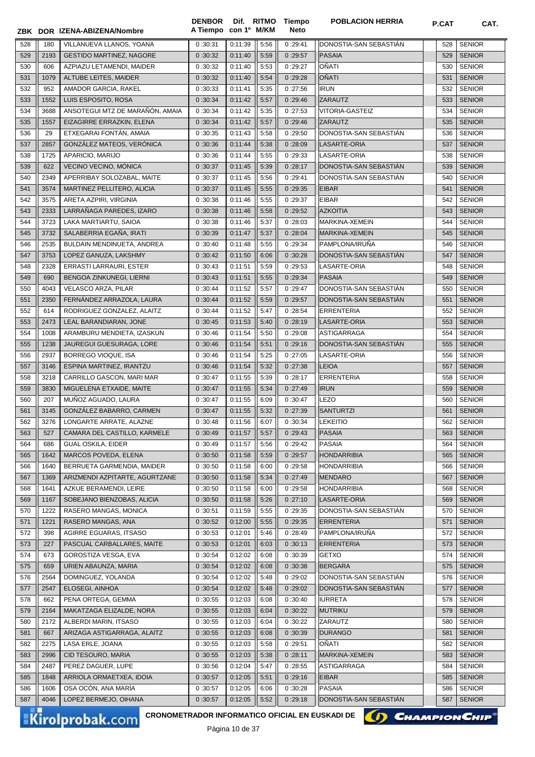| ZBK | DOR | IZENA-ABIZENA/Nombre | DENBOR A Tiempo | Dif. con 1º | RITMO M/KM | Tiempo Neto | POBLACION HERRIA | P.CAT | CAT. |
|---|---|---|---|---|---|---|---|---|---|
| 528 | 180 | VILLANUEVA LLANOS, YOANA | 0 :30:31 | 0:11:39 | 5:56 | 0 :29:41 | DONOSTIA-SAN SEBASTIÁN | 528 | SENIOR |
| 529 | 2193 | GESTIDO MARTINEZ, NAGORE | 0 :30:32 | 0:11:40 | 5:59 | 0 :29:57 | PASAIA | 529 | SENIOR |
| 530 | 606 | AZPIAZU LETAMENDI, MAIDER | 0 :30:32 | 0:11:40 | 5:53 | 0 :29:27 | OÑATI | 530 | SENIOR |
| 531 | 1079 | ALTUBE LEITES, MAIDER | 0 :30:32 | 0:11:40 | 5:54 | 0 :29:28 | OÑATI | 531 | SENIOR |
| 532 | 952 | AMADOR GARCIA, RAKEL | 0 :30:33 | 0:11:41 | 5:35 | 0 :27:56 | IRUN | 532 | SENIOR |
| 533 | 1552 | LUIS ESPOSITO, ROSA | 0 :30:34 | 0:11:42 | 5:57 | 0 :29:46 | ZARAUTZ | 533 | SENIOR |
| 534 | 3688 | ANSOTEGUI MTZ DE MARAÑÓN, AMAIA | 0 :30:34 | 0:11:42 | 5:35 | 0 :27:53 | VITORIA-GASTEIZ | 534 | SENIOR |
| 535 | 1557 | EIZAGIRRE ERRAZKIN, ELENA | 0 :30:34 | 0:11:42 | 5:57 | 0 :29:46 | ZARAUTZ | 535 | SENIOR |
| 536 | 29 | ETXEGARAI FONTÁN, AMAIA | 0 :30:35 | 0:11:43 | 5:58 | 0 :29:50 | DONOSTIA-SAN SEBASTIÁN | 536 | SENIOR |
| 537 | 2857 | GONZÁLEZ MATEOS, VERÓNICA | 0 :30:36 | 0:11:44 | 5:38 | 0 :28:09 | LASARTE-ORIA | 537 | SENIOR |
| 538 | 1725 | APARICIO, MARIJO | 0 :30:36 | 0:11:44 | 5:55 | 0 :29:33 | LASARTE-ORIA | 538 | SENIOR |
| 539 | 622 | VECINO VECINO, MÓNICA | 0 :30:37 | 0:11:45 | 5:39 | 0 :28:17 | DONOSTIA-SAN SEBASTIÁN | 539 | SENIOR |
| 540 | 2349 | APERRIBAY SOLOZABAL, MAITE | 0 :30:37 | 0:11:45 | 5:56 | 0 :29:41 | DONOSTIA-SAN SEBASTIÁN | 540 | SENIOR |
| 541 | 3574 | MARTINEZ PELLITERO, ALICIA | 0 :30:37 | 0:11:45 | 5:55 | 0 :29:35 | EIBAR | 541 | SENIOR |
| 542 | 3575 | ARETA AZPIRI, VIRGINIA | 0 :30:38 | 0:11:46 | 5:55 | 0 :29:37 | EIBAR | 542 | SENIOR |
| 543 | 2333 | LARRAÑAGA PAREDES, IZARO | 0 :30:38 | 0:11:46 | 5:58 | 0 :29:52 | AZKOITIA | 543 | SENIOR |
| 544 | 3723 | LAKA MARTIARTU, SAIOA | 0 :30:38 | 0:11:46 | 5:37 | 0 :28:03 | MARKINA-XEMEIN | 544 | SENIOR |
| 545 | 3732 | SALABERRIA EGAÑA, IRATI | 0 :30:39 | 0:11:47 | 5:37 | 0 :28:04 | MARKINA-XEMEIN | 545 | SENIOR |
| 546 | 2535 | BULDAIN MENDINUETA, ANDREA | 0 :30:40 | 0:11:48 | 5:55 | 0 :29:34 | PAMPLONA/IRUÑA | 546 | SENIOR |
| 547 | 3753 | LOPEZ GANUZA, LAKSHMY | 0 :30:42 | 0:11:50 | 6:06 | 0 :30:28 | DONOSTIA-SAN SEBASTIÁN | 547 | SENIOR |
| 548 | 2328 | ERRASTI LARRAURI, ESTER | 0 :30:43 | 0:11:51 | 5:59 | 0 :29:53 | LASARTE-ORIA | 548 | SENIOR |
| 549 | 690 | BENGOA ZINKUNEGI, LIERNI | 0 :30:43 | 0:11:51 | 5:55 | 0 :29:34 | PASAIA | 549 | SENIOR |
| 550 | 4043 | VELASCO ARZA, PILAR | 0 :30:44 | 0:11:52 | 5:57 | 0 :29:47 | DONOSTIA-SAN SEBASTIÁN | 550 | SENIOR |
| 551 | 2350 | FERNÁNDEZ ARRAZOLA, LAURA | 0 :30:44 | 0:11:52 | 5:59 | 0 :29:57 | DONOSTIA-SAN SEBASTIÁN | 551 | SENIOR |
| 552 | 614 | RODRIGUEZ GONZALEZ, ALAITZ | 0 :30:44 | 0:11:52 | 5:47 | 0 :28:54 | ERRENTERIA | 552 | SENIOR |
| 553 | 2473 | LEAL BARANDIARAN, JONE | 0 :30:45 | 0:11:53 | 5:40 | 0 :28:19 | LASARTE-ORIA | 553 | SENIOR |
| 554 | 1008 | ARAMBURU MENDIETA, IZASKUN | 0 :30:46 | 0:11:54 | 5:50 | 0 :29:08 | ASTIGARRAGA | 554 | SENIOR |
| 555 | 1238 | JAUREGUI GUESURAGA, LORE | 0 :30:46 | 0:11:54 | 5:51 | 0 :29:16 | DONOSTIA-SAN SEBASTIÁN | 555 | SENIOR |
| 556 | 2937 | BORREGO VIOQUE, ISA | 0 :30:46 | 0:11:54 | 5:25 | 0 :27:05 | LASARTE-ORIA | 556 | SENIOR |
| 557 | 3146 | ESPINA MARTINEZ, IRANTZU | 0 :30:46 | 0:11:54 | 5:32 | 0 :27:38 | LEIOA | 557 | SENIOR |
| 558 | 3218 | CARRILLO GASCON, MARI MAR | 0 :30:47 | 0:11:55 | 5:39 | 0 :28:17 | ERRENTERIA | 558 | SENIOR |
| 559 | 3830 | MIGUELENA ETXAIDE, MAITE | 0 :30:47 | 0:11:55 | 5:34 | 0 :27:49 | IRUN | 559 | SENIOR |
| 560 | 207 | MUÑOZ AGUADO, LAURA | 0 :30:47 | 0:11:55 | 6:09 | 0 :30:47 | LEZO | 560 | SENIOR |
| 561 | 3145 | GONZÁLEZ BABARRO, CARMEN | 0 :30:47 | 0:11:55 | 5:32 | 0 :27:39 | SANTURTZI | 561 | SENIOR |
| 562 | 3276 | LONGARTE ARRATE, ALAZNE | 0 :30:48 | 0:11:56 | 6:07 | 0 :30:34 | LEKEITIO | 562 | SENIOR |
| 563 | 527 | CAMARA DEL CASTILLO, KARMELE | 0 :30:49 | 0:11:57 | 5:57 | 0 :29:43 | PASAIA | 563 | SENIOR |
| 564 | 686 | GUAL OSKILA, EIDER | 0 :30:49 | 0:11:57 | 5:56 | 0 :29:42 | PASAIA | 564 | SENIOR |
| 565 | 1642 | MARCOS POVEDA, ELENA | 0 :30:50 | 0:11:58 | 5:59 | 0 :29:57 | HONDARRIBIA | 565 | SENIOR |
| 566 | 1640 | BERRUETA GARMENDIA, MAIDER | 0 :30:50 | 0:11:58 | 6:00 | 0 :29:58 | HONDARRIBIA | 566 | SENIOR |
| 567 | 1369 | ARIZMENDI AZPITARTE, AGURTZANE | 0 :30:50 | 0:11:58 | 5:34 | 0 :27:49 | MENDARO | 567 | SENIOR |
| 568 | 1641 | AZKUE BERAMENDI, LEIRE | 0 :30:50 | 0:11:58 | 6:00 | 0 :29:58 | HONDARRIBIA | 568 | SENIOR |
| 569 | 1167 | SOBEJANO BIENZOBAS, ALICIA | 0 :30:50 | 0:11:58 | 5:26 | 0 :27:10 | LASARTE-ORIA | 569 | SENIOR |
| 570 | 1222 | RASERO MANGAS, MONICA | 0 :30:51 | 0:11:59 | 5:55 | 0 :29:35 | DONOSTIA-SAN SEBASTIÁN | 570 | SENIOR |
| 571 | 1221 | RASERO MANGAS, ANA | 0 :30:52 | 0:12:00 | 5:55 | 0 :29:35 | ERRENTERIA | 571 | SENIOR |
| 572 | 398 | AGIRRE EGUARAS, ITSASO | 0 :30:53 | 0:12:01 | 5:46 | 0 :28:49 | PAMPLONA/IRUÑA | 572 | SENIOR |
| 573 | 227 | PASCUAL CARBALLARES, MAITE | 0 :30:53 | 0:12:01 | 6:03 | 0 :30:13 | ERRENTERIA | 573 | SENIOR |
| 574 | 673 | GOROSTIZA VESGA, EVA | 0 :30:54 | 0:12:02 | 6:08 | 0 :30:39 | GETXO | 574 | SENIOR |
| 575 | 659 | URIEN ABAUNZA, MARIA | 0 :30:54 | 0:12:02 | 6:08 | 0 :30:38 | BERGARA | 575 | SENIOR |
| 576 | 2564 | DOMINGUEZ, YOLANDA | 0 :30:54 | 0:12:02 | 5:48 | 0 :29:02 | DONOSTIA-SAN SEBASTIÁN | 576 | SENIOR |
| 577 | 2547 | ELOSEGI, AINHOA | 0 :30:54 | 0:12:02 | 5:48 | 0 :29:02 | DONOSTIA-SAN SEBASTIÁN | 577 | SENIOR |
| 578 | 662 | PENA ORTEGA, GEMMA | 0 :30:55 | 0:12:03 | 6:08 | 0 :30:40 | IURRETA | 578 | SENIOR |
| 579 | 2164 | MAKATZAGA ELIZALDE, NORA | 0 :30:55 | 0:12:03 | 6:04 | 0 :30:22 | MUTRIKU | 579 | SENIOR |
| 580 | 2172 | ALBERDI MARIN, ITSASO | 0 :30:55 | 0:12:03 | 6:04 | 0 :30:22 | ZARAUTZ | 580 | SENIOR |
| 581 | 667 | ARIZAGA ASTIGARRAGA, ALAITZ | 0 :30:55 | 0:12:03 | 6:08 | 0 :30:39 | DURANGO | 581 | SENIOR |
| 582 | 2275 | LASA ERLE, JOANA | 0 :30:55 | 0:12:03 | 5:58 | 0 :29:51 | OÑATI | 582 | SENIOR |
| 583 | 2996 | CID TESOURO, MARIA | 0 :30:55 | 0:12:03 | 5:38 | 0 :28:11 | MARKINA-XEMEIN | 583 | SENIOR |
| 584 | 2487 | PEREZ DAGUER, LUPE | 0 :30:56 | 0:12:04 | 5:47 | 0 :28:55 | ASTIGARRAGA | 584 | SENIOR |
| 585 | 1848 | ARRIOLA ORMAETXEA, IDOIA | 0 :30:57 | 0:12:05 | 5:51 | 0 :29:16 | EIBAR | 585 | SENIOR |
| 586 | 1606 | OSA OCÓN, ANA MARÍA | 0 :30:57 | 0:12:05 | 6:06 | 0 :30:28 | PASAIA | 586 | SENIOR |
| 587 | 4046 | LOPEZ BERMEJO, OIHANA | 0 :30:57 | 0:12:05 | 5:52 | 0 :29:18 | DONOSTIA-SAN SEBASTIÁN | 587 | SENIOR |

CRONOMETRADOR INFORMATICO OFICIAL EN EUSKADI DE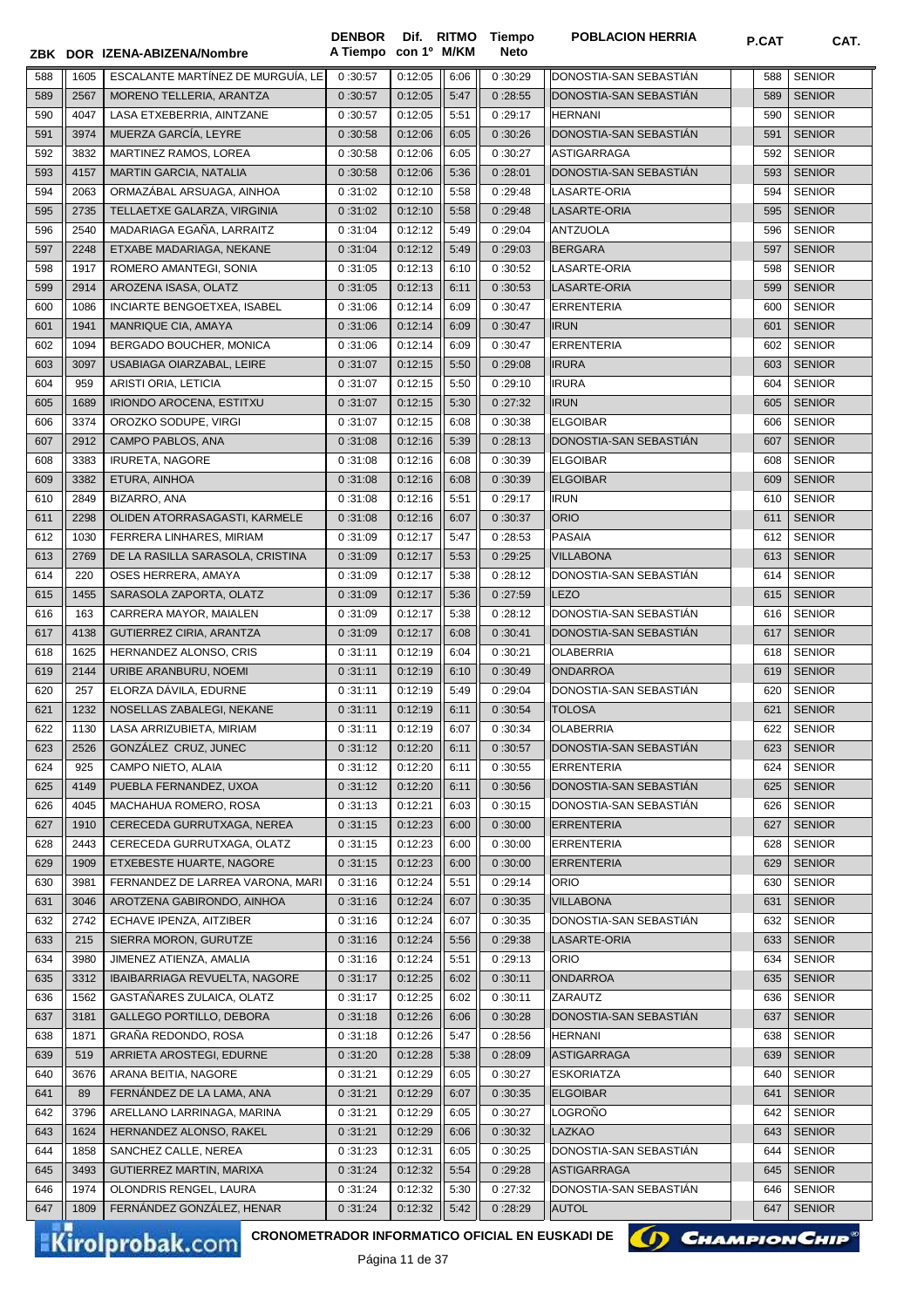| ZBK | DOR | IZENA-ABIZENA/Nombre | DENBOR A Tiempo | Dif. con 1º | RITMO M/KM | Tiempo Neto | POBLACION HERRIA | P.CAT | CAT. |
|---|---|---|---|---|---|---|---|---|---|
| 588 | 1605 | ESCALANTE MARTÍNEZ DE MURGUÍA, LE | 0 :30:57 | 0:12:05 | 6:06 | 0 :30:29 | DONOSTIA-SAN SEBASTIÁN | 588 | SENIOR |
| 589 | 2567 | MORENO TELLERIA, ARANTZA | 0 :30:57 | 0:12:05 | 5:47 | 0 :28:55 | DONOSTIA-SAN SEBASTIÁN | 589 | SENIOR |
| 590 | 4047 | LASA ETXEBERRIA, AINTZANE | 0 :30:57 | 0:12:05 | 5:51 | 0 :29:17 | HERNANI | 590 | SENIOR |
| 591 | 3974 | MUERZA GARCÍA, LEYRE | 0 :30:58 | 0:12:06 | 6:05 | 0 :30:26 | DONOSTIA-SAN SEBASTIÁN | 591 | SENIOR |
| 592 | 3832 | MARTINEZ RAMOS, LOREA | 0 :30:58 | 0:12:06 | 6:05 | 0 :30:27 | ASTIGARRAGA | 592 | SENIOR |
| 593 | 4157 | MARTIN GARCIA, NATALIA | 0 :30:58 | 0:12:06 | 5:36 | 0 :28:01 | DONOSTIA-SAN SEBASTIÁN | 593 | SENIOR |
| 594 | 2063 | ORMAZÁBAL ARSUAGA, AINHOA | 0 :31:02 | 0:12:10 | 5:58 | 0 :29:48 | LASARTE-ORIA | 594 | SENIOR |
| 595 | 2735 | TELLAETXE GALARZA, VIRGINIA | 0 :31:02 | 0:12:10 | 5:58 | 0 :29:48 | LASARTE-ORIA | 595 | SENIOR |
| 596 | 2540 | MADARIAGA EGAÑA, LARRAITZ | 0 :31:04 | 0:12:12 | 5:49 | 0 :29:04 | ANTZUOLA | 596 | SENIOR |
| 597 | 2248 | ETXABE MADARIAGA, NEKANE | 0 :31:04 | 0:12:12 | 5:49 | 0 :29:03 | BERGARA | 597 | SENIOR |
| 598 | 1917 | ROMERO AMANTEGI, SONIA | 0 :31:05 | 0:12:13 | 6:10 | 0 :30:52 | LASARTE-ORIA | 598 | SENIOR |
| 599 | 2914 | AROZENA ISASA, OLATZ | 0 :31:05 | 0:12:13 | 6:11 | 0 :30:53 | LASARTE-ORIA | 599 | SENIOR |
| 600 | 1086 | INCIARTE BENGOETXEA, ISABEL | 0 :31:06 | 0:12:14 | 6:09 | 0 :30:47 | ERRENTERIA | 600 | SENIOR |
| 601 | 1941 | MANRIQUE CIA, AMAYA | 0 :31:06 | 0:12:14 | 6:09 | 0 :30:47 | IRUN | 601 | SENIOR |
| 602 | 1094 | BERGADO BOUCHER, MONICA | 0 :31:06 | 0:12:14 | 6:09 | 0 :30:47 | ERRENTERIA | 602 | SENIOR |
| 603 | 3097 | USABIAGA OIARZABAL, LEIRE | 0 :31:07 | 0:12:15 | 5:50 | 0 :29:08 | IRURA | 603 | SENIOR |
| 604 | 959 | ARISTI ORIA, LETICIA | 0 :31:07 | 0:12:15 | 5:50 | 0 :29:10 | IRURA | 604 | SENIOR |
| 605 | 1689 | IRIONDO AROCENA, ESTITXU | 0 :31:07 | 0:12:15 | 5:30 | 0 :27:32 | IRUN | 605 | SENIOR |
| 606 | 3374 | OROZKO SODUPE, VIRGI | 0 :31:07 | 0:12:15 | 6:08 | 0 :30:38 | ELGOIBAR | 606 | SENIOR |
| 607 | 2912 | CAMPO PABLOS, ANA | 0 :31:08 | 0:12:16 | 5:39 | 0 :28:13 | DONOSTIA-SAN SEBASTIÁN | 607 | SENIOR |
| 608 | 3383 | IRURETA, NAGORE | 0 :31:08 | 0:12:16 | 6:08 | 0 :30:39 | ELGOIBAR | 608 | SENIOR |
| 609 | 3382 | ETURA, AINHOA | 0 :31:08 | 0:12:16 | 6:08 | 0 :30:39 | ELGOIBAR | 609 | SENIOR |
| 610 | 2849 | BIZARRO, ANA | 0 :31:08 | 0:12:16 | 5:51 | 0 :29:17 | IRUN | 610 | SENIOR |
| 611 | 2298 | OLIDEN ATORRASAGASTI, KARMELE | 0 :31:08 | 0:12:16 | 6:07 | 0 :30:37 | ORIO | 611 | SENIOR |
| 612 | 1030 | FERRERA LINHARES, MIRIAM | 0 :31:09 | 0:12:17 | 5:47 | 0 :28:53 | PASAIA | 612 | SENIOR |
| 613 | 2769 | DE LA RASILLA SARASOLA, CRISTINA | 0 :31:09 | 0:12:17 | 5:53 | 0 :29:25 | VILLABONA | 613 | SENIOR |
| 614 | 220 | OSES HERRERA, AMAYA | 0 :31:09 | 0:12:17 | 5:38 | 0 :28:12 | DONOSTIA-SAN SEBASTIÁN | 614 | SENIOR |
| 615 | 1455 | SARASOLA ZAPORTA, OLATZ | 0 :31:09 | 0:12:17 | 5:36 | 0 :27:59 | LEZO | 615 | SENIOR |
| 616 | 163 | CARRERA MAYOR, MAIALEN | 0 :31:09 | 0:12:17 | 5:38 | 0 :28:12 | DONOSTIA-SAN SEBASTIÁN | 616 | SENIOR |
| 617 | 4138 | GUTIERREZ CIRIA, ARANTZA | 0 :31:09 | 0:12:17 | 6:08 | 0 :30:41 | DONOSTIA-SAN SEBASTIÁN | 617 | SENIOR |
| 618 | 1625 | HERNANDEZ ALONSO, CRIS | 0 :31:11 | 0:12:19 | 6:04 | 0 :30:21 | OLABERRIA | 618 | SENIOR |
| 619 | 2144 | URIBE ARANBURU, NOEMI | 0 :31:11 | 0:12:19 | 6:10 | 0 :30:49 | ONDARROA | 619 | SENIOR |
| 620 | 257 | ELORZA DÁVILA, EDURNE | 0 :31:11 | 0:12:19 | 5:49 | 0 :29:04 | DONOSTIA-SAN SEBASTIÁN | 620 | SENIOR |
| 621 | 1232 | NOSELLAS ZABALEGI, NEKANE | 0 :31:11 | 0:12:19 | 6:11 | 0 :30:54 | TOLOSA | 621 | SENIOR |
| 622 | 1130 | LASA ARRIZUBIETA, MIRIAM | 0 :31:11 | 0:12:19 | 6:07 | 0 :30:34 | OLABERRIA | 622 | SENIOR |
| 623 | 2526 | GONZÁLEZ CRUZ, JUNEC | 0 :31:12 | 0:12:20 | 6:11 | 0 :30:57 | DONOSTIA-SAN SEBASTIÁN | 623 | SENIOR |
| 624 | 925 | CAMPO NIETO, ALAIA | 0 :31:12 | 0:12:20 | 6:11 | 0 :30:55 | ERRENTERIA | 624 | SENIOR |
| 625 | 4149 | PUEBLA FERNANDEZ, UXOA | 0 :31:12 | 0:12:20 | 6:11 | 0 :30:56 | DONOSTIA-SAN SEBASTIÁN | 625 | SENIOR |
| 626 | 4045 | MACHAHUA ROMERO, ROSA | 0 :31:13 | 0:12:21 | 6:03 | 0 :30:15 | DONOSTIA-SAN SEBASTIÁN | 626 | SENIOR |
| 627 | 1910 | CERECEDA GURRUTXAGA, NEREA | 0 :31:15 | 0:12:23 | 6:00 | 0 :30:00 | ERRENTERIA | 627 | SENIOR |
| 628 | 2443 | CERECEDA GURRUTXAGA, OLATZ | 0 :31:15 | 0:12:23 | 6:00 | 0 :30:00 | ERRENTERIA | 628 | SENIOR |
| 629 | 1909 | ETXEBESTE HUARTE, NAGORE | 0 :31:15 | 0:12:23 | 6:00 | 0 :30:00 | ERRENTERIA | 629 | SENIOR |
| 630 | 3981 | FERNANDEZ DE LARREA VARONA, MARI | 0 :31:16 | 0:12:24 | 5:51 | 0 :29:14 | ORIO | 630 | SENIOR |
| 631 | 3046 | AROTZENA GABIRONDO, AINHOA | 0 :31:16 | 0:12:24 | 6:07 | 0 :30:35 | VILLABONA | 631 | SENIOR |
| 632 | 2742 | ECHAVE IPENZA, AITZIBER | 0 :31:16 | 0:12:24 | 6:07 | 0 :30:35 | DONOSTIA-SAN SEBASTIÁN | 632 | SENIOR |
| 633 | 215 | SIERRA MORON, GURUTZE | 0 :31:16 | 0:12:24 | 5:56 | 0 :29:38 | LASARTE-ORIA | 633 | SENIOR |
| 634 | 3980 | JIMENEZ ATIENZA, AMALIA | 0 :31:16 | 0:12:24 | 5:51 | 0 :29:13 | ORIO | 634 | SENIOR |
| 635 | 3312 | IBAIBARRIAGA REVUELTA, NAGORE | 0 :31:17 | 0:12:25 | 6:02 | 0 :30:11 | ONDARROA | 635 | SENIOR |
| 636 | 1562 | GASTAÑARES ZULAICA, OLATZ | 0 :31:17 | 0:12:25 | 6:02 | 0 :30:11 | ZARAUTZ | 636 | SENIOR |
| 637 | 3181 | GALLEGO PORTILLO, DEBORA | 0 :31:18 | 0:12:26 | 6:06 | 0 :30:28 | DONOSTIA-SAN SEBASTIÁN | 637 | SENIOR |
| 638 | 1871 | GRAÑA REDONDO, ROSA | 0 :31:18 | 0:12:26 | 5:47 | 0 :28:56 | HERNANI | 638 | SENIOR |
| 639 | 519 | ARRIETA AROSTEGI, EDURNE | 0 :31:20 | 0:12:28 | 5:38 | 0 :28:09 | ASTIGARRAGA | 639 | SENIOR |
| 640 | 3676 | ARANA BEITIA, NAGORE | 0 :31:21 | 0:12:29 | 6:05 | 0 :30:27 | ESKORIATZA | 640 | SENIOR |
| 641 | 89 | FERNÁNDEZ DE LA LAMA, ANA | 0 :31:21 | 0:12:29 | 6:07 | 0 :30:35 | ELGOIBAR | 641 | SENIOR |
| 642 | 3796 | ARELLANO LARRINAGA, MARINA | 0 :31:21 | 0:12:29 | 6:05 | 0 :30:27 | LOGROÑO | 642 | SENIOR |
| 643 | 1624 | HERNANDEZ ALONSO, RAKEL | 0 :31:21 | 0:12:29 | 6:06 | 0 :30:32 | LAZKAO | 643 | SENIOR |
| 644 | 1858 | SANCHEZ CALLE, NEREA | 0 :31:23 | 0:12:31 | 6:05 | 0 :30:25 | DONOSTIA-SAN SEBASTIÁN | 644 | SENIOR |
| 645 | 3493 | GUTIERREZ MARTIN, MARIXA | 0 :31:24 | 0:12:32 | 5:54 | 0 :29:28 | ASTIGARRAGA | 645 | SENIOR |
| 646 | 1974 | OLONDRIS RENGEL, LAURA | 0 :31:24 | 0:12:32 | 5:30 | 0 :27:32 | DONOSTIA-SAN SEBASTIÁN | 646 | SENIOR |
| 647 | 1809 | FERNÁNDEZ GONZÁLEZ, HENAR | 0 :31:24 | 0:12:32 | 5:42 | 0 :28:29 | AUTOL | 647 | SENIOR |

CRONOMETRADOR INFORMATICO OFICIAL EN EUSKADI DE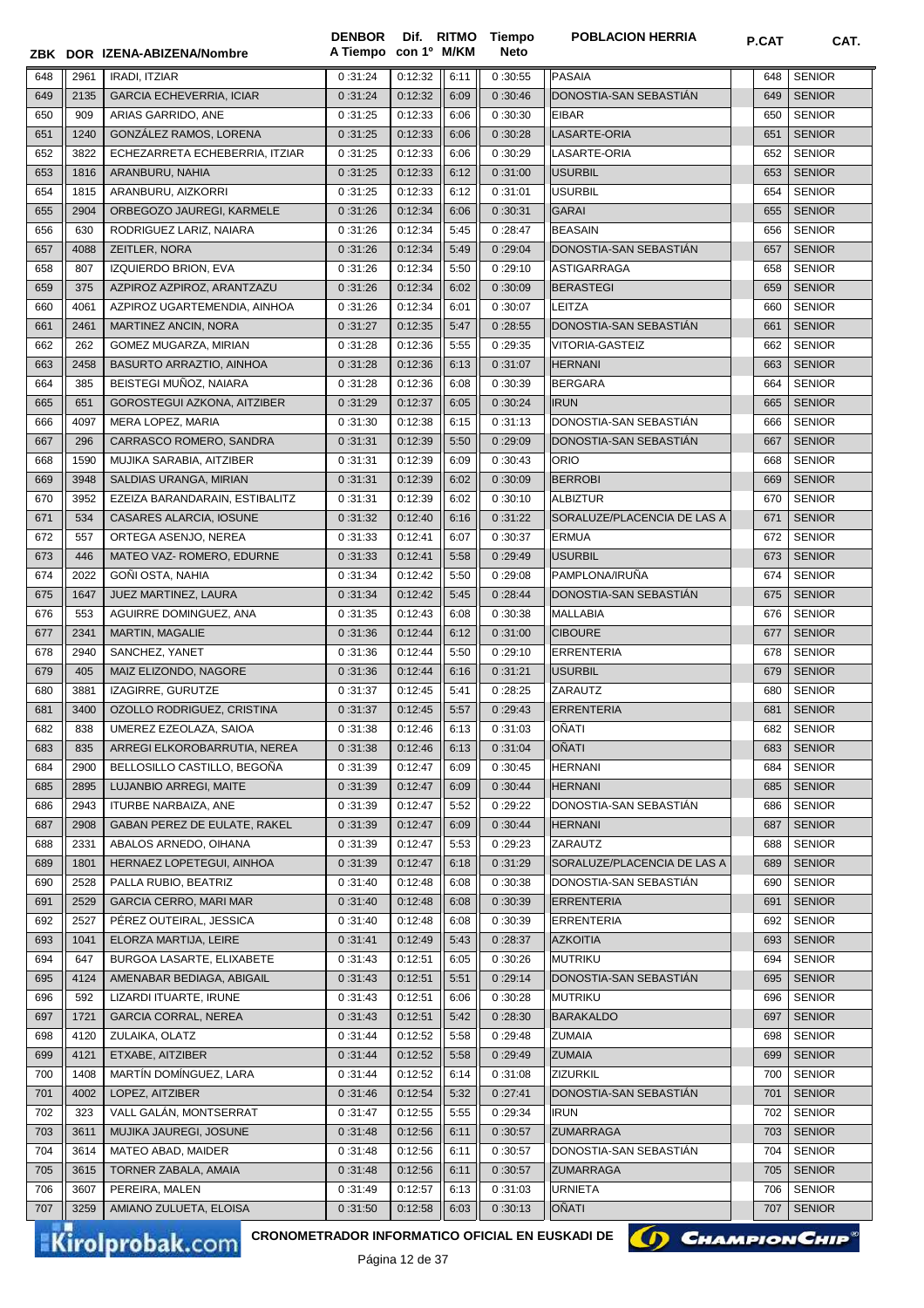| ZBK | DOR | IZENA-ABIZENA/Nombre | DENBOR A Tiempo | Dif. con 1º | RITMO M/KM | Tiempo Neto | POBLACION HERRIA | P.CAT | CAT. |
|---|---|---|---|---|---|---|---|---|---|
| 648 | 2961 | IRADI, ITZIAR | 0 :31:24 | 0:12:32 | 6:11 | 0 :30:55 | PASAIA | 648 | SENIOR |
| 649 | 2135 | GARCIA ECHEVERRIA, ICIAR | 0 :31:24 | 0:12:32 | 6:09 | 0 :30:46 | DONOSTIA-SAN SEBASTIÁN | 649 | SENIOR |
| 650 | 909 | ARIAS GARRIDO, ANE | 0 :31:25 | 0:12:33 | 6:06 | 0 :30:30 | EIBAR | 650 | SENIOR |
| 651 | 1240 | GONZÁLEZ RAMOS, LORENA | 0 :31:25 | 0:12:33 | 6:06 | 0 :30:28 | LASARTE-ORIA | 651 | SENIOR |
| 652 | 3822 | ECHEZARRETA ECHEBERRIA, ITZIAR | 0 :31:25 | 0:12:33 | 6:06 | 0 :30:29 | LASARTE-ORIA | 652 | SENIOR |
| 653 | 1816 | ARANBURU, NAHIA | 0 :31:25 | 0:12:33 | 6:12 | 0 :31:00 | USURBIL | 653 | SENIOR |
| 654 | 1815 | ARANBURU, AIZKORRI | 0 :31:25 | 0:12:33 | 6:12 | 0 :31:01 | USURBIL | 654 | SENIOR |
| 655 | 2904 | ORBEGOZO JAUREGI, KARMELE | 0 :31:26 | 0:12:34 | 6:06 | 0 :30:31 | GARAI | 655 | SENIOR |
| 656 | 630 | RODRIGUEZ LARIZ, NAIARA | 0 :31:26 | 0:12:34 | 5:45 | 0 :28:47 | BEASAIN | 656 | SENIOR |
| 657 | 4088 | ZEITLER, NORA | 0 :31:26 | 0:12:34 | 5:49 | 0 :29:04 | DONOSTIA-SAN SEBASTIÁN | 657 | SENIOR |
| 658 | 807 | IZQUIERDO BRION, EVA | 0 :31:26 | 0:12:34 | 5:50 | 0 :29:10 | ASTIGARRAGA | 658 | SENIOR |
| 659 | 375 | AZPIROZ AZPIROZ, ARANTZAZU | 0 :31:26 | 0:12:34 | 6:02 | 0 :30:09 | BERASTEGI | 659 | SENIOR |
| 660 | 4061 | AZPIROZ UGARTEMENDIA, AINHOA | 0 :31:26 | 0:12:34 | 6:01 | 0 :30:07 | LEITZA | 660 | SENIOR |
| 661 | 2461 | MARTINEZ ANCIN, NORA | 0 :31:27 | 0:12:35 | 5:47 | 0 :28:55 | DONOSTIA-SAN SEBASTIÁN | 661 | SENIOR |
| 662 | 262 | GOMEZ MUGARZA, MIRIAN | 0 :31:28 | 0:12:36 | 5:55 | 0 :29:35 | VITORIA-GASTEIZ | 662 | SENIOR |
| 663 | 2458 | BASURTO ARRAZTIO, AINHOA | 0 :31:28 | 0:12:36 | 6:13 | 0 :31:07 | HERNANI | 663 | SENIOR |
| 664 | 385 | BEISTEGI MUÑOZ, NAIARA | 0 :31:28 | 0:12:36 | 6:08 | 0 :30:39 | BERGARA | 664 | SENIOR |
| 665 | 651 | GOROSTEGUI AZKONA, AITZIBER | 0 :31:29 | 0:12:37 | 6:05 | 0 :30:24 | IRUN | 665 | SENIOR |
| 666 | 4097 | MERA LOPEZ, MARIA | 0 :31:30 | 0:12:38 | 6:15 | 0 :31:13 | DONOSTIA-SAN SEBASTIÁN | 666 | SENIOR |
| 667 | 296 | CARRASCO ROMERO, SANDRA | 0 :31:31 | 0:12:39 | 5:50 | 0 :29:09 | DONOSTIA-SAN SEBASTIÁN | 667 | SENIOR |
| 668 | 1590 | MUJIKA SARABIA, AITZIBER | 0 :31:31 | 0:12:39 | 6:09 | 0 :30:43 | ORIO | 668 | SENIOR |
| 669 | 3948 | SALDIAS URANGA, MIRIAN | 0 :31:31 | 0:12:39 | 6:02 | 0 :30:09 | BERROBI | 669 | SENIOR |
| 670 | 3952 | EZEIZA BARANDARAIN, ESTIBALITZ | 0 :31:31 | 0:12:39 | 6:02 | 0 :30:10 | ALBIZTUR | 670 | SENIOR |
| 671 | 534 | CASARES ALARCIA, IOSUNE | 0 :31:32 | 0:12:40 | 6:16 | 0 :31:22 | SORALUZE/PLACENCIA DE LAS A | 671 | SENIOR |
| 672 | 557 | ORTEGA ASENJO, NEREA | 0 :31:33 | 0:12:41 | 6:07 | 0 :30:37 | ERMUA | 672 | SENIOR |
| 673 | 446 | MATEO VAZ- ROMERO, EDURNE | 0 :31:33 | 0:12:41 | 5:58 | 0 :29:49 | USURBIL | 673 | SENIOR |
| 674 | 2022 | GOÑI OSTA, NAHIA | 0 :31:34 | 0:12:42 | 5:50 | 0 :29:08 | PAMPLONA/IRUÑA | 674 | SENIOR |
| 675 | 1647 | JUEZ MARTINEZ, LAURA | 0 :31:34 | 0:12:42 | 5:45 | 0 :28:44 | DONOSTIA-SAN SEBASTIÁN | 675 | SENIOR |
| 676 | 553 | AGUIRRE DOMINGUEZ, ANA | 0 :31:35 | 0:12:43 | 6:08 | 0 :30:38 | MALLABIA | 676 | SENIOR |
| 677 | 2341 | MARTIN, MAGALIE | 0 :31:36 | 0:12:44 | 6:12 | 0 :31:00 | CIBOURE | 677 | SENIOR |
| 678 | 2940 | SANCHEZ, YANET | 0 :31:36 | 0:12:44 | 5:50 | 0 :29:10 | ERRENTERIA | 678 | SENIOR |
| 679 | 405 | MAIZ ELIZONDO, NAGORE | 0 :31:36 | 0:12:44 | 6:16 | 0 :31:21 | USURBIL | 679 | SENIOR |
| 680 | 3881 | IZAGIRRE, GURUTZE | 0 :31:37 | 0:12:45 | 5:41 | 0 :28:25 | ZARAUTZ | 680 | SENIOR |
| 681 | 3400 | OZOLLO RODRIGUEZ, CRISTINA | 0 :31:37 | 0:12:45 | 5:57 | 0 :29:43 | ERRENTERIA | 681 | SENIOR |
| 682 | 838 | UMEREZ EZEOLAZA, SAIOA | 0 :31:38 | 0:12:46 | 6:13 | 0 :31:03 | OÑATI | 682 | SENIOR |
| 683 | 835 | ARREGI ELKOROBARRUTIA, NEREA | 0 :31:38 | 0:12:46 | 6:13 | 0 :31:04 | OÑATI | 683 | SENIOR |
| 684 | 2900 | BELLOSILLO CASTILLO, BEGOÑA | 0 :31:39 | 0:12:47 | 6:09 | 0 :30:45 | HERNANI | 684 | SENIOR |
| 685 | 2895 | LUJANBIO ARREGI, MAITE | 0 :31:39 | 0:12:47 | 6:09 | 0 :30:44 | HERNANI | 685 | SENIOR |
| 686 | 2943 | ITURBE NARBAIZA, ANE | 0 :31:39 | 0:12:47 | 5:52 | 0 :29:22 | DONOSTIA-SAN SEBASTIÁN | 686 | SENIOR |
| 687 | 2908 | GABAN PEREZ DE EULATE, RAKEL | 0 :31:39 | 0:12:47 | 6:09 | 0 :30:44 | HERNANI | 687 | SENIOR |
| 688 | 2331 | ABALOS ARNEDO, OIHANA | 0 :31:39 | 0:12:47 | 5:53 | 0 :29:23 | ZARAUTZ | 688 | SENIOR |
| 689 | 1801 | HERNAEZ LOPETEGUI, AINHOA | 0 :31:39 | 0:12:47 | 6:18 | 0 :31:29 | SORALUZE/PLACENCIA DE LAS A | 689 | SENIOR |
| 690 | 2528 | PALLA RUBIO, BEATRIZ | 0 :31:40 | 0:12:48 | 6:08 | 0 :30:38 | DONOSTIA-SAN SEBASTIÁN | 690 | SENIOR |
| 691 | 2529 | GARCIA CERRO, MARI MAR | 0 :31:40 | 0:12:48 | 6:08 | 0 :30:39 | ERRENTERIA | 691 | SENIOR |
| 692 | 2527 | PÉREZ OUTEIRAL, JESSICA | 0 :31:40 | 0:12:48 | 6:08 | 0 :30:39 | ERRENTERIA | 692 | SENIOR |
| 693 | 1041 | ELORZA MARTIJA, LEIRE | 0 :31:41 | 0:12:49 | 5:43 | 0 :28:37 | AZKOITIA | 693 | SENIOR |
| 694 | 647 | BURGOA LASARTE, ELIXABETE | 0 :31:43 | 0:12:51 | 6:05 | 0 :30:26 | MUTRIKU | 694 | SENIOR |
| 695 | 4124 | AMENABAR BEDIAGA, ABIGAIL | 0 :31:43 | 0:12:51 | 5:51 | 0 :29:14 | DONOSTIA-SAN SEBASTIÁN | 695 | SENIOR |
| 696 | 592 | LIZARDI ITUARTE, IRUNE | 0 :31:43 | 0:12:51 | 6:06 | 0 :30:28 | MUTRIKU | 696 | SENIOR |
| 697 | 1721 | GARCIA CORRAL, NEREA | 0 :31:43 | 0:12:51 | 5:42 | 0 :28:30 | BARAKALDO | 697 | SENIOR |
| 698 | 4120 | ZULAIKA, OLATZ | 0 :31:44 | 0:12:52 | 5:58 | 0 :29:48 | ZUMAIA | 698 | SENIOR |
| 699 | 4121 | ETXABE, AITZIBER | 0 :31:44 | 0:12:52 | 5:58 | 0 :29:49 | ZUMAIA | 699 | SENIOR |
| 700 | 1408 | MARTÍN DOMÍNGUEZ, LARA | 0 :31:44 | 0:12:52 | 6:14 | 0 :31:08 | ZIZURKIL | 700 | SENIOR |
| 701 | 4002 | LOPEZ, AITZIBER | 0 :31:46 | 0:12:54 | 5:32 | 0 :27:41 | DONOSTIA-SAN SEBASTIÁN | 701 | SENIOR |
| 702 | 323 | VALL GALÁN, MONTSERRAT | 0 :31:47 | 0:12:55 | 5:55 | 0 :29:34 | IRUN | 702 | SENIOR |
| 703 | 3611 | MUJIKA JAUREGI, JOSUNE | 0 :31:48 | 0:12:56 | 6:11 | 0 :30:57 | ZUMARRAGA | 703 | SENIOR |
| 704 | 3614 | MATEO ABAD, MAIDER | 0 :31:48 | 0:12:56 | 6:11 | 0 :30:57 | DONOSTIA-SAN SEBASTIÁN | 704 | SENIOR |
| 705 | 3615 | TORNER ZABALA, AMAIA | 0 :31:48 | 0:12:56 | 6:11 | 0 :30:57 | ZUMARRAGA | 705 | SENIOR |
| 706 | 3607 | PEREIRA, MALEN | 0 :31:49 | 0:12:57 | 6:13 | 0 :31:03 | URNIETA | 706 | SENIOR |
| 707 | 3259 | AMIANO ZULUETA, ELOISA | 0 :31:50 | 0:12:58 | 6:03 | 0 :30:13 | OÑATI | 707 | SENIOR |

CRONOMETRADOR INFORMATICO OFICIAL EN EUSKADI DE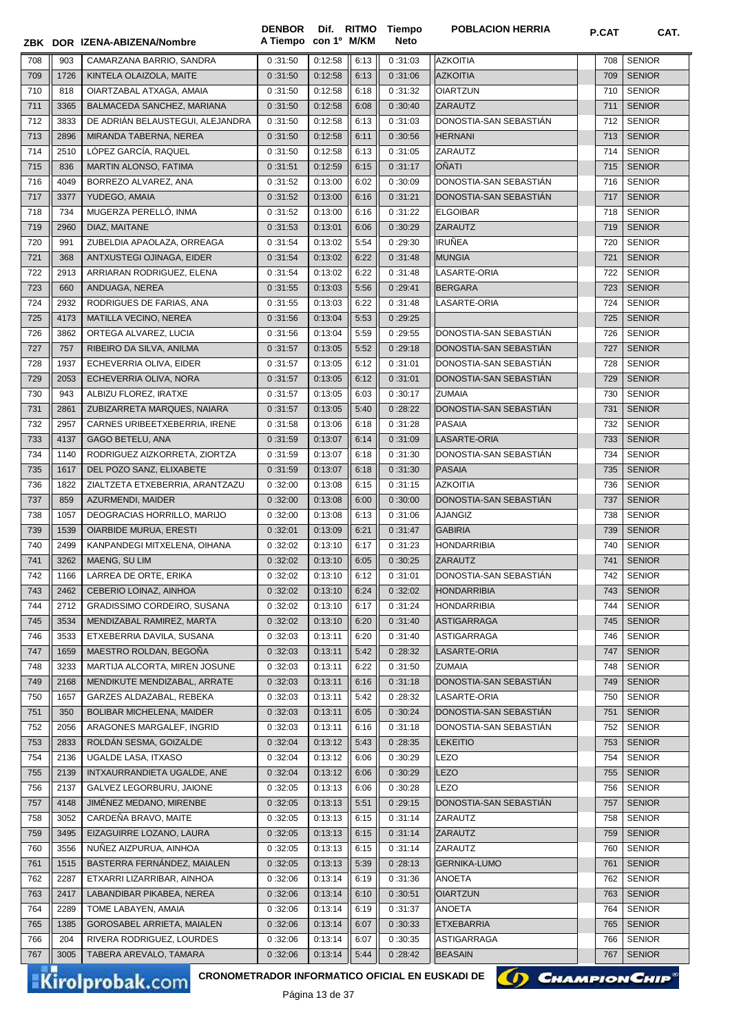| ZBK | DOR | IZENA-ABIZENA/Nombre | DENBOR A Tiempo | Dif. con 1º | RITMO M/KM | Tiempo Neto | POBLACION HERRIA | P.CAT | CAT. |
|---|---|---|---|---|---|---|---|---|---|
| 708 | 903 | CAMARZANA BARRIO, SANDRA | 0 :31:50 | 0:12:58 | 6:13 | 0 :31:03 | AZKOITIA | 708 | SENIOR |
| 709 | 1726 | KINTELA OLAIZOLA, MAITE | 0 :31:50 | 0:12:58 | 6:13 | 0 :31:06 | AZKOITIA | 709 | SENIOR |
| 710 | 818 | OIARTZABAL ATXAGA, AMAIA | 0 :31:50 | 0:12:58 | 6:18 | 0 :31:32 | OIARTZUN | 710 | SENIOR |
| 711 | 3365 | BALMACEDA SANCHEZ, MARIANA | 0 :31:50 | 0:12:58 | 6:08 | 0 :30:40 | ZARAUTZ | 711 | SENIOR |
| 712 | 3833 | DE ADRIÁN BELAUSTEGUI, ALEJANDRA | 0 :31:50 | 0:12:58 | 6:13 | 0 :31:03 | DONOSTIA-SAN SEBASTIÁN | 712 | SENIOR |
| 713 | 2896 | MIRANDA TABERNA, NEREA | 0 :31:50 | 0:12:58 | 6:11 | 0 :30:56 | HERNANI | 713 | SENIOR |
| 714 | 2510 | LÓPEZ GARCÍA, RAQUEL | 0 :31:50 | 0:12:58 | 6:13 | 0 :31:05 | ZARAUTZ | 714 | SENIOR |
| 715 | 836 | MARTIN ALONSO, FATIMA | 0 :31:51 | 0:12:59 | 6:15 | 0 :31:17 | OÑATI | 715 | SENIOR |
| 716 | 4049 | BORREZO ALVAREZ, ANA | 0 :31:52 | 0:13:00 | 6:02 | 0 :30:09 | DONOSTIA-SAN SEBASTIÁN | 716 | SENIOR |
| 717 | 3377 | YUDEGO, AMAIA | 0 :31:52 | 0:13:00 | 6:16 | 0 :31:21 | DONOSTIA-SAN SEBASTIÁN | 717 | SENIOR |
| 718 | 734 | MUGERZA PERELLÓ, INMA | 0 :31:52 | 0:13:00 | 6:16 | 0 :31:22 | ELGOIBAR | 718 | SENIOR |
| 719 | 2960 | DIAZ, MAITANE | 0 :31:53 | 0:13:01 | 6:06 | 0 :30:29 | ZARAUTZ | 719 | SENIOR |
| 720 | 991 | ZUBELDIA APAOLAZA, ORREAGA | 0 :31:54 | 0:13:02 | 5:54 | 0 :29:30 | IRUÑEA | 720 | SENIOR |
| 721 | 368 | ANTXUSTEGI OJINAGA, EIDER | 0 :31:54 | 0:13:02 | 6:22 | 0 :31:48 | MUNGIA | 721 | SENIOR |
| 722 | 2913 | ARRIARAN RODRIGUEZ, ELENA | 0 :31:54 | 0:13:02 | 6:22 | 0 :31:48 | LASARTE-ORIA | 722 | SENIOR |
| 723 | 660 | ANDUAGA, NEREA | 0 :31:55 | 0:13:03 | 5:56 | 0 :29:41 | BERGARA | 723 | SENIOR |
| 724 | 2932 | RODRIGUES DE FARIAS, ANA | 0 :31:55 | 0:13:03 | 6:22 | 0 :31:48 | LASARTE-ORIA | 724 | SENIOR |
| 725 | 4173 | MATILLA VECINO, NEREA | 0 :31:56 | 0:13:04 | 5:53 | 0 :29:25 |  | 725 | SENIOR |
| 726 | 3862 | ORTEGA ALVAREZ, LUCIA | 0 :31:56 | 0:13:04 | 5:59 | 0 :29:55 | DONOSTIA-SAN SEBASTIÁN | 726 | SENIOR |
| 727 | 757 | RIBEIRO DA SILVA, ANILMA | 0 :31:57 | 0:13:05 | 5:52 | 0 :29:18 | DONOSTIA-SAN SEBASTIÁN | 727 | SENIOR |
| 728 | 1937 | ECHEVERRIA OLIVA, EIDER | 0 :31:57 | 0:13:05 | 6:12 | 0 :31:01 | DONOSTIA-SAN SEBASTIÁN | 728 | SENIOR |
| 729 | 2053 | ECHEVERRIA OLIVA, NORA | 0 :31:57 | 0:13:05 | 6:12 | 0 :31:01 | DONOSTIA-SAN SEBASTIÁN | 729 | SENIOR |
| 730 | 943 | ALBIZU FLOREZ, IRATXE | 0 :31:57 | 0:13:05 | 6:03 | 0 :30:17 | ZUMAIA | 730 | SENIOR |
| 731 | 2861 | ZUBIZARRETA MARQUES, NAIARA | 0 :31:57 | 0:13:05 | 5:40 | 0 :28:22 | DONOSTIA-SAN SEBASTIÁN | 731 | SENIOR |
| 732 | 2957 | CARNES URIBEETXEBERRIA, IRENE | 0 :31:58 | 0:13:06 | 6:18 | 0 :31:28 | PASAIA | 732 | SENIOR |
| 733 | 4137 | GAGO BETELU, ANA | 0 :31:59 | 0:13:07 | 6:14 | 0 :31:09 | LASARTE-ORIA | 733 | SENIOR |
| 734 | 1140 | RODRIGUEZ AIZKORRETA, ZIORTZA | 0 :31:59 | 0:13:07 | 6:18 | 0 :31:30 | DONOSTIA-SAN SEBASTIÁN | 734 | SENIOR |
| 735 | 1617 | DEL POZO SANZ, ELIXABETE | 0 :31:59 | 0:13:07 | 6:18 | 0 :31:30 | PASAIA | 735 | SENIOR |
| 736 | 1822 | ZIALTZETA ETXEBERRIA, ARANTZAZU | 0 :32:00 | 0:13:08 | 6:15 | 0 :31:15 | AZKOITIA | 736 | SENIOR |
| 737 | 859 | AZURMENDI, MAIDER | 0 :32:00 | 0:13:08 | 6:00 | 0 :30:00 | DONOSTIA-SAN SEBASTIÁN | 737 | SENIOR |
| 738 | 1057 | DEOGRACIAS HORRILLO, MARIJO | 0 :32:00 | 0:13:08 | 6:13 | 0 :31:06 | AJANGIZ | 738 | SENIOR |
| 739 | 1539 | OIARBIDE MURUA, ERESTI | 0 :32:01 | 0:13:09 | 6:21 | 0 :31:47 | GABIRIA | 739 | SENIOR |
| 740 | 2499 | KANPANDEGI MITXELENA, OIHANA | 0 :32:02 | 0:13:10 | 6:17 | 0 :31:23 | HONDARRIBIA | 740 | SENIOR |
| 741 | 3262 | MAENG, SU LIM | 0 :32:02 | 0:13:10 | 6:05 | 0 :30:25 | ZARAUTZ | 741 | SENIOR |
| 742 | 1166 | LARREA DE ORTE, ERIKA | 0 :32:02 | 0:13:10 | 6:12 | 0 :31:01 | DONOSTIA-SAN SEBASTIÁN | 742 | SENIOR |
| 743 | 2462 | CEBERIO LOINAZ, AINHOA | 0 :32:02 | 0:13:10 | 6:24 | 0 :32:02 | HONDARRIBIA | 743 | SENIOR |
| 744 | 2712 | GRADISSIMO CORDEIRO, SUSANA | 0 :32:02 | 0:13:10 | 6:17 | 0 :31:24 | HONDARRIBIA | 744 | SENIOR |
| 745 | 3534 | MENDIZABAL RAMIREZ, MARTA | 0 :32:02 | 0:13:10 | 6:20 | 0 :31:40 | ASTIGARRAGA | 745 | SENIOR |
| 746 | 3533 | ETXEBERRIA DAVILA, SUSANA | 0 :32:03 | 0:13:11 | 6:20 | 0 :31:40 | ASTIGARRAGA | 746 | SENIOR |
| 747 | 1659 | MAESTRO ROLDAN, BEGOÑA | 0 :32:03 | 0:13:11 | 5:42 | 0 :28:32 | LASARTE-ORIA | 747 | SENIOR |
| 748 | 3233 | MARTIJA ALCORTA, MIREN JOSUNE | 0 :32:03 | 0:13:11 | 6:22 | 0 :31:50 | ZUMAIA | 748 | SENIOR |
| 749 | 2168 | MENDIKUTE MENDIZABAL, ARRATE | 0 :32:03 | 0:13:11 | 6:16 | 0 :31:18 | DONOSTIA-SAN SEBASTIÁN | 749 | SENIOR |
| 750 | 1657 | GARZES ALDAZABAL, REBEKA | 0 :32:03 | 0:13:11 | 5:42 | 0 :28:32 | LASARTE-ORIA | 750 | SENIOR |
| 751 | 350 | BOLIBAR MICHELENA, MAIDER | 0 :32:03 | 0:13:11 | 6:05 | 0 :30:24 | DONOSTIA-SAN SEBASTIÁN | 751 | SENIOR |
| 752 | 2056 | ARAGONES MARGALEF, INGRID | 0 :32:03 | 0:13:11 | 6:16 | 0 :31:18 | DONOSTIA-SAN SEBASTIÁN | 752 | SENIOR |
| 753 | 2833 | ROLDÁN SESMA, GOIZALDE | 0 :32:04 | 0:13:12 | 5:43 | 0 :28:35 | LEKEITIO | 753 | SENIOR |
| 754 | 2136 | UGALDE LASA, ITXASO | 0 :32:04 | 0:13:12 | 6:06 | 0 :30:29 | LEZO | 754 | SENIOR |
| 755 | 2139 | INTXAURRANDIETA UGALDE, ANE | 0 :32:04 | 0:13:12 | 6:06 | 0 :30:29 | LEZO | 755 | SENIOR |
| 756 | 2137 | GALVEZ LEGORBURU, JAIONE | 0 :32:05 | 0:13:13 | 6:06 | 0 :30:28 | LEZO | 756 | SENIOR |
| 757 | 4148 | JIMÉNEZ MEDANO, MIRENBE | 0 :32:05 | 0:13:13 | 5:51 | 0 :29:15 | DONOSTIA-SAN SEBASTIÁN | 757 | SENIOR |
| 758 | 3052 | CARDEÑA BRAVO, MAITE | 0 :32:05 | 0:13:13 | 6:15 | 0 :31:14 | ZARAUTZ | 758 | SENIOR |
| 759 | 3495 | EIZAGUIRRE LOZANO, LAURA | 0 :32:05 | 0:13:13 | 6:15 | 0 :31:14 | ZARAUTZ | 759 | SENIOR |
| 760 | 3556 | NUÑEZ AIZPURUA, AINHOA | 0 :32:05 | 0:13:13 | 6:15 | 0 :31:14 | ZARAUTZ | 760 | SENIOR |
| 761 | 1515 | BASTERRA FERNÁNDEZ, MAIALEN | 0 :32:05 | 0:13:13 | 5:39 | 0 :28:13 | GERNIKA-LUMO | 761 | SENIOR |
| 762 | 2287 | ETXARRI LIZARRIBAR, AINHOA | 0 :32:06 | 0:13:14 | 6:19 | 0 :31:36 | ANOETA | 762 | SENIOR |
| 763 | 2417 | LABANDIBAR PIKABEA, NEREA | 0 :32:06 | 0:13:14 | 6:10 | 0 :30:51 | OIARTZUN | 763 | SENIOR |
| 764 | 2289 | TOME LABAYEN, AMAIA | 0 :32:06 | 0:13:14 | 6:19 | 0 :31:37 | ANOETA | 764 | SENIOR |
| 765 | 1385 | GOROSABEL ARRIETA, MAIALEN | 0 :32:06 | 0:13:14 | 6:07 | 0 :30:33 | ETXEBARRIA | 765 | SENIOR |
| 766 | 204 | RIVERA RODRIGUEZ, LOURDES | 0 :32:06 | 0:13:14 | 6:07 | 0 :30:35 | ASTIGARRAGA | 766 | SENIOR |
| 767 | 3005 | TABERA AREVALO, TAMARA | 0 :32:06 | 0:13:14 | 5:44 | 0 :28:42 | BEASAIN | 767 | SENIOR |

CRONOMETRADOR INFORMATICO OFICIAL EN EUSKADI DE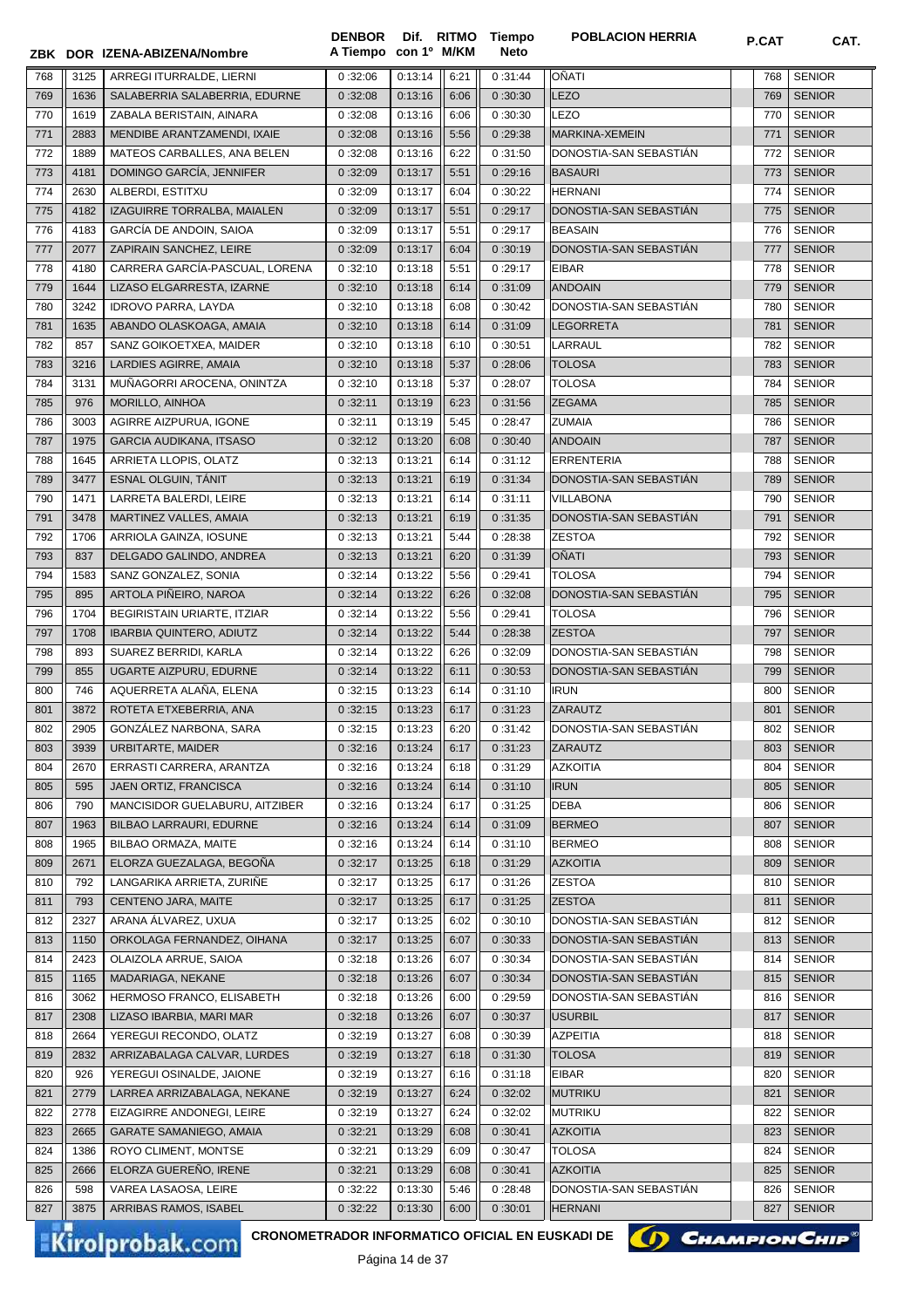| ZBK | DOR | IZENA-ABIZENA/Nombre | DENBOR A Tiempo | Dif. con 1º | RITMO M/KM | Tiempo Neto | POBLACION HERRIA | P.CAT | CAT. |
|---|---|---|---|---|---|---|---|---|---|
| 768 | 3125 | ARREGI ITURRALDE, LIERNI | 0 :32:06 | 0:13:14 | 6:21 | 0 :31:44 | OÑATI | 768 | SENIOR |
| 769 | 1636 | SALABERRIA SALABERRIA, EDURNE | 0 :32:08 | 0:13:16 | 6:06 | 0 :30:30 | LEZO | 769 | SENIOR |
| 770 | 1619 | ZABALA BERISTAIN, AINARA | 0 :32:08 | 0:13:16 | 6:06 | 0 :30:30 | LEZO | 770 | SENIOR |
| 771 | 2883 | MENDIBE ARANTZAMENDI, IXAIE | 0 :32:08 | 0:13:16 | 5:56 | 0 :29:38 | MARKINA-XEMEIN | 771 | SENIOR |
| 772 | 1889 | MATEOS CARBALLES, ANA BELEN | 0 :32:08 | 0:13:16 | 6:22 | 0 :31:50 | DONOSTIA-SAN SEBASTIÁN | 772 | SENIOR |
| 773 | 4181 | DOMINGO GARCÍA, JENNIFER | 0 :32:09 | 0:13:17 | 5:51 | 0 :29:16 | BASAURI | 773 | SENIOR |
| 774 | 2630 | ALBERDI, ESTITXU | 0 :32:09 | 0:13:17 | 6:04 | 0 :30:22 | HERNANI | 774 | SENIOR |
| 775 | 4182 | IZAGUIRRE TORRALBA, MAIALEN | 0 :32:09 | 0:13:17 | 5:51 | 0 :29:17 | DONOSTIA-SAN SEBASTIÁN | 775 | SENIOR |
| 776 | 4183 | GARCÍA DE ANDOIN, SAIOA | 0 :32:09 | 0:13:17 | 5:51 | 0 :29:17 | BEASAIN | 776 | SENIOR |
| 777 | 2077 | ZAPIRAIN SANCHEZ, LEIRE | 0 :32:09 | 0:13:17 | 6:04 | 0 :30:19 | DONOSTIA-SAN SEBASTIÁN | 777 | SENIOR |
| 778 | 4180 | CARRERA GARCÍA-PASCUAL, LORENA | 0 :32:10 | 0:13:18 | 5:51 | 0 :29:17 | EIBAR | 778 | SENIOR |
| 779 | 1644 | LIZASO ELGARRESTA, IZARNE | 0 :32:10 | 0:13:18 | 6:14 | 0 :31:09 | ANDOAIN | 779 | SENIOR |
| 780 | 3242 | IDROVO PARRA, LAYDA | 0 :32:10 | 0:13:18 | 6:08 | 0 :30:42 | DONOSTIA-SAN SEBASTIÁN | 780 | SENIOR |
| 781 | 1635 | ABANDO OLASKOAGA, AMAIA | 0 :32:10 | 0:13:18 | 6:14 | 0 :31:09 | LEGORRETA | 781 | SENIOR |
| 782 | 857 | SANZ GOIKOETXEA, MAIDER | 0 :32:10 | 0:13:18 | 6:10 | 0 :30:51 | LARRAUL | 782 | SENIOR |
| 783 | 3216 | LARDIES AGIRRE, AMAIA | 0 :32:10 | 0:13:18 | 5:37 | 0 :28:06 | TOLOSA | 783 | SENIOR |
| 784 | 3131 | MUÑAGORRI AROCENA, ONINTZA | 0 :32:10 | 0:13:18 | 5:37 | 0 :28:07 | TOLOSA | 784 | SENIOR |
| 785 | 976 | MORILLO, AINHOA | 0 :32:11 | 0:13:19 | 6:23 | 0 :31:56 | ZEGAMA | 785 | SENIOR |
| 786 | 3003 | AGIRRE AIZPURUA, IGONE | 0 :32:11 | 0:13:19 | 5:45 | 0 :28:47 | ZUMAIA | 786 | SENIOR |
| 787 | 1975 | GARCIA AUDIKANA, ITSASO | 0 :32:12 | 0:13:20 | 6:08 | 0 :30:40 | ANDOAIN | 787 | SENIOR |
| 788 | 1645 | ARRIETA LLOPIS, OLATZ | 0 :32:13 | 0:13:21 | 6:14 | 0 :31:12 | ERRENTERIA | 788 | SENIOR |
| 789 | 3477 | ESNAL OLGUIN, TÁNIT | 0 :32:13 | 0:13:21 | 6:19 | 0 :31:34 | DONOSTIA-SAN SEBASTIÁN | 789 | SENIOR |
| 790 | 1471 | LARRETA BALERDI, LEIRE | 0 :32:13 | 0:13:21 | 6:14 | 0 :31:11 | VILLABONA | 790 | SENIOR |
| 791 | 3478 | MARTINEZ VALLES, AMAIA | 0 :32:13 | 0:13:21 | 6:19 | 0 :31:35 | DONOSTIA-SAN SEBASTIÁN | 791 | SENIOR |
| 792 | 1706 | ARRIOLA GAINZA, IOSUNE | 0 :32:13 | 0:13:21 | 5:44 | 0 :28:38 | ZESTOA | 792 | SENIOR |
| 793 | 837 | DELGADO GALINDO, ANDREA | 0 :32:13 | 0:13:21 | 6:20 | 0 :31:39 | OÑATI | 793 | SENIOR |
| 794 | 1583 | SANZ GONZALEZ, SONIA | 0 :32:14 | 0:13:22 | 5:56 | 0 :29:41 | TOLOSA | 794 | SENIOR |
| 795 | 895 | ARTOLA PIÑEIRO, NAROA | 0 :32:14 | 0:13:22 | 6:26 | 0 :32:08 | DONOSTIA-SAN SEBASTIÁN | 795 | SENIOR |
| 796 | 1704 | BEGIRISTAIN URIARTE, ITZIAR | 0 :32:14 | 0:13:22 | 5:56 | 0 :29:41 | TOLOSA | 796 | SENIOR |
| 797 | 1708 | IBARBIA QUINTERO, ADIUTZ | 0 :32:14 | 0:13:22 | 5:44 | 0 :28:38 | ZESTOA | 797 | SENIOR |
| 798 | 893 | SUAREZ BERRIDI, KARLA | 0 :32:14 | 0:13:22 | 6:26 | 0 :32:09 | DONOSTIA-SAN SEBASTIÁN | 798 | SENIOR |
| 799 | 855 | UGARTE AIZPURU, EDURNE | 0 :32:14 | 0:13:22 | 6:11 | 0 :30:53 | DONOSTIA-SAN SEBASTIÁN | 799 | SENIOR |
| 800 | 746 | AQUERRETA ALAÑA, ELENA | 0 :32:15 | 0:13:23 | 6:14 | 0 :31:10 | IRUN | 800 | SENIOR |
| 801 | 3872 | ROTETA ETXEBERRIA, ANA | 0 :32:15 | 0:13:23 | 6:17 | 0 :31:23 | ZARAUTZ | 801 | SENIOR |
| 802 | 2905 | GONZÁLEZ NARBONA, SARA | 0 :32:15 | 0:13:23 | 6:20 | 0 :31:42 | DONOSTIA-SAN SEBASTIÁN | 802 | SENIOR |
| 803 | 3939 | URBITARTE, MAIDER | 0 :32:16 | 0:13:24 | 6:17 | 0 :31:23 | ZARAUTZ | 803 | SENIOR |
| 804 | 2670 | ERRASTI CARRERA, ARANTZA | 0 :32:16 | 0:13:24 | 6:18 | 0 :31:29 | AZKOITIA | 804 | SENIOR |
| 805 | 595 | JAEN ORTIZ, FRANCISCA | 0 :32:16 | 0:13:24 | 6:14 | 0 :31:10 | IRUN | 805 | SENIOR |
| 806 | 790 | MANCISIDOR GUELABURU, AITZIBER | 0 :32:16 | 0:13:24 | 6:17 | 0 :31:25 | DEBA | 806 | SENIOR |
| 807 | 1963 | BILBAO LARRAURI, EDURNE | 0 :32:16 | 0:13:24 | 6:14 | 0 :31:09 | BERMEO | 807 | SENIOR |
| 808 | 1965 | BILBAO ORMAZA, MAITE | 0 :32:16 | 0:13:24 | 6:14 | 0 :31:10 | BERMEO | 808 | SENIOR |
| 809 | 2671 | ELORZA GUEZALAGA, BEGOÑA | 0 :32:17 | 0:13:25 | 6:18 | 0 :31:29 | AZKOITIA | 809 | SENIOR |
| 810 | 792 | LANGARIKA ARRIETA, ZURIÑE | 0 :32:17 | 0:13:25 | 6:17 | 0 :31:26 | ZESTOA | 810 | SENIOR |
| 811 | 793 | CENTENO JARA, MAITE | 0 :32:17 | 0:13:25 | 6:17 | 0 :31:25 | ZESTOA | 811 | SENIOR |
| 812 | 2327 | ARANA ÁLVAREZ, UXUA | 0 :32:17 | 0:13:25 | 6:02 | 0 :30:10 | DONOSTIA-SAN SEBASTIÁN | 812 | SENIOR |
| 813 | 1150 | ORKOLAGA FERNANDEZ, OIHANA | 0 :32:17 | 0:13:25 | 6:07 | 0 :30:33 | DONOSTIA-SAN SEBASTIÁN | 813 | SENIOR |
| 814 | 2423 | OLAIZOLA ARRUE, SAIOA | 0 :32:18 | 0:13:26 | 6:07 | 0 :30:34 | DONOSTIA-SAN SEBASTIÁN | 814 | SENIOR |
| 815 | 1165 | MADARIAGA, NEKANE | 0 :32:18 | 0:13:26 | 6:07 | 0 :30:34 | DONOSTIA-SAN SEBASTIÁN | 815 | SENIOR |
| 816 | 3062 | HERMOSO FRANCO, ELISABETH | 0 :32:18 | 0:13:26 | 6:00 | 0 :29:59 | DONOSTIA-SAN SEBASTIÁN | 816 | SENIOR |
| 817 | 2308 | LIZASO IBARBIA, MARI MAR | 0 :32:18 | 0:13:26 | 6:07 | 0 :30:37 | USURBIL | 817 | SENIOR |
| 818 | 2664 | YEREGUI RECONDO, OLATZ | 0 :32:19 | 0:13:27 | 6:08 | 0 :30:39 | AZPEITIA | 818 | SENIOR |
| 819 | 2832 | ARRIZABALAGA CALVAR, LURDES | 0 :32:19 | 0:13:27 | 6:18 | 0 :31:30 | TOLOSA | 819 | SENIOR |
| 820 | 926 | YEREGUI OSINALDE, JAIONE | 0 :32:19 | 0:13:27 | 6:16 | 0 :31:18 | EIBAR | 820 | SENIOR |
| 821 | 2779 | LARREA ARRIZABALAGA, NEKANE | 0 :32:19 | 0:13:27 | 6:24 | 0 :32:02 | MUTRIKU | 821 | SENIOR |
| 822 | 2778 | EIZAGIRRE ANDONEGI, LEIRE | 0 :32:19 | 0:13:27 | 6:24 | 0 :32:02 | MUTRIKU | 822 | SENIOR |
| 823 | 2665 | GARATE SAMANIEGO, AMAIA | 0 :32:21 | 0:13:29 | 6:08 | 0 :30:41 | AZKOITIA | 823 | SENIOR |
| 824 | 1386 | ROYO CLIMENT, MONTSE | 0 :32:21 | 0:13:29 | 6:09 | 0 :30:47 | TOLOSA | 824 | SENIOR |
| 825 | 2666 | ELORZA GUEREÑO, IRENE | 0 :32:21 | 0:13:29 | 6:08 | 0 :30:41 | AZKOITIA | 825 | SENIOR |
| 826 | 598 | VAREA LASAOSA, LEIRE | 0 :32:22 | 0:13:30 | 5:46 | 0 :28:48 | DONOSTIA-SAN SEBASTIÁN | 826 | SENIOR |
| 827 | 3875 | ARRIBAS RAMOS, ISABEL | 0 :32:22 | 0:13:30 | 6:00 | 0 :30:01 | HERNANI | 827 | SENIOR |

Kirolprobak.com CRONOMETRADOR INFORMATICO OFICIAL EN EUSKADI DE ChampionChip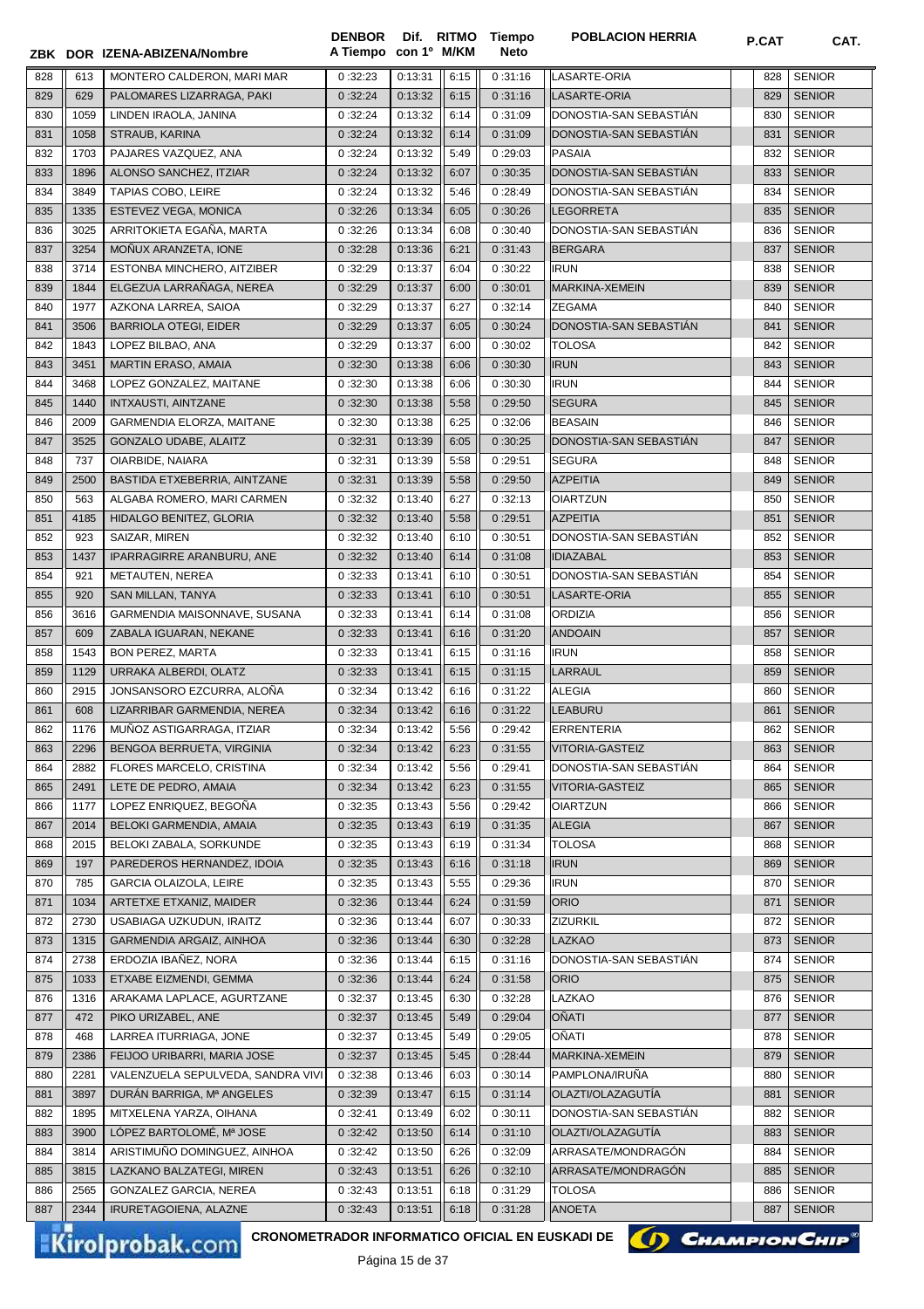| ZBK | DOR | IZENA-ABIZENA/Nombre | DENBOR A Tiempo | Dif. con 1º | RITMO M/KM | Tiempo Neto | POBLACION HERRIA | P.CAT | CAT. |
|---|---|---|---|---|---|---|---|---|---|
| 828 | 613 | MONTERO CALDERON, MARI MAR | 0 :32:23 | 0:13:31 | 6:15 | 0 :31:16 | LASARTE-ORIA | 828 | SENIOR |
| 829 | 629 | PALOMARES LIZARRAGA, PAKI | 0 :32:24 | 0:13:32 | 6:15 | 0 :31:16 | LASARTE-ORIA | 829 | SENIOR |
| 830 | 1059 | LINDEN IRAOLA, JANINA | 0 :32:24 | 0:13:32 | 6:14 | 0 :31:09 | DONOSTIA-SAN SEBASTIÁN | 830 | SENIOR |
| 831 | 1058 | STRAUB, KARINA | 0 :32:24 | 0:13:32 | 6:14 | 0 :31:09 | DONOSTIA-SAN SEBASTIÁN | 831 | SENIOR |
| 832 | 1703 | PAJARES VAZQUEZ, ANA | 0 :32:24 | 0:13:32 | 5:49 | 0 :29:03 | PASAIA | 832 | SENIOR |
| 833 | 1896 | ALONSO SANCHEZ, ITZIAR | 0 :32:24 | 0:13:32 | 6:07 | 0 :30:35 | DONOSTIA-SAN SEBASTIÁN | 833 | SENIOR |
| 834 | 3849 | TAPIAS COBO, LEIRE | 0 :32:24 | 0:13:32 | 5:46 | 0 :28:49 | DONOSTIA-SAN SEBASTIÁN | 834 | SENIOR |
| 835 | 1335 | ESTEVEZ VEGA, MONICA | 0 :32:26 | 0:13:34 | 6:05 | 0 :30:26 | LEGORRETA | 835 | SENIOR |
| 836 | 3025 | ARRITOKIETA EGAÑA, MARTA | 0 :32:26 | 0:13:34 | 6:08 | 0 :30:40 | DONOSTIA-SAN SEBASTIÁN | 836 | SENIOR |
| 837 | 3254 | MOÑUX ARANZETA, IONE | 0 :32:28 | 0:13:36 | 6:21 | 0 :31:43 | BERGARA | 837 | SENIOR |
| 838 | 3714 | ESTONBA MINCHERO, AITZIBER | 0 :32:29 | 0:13:37 | 6:04 | 0 :30:22 | IRUN | 838 | SENIOR |
| 839 | 1844 | ELGEZUA LARRAÑAGA, NEREA | 0 :32:29 | 0:13:37 | 6:00 | 0 :30:01 | MARKINA-XEMEIN | 839 | SENIOR |
| 840 | 1977 | AZKONA LARREA, SAIOA | 0 :32:29 | 0:13:37 | 6:27 | 0 :32:14 | ZEGAMA | 840 | SENIOR |
| 841 | 3506 | BARRIOLA OTEGI, EIDER | 0 :32:29 | 0:13:37 | 6:05 | 0 :30:24 | DONOSTIA-SAN SEBASTIÁN | 841 | SENIOR |
| 842 | 1843 | LOPEZ BILBAO, ANA | 0 :32:29 | 0:13:37 | 6:00 | 0 :30:02 | TOLOSA | 842 | SENIOR |
| 843 | 3451 | MARTIN ERASO, AMAIA | 0 :32:30 | 0:13:38 | 6:06 | 0 :30:30 | IRUN | 843 | SENIOR |
| 844 | 3468 | LOPEZ GONZALEZ, MAITANE | 0 :32:30 | 0:13:38 | 6:06 | 0 :30:30 | IRUN | 844 | SENIOR |
| 845 | 1440 | INTXAUSTI, AINTZANE | 0 :32:30 | 0:13:38 | 5:58 | 0 :29:50 | SEGURA | 845 | SENIOR |
| 846 | 2009 | GARMENDIA ELORZA, MAITANE | 0 :32:30 | 0:13:38 | 6:25 | 0 :32:06 | BEASAIN | 846 | SENIOR |
| 847 | 3525 | GONZALO UDABE, ALAITZ | 0 :32:31 | 0:13:39 | 6:05 | 0 :30:25 | DONOSTIA-SAN SEBASTIÁN | 847 | SENIOR |
| 848 | 737 | OIARBIDE, NAIARA | 0 :32:31 | 0:13:39 | 5:58 | 0 :29:51 | SEGURA | 848 | SENIOR |
| 849 | 2500 | BASTIDA ETXEBERRIA, AINTZANE | 0 :32:31 | 0:13:39 | 5:58 | 0 :29:50 | AZPEITIA | 849 | SENIOR |
| 850 | 563 | ALGABA ROMERO, MARI CARMEN | 0 :32:32 | 0:13:40 | 6:27 | 0 :32:13 | OIARTZUN | 850 | SENIOR |
| 851 | 4185 | HIDALGO BENITEZ, GLORIA | 0 :32:32 | 0:13:40 | 5:58 | 0 :29:51 | AZPEITIA | 851 | SENIOR |
| 852 | 923 | SAIZAR, MIREN | 0 :32:32 | 0:13:40 | 6:10 | 0 :30:51 | DONOSTIA-SAN SEBASTIÁN | 852 | SENIOR |
| 853 | 1437 | IPARRAGIRRE ARANBURU, ANE | 0 :32:32 | 0:13:40 | 6:14 | 0 :31:08 | IDIAZABAL | 853 | SENIOR |
| 854 | 921 | METAUTEN, NEREA | 0 :32:33 | 0:13:41 | 6:10 | 0 :30:51 | DONOSTIA-SAN SEBASTIÁN | 854 | SENIOR |
| 855 | 920 | SAN MILLAN, TANYA | 0 :32:33 | 0:13:41 | 6:10 | 0 :30:51 | LASARTE-ORIA | 855 | SENIOR |
| 856 | 3616 | GARMENDIA MAISONNAVE, SUSANA | 0 :32:33 | 0:13:41 | 6:14 | 0 :31:08 | ORDIZIA | 856 | SENIOR |
| 857 | 609 | ZABALA IGUARAN, NEKANE | 0 :32:33 | 0:13:41 | 6:16 | 0 :31:20 | ANDOAIN | 857 | SENIOR |
| 858 | 1543 | BON PEREZ, MARTA | 0 :32:33 | 0:13:41 | 6:15 | 0 :31:16 | IRUN | 858 | SENIOR |
| 859 | 1129 | URRAKA ALBERDI, OLATZ | 0 :32:33 | 0:13:41 | 6:15 | 0 :31:15 | LARRAUL | 859 | SENIOR |
| 860 | 2915 | JONSANSORO EZCURRA, ALOÑA | 0 :32:34 | 0:13:42 | 6:16 | 0 :31:22 | ALEGIA | 860 | SENIOR |
| 861 | 608 | LIZARRIBAR GARMENDIA, NEREA | 0 :32:34 | 0:13:42 | 6:16 | 0 :31:22 | LEABURU | 861 | SENIOR |
| 862 | 1176 | MUÑOZ ASTIGARRAGA, ITZIAR | 0 :32:34 | 0:13:42 | 5:56 | 0 :29:42 | ERRENTERIA | 862 | SENIOR |
| 863 | 2296 | BENGOA BERRUETA, VIRGINIA | 0 :32:34 | 0:13:42 | 6:23 | 0 :31:55 | VITORIA-GASTEIZ | 863 | SENIOR |
| 864 | 2882 | FLORES MARCELO, CRISTINA | 0 :32:34 | 0:13:42 | 5:56 | 0 :29:41 | DONOSTIA-SAN SEBASTIÁN | 864 | SENIOR |
| 865 | 2491 | LETE DE PEDRO, AMAIA | 0 :32:34 | 0:13:42 | 6:23 | 0 :31:55 | VITORIA-GASTEIZ | 865 | SENIOR |
| 866 | 1177 | LOPEZ ENRIQUEZ, BEGOÑA | 0 :32:35 | 0:13:43 | 5:56 | 0 :29:42 | OIARTZUN | 866 | SENIOR |
| 867 | 2014 | BELOKI GARMENDIA, AMAIA | 0 :32:35 | 0:13:43 | 6:19 | 0 :31:35 | ALEGIA | 867 | SENIOR |
| 868 | 2015 | BELOKI ZABALA, SORKUNDE | 0 :32:35 | 0:13:43 | 6:19 | 0 :31:34 | TOLOSA | 868 | SENIOR |
| 869 | 197 | PAREDEROS HERNANDEZ, IDOIA | 0 :32:35 | 0:13:43 | 6:16 | 0 :31:18 | IRUN | 869 | SENIOR |
| 870 | 785 | GARCIA OLAIZOLA, LEIRE | 0 :32:35 | 0:13:43 | 5:55 | 0 :29:36 | IRUN | 870 | SENIOR |
| 871 | 1034 | ARTETXE ETXANIZ, MAIDER | 0 :32:36 | 0:13:44 | 6:24 | 0 :31:59 | ORIO | 871 | SENIOR |
| 872 | 2730 | USABIAGA UZKUDUN, IRAITZ | 0 :32:36 | 0:13:44 | 6:07 | 0 :30:33 | ZIZURKIL | 872 | SENIOR |
| 873 | 1315 | GARMENDIA ARGAIZ, AINHOA | 0 :32:36 | 0:13:44 | 6:30 | 0 :32:28 | LAZKAO | 873 | SENIOR |
| 874 | 2738 | ERDOZIA IBAÑEZ, NORA | 0 :32:36 | 0:13:44 | 6:15 | 0 :31:16 | DONOSTIA-SAN SEBASTIÁN | 874 | SENIOR |
| 875 | 1033 | ETXABE EIZMENDI, GEMMA | 0 :32:36 | 0:13:44 | 6:24 | 0 :31:58 | ORIO | 875 | SENIOR |
| 876 | 1316 | ARAKAMA LAPLACE, AGURTZANE | 0 :32:37 | 0:13:45 | 6:30 | 0 :32:28 | LAZKAO | 876 | SENIOR |
| 877 | 472 | PIKO URIZABEL, ANE | 0 :32:37 | 0:13:45 | 5:49 | 0 :29:04 | OÑATI | 877 | SENIOR |
| 878 | 468 | LARREA ITURRIAGA, JONE | 0 :32:37 | 0:13:45 | 5:49 | 0 :29:05 | OÑATI | 878 | SENIOR |
| 879 | 2386 | FEIJOO URIBARRI, MARIA JOSE | 0 :32:37 | 0:13:45 | 5:45 | 0 :28:44 | MARKINA-XEMEIN | 879 | SENIOR |
| 880 | 2281 | VALENZUELA SEPULVEDA, SANDRA VIVI | 0 :32:38 | 0:13:46 | 6:03 | 0 :30:14 | PAMPLONA/IRUÑA | 880 | SENIOR |
| 881 | 3897 | DURÁN BARRIGA, Mª ANGELES | 0 :32:39 | 0:13:47 | 6:15 | 0 :31:14 | OLAZTI/OLAZAGUTÍA | 881 | SENIOR |
| 882 | 1895 | MITXELENA YARZA, OIHANA | 0 :32:41 | 0:13:49 | 6:02 | 0 :30:11 | DONOSTIA-SAN SEBASTIÁN | 882 | SENIOR |
| 883 | 3900 | LÓPEZ BARTOLOMÉ, Mª JOSE | 0 :32:42 | 0:13:50 | 6:14 | 0 :31:10 | OLAZTI/OLAZAGUTÍA | 883 | SENIOR |
| 884 | 3814 | ARISTIMUÑO DOMINGUEZ, AINHOA | 0 :32:42 | 0:13:50 | 6:26 | 0 :32:09 | ARRASATE/MONDRAGÓN | 884 | SENIOR |
| 885 | 3815 | LAZKANO BALZATEGI, MIREN | 0 :32:43 | 0:13:51 | 6:26 | 0 :32:10 | ARRASATE/MONDRAGÓN | 885 | SENIOR |
| 886 | 2565 | GONZALEZ GARCIA, NEREA | 0 :32:43 | 0:13:51 | 6:18 | 0 :31:29 | TOLOSA | 886 | SENIOR |
| 887 | 2344 | IRURETAGOIENA, ALAZNE | 0 :32:43 | 0:13:51 | 6:18 | 0 :31:28 | ANOETA | 887 | SENIOR |

CRONOMETRADOR INFORMATICO OFICIAL EN EUSKADI DE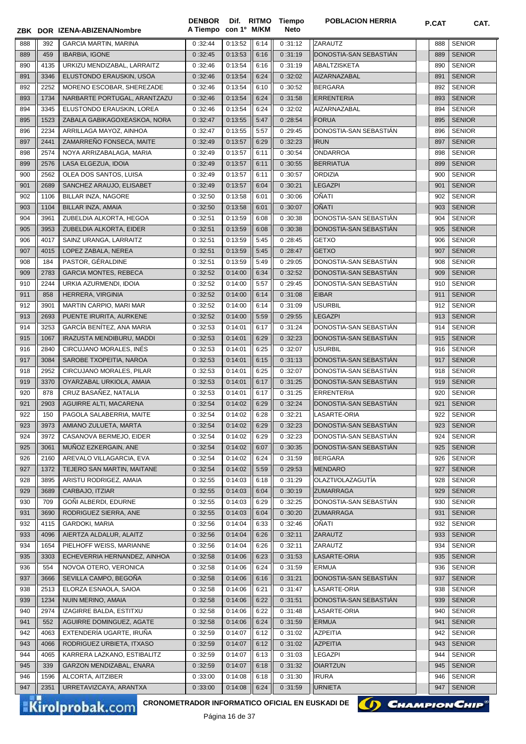| ZBK | DOR | IZENA-ABIZENA/Nombre | DENBOR A Tiempo | Dif. con 1º | RITMO M/KM | Tiempo Neto | POBLACION HERRIA | P.CAT | CAT. |
|---|---|---|---|---|---|---|---|---|---|
| 888 | 392 | GARCIA MARTIN, MARINA | 0 :32:44 | 0:13:52 | 6:14 | 0 :31:12 | ZARAUTZ | 888 | SENIOR |
| 889 | 459 | IBARBIA, IGONE | 0 :32:45 | 0:13:53 | 6:16 | 0 :31:19 | DONOSTIA-SAN SEBASTIÁN | 889 | SENIOR |
| 890 | 4135 | URKIZU MENDIZABAL, LARRAITZ | 0 :32:46 | 0:13:54 | 6:16 | 0 :31:19 | ABALTZISKETA | 890 | SENIOR |
| 891 | 3346 | ELUSTONDO ERAUSKIN, USOA | 0 :32:46 | 0:13:54 | 6:24 | 0 :32:02 | AIZARNAZABAL | 891 | SENIOR |
| 892 | 2252 | MORENO ESCOBAR, SHEREZADE | 0 :32:46 | 0:13:54 | 6:10 | 0 :30:52 | BERGARA | 892 | SENIOR |
| 893 | 1734 | NARBARTE PORTUGAL, ARANTZAZU | 0 :32:46 | 0:13:54 | 6:24 | 0 :31:58 | ERRENTERIA | 893 | SENIOR |
| 894 | 3345 | ELUSTONDO ERAUSKIN, LOREA | 0 :32:46 | 0:13:54 | 6:24 | 0 :32:02 | AIZARNAZABAL | 894 | SENIOR |
| 895 | 1523 | ZABALA GABIKAGOXEASKOA, NORA | 0 :32:47 | 0:13:55 | 5:47 | 0 :28:54 | FORUA | 895 | SENIOR |
| 896 | 2234 | ARRILLAGA MAYOZ, AINHOA | 0 :32:47 | 0:13:55 | 5:57 | 0 :29:45 | DONOSTIA-SAN SEBASTIÁN | 896 | SENIOR |
| 897 | 2441 | ZAMARREÑO FONSECA, MAITE | 0 :32:49 | 0:13:57 | 6:29 | 0 :32:23 | IRUN | 897 | SENIOR |
| 898 | 2574 | NOYA ARRIZABALAGA, MARIA | 0 :32:49 | 0:13:57 | 6:11 | 0 :30:54 | ONDARROA | 898 | SENIOR |
| 899 | 2576 | LASA ELGEZUA, IDOIA | 0 :32:49 | 0:13:57 | 6:11 | 0 :30:55 | BERRIATUA | 899 | SENIOR |
| 900 | 2562 | OLEA DOS SANTOS, LUISA | 0 :32:49 | 0:13:57 | 6:11 | 0 :30:57 | ORDIZIA | 900 | SENIOR |
| 901 | 2689 | SANCHEZ ARAUJO, ELISABET | 0 :32:49 | 0:13:57 | 6:04 | 0 :30:21 | LEGAZPI | 901 | SENIOR |
| 902 | 1106 | BILLAR INZA, NAGORE | 0 :32:50 | 0:13:58 | 6:01 | 0 :30:06 | OÑATI | 902 | SENIOR |
| 903 | 1104 | BILLAR INZA, AMAIA | 0 :32:50 | 0:13:58 | 6:01 | 0 :30:07 | OÑATI | 903 | SENIOR |
| 904 | 3961 | ZUBELDIA ALKORTA, HEGOA | 0 :32:51 | 0:13:59 | 6:08 | 0 :30:38 | DONOSTIA-SAN SEBASTIÁN | 904 | SENIOR |
| 905 | 3953 | ZUBELDIA ALKORTA, EIDER | 0 :32:51 | 0:13:59 | 6:08 | 0 :30:38 | DONOSTIA-SAN SEBASTIÁN | 905 | SENIOR |
| 906 | 4017 | SAINZ URANGA, LARRAITZ | 0 :32:51 | 0:13:59 | 5:45 | 0 :28:45 | GETXO | 906 | SENIOR |
| 907 | 4015 | LOPEZ ZABALA, NEREA | 0 :32:51 | 0:13:59 | 5:45 | 0 :28:47 | GETXO | 907 | SENIOR |
| 908 | 184 | PASTOR, GÉRALDINE | 0 :32:51 | 0:13:59 | 5:49 | 0 :29:05 | DONOSTIA-SAN SEBASTIÁN | 908 | SENIOR |
| 909 | 2783 | GARCIA MONTES, REBECA | 0 :32:52 | 0:14:00 | 6:34 | 0 :32:52 | DONOSTIA-SAN SEBASTIÁN | 909 | SENIOR |
| 910 | 2244 | URKIA AZURMENDI, IDOIA | 0 :32:52 | 0:14:00 | 5:57 | 0 :29:45 | DONOSTIA-SAN SEBASTIÁN | 910 | SENIOR |
| 911 | 858 | HERRERA, VIRGINIA | 0 :32:52 | 0:14:00 | 6:14 | 0 :31:08 | EIBAR | 911 | SENIOR |
| 912 | 3901 | MARTIN CARPIO, MARI MAR | 0 :32:52 | 0:14:00 | 6:14 | 0 :31:09 | USURBIL | 912 | SENIOR |
| 913 | 2693 | PUENTE IRURITA, AURKENE | 0 :32:52 | 0:14:00 | 5:59 | 0 :29:55 | LEGAZPI | 913 | SENIOR |
| 914 | 3253 | GARCÍA BENÍTEZ, ANA MARIA | 0 :32:53 | 0:14:01 | 6:17 | 0 :31:24 | DONOSTIA-SAN SEBASTIÁN | 914 | SENIOR |
| 915 | 1067 | IRAZUSTA MENDIBURU, MADDI | 0 :32:53 | 0:14:01 | 6:29 | 0 :32:23 | DONOSTIA-SAN SEBASTIÁN | 915 | SENIOR |
| 916 | 2840 | CIRCUJANO MORALES, INÉS | 0 :32:53 | 0:14:01 | 6:25 | 0 :32:07 | USURBIL | 916 | SENIOR |
| 917 | 3084 | SAROBE TXOPEITIA, NAROA | 0 :32:53 | 0:14:01 | 6:15 | 0 :31:13 | DONOSTIA-SAN SEBASTIÁN | 917 | SENIOR |
| 918 | 2952 | CIRCUJANO MORALES, PILAR | 0 :32:53 | 0:14:01 | 6:25 | 0 :32:07 | DONOSTIA-SAN SEBASTIÁN | 918 | SENIOR |
| 919 | 3370 | OYARZABAL URKIOLA, AMAIA | 0 :32:53 | 0:14:01 | 6:17 | 0 :31:25 | DONOSTIA-SAN SEBASTIÁN | 919 | SENIOR |
| 920 | 878 | CRUZ BASAÑEZ, NATALIA | 0 :32:53 | 0:14:01 | 6:17 | 0 :31:25 | ERRENTERIA | 920 | SENIOR |
| 921 | 2903 | AGUIRRE ALTI, MACARENA | 0 :32:54 | 0:14:02 | 6:29 | 0 :32:24 | DONOSTIA-SAN SEBASTIÁN | 921 | SENIOR |
| 922 | 150 | PAGOLA SALABERRIA, MAITE | 0 :32:54 | 0:14:02 | 6:28 | 0 :32:21 | LASARTE-ORIA | 922 | SENIOR |
| 923 | 3973 | AMIANO ZULUETA, MARTA | 0 :32:54 | 0:14:02 | 6:29 | 0 :32:23 | DONOSTIA-SAN SEBASTIÁN | 923 | SENIOR |
| 924 | 3972 | CASANOVA BERMEJO, EIDER | 0 :32:54 | 0:14:02 | 6:29 | 0 :32:23 | DONOSTIA-SAN SEBASTIÁN | 924 | SENIOR |
| 925 | 3061 | MUÑOZ EZKERGAIN, ANE | 0 :32:54 | 0:14:02 | 6:07 | 0 :30:35 | DONOSTIA-SAN SEBASTIÁN | 925 | SENIOR |
| 926 | 2160 | AREVALO VILLAGARCIA, EVA | 0 :32:54 | 0:14:02 | 6:24 | 0 :31:59 | BERGARA | 926 | SENIOR |
| 927 | 1372 | TEJERO SAN MARTIN, MAITANE | 0 :32:54 | 0:14:02 | 5:59 | 0 :29:53 | MENDARO | 927 | SENIOR |
| 928 | 3895 | ARISTU RODRIGEZ, AMAIA | 0 :32:55 | 0:14:03 | 6:18 | 0 :31:29 | OLAZTI/OLAZAGUTÍA | 928 | SENIOR |
| 929 | 3689 | CARBAJO, ITZIAR | 0 :32:55 | 0:14:03 | 6:04 | 0 :30:19 | ZUMARRAGA | 929 | SENIOR |
| 930 | 709 | GOÑI ALBERDI, EDURNE | 0 :32:55 | 0:14:03 | 6:29 | 0 :32:25 | DONOSTIA-SAN SEBASTIÁN | 930 | SENIOR |
| 931 | 3690 | RODRIGUEZ SIERRA, ANE | 0 :32:55 | 0:14:03 | 6:04 | 0 :30:20 | ZUMARRAGA | 931 | SENIOR |
| 932 | 4115 | GARDOKI, MARIA | 0 :32:56 | 0:14:04 | 6:33 | 0 :32:46 | OÑATI | 932 | SENIOR |
| 933 | 4096 | AIERTZA ALDALUR, ALAITZ | 0 :32:56 | 0:14:04 | 6:26 | 0 :32:11 | ZARAUTZ | 933 | SENIOR |
| 934 | 1654 | PIELHOFF WEISS, MARIANNE | 0 :32:56 | 0:14:04 | 6:26 | 0 :32:11 | ZARAUTZ | 934 | SENIOR |
| 935 | 3303 | ECHEVERRIA HERNANDEZ, AINHOA | 0 :32:58 | 0:14:06 | 6:23 | 0 :31:53 | LASARTE-ORIA | 935 | SENIOR |
| 936 | 554 | NOVOA OTERO, VERONICA | 0 :32:58 | 0:14:06 | 6:24 | 0 :31:59 | ERMUA | 936 | SENIOR |
| 937 | 3666 | SEVILLA CAMPO, BEGOÑA | 0 :32:58 | 0:14:06 | 6:16 | 0 :31:21 | DONOSTIA-SAN SEBASTIÁN | 937 | SENIOR |
| 938 | 2513 | ELORZA ESNAOLA, SAIOA | 0 :32:58 | 0:14:06 | 6:21 | 0 :31:47 | LASARTE-ORIA | 938 | SENIOR |
| 939 | 1234 | NUIN MERINO, AMAIA | 0 :32:58 | 0:14:06 | 6:22 | 0 :31:51 | DONOSTIA-SAN SEBASTIÁN | 939 | SENIOR |
| 940 | 2974 | IZAGIRRE BALDA, ESTITXU | 0 :32:58 | 0:14:06 | 6:22 | 0 :31:48 | LASARTE-ORIA | 940 | SENIOR |
| 941 | 552 | AGUIRRE DOMINGUEZ, AGATE | 0 :32:58 | 0:14:06 | 6:24 | 0 :31:59 | ERMUA | 941 | SENIOR |
| 942 | 4063 | EXTENDERÍA UGARTE, IRUÑA | 0 :32:59 | 0:14:07 | 6:12 | 0 :31:02 | AZPEITIA | 942 | SENIOR |
| 943 | 4066 | RODRIGUEZ URBIETA, ITXASO | 0 :32:59 | 0:14:07 | 6:12 | 0 :31:02 | AZPEITIA | 943 | SENIOR |
| 944 | 4065 | KARRERA LAZKANO, ESTIBALITZ | 0 :32:59 | 0:14:07 | 6:13 | 0 :31:03 | LEGAZPI | 944 | SENIOR |
| 945 | 339 | GARZON MENDIZABAL, ENARA | 0 :32:59 | 0:14:07 | 6:18 | 0 :31:32 | OIARTZUN | 945 | SENIOR |
| 946 | 1596 | ALCORTA, AITZIBER | 0 :33:00 | 0:14:08 | 6:18 | 0 :31:30 | IRURA | 946 | SENIOR |
| 947 | 2351 | URRETAVIZCAYA, ARANTXA | 0 :33:00 | 0:14:08 | 6:24 | 0 :31:59 | URNIETA | 947 | SENIOR |

CRONOMETRADOR INFORMATICO OFICIAL EN EUSKADI DE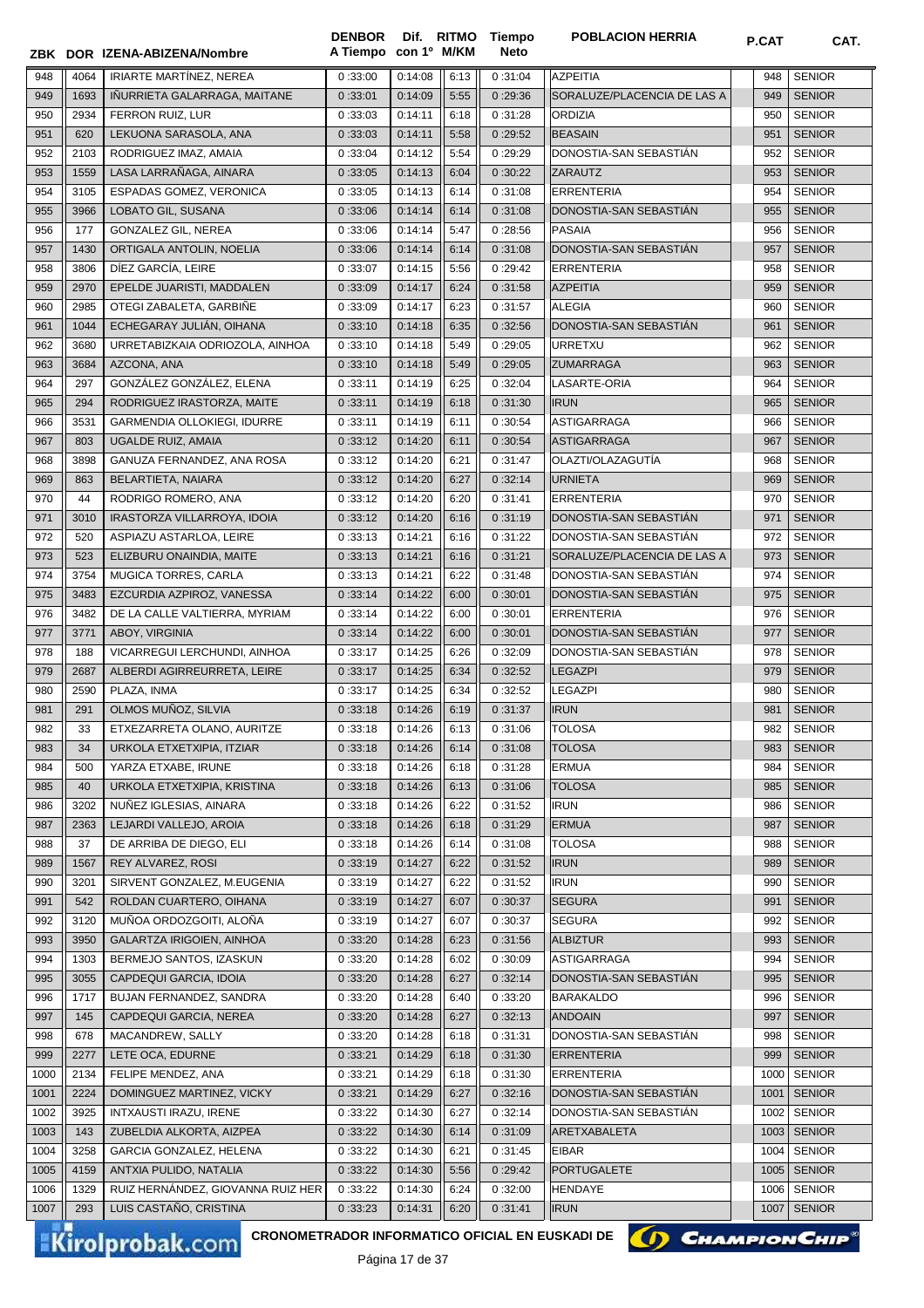| ZBK | DOR | IZENA-ABIZENA/Nombre | DENBOR A Tiempo | Dif. con 1º | RITMO M/KM | Tiempo Neto | POBLACION HERRIA | P.CAT | CAT. |
|---|---|---|---|---|---|---|---|---|---|
| 948 | 4064 | IRIARTE MARTÍNEZ, NEREA | 0 :33:00 | 0:14:08 | 6:13 | 0 :31:04 | AZPEITIA | 948 | SENIOR |
| 949 | 1693 | IÑURRIETA GALARRAGA, MAITANE | 0 :33:01 | 0:14:09 | 5:55 | 0 :29:36 | SORALUZE/PLACENCIA DE LAS A | 949 | SENIOR |
| 950 | 2934 | FERRON RUIZ, LUR | 0 :33:03 | 0:14:11 | 6:18 | 0 :31:28 | ORDIZIA | 950 | SENIOR |
| 951 | 620 | LEKUONA SARASOLA, ANA | 0 :33:03 | 0:14:11 | 5:58 | 0 :29:52 | BEASAIN | 951 | SENIOR |
| 952 | 2103 | RODRIGUEZ IMAZ, AMAIA | 0 :33:04 | 0:14:12 | 5:54 | 0 :29:29 | DONOSTIA-SAN SEBASTIÁN | 952 | SENIOR |
| 953 | 1559 | LASA LARRAÑAGA, AINARA | 0 :33:05 | 0:14:13 | 6:04 | 0 :30:22 | ZARAUTZ | 953 | SENIOR |
| 954 | 3105 | ESPADAS GOMEZ, VERONICA | 0 :33:05 | 0:14:13 | 6:14 | 0 :31:08 | ERRENTERIA | 954 | SENIOR |
| 955 | 3966 | LOBATO GIL, SUSANA | 0 :33:06 | 0:14:14 | 6:14 | 0 :31:08 | DONOSTIA-SAN SEBASTIÁN | 955 | SENIOR |
| 956 | 177 | GONZALEZ GIL, NEREA | 0 :33:06 | 0:14:14 | 5:47 | 0 :28:56 | PASAIA | 956 | SENIOR |
| 957 | 1430 | ORTIGALA ANTOLIN, NOELIA | 0 :33:06 | 0:14:14 | 6:14 | 0 :31:08 | DONOSTIA-SAN SEBASTIÁN | 957 | SENIOR |
| 958 | 3806 | DÍEZ GARCÍA, LEIRE | 0 :33:07 | 0:14:15 | 5:56 | 0 :29:42 | ERRENTERIA | 958 | SENIOR |
| 959 | 2970 | EPELDE JUARISTI, MADDALEN | 0 :33:09 | 0:14:17 | 6:24 | 0 :31:58 | AZPEITIA | 959 | SENIOR |
| 960 | 2985 | OTEGI ZABALETA, GARBIÑE | 0 :33:09 | 0:14:17 | 6:23 | 0 :31:57 | ALEGIA | 960 | SENIOR |
| 961 | 1044 | ECHEGARAY JULIÁN, OIHANA | 0 :33:10 | 0:14:18 | 6:35 | 0 :32:56 | DONOSTIA-SAN SEBASTIÁN | 961 | SENIOR |
| 962 | 3680 | URRETABIZKAIA ODRIOZOLA, AINHOA | 0 :33:10 | 0:14:18 | 5:49 | 0 :29:05 | URRETXU | 962 | SENIOR |
| 963 | 3684 | AZCONA, ANA | 0 :33:10 | 0:14:18 | 5:49 | 0 :29:05 | ZUMARRAGA | 963 | SENIOR |
| 964 | 297 | GONZÁLEZ GONZÁLEZ, ELENA | 0 :33:11 | 0:14:19 | 6:25 | 0 :32:04 | LASARTE-ORIA | 964 | SENIOR |
| 965 | 294 | RODRIGUEZ IRASTORZA, MAITE | 0 :33:11 | 0:14:19 | 6:18 | 0 :31:30 | IRUN | 965 | SENIOR |
| 966 | 3531 | GARMENDIA OLLOKIEGI, IDURRE | 0 :33:11 | 0:14:19 | 6:11 | 0 :30:54 | ASTIGARRAGA | 966 | SENIOR |
| 967 | 803 | UGALDE RUIZ, AMAIA | 0 :33:12 | 0:14:20 | 6:11 | 0 :30:54 | ASTIGARRAGA | 967 | SENIOR |
| 968 | 3898 | GANUZA FERNANDEZ, ANA ROSA | 0 :33:12 | 0:14:20 | 6:21 | 0 :31:47 | OLAZTI/OLAZAGUTÍA | 968 | SENIOR |
| 969 | 863 | BELARTIETA, NAIARA | 0 :33:12 | 0:14:20 | 6:27 | 0 :32:14 | URNIETA | 969 | SENIOR |
| 970 | 44 | RODRIGO ROMERO, ANA | 0 :33:12 | 0:14:20 | 6:20 | 0 :31:41 | ERRENTERIA | 970 | SENIOR |
| 971 | 3010 | IRASTORZA VILLARROYA, IDOIA | 0 :33:12 | 0:14:20 | 6:16 | 0 :31:19 | DONOSTIA-SAN SEBASTIÁN | 971 | SENIOR |
| 972 | 520 | ASPIAZU ASTARLOA, LEIRE | 0 :33:13 | 0:14:21 | 6:16 | 0 :31:22 | DONOSTIA-SAN SEBASTIÁN | 972 | SENIOR |
| 973 | 523 | ELIZBURU ONAINDIA, MAITE | 0 :33:13 | 0:14:21 | 6:16 | 0 :31:21 | SORALUZE/PLACENCIA DE LAS A | 973 | SENIOR |
| 974 | 3754 | MUGICA TORRES, CARLA | 0 :33:13 | 0:14:21 | 6:22 | 0 :31:48 | DONOSTIA-SAN SEBASTIÁN | 974 | SENIOR |
| 975 | 3483 | EZCURDIA AZPIROZ, VANESSA | 0 :33:14 | 0:14:22 | 6:00 | 0 :30:01 | DONOSTIA-SAN SEBASTIÁN | 975 | SENIOR |
| 976 | 3482 | DE LA CALLE VALTIERRA, MYRIAM | 0 :33:14 | 0:14:22 | 6:00 | 0 :30:01 | ERRENTERIA | 976 | SENIOR |
| 977 | 3771 | ABOY, VIRGINIA | 0 :33:14 | 0:14:22 | 6:00 | 0 :30:01 | DONOSTIA-SAN SEBASTIÁN | 977 | SENIOR |
| 978 | 188 | VICARREGUI LERCHUNDI, AINHOA | 0 :33:17 | 0:14:25 | 6:26 | 0 :32:09 | DONOSTIA-SAN SEBASTIÁN | 978 | SENIOR |
| 979 | 2687 | ALBERDI AGIRREURRETA, LEIRE | 0 :33:17 | 0:14:25 | 6:34 | 0 :32:52 | LEGAZPI | 979 | SENIOR |
| 980 | 2590 | PLAZA, INMA | 0 :33:17 | 0:14:25 | 6:34 | 0 :32:52 | LEGAZPI | 980 | SENIOR |
| 981 | 291 | OLMOS MUÑOZ, SILVIA | 0 :33:18 | 0:14:26 | 6:19 | 0 :31:37 | IRUN | 981 | SENIOR |
| 982 | 33 | ETXEZARRETA OLANO, AURITZE | 0 :33:18 | 0:14:26 | 6:13 | 0 :31:06 | TOLOSA | 982 | SENIOR |
| 983 | 34 | URKOLA ETXETXIPIA, ITZIAR | 0 :33:18 | 0:14:26 | 6:14 | 0 :31:08 | TOLOSA | 983 | SENIOR |
| 984 | 500 | YARZA ETXABE, IRUNE | 0 :33:18 | 0:14:26 | 6:18 | 0 :31:28 | ERMUA | 984 | SENIOR |
| 985 | 40 | URKOLA ETXETXIPIA, KRISTINA | 0 :33:18 | 0:14:26 | 6:13 | 0 :31:06 | TOLOSA | 985 | SENIOR |
| 986 | 3202 | NUÑEZ IGLESIAS, AINARA | 0 :33:18 | 0:14:26 | 6:22 | 0 :31:52 | IRUN | 986 | SENIOR |
| 987 | 2363 | LEJARDI VALLEJO, AROIA | 0 :33:18 | 0:14:26 | 6:18 | 0 :31:29 | ERMUA | 987 | SENIOR |
| 988 | 37 | DE ARRIBA DE DIEGO, ELI | 0 :33:18 | 0:14:26 | 6:14 | 0 :31:08 | TOLOSA | 988 | SENIOR |
| 989 | 1567 | REY ALVAREZ, ROSI | 0 :33:19 | 0:14:27 | 6:22 | 0 :31:52 | IRUN | 989 | SENIOR |
| 990 | 3201 | SIRVENT GONZALEZ, M.EUGENIA | 0 :33:19 | 0:14:27 | 6:22 | 0 :31:52 | IRUN | 990 | SENIOR |
| 991 | 542 | ROLDAN CUARTERO, OIHANA | 0 :33:19 | 0:14:27 | 6:07 | 0 :30:37 | SEGURA | 991 | SENIOR |
| 992 | 3120 | MUÑOA ORDOZGOITI, ALOÑA | 0 :33:19 | 0:14:27 | 6:07 | 0 :30:37 | SEGURA | 992 | SENIOR |
| 993 | 3950 | GALARTZA IRIGOIEN, AINHOA | 0 :33:20 | 0:14:28 | 6:23 | 0 :31:56 | ALBIZTUR | 993 | SENIOR |
| 994 | 1303 | BERMEJO SANTOS, IZASKUN | 0 :33:20 | 0:14:28 | 6:02 | 0 :30:09 | ASTIGARRAGA | 994 | SENIOR |
| 995 | 3055 | CAPDEQUI GARCIA, IDOIA | 0 :33:20 | 0:14:28 | 6:27 | 0 :32:14 | DONOSTIA-SAN SEBASTIÁN | 995 | SENIOR |
| 996 | 1717 | BUJAN FERNANDEZ, SANDRA | 0 :33:20 | 0:14:28 | 6:40 | 0 :33:20 | BARAKALDO | 996 | SENIOR |
| 997 | 145 | CAPDEQUI GARCIA, NEREA | 0 :33:20 | 0:14:28 | 6:27 | 0 :32:13 | ANDOAIN | 997 | SENIOR |
| 998 | 678 | MACANDREW, SALLY | 0 :33:20 | 0:14:28 | 6:18 | 0 :31:31 | DONOSTIA-SAN SEBASTIÁN | 998 | SENIOR |
| 999 | 2277 | LETE OCA, EDURNE | 0 :33:21 | 0:14:29 | 6:18 | 0 :31:30 | ERRENTERIA | 999 | SENIOR |
| 1000 | 2134 | FELIPE MENDEZ, ANA | 0 :33:21 | 0:14:29 | 6:18 | 0 :31:30 | ERRENTERIA | 1000 | SENIOR |
| 1001 | 2224 | DOMINGUEZ MARTINEZ, VICKY | 0 :33:21 | 0:14:29 | 6:27 | 0 :32:16 | DONOSTIA-SAN SEBASTIÁN | 1001 | SENIOR |
| 1002 | 3925 | INTXAUSTI IRAZU, IRENE | 0 :33:22 | 0:14:30 | 6:27 | 0 :32:14 | DONOSTIA-SAN SEBASTIÁN | 1002 | SENIOR |
| 1003 | 143 | ZUBELDIA ALKORTA, AIZPEA | 0 :33:22 | 0:14:30 | 6:14 | 0 :31:09 | ARETXABALETA | 1003 | SENIOR |
| 1004 | 3258 | GARCIA GONZALEZ, HELENA | 0 :33:22 | 0:14:30 | 6:21 | 0 :31:45 | EIBAR | 1004 | SENIOR |
| 1005 | 4159 | ANTXIA PULIDO, NATALIA | 0 :33:22 | 0:14:30 | 5:56 | 0 :29:42 | PORTUGALETE | 1005 | SENIOR |
| 1006 | 1329 | RUIZ HERNÁNDEZ, GIOVANNA RUIZ HER | 0 :33:22 | 0:14:30 | 6:24 | 0 :32:00 | HENDAYE | 1006 | SENIOR |
| 1007 | 293 | LUIS CASTAÑO, CRISTINA | 0 :33:23 | 0:14:31 | 6:20 | 0 :31:41 | IRUN | 1007 | SENIOR |

CRONOMETRADOR INFORMATICO OFICIAL EN EUSKADI DE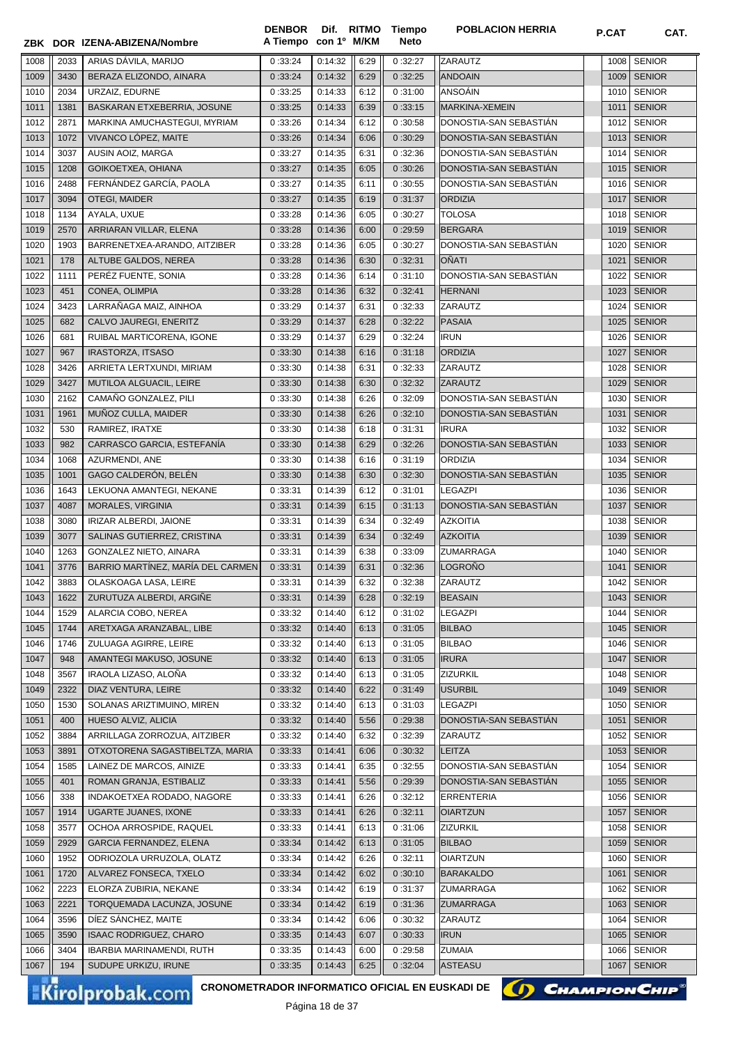| ZBK | DOR | IZENA-ABIZENA/Nombre | DENBOR A Tiempo | Dif. con 1º | RITMO M/KM | Tiempo Neto | POBLACION HERRIA | P.CAT | CAT. |
|---|---|---|---|---|---|---|---|---|---|
| 1008 | 2033 | ARIAS DÁVILA, MARIJO | 0 :33:24 | 0:14:32 | 6:29 | 0 :32:27 | ZARAUTZ | 1008 | SENIOR |
| 1009 | 3430 | BERAZA ELIZONDO, AINARA | 0 :33:24 | 0:14:32 | 6:29 | 0 :32:25 | ANDOAIN | 1009 | SENIOR |
| 1010 | 2034 | URZAIZ, EDURNE | 0 :33:25 | 0:14:33 | 6:12 | 0 :31:00 | ANSOÁIN | 1010 | SENIOR |
| 1011 | 1381 | BASKARAN ETXEBERRIA, JOSUNE | 0 :33:25 | 0:14:33 | 6:39 | 0 :33:15 | MARKINA-XEMEIN | 1011 | SENIOR |
| 1012 | 2871 | MARKINA AMUCHASTEGUI, MYRIAM | 0 :33:26 | 0:14:34 | 6:12 | 0 :30:58 | DONOSTIA-SAN SEBASTIÁN | 1012 | SENIOR |
| 1013 | 1072 | VIVANCO LÓPEZ, MAITE | 0 :33:26 | 0:14:34 | 6:06 | 0 :30:29 | DONOSTIA-SAN SEBASTIÁN | 1013 | SENIOR |
| 1014 | 3037 | AUSIN AOIZ, MARGA | 0 :33:27 | 0:14:35 | 6:31 | 0 :32:36 | DONOSTIA-SAN SEBASTIÁN | 1014 | SENIOR |
| 1015 | 1208 | GOIKOETXEA, OHIANA | 0 :33:27 | 0:14:35 | 6:05 | 0 :30:26 | DONOSTIA-SAN SEBASTIÁN | 1015 | SENIOR |
| 1016 | 2488 | FERNÁNDEZ GARCÍA, PAOLA | 0 :33:27 | 0:14:35 | 6:11 | 0 :30:55 | DONOSTIA-SAN SEBASTIÁN | 1016 | SENIOR |
| 1017 | 3094 | OTEGI, MAIDER | 0 :33:27 | 0:14:35 | 6:19 | 0 :31:37 | ORDIZIA | 1017 | SENIOR |
| 1018 | 1134 | AYALA, UXUE | 0 :33:28 | 0:14:36 | 6:05 | 0 :30:27 | TOLOSA | 1018 | SENIOR |
| 1019 | 2570 | ARRIARAN VILLAR, ELENA | 0 :33:28 | 0:14:36 | 6:00 | 0 :29:59 | BERGARA | 1019 | SENIOR |
| 1020 | 1903 | BARRENETXEA-ARANDO, AITZIBER | 0 :33:28 | 0:14:36 | 6:05 | 0 :30:27 | DONOSTIA-SAN SEBASTIÁN | 1020 | SENIOR |
| 1021 | 178 | ALTUBE GALDOS, NEREA | 0 :33:28 | 0:14:36 | 6:30 | 0 :32:31 | OÑATI | 1021 | SENIOR |
| 1022 | 1111 | PERÉZ FUENTE, SONIA | 0 :33:28 | 0:14:36 | 6:14 | 0 :31:10 | DONOSTIA-SAN SEBASTIÁN | 1022 | SENIOR |
| 1023 | 451 | CONEA, OLIMPIA | 0 :33:28 | 0:14:36 | 6:32 | 0 :32:41 | HERNANI | 1023 | SENIOR |
| 1024 | 3423 | LARRAÑAGA MAIZ, AINHOA | 0 :33:29 | 0:14:37 | 6:31 | 0 :32:33 | ZARAUTZ | 1024 | SENIOR |
| 1025 | 682 | CALVO JAUREGI, ENERITZ | 0 :33:29 | 0:14:37 | 6:28 | 0 :32:22 | PASAIA | 1025 | SENIOR |
| 1026 | 681 | RUIBAL MARTICORENA, IGONE | 0 :33:29 | 0:14:37 | 6:29 | 0 :32:24 | IRUN | 1026 | SENIOR |
| 1027 | 967 | IRASTORZA, ITSASO | 0 :33:30 | 0:14:38 | 6:16 | 0 :31:18 | ORDIZIA | 1027 | SENIOR |
| 1028 | 3426 | ARRIETA LERTXUNDI, MIRIAM | 0 :33:30 | 0:14:38 | 6:31 | 0 :32:33 | ZARAUTZ | 1028 | SENIOR |
| 1029 | 3427 | MUTILOA ALGUACIL, LEIRE | 0 :33:30 | 0:14:38 | 6:30 | 0 :32:32 | ZARAUTZ | 1029 | SENIOR |
| 1030 | 2162 | CAMAÑO GONZALEZ, PILI | 0 :33:30 | 0:14:38 | 6:26 | 0 :32:09 | DONOSTIA-SAN SEBASTIÁN | 1030 | SENIOR |
| 1031 | 1961 | MUÑOZ CULLA, MAIDER | 0 :33:30 | 0:14:38 | 6:26 | 0 :32:10 | DONOSTIA-SAN SEBASTIÁN | 1031 | SENIOR |
| 1032 | 530 | RAMIREZ, IRATXE | 0 :33:30 | 0:14:38 | 6:18 | 0 :31:31 | IRURA | 1032 | SENIOR |
| 1033 | 982 | CARRASCO GARCIA, ESTEFANÍA | 0 :33:30 | 0:14:38 | 6:29 | 0 :32:26 | DONOSTIA-SAN SEBASTIÁN | 1033 | SENIOR |
| 1034 | 1068 | AZURMENDI, ANE | 0 :33:30 | 0:14:38 | 6:16 | 0 :31:19 | ORDIZIA | 1034 | SENIOR |
| 1035 | 1001 | GAGO CALDERÓN, BELÉN | 0 :33:30 | 0:14:38 | 6:30 | 0 :32:30 | DONOSTIA-SAN SEBASTIÁN | 1035 | SENIOR |
| 1036 | 1643 | LEKUONA AMANTEGI, NEKANE | 0 :33:31 | 0:14:39 | 6:12 | 0 :31:01 | LEGAZPI | 1036 | SENIOR |
| 1037 | 4087 | MORALES, VIRGINIA | 0 :33:31 | 0:14:39 | 6:15 | 0 :31:13 | DONOSTIA-SAN SEBASTIÁN | 1037 | SENIOR |
| 1038 | 3080 | IRIZAR ALBERDI, JAIONE | 0 :33:31 | 0:14:39 | 6:34 | 0 :32:49 | AZKOITIA | 1038 | SENIOR |
| 1039 | 3077 | SALINAS GUTIERREZ, CRISTINA | 0 :33:31 | 0:14:39 | 6:34 | 0 :32:49 | AZKOITIA | 1039 | SENIOR |
| 1040 | 1263 | GONZALEZ NIETO, AINARA | 0 :33:31 | 0:14:39 | 6:38 | 0 :33:09 | ZUMARRAGA | 1040 | SENIOR |
| 1041 | 3776 | BARRIO MARTÍNEZ, MARÍA DEL CARMEN | 0 :33:31 | 0:14:39 | 6:31 | 0 :32:36 | LOGROÑO | 1041 | SENIOR |
| 1042 | 3883 | OLASKOAGA LASA, LEIRE | 0 :33:31 | 0:14:39 | 6:32 | 0 :32:38 | ZARAUTZ | 1042 | SENIOR |
| 1043 | 1622 | ZURUTUZA ALBERDI, ARGIÑE | 0 :33:31 | 0:14:39 | 6:28 | 0 :32:19 | BEASAIN | 1043 | SENIOR |
| 1044 | 1529 | ALARCIA COBO, NEREA | 0 :33:32 | 0:14:40 | 6:12 | 0 :31:02 | LEGAZPI | 1044 | SENIOR |
| 1045 | 1744 | ARETXAGA ARANZABAL, LIBE | 0 :33:32 | 0:14:40 | 6:13 | 0 :31:05 | BILBAO | 1045 | SENIOR |
| 1046 | 1746 | ZULUAGA AGIRRE, LEIRE | 0 :33:32 | 0:14:40 | 6:13 | 0 :31:05 | BILBAO | 1046 | SENIOR |
| 1047 | 948 | AMANTEGI MAKUSO, JOSUNE | 0 :33:32 | 0:14:40 | 6:13 | 0 :31:05 | IRURA | 1047 | SENIOR |
| 1048 | 3567 | IRAOLA LIZASO, ALOÑA | 0 :33:32 | 0:14:40 | 6:13 | 0 :31:05 | ZIZURKIL | 1048 | SENIOR |
| 1049 | 2322 | DIAZ VENTURA, LEIRE | 0 :33:32 | 0:14:40 | 6:22 | 0 :31:49 | USURBIL | 1049 | SENIOR |
| 1050 | 1530 | SOLANAS ARIZTIMUINO, MIREN | 0 :33:32 | 0:14:40 | 6:13 | 0 :31:03 | LEGAZPI | 1050 | SENIOR |
| 1051 | 400 | HUESO ALVIZ, ALICIA | 0 :33:32 | 0:14:40 | 5:56 | 0 :29:38 | DONOSTIA-SAN SEBASTIÁN | 1051 | SENIOR |
| 1052 | 3884 | ARRILLAGA ZORROZUA, AITZIBER | 0 :33:32 | 0:14:40 | 6:32 | 0 :32:39 | ZARAUTZ | 1052 | SENIOR |
| 1053 | 3891 | OTXOTORENA SAGASTIBELTZA, MARIA | 0 :33:33 | 0:14:41 | 6:06 | 0 :30:32 | LEITZA | 1053 | SENIOR |
| 1054 | 1585 | LAINEZ DE MARCOS, AINIZE | 0 :33:33 | 0:14:41 | 6:35 | 0 :32:55 | DONOSTIA-SAN SEBASTIÁN | 1054 | SENIOR |
| 1055 | 401 | ROMAN GRANJA, ESTIBALIZ | 0 :33:33 | 0:14:41 | 5:56 | 0 :29:39 | DONOSTIA-SAN SEBASTIÁN | 1055 | SENIOR |
| 1056 | 338 | INDAKOETXEA RODADO, NAGORE | 0 :33:33 | 0:14:41 | 6:26 | 0 :32:12 | ERRENTERIA | 1056 | SENIOR |
| 1057 | 1914 | UGARTE JUANES, IXONE | 0 :33:33 | 0:14:41 | 6:26 | 0 :32:11 | OIARTZUN | 1057 | SENIOR |
| 1058 | 3577 | OCHOA ARROSPIDE, RAQUEL | 0 :33:33 | 0:14:41 | 6:13 | 0 :31:06 | ZIZURKIL | 1058 | SENIOR |
| 1059 | 2929 | GARCIA FERNANDEZ, ELENA | 0 :33:34 | 0:14:42 | 6:13 | 0 :31:05 | BILBAO | 1059 | SENIOR |
| 1060 | 1952 | ODRIOZOLA URRUZOLA, OLATZ | 0 :33:34 | 0:14:42 | 6:26 | 0 :32:11 | OIARTZUN | 1060 | SENIOR |
| 1061 | 1720 | ALVAREZ FONSECA, TXELO | 0 :33:34 | 0:14:42 | 6:02 | 0 :30:10 | BARAKALDO | 1061 | SENIOR |
| 1062 | 2223 | ELORZA ZUBIRIA, NEKANE | 0 :33:34 | 0:14:42 | 6:19 | 0 :31:37 | ZUMARRAGA | 1062 | SENIOR |
| 1063 | 2221 | TORQUEMADA LACUNZA, JOSUNE | 0 :33:34 | 0:14:42 | 6:19 | 0 :31:36 | ZUMARRAGA | 1063 | SENIOR |
| 1064 | 3596 | DÍEZ SÁNCHEZ, MAITE | 0 :33:34 | 0:14:42 | 6:06 | 0 :30:32 | ZARAUTZ | 1064 | SENIOR |
| 1065 | 3590 | ISAAC RODRIGUEZ, CHARO | 0 :33:35 | 0:14:43 | 6:07 | 0 :30:33 | IRUN | 1065 | SENIOR |
| 1066 | 3404 | IBARBIA MARINAMENDI, RUTH | 0 :33:35 | 0:14:43 | 6:00 | 0 :29:58 | ZUMAIA | 1066 | SENIOR |
| 1067 | 194 | SUDUPE URKIZU, IRUNE | 0 :33:35 | 0:14:43 | 6:25 | 0 :32:04 | ASTEASU | 1067 | SENIOR |

CRONOMETRADOR INFORMATICO OFICIAL EN EUSKADI DE ChampionChip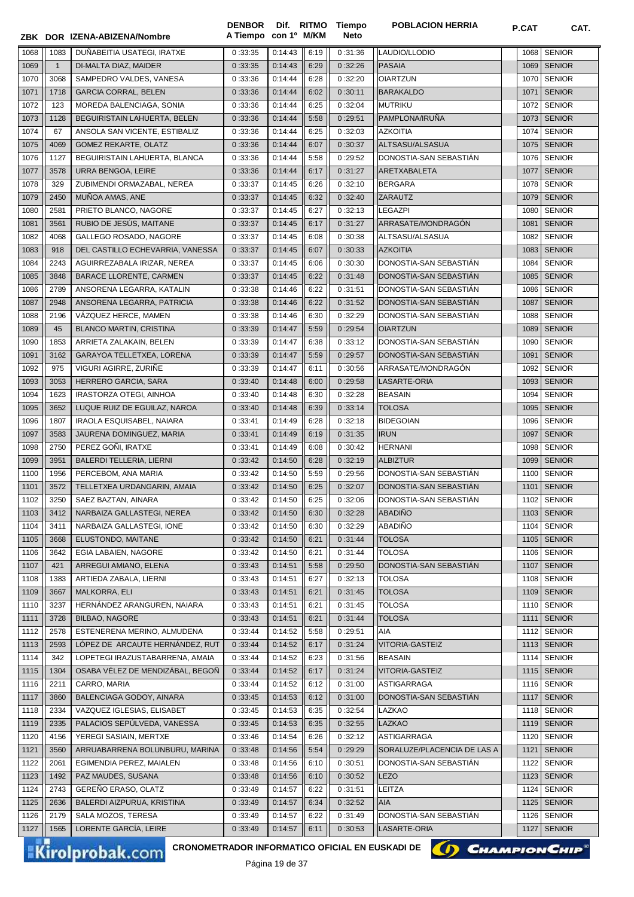| ZBK | DOR | IZENA-ABIZENA/Nombre | DENBOR A Tiempo | Dif. con 1º | RITMO M/KM | Tiempo Neto | POBLACION HERRIA | P.CAT | CAT. |
|---|---|---|---|---|---|---|---|---|---|
| 1068 | 1083 | DUÑABEITIA USATEGI, IRATXE | 0:33:35 | 0:14:43 | 6:19 | 0:31:36 | LAUDIO/LLODIO | 1068 | SENIOR |
| 1069 | 1 | DI-MALTA DIAZ, MAIDER | 0:33:35 | 0:14:43 | 6:29 | 0:32:26 | PASAIA | 1069 | SENIOR |
| 1070 | 3068 | SAMPEDRO VALDES, VANESA | 0:33:36 | 0:14:44 | 6:28 | 0:32:20 | OIARTZUN | 1070 | SENIOR |
| 1071 | 1718 | GARCIA CORRAL, BELEN | 0:33:36 | 0:14:44 | 6:02 | 0:30:11 | BARAKALDO | 1071 | SENIOR |
| 1072 | 123 | MOREDA BALENCIAGA, SONIA | 0:33:36 | 0:14:44 | 6:25 | 0:32:04 | MUTRIKU | 1072 | SENIOR |
| 1073 | 1128 | BEGUIRISTAIN LAHUERTA, BELEN | 0:33:36 | 0:14:44 | 5:58 | 0:29:51 | PAMPLONA/IRUÑA | 1073 | SENIOR |
| 1074 | 67 | ANSOLA SAN VICENTE, ESTIBALIZ | 0:33:36 | 0:14:44 | 6:25 | 0:32:03 | AZKOITIA | 1074 | SENIOR |
| 1075 | 4069 | GOMEZ REKARTE, OLATZ | 0:33:36 | 0:14:44 | 6:07 | 0:30:37 | ALTSASU/ALSASUA | 1075 | SENIOR |
| 1076 | 1127 | BEGUIRISTAIN LAHUERTA, BLANCA | 0:33:36 | 0:14:44 | 5:58 | 0:29:52 | DONOSTIA-SAN SEBASTIÁN | 1076 | SENIOR |
| 1077 | 3578 | URRA BENGOA, LEIRE | 0:33:36 | 0:14:44 | 6:17 | 0:31:27 | ARETXABALETA | 1077 | SENIOR |
| 1078 | 329 | ZUBIMENDI ORMAZABAL, NEREA | 0:33:37 | 0:14:45 | 6:26 | 0:32:10 | BERGARA | 1078 | SENIOR |
| 1079 | 2450 | MUÑOA AMAS, ANE | 0:33:37 | 0:14:45 | 6:32 | 0:32:40 | ZARAUTZ | 1079 | SENIOR |
| 1080 | 2581 | PRIETO BLANCO, NAGORE | 0:33:37 | 0:14:45 | 6:27 | 0:32:13 | LEGAZPI | 1080 | SENIOR |
| 1081 | 3561 | RUBIO DE JESÚS, MAITANE | 0:33:37 | 0:14:45 | 6:17 | 0:31:27 | ARRASATE/MONDRAGÓN | 1081 | SENIOR |
| 1082 | 4068 | GALLEGO ROSADO, NAGORE | 0:33:37 | 0:14:45 | 6:08 | 0:30:38 | ALTSASU/ALSASUA | 1082 | SENIOR |
| 1083 | 918 | DEL CASTILLO ECHEVARRIA, VANESSA | 0:33:37 | 0:14:45 | 6:07 | 0:30:33 | AZKOITIA | 1083 | SENIOR |
| 1084 | 2243 | AGUIRREZABALA IRIZAR, NEREA | 0:33:37 | 0:14:45 | 6:06 | 0:30:30 | DONOSTIA-SAN SEBASTIÁN | 1084 | SENIOR |
| 1085 | 3848 | BARACE LLORENTE, CARMEN | 0:33:37 | 0:14:45 | 6:22 | 0:31:48 | DONOSTIA-SAN SEBASTIÁN | 1085 | SENIOR |
| 1086 | 2789 | ANSORENA LEGARRA, KATALIN | 0:33:38 | 0:14:46 | 6:22 | 0:31:51 | DONOSTIA-SAN SEBASTIÁN | 1086 | SENIOR |
| 1087 | 2948 | ANSORENA LEGARRA, PATRICIA | 0:33:38 | 0:14:46 | 6:22 | 0:31:52 | DONOSTIA-SAN SEBASTIÁN | 1087 | SENIOR |
| 1088 | 2196 | VÁZQUEZ HERCE, MAMEN | 0:33:38 | 0:14:46 | 6:30 | 0:32:29 | DONOSTIA-SAN SEBASTIÁN | 1088 | SENIOR |
| 1089 | 45 | BLANCO MARTIN, CRISTINA | 0:33:39 | 0:14:47 | 5:59 | 0:29:54 | OIARTZUN | 1089 | SENIOR |
| 1090 | 1853 | ARRIETA ZALAKAIN, BELEN | 0:33:39 | 0:14:47 | 6:38 | 0:33:12 | DONOSTIA-SAN SEBASTIÁN | 1090 | SENIOR |
| 1091 | 3162 | GARAYOA TELLETXEA, LORENA | 0:33:39 | 0:14:47 | 5:59 | 0:29:57 | DONOSTIA-SAN SEBASTIÁN | 1091 | SENIOR |
| 1092 | 975 | VIGURI AGIRRE, ZURIÑE | 0:33:39 | 0:14:47 | 6:11 | 0:30:56 | ARRASATE/MONDRAGÓN | 1092 | SENIOR |
| 1093 | 3053 | HERRERO GARCIA, SARA | 0:33:40 | 0:14:48 | 6:00 | 0:29:58 | LASARTE-ORIA | 1093 | SENIOR |
| 1094 | 1623 | IRASTORZA OTEGI, AINHOA | 0:33:40 | 0:14:48 | 6:30 | 0:32:28 | BEASAIN | 1094 | SENIOR |
| 1095 | 3652 | LUQUE RUIZ DE EGUILAZ, NAROA | 0:33:40 | 0:14:48 | 6:39 | 0:33:14 | TOLOSA | 1095 | SENIOR |
| 1096 | 1807 | IRAOLA ESQUISABEL, NAIARA | 0:33:41 | 0:14:49 | 6:28 | 0:32:18 | BIDEGOIAN | 1096 | SENIOR |
| 1097 | 3583 | JAURENA DOMINGUEZ, MARIA | 0:33:41 | 0:14:49 | 6:19 | 0:31:35 | IRUN | 1097 | SENIOR |
| 1098 | 2750 | PEREZ GOÑI, IRATXE | 0:33:41 | 0:14:49 | 6:08 | 0:30:42 | HERNANI | 1098 | SENIOR |
| 1099 | 3951 | BALERDI TELLERIA, LIERNI | 0:33:42 | 0:14:50 | 6:28 | 0:32:19 | ALBIZTUR | 1099 | SENIOR |
| 1100 | 1956 | PERCEBOM, ANA MARIA | 0:33:42 | 0:14:50 | 5:59 | 0:29:56 | DONOSTIA-SAN SEBASTIÁN | 1100 | SENIOR |
| 1101 | 3572 | TELLETXEA URDANGARIN, AMAIA | 0:33:42 | 0:14:50 | 6:25 | 0:32:07 | DONOSTIA-SAN SEBASTIÁN | 1101 | SENIOR |
| 1102 | 3250 | SAEZ BAZTAN, AINARA | 0:33:42 | 0:14:50 | 6:25 | 0:32:06 | DONOSTIA-SAN SEBASTIÁN | 1102 | SENIOR |
| 1103 | 3412 | NARBAIZA GALLASTEGI, NEREA | 0:33:42 | 0:14:50 | 6:30 | 0:32:28 | ABADIÑO | 1103 | SENIOR |
| 1104 | 3411 | NARBAIZA GALLASTEGI, IONE | 0:33:42 | 0:14:50 | 6:30 | 0:32:29 | ABADIÑO | 1104 | SENIOR |
| 1105 | 3668 | ELUSTONDO, MAITANE | 0:33:42 | 0:14:50 | 6:21 | 0:31:44 | TOLOSA | 1105 | SENIOR |
| 1106 | 3642 | EGIA LABAIEN, NAGORE | 0:33:42 | 0:14:50 | 6:21 | 0:31:44 | TOLOSA | 1106 | SENIOR |
| 1107 | 421 | ARREGUI AMIANO, ELENA | 0:33:43 | 0:14:51 | 5:58 | 0:29:50 | DONOSTIA-SAN SEBASTIÁN | 1107 | SENIOR |
| 1108 | 1383 | ARTIEDA ZABALA, LIERNI | 0:33:43 | 0:14:51 | 6:27 | 0:32:13 | TOLOSA | 1108 | SENIOR |
| 1109 | 3667 | MALKORRA, ELI | 0:33:43 | 0:14:51 | 6:21 | 0:31:45 | TOLOSA | 1109 | SENIOR |
| 1110 | 3237 | HERNÁNDEZ ARANGUREN, NAIARA | 0:33:43 | 0:14:51 | 6:21 | 0:31:45 | TOLOSA | 1110 | SENIOR |
| 1111 | 3728 | BILBAO, NAGORE | 0:33:43 | 0:14:51 | 6:21 | 0:31:44 | TOLOSA | 1111 | SENIOR |
| 1112 | 2578 | ESTENERENA MERINO, ALMUDENA | 0:33:44 | 0:14:52 | 5:58 | 0:29:51 | AIA | 1112 | SENIOR |
| 1113 | 2593 | LÓPEZ DE ARCAUTE HERNÁNDEZ, RUT | 0:33:44 | 0:14:52 | 6:17 | 0:31:24 | VITORIA-GASTEIZ | 1113 | SENIOR |
| 1114 | 342 | LOPETEGI IRAZUSTABARRENA, AMAIA | 0:33:44 | 0:14:52 | 6:23 | 0:31:56 | BEASAIN | 1114 | SENIOR |
| 1115 | 1304 | OSABA VÉLEZ DE MENDIZÁBAL, BEGOÑ | 0:33:44 | 0:14:52 | 6:17 | 0:31:24 | VITORIA-GASTEIZ | 1115 | SENIOR |
| 1116 | 2211 | CARRO, MARIA | 0:33:44 | 0:14:52 | 6:12 | 0:31:00 | ASTIGARRAGA | 1116 | SENIOR |
| 1117 | 3860 | BALENCIAGA GODOY, AINARA | 0:33:45 | 0:14:53 | 6:12 | 0:31:00 | DONOSTIA-SAN SEBASTIÁN | 1117 | SENIOR |
| 1118 | 2334 | VAZQUEZ IGLESIAS, ELISABET | 0:33:45 | 0:14:53 | 6:35 | 0:32:54 | LAZKAO | 1118 | SENIOR |
| 1119 | 2335 | PALACIOS SEPÚLVEDA, VANESSA | 0:33:45 | 0:14:53 | 6:35 | 0:32:55 | LAZKAO | 1119 | SENIOR |
| 1120 | 4156 | YEREGI SASIAIN, MERTXE | 0:33:46 | 0:14:54 | 6:26 | 0:32:12 | ASTIGARRAGA | 1120 | SENIOR |
| 1121 | 3560 | ARRUABARRENA BOLUNBURU, MARINA | 0:33:48 | 0:14:56 | 5:54 | 0:29:29 | SORALUZE/PLACENCIA DE LAS A | 1121 | SENIOR |
| 1122 | 2061 | EGIMENDIA PEREZ, MAIALEN | 0:33:48 | 0:14:56 | 6:10 | 0:30:51 | DONOSTIA-SAN SEBASTIÁN | 1122 | SENIOR |
| 1123 | 1492 | PAZ MAUDES, SUSANA | 0:33:48 | 0:14:56 | 6:10 | 0:30:52 | LEZO | 1123 | SENIOR |
| 1124 | 2743 | GEREÑO ERASO, OLATZ | 0:33:49 | 0:14:57 | 6:22 | 0:31:51 | LEITZA | 1124 | SENIOR |
| 1125 | 2636 | BALERDI AIZPURUA, KRISTINA | 0:33:49 | 0:14:57 | 6:34 | 0:32:52 | AIA | 1125 | SENIOR |
| 1126 | 2179 | SALA MOZOS, TERESA | 0:33:49 | 0:14:57 | 6:22 | 0:31:49 | DONOSTIA-SAN SEBASTIÁN | 1126 | SENIOR |
| 1127 | 1565 | LORENTE GARCÍA, LEIRE | 0:33:49 | 0:14:57 | 6:11 | 0:30:53 | LASARTE-ORIA | 1127 | SENIOR |

CRONOMETRADOR INFORMATICO OFICIAL EN EUSKADI DE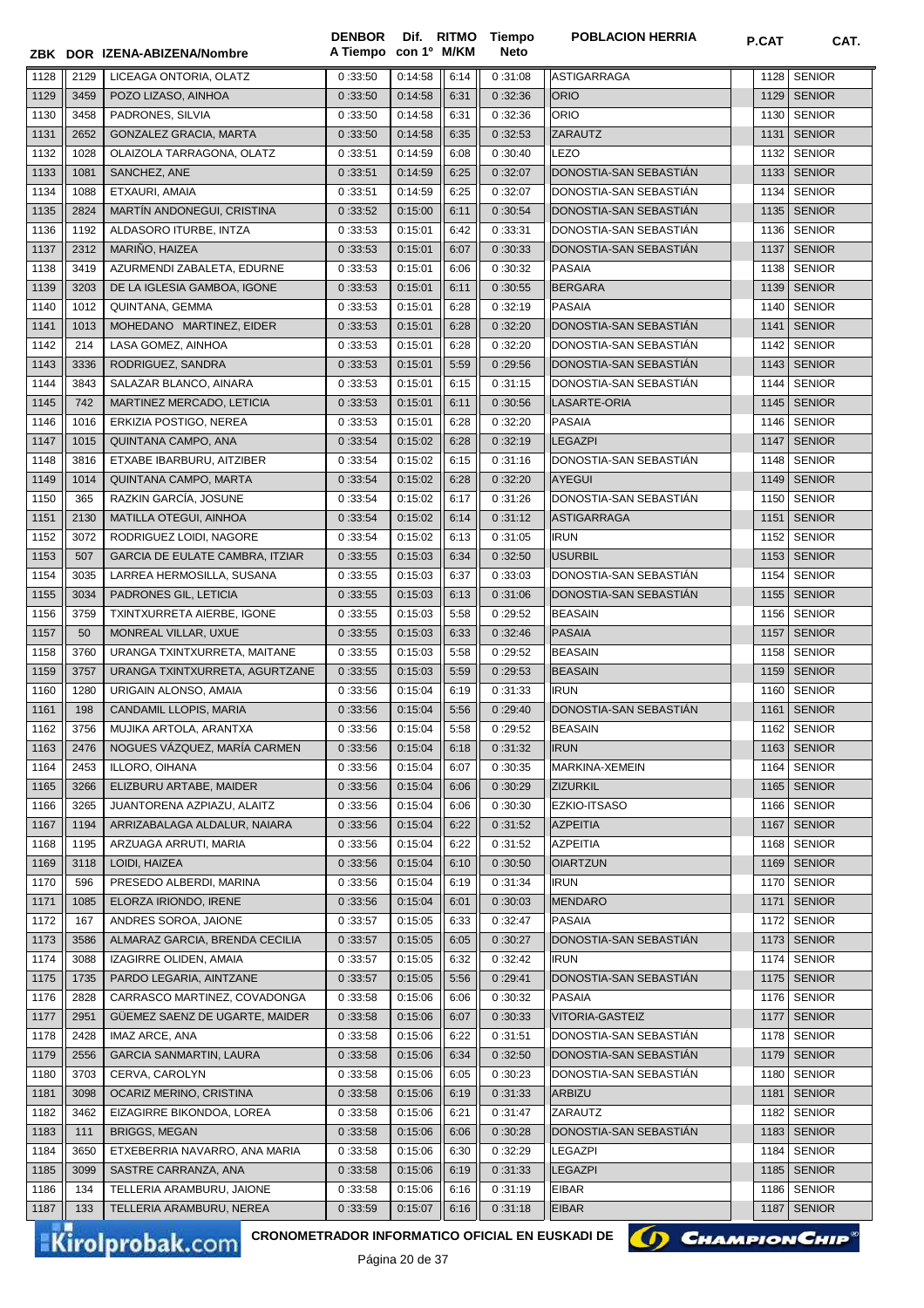| ZBK | DOR | IZENA-ABIZENA/Nombre | DENBOR A Tiempo | Dif. con 1º | RITMO M/KM | Tiempo Neto | POBLACION HERRIA | P.CAT | CAT. |
|---|---|---|---|---|---|---|---|---|---|
| 1128 | 2129 | LICEAGA ONTORIA, OLATZ | 0 :33:50 | 0:14:58 | 6:14 | 0 :31:08 | ASTIGARRAGA | 1128 | SENIOR |
| 1129 | 3459 | POZO LIZASO, AINHOA | 0 :33:50 | 0:14:58 | 6:31 | 0 :32:36 | ORIO | 1129 | SENIOR |
| 1130 | 3458 | PADRONES, SILVIA | 0 :33:50 | 0:14:58 | 6:31 | 0 :32:36 | ORIO | 1130 | SENIOR |
| 1131 | 2652 | GONZALEZ GRACIA, MARTA | 0 :33:50 | 0:14:58 | 6:35 | 0 :32:53 | ZARAUTZ | 1131 | SENIOR |
| 1132 | 1028 | OLAIZOLA TARRAGONA, OLATZ | 0 :33:51 | 0:14:59 | 6:08 | 0 :30:40 | LEZO | 1132 | SENIOR |
| 1133 | 1081 | SANCHEZ, ANE | 0 :33:51 | 0:14:59 | 6:25 | 0 :32:07 | DONOSTIA-SAN SEBASTIÁN | 1133 | SENIOR |
| 1134 | 1088 | ETXAURI, AMAIA | 0 :33:51 | 0:14:59 | 6:25 | 0 :32:07 | DONOSTIA-SAN SEBASTIÁN | 1134 | SENIOR |
| 1135 | 2824 | MARTÍN ANDONEGUI, CRISTINA | 0 :33:52 | 0:15:00 | 6:11 | 0 :30:54 | DONOSTIA-SAN SEBASTIÁN | 1135 | SENIOR |
| 1136 | 1192 | ALDASORO ITURBE, INTZA | 0 :33:53 | 0:15:01 | 6:42 | 0 :33:31 | DONOSTIA-SAN SEBASTIÁN | 1136 | SENIOR |
| 1137 | 2312 | MARIÑO, HAIZEA | 0 :33:53 | 0:15:01 | 6:07 | 0 :30:33 | DONOSTIA-SAN SEBASTIÁN | 1137 | SENIOR |
| 1138 | 3419 | AZURMENDI ZABALETA, EDURNE | 0 :33:53 | 0:15:01 | 6:06 | 0 :30:32 | PASAIA | 1138 | SENIOR |
| 1139 | 3203 | DE LA IGLESIA GAMBOA, IGONE | 0 :33:53 | 0:15:01 | 6:11 | 0 :30:55 | BERGARA | 1139 | SENIOR |
| 1140 | 1012 | QUINTANA, GEMMA | 0 :33:53 | 0:15:01 | 6:28 | 0 :32:19 | PASAIA | 1140 | SENIOR |
| 1141 | 1013 | MOHEDANO MARTINEZ, EIDER | 0 :33:53 | 0:15:01 | 6:28 | 0 :32:20 | DONOSTIA-SAN SEBASTIÁN | 1141 | SENIOR |
| 1142 | 214 | LASA GOMEZ, AINHOA | 0 :33:53 | 0:15:01 | 6:28 | 0 :32:20 | DONOSTIA-SAN SEBASTIÁN | 1142 | SENIOR |
| 1143 | 3336 | RODRIGUEZ, SANDRA | 0 :33:53 | 0:15:01 | 5:59 | 0 :29:56 | DONOSTIA-SAN SEBASTIÁN | 1143 | SENIOR |
| 1144 | 3843 | SALAZAR BLANCO, AINARA | 0 :33:53 | 0:15:01 | 6:15 | 0 :31:15 | DONOSTIA-SAN SEBASTIÁN | 1144 | SENIOR |
| 1145 | 742 | MARTINEZ MERCADO, LETICIA | 0 :33:53 | 0:15:01 | 6:11 | 0 :30:56 | LASARTE-ORIA | 1145 | SENIOR |
| 1146 | 1016 | ERKIZIA POSTIGO, NEREA | 0 :33:53 | 0:15:01 | 6:28 | 0 :32:20 | PASAIA | 1146 | SENIOR |
| 1147 | 1015 | QUINTANA CAMPO, ANA | 0 :33:54 | 0:15:02 | 6:28 | 0 :32:19 | LEGAZPI | 1147 | SENIOR |
| 1148 | 3816 | ETXABE IBARBURU, AITZIBER | 0 :33:54 | 0:15:02 | 6:15 | 0 :31:16 | DONOSTIA-SAN SEBASTIÁN | 1148 | SENIOR |
| 1149 | 1014 | QUINTANA CAMPO, MARTA | 0 :33:54 | 0:15:02 | 6:28 | 0 :32:20 | AYEGUI | 1149 | SENIOR |
| 1150 | 365 | RAZKIN GARCÍA, JOSUNE | 0 :33:54 | 0:15:02 | 6:17 | 0 :31:26 | DONOSTIA-SAN SEBASTIÁN | 1150 | SENIOR |
| 1151 | 2130 | MATILLA OTEGUI, AINHOA | 0 :33:54 | 0:15:02 | 6:14 | 0 :31:12 | ASTIGARRAGA | 1151 | SENIOR |
| 1152 | 3072 | RODRIGUEZ LOIDI, NAGORE | 0 :33:54 | 0:15:02 | 6:13 | 0 :31:05 | IRUN | 1152 | SENIOR |
| 1153 | 507 | GARCIA DE EULATE CAMBRA, ITZIAR | 0 :33:55 | 0:15:03 | 6:34 | 0 :32:50 | USURBIL | 1153 | SENIOR |
| 1154 | 3035 | LARREA HERMOSILLA, SUSANA | 0 :33:55 | 0:15:03 | 6:37 | 0 :33:03 | DONOSTIA-SAN SEBASTIÁN | 1154 | SENIOR |
| 1155 | 3034 | PADRONES GIL, LETICIA | 0 :33:55 | 0:15:03 | 6:13 | 0 :31:06 | DONOSTIA-SAN SEBASTIÁN | 1155 | SENIOR |
| 1156 | 3759 | TXINTXURRETA AIERBE, IGONE | 0 :33:55 | 0:15:03 | 5:58 | 0 :29:52 | BEASAIN | 1156 | SENIOR |
| 1157 | 50 | MONREAL VILLAR, UXUE | 0 :33:55 | 0:15:03 | 6:33 | 0 :32:46 | PASAIA | 1157 | SENIOR |
| 1158 | 3760 | URANGA TXINTXURRETA, MAITANE | 0 :33:55 | 0:15:03 | 5:58 | 0 :29:52 | BEASAIN | 1158 | SENIOR |
| 1159 | 3757 | URANGA TXINTXURRETA, AGURTZANE | 0 :33:55 | 0:15:03 | 5:59 | 0 :29:53 | BEASAIN | 1159 | SENIOR |
| 1160 | 1280 | URIGAIN ALONSO, AMAIA | 0 :33:56 | 0:15:04 | 6:19 | 0 :31:33 | IRUN | 1160 | SENIOR |
| 1161 | 198 | CANDAMIL LLOPIS, MARIA | 0 :33:56 | 0:15:04 | 5:56 | 0 :29:40 | DONOSTIA-SAN SEBASTIÁN | 1161 | SENIOR |
| 1162 | 3756 | MUJIKA ARTOLA, ARANTXA | 0 :33:56 | 0:15:04 | 5:58 | 0 :29:52 | BEASAIN | 1162 | SENIOR |
| 1163 | 2476 | NOGUES VÁZQUEZ, MARÍA CARMEN | 0 :33:56 | 0:15:04 | 6:18 | 0 :31:32 | IRUN | 1163 | SENIOR |
| 1164 | 2453 | ILLORO, OIHANA | 0 :33:56 | 0:15:04 | 6:07 | 0 :30:35 | MARKINA-XEMEIN | 1164 | SENIOR |
| 1165 | 3266 | ELIZBURU ARTABE, MAIDER | 0 :33:56 | 0:15:04 | 6:06 | 0 :30:29 | ZIZURKIL | 1165 | SENIOR |
| 1166 | 3265 | JUANTORENA AZPIAZU, ALAITZ | 0 :33:56 | 0:15:04 | 6:06 | 0 :30:30 | EZKIO-ITSASO | 1166 | SENIOR |
| 1167 | 1194 | ARRIZABALAGA ALDALUR, NAIARA | 0 :33:56 | 0:15:04 | 6:22 | 0 :31:52 | AZPEITIA | 1167 | SENIOR |
| 1168 | 1195 | ARZUAGA ARRUTI, MARIA | 0 :33:56 | 0:15:04 | 6:22 | 0 :31:52 | AZPEITIA | 1168 | SENIOR |
| 1169 | 3118 | LOIDI, HAIZEA | 0 :33:56 | 0:15:04 | 6:10 | 0 :30:50 | OIARTZUN | 1169 | SENIOR |
| 1170 | 596 | PRESEDO ALBERDI, MARINA | 0 :33:56 | 0:15:04 | 6:19 | 0 :31:34 | IRUN | 1170 | SENIOR |
| 1171 | 1085 | ELORZA IRIONDO, IRENE | 0 :33:56 | 0:15:04 | 6:01 | 0 :30:03 | MENDARO | 1171 | SENIOR |
| 1172 | 167 | ANDRES SOROA, JAIONE | 0 :33:57 | 0:15:05 | 6:33 | 0 :32:47 | PASAIA | 1172 | SENIOR |
| 1173 | 3586 | ALMARAZ GARCIA, BRENDA CECILIA | 0 :33:57 | 0:15:05 | 6:05 | 0 :30:27 | DONOSTIA-SAN SEBASTIÁN | 1173 | SENIOR |
| 1174 | 3088 | IZAGIRRE OLIDEN, AMAIA | 0 :33:57 | 0:15:05 | 6:32 | 0 :32:42 | IRUN | 1174 | SENIOR |
| 1175 | 1735 | PARDO LEGARIA, AINTZANE | 0 :33:57 | 0:15:05 | 5:56 | 0 :29:41 | DONOSTIA-SAN SEBASTIÁN | 1175 | SENIOR |
| 1176 | 2828 | CARRASCO MARTINEZ, COVADONGA | 0 :33:58 | 0:15:06 | 6:06 | 0 :30:32 | PASAIA | 1176 | SENIOR |
| 1177 | 2951 | GÜEMEZ SAENZ DE UGARTE, MAIDER | 0 :33:58 | 0:15:06 | 6:07 | 0 :30:33 | VITORIA-GASTEIZ | 1177 | SENIOR |
| 1178 | 2428 | IMAZ ARCE, ANA | 0 :33:58 | 0:15:06 | 6:22 | 0 :31:51 | DONOSTIA-SAN SEBASTIÁN | 1178 | SENIOR |
| 1179 | 2556 | GARCIA SANMARTIN, LAURA | 0 :33:58 | 0:15:06 | 6:34 | 0 :32:50 | DONOSTIA-SAN SEBASTIÁN | 1179 | SENIOR |
| 1180 | 3703 | CERVA, CAROLYN | 0 :33:58 | 0:15:06 | 6:05 | 0 :30:23 | DONOSTIA-SAN SEBASTIÁN | 1180 | SENIOR |
| 1181 | 3098 | OCARIZ MERINO, CRISTINA | 0 :33:58 | 0:15:06 | 6:19 | 0 :31:33 | ARBIZU | 1181 | SENIOR |
| 1182 | 3462 | EIZAGIRRE BIKONDOA, LOREA | 0 :33:58 | 0:15:06 | 6:21 | 0 :31:47 | ZARAUTZ | 1182 | SENIOR |
| 1183 | 111 | BRIGGS, MEGAN | 0 :33:58 | 0:15:06 | 6:06 | 0 :30:28 | DONOSTIA-SAN SEBASTIÁN | 1183 | SENIOR |
| 1184 | 3650 | ETXEBERRIA NAVARRO, ANA MARIA | 0 :33:58 | 0:15:06 | 6:30 | 0 :32:29 | LEGAZPI | 1184 | SENIOR |
| 1185 | 3099 | SASTRE CARRANZA, ANA | 0 :33:58 | 0:15:06 | 6:19 | 0 :31:33 | LEGAZPI | 1185 | SENIOR |
| 1186 | 134 | TELLERIA ARAMBURU, JAIONE | 0 :33:58 | 0:15:06 | 6:16 | 0 :31:19 | EIBAR | 1186 | SENIOR |
| 1187 | 133 | TELLERIA ARAMBURU, NEREA | 0 :33:59 | 0:15:07 | 6:16 | 0 :31:18 | EIBAR | 1187 | SENIOR |

CRONOMETRADOR INFORMATICO OFICIAL EN EUSKADI DE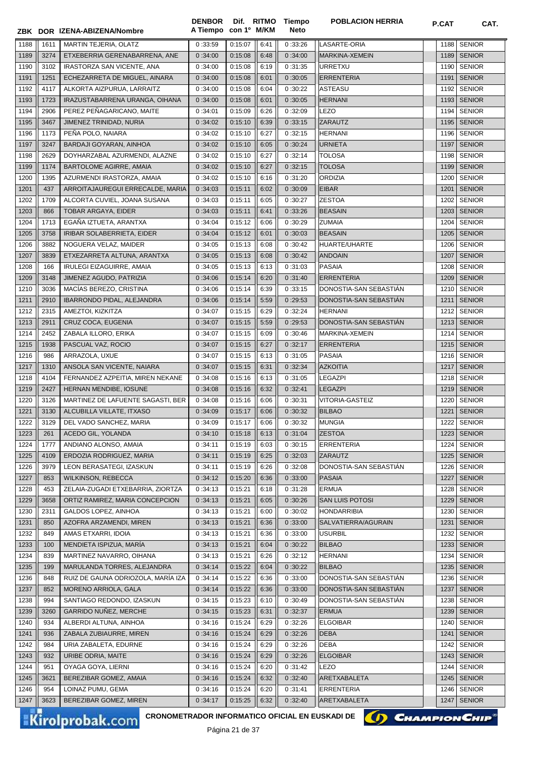| ZBK | DOR | IZENA-ABIZENA/Nombre | DENBOR A Tiempo | Dif. con 1º | RITMO M/KM | Tiempo Neto | POBLACION HERRIA | P.CAT | CAT. |
|---|---|---|---|---|---|---|---|---|---|
| 1188 | 1611 | MARTIN TEJERIA, OLATZ | 0 :33:59 | 0:15:07 | 6:41 | 0 :33:26 | LASARTE-ORIA | 1188 | SENIOR |
| 1189 | 3274 | ETXEBERRIA GERENABARRENA, ANE | 0 :34:00 | 0:15:08 | 6:48 | 0 :34:00 | MARKINA-XEMEIN | 1189 | SENIOR |
| 1190 | 3102 | IRASTORZA SAN VICENTE, ANA | 0 :34:00 | 0:15:08 | 6:19 | 0 :31:35 | URRETXU | 1190 | SENIOR |
| 1191 | 1251 | ECHEZARRETA DE MIGUEL, AINARA | 0 :34:00 | 0:15:08 | 6:01 | 0 :30:05 | ERRENTERIA | 1191 | SENIOR |
| 1192 | 4117 | ALKORTA AIZPURUA, LARRAITZ | 0 :34:00 | 0:15:08 | 6:04 | 0 :30:22 | ASTEASU | 1192 | SENIOR |
| 1193 | 1723 | IRAZUSTABARRENA URANGA, OIHANA | 0 :34:00 | 0:15:08 | 6:01 | 0 :30:05 | HERNANI | 1193 | SENIOR |
| 1194 | 2906 | PEREZ PEÑAGARICANO, MAITE | 0 :34:01 | 0:15:09 | 6:26 | 0 :32:09 | LEZO | 1194 | SENIOR |
| 1195 | 3467 | JIMENEZ TRINIDAD, NURIA | 0 :34:02 | 0:15:10 | 6:39 | 0 :33:15 | ZARAUTZ | 1195 | SENIOR |
| 1196 | 1173 | PEÑA POLO, NAIARA | 0 :34:02 | 0:15:10 | 6:27 | 0 :32:15 | HERNANI | 1196 | SENIOR |
| 1197 | 3247 | BARDAJI GOYARAN, AINHOA | 0 :34:02 | 0:15:10 | 6:05 | 0 :30:24 | URNIETA | 1197 | SENIOR |
| 1198 | 2629 | DOYHARZABAL AZURMENDI, ALAZNE | 0 :34:02 | 0:15:10 | 6:27 | 0 :32:14 | TOLOSA | 1198 | SENIOR |
| 1199 | 1174 | BARTOLOME AGIRRE, AMAIA | 0 :34:02 | 0:15:10 | 6:27 | 0 :32:15 | TOLOSA | 1199 | SENIOR |
| 1200 | 1395 | AZURMENDI IRASTORZA, AMAIA | 0 :34:02 | 0:15:10 | 6:16 | 0 :31:20 | ORDIZIA | 1200 | SENIOR |
| 1201 | 437 | ARROITAJAUREGUI ERRECALDE, MARIA | 0 :34:03 | 0:15:11 | 6:02 | 0 :30:09 | EIBAR | 1201 | SENIOR |
| 1202 | 1709 | ALCORTA CUVIEL, JOANA SUSANA | 0 :34:03 | 0:15:11 | 6:05 | 0 :30:27 | ZESTOA | 1202 | SENIOR |
| 1203 | 866 | TOBAR ARGAYA, EIDER | 0 :34:03 | 0:15:11 | 6:41 | 0 :33:26 | BEASAIN | 1203 | SENIOR |
| 1204 | 1713 | EGAÑA IZTUETA, ARANTXA | 0 :34:04 | 0:15:12 | 6:06 | 0 :30:29 | ZUMAIA | 1204 | SENIOR |
| 1205 | 3758 | IRIBAR SOLABERRIETA, EIDER | 0 :34:04 | 0:15:12 | 6:01 | 0 :30:03 | BEASAIN | 1205 | SENIOR |
| 1206 | 3882 | NOGUERA VELAZ, MAIDER | 0 :34:05 | 0:15:13 | 6:08 | 0 :30:42 | HUARTE/UHARTE | 1206 | SENIOR |
| 1207 | 3839 | ETXEZARRETA ALTUNA, ARANTXA | 0 :34:05 | 0:15:13 | 6:08 | 0 :30:42 | ANDOAIN | 1207 | SENIOR |
| 1208 | 166 | IRULEGI EIZAGUIRRE, AMAIA | 0 :34:05 | 0:15:13 | 6:13 | 0 :31:03 | PASAIA | 1208 | SENIOR |
| 1209 | 3148 | JIMENEZ AGUDO, PATRIZIA | 0 :34:06 | 0:15:14 | 6:20 | 0 :31:40 | ERRENTERIA | 1209 | SENIOR |
| 1210 | 3036 | MACÍAS BEREZO, CRISTINA | 0 :34:06 | 0:15:14 | 6:39 | 0 :33:15 | DONOSTIA-SAN SEBASTIÁN | 1210 | SENIOR |
| 1211 | 2910 | IBARRONDO PIDAL, ALEJANDRA | 0 :34:06 | 0:15:14 | 5:59 | 0 :29:53 | DONOSTIA-SAN SEBASTIÁN | 1211 | SENIOR |
| 1212 | 2315 | AMEZTOI, KIZKITZA | 0 :34:07 | 0:15:15 | 6:29 | 0 :32:24 | HERNANI | 1212 | SENIOR |
| 1213 | 2911 | CRUZ COCA, EUGENIA | 0 :34:07 | 0:15:15 | 5:59 | 0 :29:53 | DONOSTIA-SAN SEBASTIÁN | 1213 | SENIOR |
| 1214 | 2452 | ZABALA ILLORO, ERIKA | 0 :34:07 | 0:15:15 | 6:09 | 0 :30:46 | MARKINA-XEMEIN | 1214 | SENIOR |
| 1215 | 1938 | PASCUAL VAZ, ROCIO | 0 :34:07 | 0:15:15 | 6:27 | 0 :32:17 | ERRENTERIA | 1215 | SENIOR |
| 1216 | 986 | ARRAZOLA, UXUE | 0 :34:07 | 0:15:15 | 6:13 | 0 :31:05 | PASAIA | 1216 | SENIOR |
| 1217 | 1310 | ANSOLA SAN VICENTE, NAIARA | 0 :34:07 | 0:15:15 | 6:31 | 0 :32:34 | AZKOITIA | 1217 | SENIOR |
| 1218 | 4104 | FERNANDEZ AZPEITIA, MIREN NEKANE | 0 :34:08 | 0:15:16 | 6:13 | 0 :31:05 | LEGAZPI | 1218 | SENIOR |
| 1219 | 2427 | HERNAN MENDIBE, IOSUNE | 0 :34:08 | 0:15:16 | 6:32 | 0 :32:41 | LEGAZPI | 1219 | SENIOR |
| 1220 | 3126 | MARTINEZ DE LAFUENTE SAGASTI, BER | 0 :34:08 | 0:15:16 | 6:06 | 0 :30:31 | VITORIA-GASTEIZ | 1220 | SENIOR |
| 1221 | 3130 | ALCUBILLA VILLATE, ITXASO | 0 :34:09 | 0:15:17 | 6:06 | 0 :30:32 | BILBAO | 1221 | SENIOR |
| 1222 | 3129 | DEL VADO SANCHEZ, MARIA | 0 :34:09 | 0:15:17 | 6:06 | 0 :30:32 | MUNGIA | 1222 | SENIOR |
| 1223 | 261 | ACEDO GIL, YOLANDA | 0 :34:10 | 0:15:18 | 6:13 | 0 :31:04 | ZESTOA | 1223 | SENIOR |
| 1224 | 1777 | ANDIANO ALONSO, AMAIA | 0 :34:11 | 0:15:19 | 6:03 | 0 :30:15 | ERRENTERIA | 1224 | SENIOR |
| 1225 | 4109 | ERDOZIA RODRIGUEZ, MARIA | 0 :34:11 | 0:15:19 | 6:25 | 0 :32:03 | ZARAUTZ | 1225 | SENIOR |
| 1226 | 3979 | LEON BERASATEGI, IZASKUN | 0 :34:11 | 0:15:19 | 6:26 | 0 :32:08 | DONOSTIA-SAN SEBASTIÁN | 1226 | SENIOR |
| 1227 | 853 | WILKINSON, REBECCA | 0 :34:12 | 0:15:20 | 6:36 | 0 :33:00 | PASAIA | 1227 | SENIOR |
| 1228 | 453 | ZELAIA-ZUGADI ETXEBARRIA, ZIORTZA | 0 :34:13 | 0:15:21 | 6:18 | 0 :31:28 | ERMUA | 1228 | SENIOR |
| 1229 | 3658 | ORTIZ RAMIREZ, MARIA CONCEPCION | 0 :34:13 | 0:15:21 | 6:05 | 0 :30:26 | SAN LUIS POTOSI | 1229 | SENIOR |
| 1230 | 2311 | GALDOS LOPEZ, AINHOA | 0 :34:13 | 0:15:21 | 6:00 | 0 :30:02 | HONDARRIBIA | 1230 | SENIOR |
| 1231 | 850 | AZOFRA ARZAMENDI, MIREN | 0 :34:13 | 0:15:21 | 6:36 | 0 :33:00 | SALVATIERRA/AGURAIN | 1231 | SENIOR |
| 1232 | 849 | AMAS ETXARRI, IDOIA | 0 :34:13 | 0:15:21 | 6:36 | 0 :33:00 | USURBIL | 1232 | SENIOR |
| 1233 | 100 | MENDIETA ISPIZUA, MARÍA | 0 :34:13 | 0:15:21 | 6:04 | 0 :30:22 | BILBAO | 1233 | SENIOR |
| 1234 | 839 | MARTINEZ NAVARRO, OIHANA | 0 :34:13 | 0:15:21 | 6:26 | 0 :32:12 | HERNANI | 1234 | SENIOR |
| 1235 | 199 | MARULANDA TORRES, ALEJANDRA | 0 :34:14 | 0:15:22 | 6:04 | 0 :30:22 | BILBAO | 1235 | SENIOR |
| 1236 | 848 | RUIZ DE GAUNA ODRIOZOLA, MARÍA IZA | 0 :34:14 | 0:15:22 | 6:36 | 0 :33:00 | DONOSTIA-SAN SEBASTIÁN | 1236 | SENIOR |
| 1237 | 852 | MORENO ARRIOLA, GALA | 0 :34:14 | 0:15:22 | 6:36 | 0 :33:00 | DONOSTIA-SAN SEBASTIÁN | 1237 | SENIOR |
| 1238 | 994 | SANTIAGO REDONDO, IZASKUN | 0 :34:15 | 0:15:23 | 6:10 | 0 :30:49 | DONOSTIA-SAN SEBASTIÁN | 1238 | SENIOR |
| 1239 | 3260 | GARRIDO NUÑEZ, MERCHE | 0 :34:15 | 0:15:23 | 6:31 | 0 :32:37 | ERMUA | 1239 | SENIOR |
| 1240 | 934 | ALBERDI ALTUNA, AINHOA | 0 :34:16 | 0:15:24 | 6:29 | 0 :32:26 | ELGOIBAR | 1240 | SENIOR |
| 1241 | 936 | ZABALA ZUBIAURRE, MIREN | 0 :34:16 | 0:15:24 | 6:29 | 0 :32:26 | DEBA | 1241 | SENIOR |
| 1242 | 984 | URIA ZABALETA, EDURNE | 0 :34:16 | 0:15:24 | 6:29 | 0 :32:26 | DEBA | 1242 | SENIOR |
| 1243 | 932 | URIBE ODRIA, MAITE | 0 :34:16 | 0:15:24 | 6:29 | 0 :32:26 | ELGOIBAR | 1243 | SENIOR |
| 1244 | 951 | OYAGA GOYA, LIERNI | 0 :34:16 | 0:15:24 | 6:20 | 0 :31:42 | LEZO | 1244 | SENIOR |
| 1245 | 3621 | BEREZIBAR GOMEZ, AMAIA | 0 :34:16 | 0:15:24 | 6:32 | 0 :32:40 | ARETXABALETA | 1245 | SENIOR |
| 1246 | 954 | LOINAZ PUMU, GEMA | 0 :34:16 | 0:15:24 | 6:20 | 0 :31:41 | ERRENTERIA | 1246 | SENIOR |
| 1247 | 3623 | BEREZIBAR GOMEZ, MIREN | 0 :34:17 | 0:15:25 | 6:32 | 0 :32:40 | ARETXABALETA | 1247 | SENIOR |

CRONOMETRADOR INFORMATICO OFICIAL EN EUSKADI DE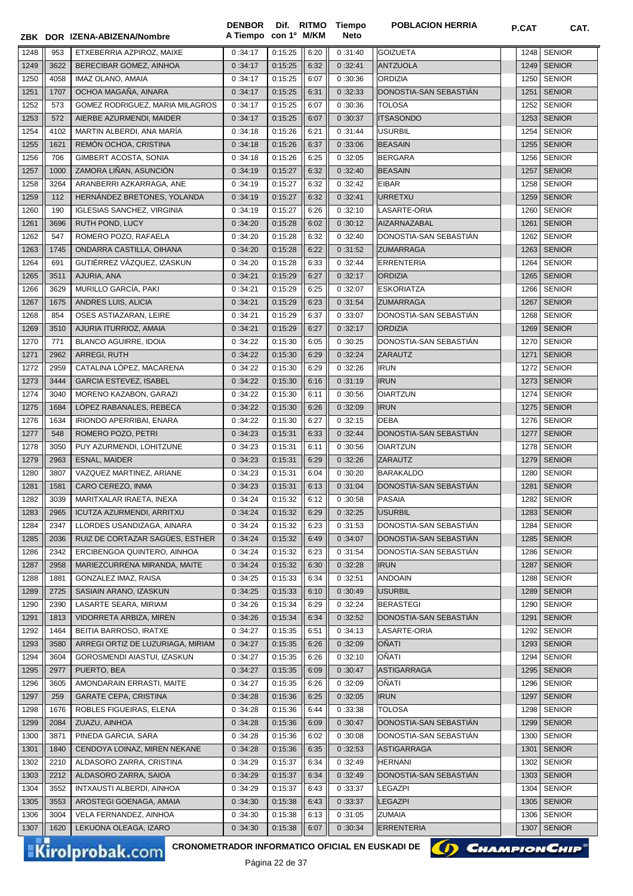| ZBK | DOR | IZENA-ABIZENA/Nombre | DENBOR A Tiempo | Dif. con 1º | RITMO M/KM | Tiempo Neto | POBLACION HERRIA | P.CAT | CAT. |
|---|---|---|---|---|---|---|---|---|---|
| 1248 | 953 | ETXEBERRIA AZPIROZ, MAIXE | 0 :34:17 | 0:15:25 | 6:20 | 0 :31:40 | GOIZUETA | 1248 | SENIOR |
| 1249 | 3622 | BERECIBAR GOMEZ, AINHOA | 0 :34:17 | 0:15:25 | 6:32 | 0 :32:41 | ANTZUOLA | 1249 | SENIOR |
| 1250 | 4058 | IMAZ OLANO, AMAIA | 0 :34:17 | 0:15:25 | 6:07 | 0 :30:36 | ORDIZIA | 1250 | SENIOR |
| 1251 | 1707 | OCHOA MAGAÑA, AINARA | 0 :34:17 | 0:15:25 | 6:31 | 0 :32:33 | DONOSTIA-SAN SEBASTIÁN | 1251 | SENIOR |
| 1252 | 573 | GOMEZ RODRIGUEZ, MARIA MILAGROS | 0 :34:17 | 0:15:25 | 6:07 | 0 :30:36 | TOLOSA | 1252 | SENIOR |
| 1253 | 572 | AIERBE AZURMENDI, MAIDER | 0 :34:17 | 0:15:25 | 6:07 | 0 :30:37 | ITSASONDO | 1253 | SENIOR |
| 1254 | 4102 | MARTIN ALBERDI, ANA MARÍA | 0 :34:18 | 0:15:26 | 6:21 | 0 :31:44 | USURBIL | 1254 | SENIOR |
| 1255 | 1621 | REMÓN OCHOA, CRISTINA | 0 :34:18 | 0:15:26 | 6:37 | 0 :33:06 | BEASAIN | 1255 | SENIOR |
| 1256 | 706 | GIMBERT ACOSTA, SONIA | 0 :34:18 | 0:15:26 | 6:25 | 0 :32:05 | BERGARA | 1256 | SENIOR |
| 1257 | 1000 | ZAMORA LIÑAN, ASUNCIÓN | 0 :34:19 | 0:15:27 | 6:32 | 0 :32:40 | BEASAIN | 1257 | SENIOR |
| 1258 | 3264 | ARANBERRI AZKARRAGA, ANE | 0 :34:19 | 0:15:27 | 6:32 | 0 :32:42 | EIBAR | 1258 | SENIOR |
| 1259 | 112 | HERNÁNDEZ BRETONES, YOLANDA | 0 :34:19 | 0:15:27 | 6:32 | 0 :32:41 | URRETXU | 1259 | SENIOR |
| 1260 | 190 | IGLESIAS SANCHEZ, VIRGINIA | 0 :34:19 | 0:15:27 | 6:26 | 0 :32:10 | LASARTE-ORIA | 1260 | SENIOR |
| 1261 | 3696 | RUTH POND, LUCY | 0 :34:20 | 0:15:28 | 6:02 | 0 :30:12 | AIZARNAZABAL | 1261 | SENIOR |
| 1262 | 547 | ROMERO POZO, RAFAELA | 0 :34:20 | 0:15:28 | 6:32 | 0 :32:40 | DONOSTIA-SAN SEBASTIÁN | 1262 | SENIOR |
| 1263 | 1745 | ONDARRA CASTILLA, OIHANA | 0 :34:20 | 0:15:28 | 6:22 | 0 :31:52 | ZUMARRAGA | 1263 | SENIOR |
| 1264 | 691 | GUTIÉRREZ VÁZQUEZ, IZASKUN | 0 :34:20 | 0:15:28 | 6:33 | 0 :32:44 | ERRENTERIA | 1264 | SENIOR |
| 1265 | 3511 | AJURIA, ANA | 0 :34:21 | 0:15:29 | 6:27 | 0 :32:17 | ORDIZIA | 1265 | SENIOR |
| 1266 | 3629 | MURILLO GARCÍA, PAKI | 0 :34:21 | 0:15:29 | 6:25 | 0 :32:07 | ESKORIATZA | 1266 | SENIOR |
| 1267 | 1675 | ANDRES LUIS, ALICIA | 0 :34:21 | 0:15:29 | 6:23 | 0 :31:54 | ZUMARRAGA | 1267 | SENIOR |
| 1268 | 854 | OSES ASTIAZARAN, LEIRE | 0 :34:21 | 0:15:29 | 6:37 | 0 :33:07 | DONOSTIA-SAN SEBASTIÁN | 1268 | SENIOR |
| 1269 | 3510 | AJURIA ITURRIOZ, AMAIA | 0 :34:21 | 0:15:29 | 6:27 | 0 :32:17 | ORDIZIA | 1269 | SENIOR |
| 1270 | 771 | BLANCO AGUIRRE, IDOIA | 0 :34:22 | 0:15:30 | 6:05 | 0 :30:25 | DONOSTIA-SAN SEBASTIÁN | 1270 | SENIOR |
| 1271 | 2962 | ARREGI, RUTH | 0 :34:22 | 0:15:30 | 6:29 | 0 :32:24 | ZARAUTZ | 1271 | SENIOR |
| 1272 | 2959 | CATALINA LÓPEZ, MACARENA | 0 :34:22 | 0:15:30 | 6:29 | 0 :32:26 | IRUN | 1272 | SENIOR |
| 1273 | 3444 | GARCIA ESTEVEZ, ISABEL | 0 :34:22 | 0:15:30 | 6:16 | 0 :31:19 | IRUN | 1273 | SENIOR |
| 1274 | 3040 | MORENO KAZABON, GARAZI | 0 :34:22 | 0:15:30 | 6:11 | 0 :30:56 | OIARTZUN | 1274 | SENIOR |
| 1275 | 1684 | LÓPEZ RABANALES, REBECA | 0 :34:22 | 0:15:30 | 6:26 | 0 :32:09 | IRUN | 1275 | SENIOR |
| 1276 | 1634 | IRIONDO APERRIBAI, ENARA | 0 :34:22 | 0:15:30 | 6:27 | 0 :32:15 | DEBA | 1276 | SENIOR |
| 1277 | 548 | ROMERO POZO, PETRI | 0 :34:23 | 0:15:31 | 6:33 | 0 :32:44 | DONOSTIA-SAN SEBASTIÁN | 1277 | SENIOR |
| 1278 | 3050 | PUY AZURMENDI, LOHITZUNE | 0 :34:23 | 0:15:31 | 6:11 | 0 :30:56 | OIARTZUN | 1278 | SENIOR |
| 1279 | 2963 | ESNAL, MAIDER | 0 :34:23 | 0:15:31 | 6:29 | 0 :32:26 | ZARAUTZ | 1279 | SENIOR |
| 1280 | 3807 | VAZQUEZ MARTINEZ, ARIANE | 0 :34:23 | 0:15:31 | 6:04 | 0 :30:20 | BARAKALDO | 1280 | SENIOR |
| 1281 | 1581 | CARO CEREZO, INMA | 0 :34:23 | 0:15:31 | 6:13 | 0 :31:04 | DONOSTIA-SAN SEBASTIÁN | 1281 | SENIOR |
| 1282 | 3039 | MARITXALAR IRAETA, INEXA | 0 :34:24 | 0:15:32 | 6:12 | 0 :30:58 | PASAIA | 1282 | SENIOR |
| 1283 | 2965 | ICUTZA AZURMENDI, ARRITXU | 0 :34:24 | 0:15:32 | 6:29 | 0 :32:25 | USURBIL | 1283 | SENIOR |
| 1284 | 2347 | LLORDES USANDIZAGA, AINARA | 0 :34:24 | 0:15:32 | 6:23 | 0 :31:53 | DONOSTIA-SAN SEBASTIÁN | 1284 | SENIOR |
| 1285 | 2036 | RUIZ DE CORTAZAR SAGÜES, ESTHER | 0 :34:24 | 0:15:32 | 6:49 | 0 :34:07 | DONOSTIA-SAN SEBASTIÁN | 1285 | SENIOR |
| 1286 | 2342 | ERCIBENGOA QUINTERO, AINHOA | 0 :34:24 | 0:15:32 | 6:23 | 0 :31:54 | DONOSTIA-SAN SEBASTIÁN | 1286 | SENIOR |
| 1287 | 2958 | MARIEZCURRENA MIRANDA, MAITE | 0 :34:24 | 0:15:32 | 6:30 | 0 :32:28 | IRUN | 1287 | SENIOR |
| 1288 | 1881 | GONZALEZ IMAZ, RAISA | 0 :34:25 | 0:15:33 | 6:34 | 0 :32:51 | ANDOAIN | 1288 | SENIOR |
| 1289 | 2725 | SASIAIN ARANO, IZASKUN | 0 :34:25 | 0:15:33 | 6:10 | 0 :30:49 | USURBIL | 1289 | SENIOR |
| 1290 | 2390 | LASARTE SEARA, MIRIAM | 0 :34:26 | 0:15:34 | 6:29 | 0 :32:24 | BERASTEGI | 1290 | SENIOR |
| 1291 | 1813 | VIDORRETA ARBIZA, MIREN | 0 :34:26 | 0:15:34 | 6:34 | 0 :32:52 | DONOSTIA-SAN SEBASTIÁN | 1291 | SENIOR |
| 1292 | 1464 | BEITIA BARROSO, IRATXE | 0 :34:27 | 0:15:35 | 6:51 | 0 :34:13 | LASARTE-ORIA | 1292 | SENIOR |
| 1293 | 3580 | ARREGI ORTIZ DE LUZURIAGA, MIRIAM | 0 :34:27 | 0:15:35 | 6:26 | 0 :32:09 | OÑATI | 1293 | SENIOR |
| 1294 | 3604 | GOROSMENDI AIASTUI, IZASKUN | 0 :34:27 | 0:15:35 | 6:26 | 0 :32:10 | OÑATI | 1294 | SENIOR |
| 1295 | 2977 | PUERTO, BEA | 0 :34:27 | 0:15:35 | 6:09 | 0 :30:47 | ASTIGARRAGA | 1295 | SENIOR |
| 1296 | 3605 | AMONDARAIN ERRASTI, MAITE | 0 :34:27 | 0:15:35 | 6:26 | 0 :32:09 | OÑATI | 1296 | SENIOR |
| 1297 | 259 | GARATE CEPA, CRISTINA | 0 :34:28 | 0:15:36 | 6:25 | 0 :32:05 | IRUN | 1297 | SENIOR |
| 1298 | 1676 | ROBLES FIGUEIRAS, ELENA | 0 :34:28 | 0:15:36 | 6:44 | 0 :33:38 | TOLOSA | 1298 | SENIOR |
| 1299 | 2084 | ZUAZU, AINHOA | 0 :34:28 | 0:15:36 | 6:09 | 0 :30:47 | DONOSTIA-SAN SEBASTIÁN | 1299 | SENIOR |
| 1300 | 3871 | PINEDA GARCIA, SARA | 0 :34:28 | 0:15:36 | 6:02 | 0 :30:08 | DONOSTIA-SAN SEBASTIÁN | 1300 | SENIOR |
| 1301 | 1840 | CENDOYA LOINAZ, MIREN NEKANE | 0 :34:28 | 0:15:36 | 6:35 | 0 :32:53 | ASTIGARRAGA | 1301 | SENIOR |
| 1302 | 2210 | ALDASORO ZARRA, CRISTINA | 0 :34:29 | 0:15:37 | 6:34 | 0 :32:49 | HERNANI | 1302 | SENIOR |
| 1303 | 2212 | ALDASORO ZARRA, SAIOA | 0 :34:29 | 0:15:37 | 6:34 | 0 :32:49 | DONOSTIA-SAN SEBASTIÁN | 1303 | SENIOR |
| 1304 | 3552 | INTXAUSTI ALBERDI, AINHOA | 0 :34:29 | 0:15:37 | 6:43 | 0 :33:37 | LEGAZPI | 1304 | SENIOR |
| 1305 | 3553 | AROSTEGI GOENAGA, AMAIA | 0 :34:30 | 0:15:38 | 6:43 | 0 :33:37 | LEGAZPI | 1305 | SENIOR |
| 1306 | 3004 | VELA FERNANDEZ, AINHOA | 0 :34:30 | 0:15:38 | 6:13 | 0 :31:05 | ZUMAIA | 1306 | SENIOR |
| 1307 | 1620 | LEKUONA OLEAGA, IZARO | 0 :34:30 | 0:15:38 | 6:07 | 0 :30:34 | ERRENTERIA | 1307 | SENIOR |

CRONOMETRADOR INFORMATICO OFICIAL EN EUSKADI DE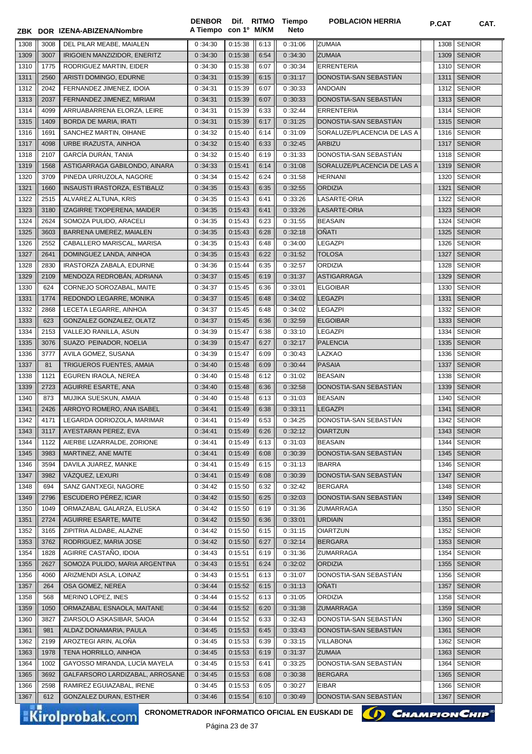| ZBK | DOR | IZENA-ABIZENA/Nombre | DENBOR A Tiempo | Dif. con 1º | RITMO M/KM | Tiempo Neto | POBLACION HERRIA | P.CAT | CAT. |
|---|---|---|---|---|---|---|---|---|---|
| 1308 | 3008 | DEL PILAR MEABE, MAIALEN | 0 :34:30 | 0:15:38 | 6:13 | 0 :31:06 | ZUMAIA | 1308 | SENIOR |
| 1309 | 3007 | IRIGOIEN MANZIZIDOR, ENERITZ | 0 :34:30 | 0:15:38 | 6:54 | 0 :34:30 | ZUMAIA | 1309 | SENIOR |
| 1310 | 1775 | RODRIGUEZ MARTIN, EIDER | 0 :34:30 | 0:15:38 | 6:07 | 0 :30:34 | ERRENTERIA | 1310 | SENIOR |
| 1311 | 2560 | ARISTI DOMINGO, EDURNE | 0 :34:31 | 0:15:39 | 6:15 | 0 :31:17 | DONOSTIA-SAN SEBASTIÁN | 1311 | SENIOR |
| 1312 | 2042 | FERNANDEZ JIMENEZ, IDOIA | 0 :34:31 | 0:15:39 | 6:07 | 0 :30:33 | ANDOAIN | 1312 | SENIOR |
| 1313 | 2037 | FERNANDEZ JIMENEZ, MIRIAM | 0 :34:31 | 0:15:39 | 6:07 | 0 :30:33 | DONOSTIA-SAN SEBASTIÁN | 1313 | SENIOR |
| 1314 | 4099 | ARRUABARRENA ELORZA, LEIRE | 0 :34:31 | 0:15:39 | 6:33 | 0 :32:44 | ERRENTERIA | 1314 | SENIOR |
| 1315 | 1409 | BORDA DE MARIA, IRATI | 0 :34:31 | 0:15:39 | 6:17 | 0 :31:25 | DONOSTIA-SAN SEBASTIÁN | 1315 | SENIOR |
| 1316 | 1691 | SANCHEZ MARTIN, OIHANE | 0 :34:32 | 0:15:40 | 6:14 | 0 :31:09 | SORALUZE/PLACENCIA DE LAS A | 1316 | SENIOR |
| 1317 | 4098 | URBE IRAZUSTA, AINHOA | 0 :34:32 | 0:15:40 | 6:33 | 0 :32:45 | ARBIZU | 1317 | SENIOR |
| 1318 | 2107 | GARCÍA DURÁN, TANIA | 0 :34:32 | 0:15:40 | 6:19 | 0 :31:33 | DONOSTIA-SAN SEBASTIÁN | 1318 | SENIOR |
| 1319 | 1568 | ASTIGARRAGA GABILONDO, AINARA | 0 :34:33 | 0:15:41 | 6:14 | 0 :31:08 | SORALUZE/PLACENCIA DE LAS A | 1319 | SENIOR |
| 1320 | 3709 | PINEDA URRUZOLA, NAGORE | 0 :34:34 | 0:15:42 | 6:24 | 0 :31:58 | HERNANI | 1320 | SENIOR |
| 1321 | 1660 | INSAUSTI IRASTORZA, ESTIBALIZ | 0 :34:35 | 0:15:43 | 6:35 | 0 :32:55 | ORDIZIA | 1321 | SENIOR |
| 1322 | 2515 | ALVAREZ ALTUNA, KRIS | 0 :34:35 | 0:15:43 | 6:41 | 0 :33:26 | LASARTE-ORIA | 1322 | SENIOR |
| 1323 | 3180 | IZAGIRRE TXOPERENA, MAIDER | 0 :34:35 | 0:15:43 | 6:41 | 0 :33:26 | LASARTE-ORIA | 1323 | SENIOR |
| 1324 | 2624 | SOMOZA PULIDO, ARACELI | 0 :34:35 | 0:15:43 | 6:23 | 0 :31:55 | BEASAIN | 1324 | SENIOR |
| 1325 | 3603 | BARRENA UMEREZ, MAIALEN | 0 :34:35 | 0:15:43 | 6:28 | 0 :32:18 | OÑATI | 1325 | SENIOR |
| 1326 | 2552 | CABALLERO MARISCAL, MARISA | 0 :34:35 | 0:15:43 | 6:48 | 0 :34:00 | LEGAZPI | 1326 | SENIOR |
| 1327 | 2641 | DOMINGUEZ LANDA, AINHOA | 0 :34:35 | 0:15:43 | 6:22 | 0 :31:52 | TOLOSA | 1327 | SENIOR |
| 1328 | 2830 | IRASTORZA ZABALA, EDURNE | 0 :34:36 | 0:15:44 | 6:35 | 0 :32:57 | ORDIZIA | 1328 | SENIOR |
| 1329 | 2109 | MENDOZA REDROBÁN, ADRIANA | 0 :34:37 | 0:15:45 | 6:19 | 0 :31:37 | ASTIGARRAGA | 1329 | SENIOR |
| 1330 | 624 | CORNEJO SOROZABAL, MAITE | 0 :34:37 | 0:15:45 | 6:36 | 0 :33:01 | ELGOIBAR | 1330 | SENIOR |
| 1331 | 1774 | REDONDO LEGARRE, MONIKA | 0 :34:37 | 0:15:45 | 6:48 | 0 :34:02 | LEGAZPI | 1331 | SENIOR |
| 1332 | 2868 | LECETA LEGARRE, AINHOA | 0 :34:37 | 0:15:45 | 6:48 | 0 :34:02 | LEGAZPI | 1332 | SENIOR |
| 1333 | 623 | GONZALEZ GONZALEZ, OLATZ | 0 :34:37 | 0:15:45 | 6:36 | 0 :32:59 | ELGOIBAR | 1333 | SENIOR |
| 1334 | 2153 | VALLEJO RANILLA, ASUN | 0 :34:39 | 0:15:47 | 6:38 | 0 :33:10 | LEGAZPI | 1334 | SENIOR |
| 1335 | 3076 | SUAZO PEINADOR, NOELIA | 0 :34:39 | 0:15:47 | 6:27 | 0 :32:17 | PALENCIA | 1335 | SENIOR |
| 1336 | 3777 | AVILA GOMEZ, SUSANA | 0 :34:39 | 0:15:47 | 6:09 | 0 :30:43 | LAZKAO | 1336 | SENIOR |
| 1337 | 81 | TRIGUEROS FUENTES, AMAIA | 0 :34:40 | 0:15:48 | 6:09 | 0 :30:44 | PASAIA | 1337 | SENIOR |
| 1338 | 1121 | EGUREN IRAOLA, NEREA | 0 :34:40 | 0:15:48 | 6:12 | 0 :31:02 | BEASAIN | 1338 | SENIOR |
| 1339 | 2723 | AGUIRRE ESARTE, ANA | 0 :34:40 | 0:15:48 | 6:36 | 0 :32:58 | DONOSTIA-SAN SEBASTIÁN | 1339 | SENIOR |
| 1340 | 873 | MUJIKA SUESKUN, AMAIA | 0 :34:40 | 0:15:48 | 6:13 | 0 :31:03 | BEASAIN | 1340 | SENIOR |
| 1341 | 2426 | ARROYO ROMERO, ANA ISABEL | 0 :34:41 | 0:15:49 | 6:38 | 0 :33:11 | LEGAZPI | 1341 | SENIOR |
| 1342 | 4171 | LEGARDA ODRIOZOLA, MARIMAR | 0 :34:41 | 0:15:49 | 6:53 | 0 :34:25 | DONOSTIA-SAN SEBASTIÁN | 1342 | SENIOR |
| 1343 | 3117 | AYESTARAN PEREZ, EVA | 0 :34:41 | 0:15:49 | 6:26 | 0 :32:12 | OIARTZUN | 1343 | SENIOR |
| 1344 | 1122 | AIERBE LIZARRALDE, ZORIONE | 0 :34:41 | 0:15:49 | 6:13 | 0 :31:03 | BEASAIN | 1344 | SENIOR |
| 1345 | 3983 | MARTINEZ, ANE MAITE | 0 :34:41 | 0:15:49 | 6:08 | 0 :30:39 | DONOSTIA-SAN SEBASTIÁN | 1345 | SENIOR |
| 1346 | 3594 | DAVILA JUAREZ, MANKE | 0 :34:41 | 0:15:49 | 6:15 | 0 :31:13 | IBARRA | 1346 | SENIOR |
| 1347 | 3982 | VÁZQUEZ, LEXURI | 0 :34:41 | 0:15:49 | 6:08 | 0 :30:39 | DONOSTIA-SAN SEBASTIÁN | 1347 | SENIOR |
| 1348 | 694 | SANZ GANTXEGI, NAGORE | 0 :34:42 | 0:15:50 | 6:32 | 0 :32:42 | BERGARA | 1348 | SENIOR |
| 1349 | 2796 | ESCUDERO PÉREZ, ICIAR | 0 :34:42 | 0:15:50 | 6:25 | 0 :32:03 | DONOSTIA-SAN SEBASTIÁN | 1349 | SENIOR |
| 1350 | 1049 | ORMAZABAL GALARZA, ELUSKA | 0 :34:42 | 0:15:50 | 6:19 | 0 :31:36 | ZUMARRAGA | 1350 | SENIOR |
| 1351 | 2724 | AGUIRRE ESARTE, MAITE | 0 :34:42 | 0:15:50 | 6:36 | 0 :33:01 | URDIAIN | 1351 | SENIOR |
| 1352 | 3165 | ZIPITRIA ALDABE, ALAZNE | 0 :34:42 | 0:15:50 | 6:15 | 0 :31:15 | OIARTZUN | 1352 | SENIOR |
| 1353 | 3762 | RODRIGUEZ, MARIA JOSE | 0 :34:42 | 0:15:50 | 6:27 | 0 :32:14 | BERGARA | 1353 | SENIOR |
| 1354 | 1828 | AGIRRE CASTAÑO, IDOIA | 0 :34:43 | 0:15:51 | 6:19 | 0 :31:36 | ZUMARRAGA | 1354 | SENIOR |
| 1355 | 2627 | SOMOZA PULIDO, MARIA ARGENTINA | 0 :34:43 | 0:15:51 | 6:24 | 0 :32:02 | ORDIZIA | 1355 | SENIOR |
| 1356 | 4060 | ARIZMENDI ASLA, LOINAZ | 0 :34:43 | 0:15:51 | 6:13 | 0 :31:07 | DONOSTIA-SAN SEBASTIÁN | 1356 | SENIOR |
| 1357 | 264 | OSA GOMEZ, NEREA | 0 :34:44 | 0:15:52 | 6:15 | 0 :31:13 | OÑATI | 1357 | SENIOR |
| 1358 | 568 | MERINO LOPEZ, INES | 0 :34:44 | 0:15:52 | 6:13 | 0 :31:05 | ORDIZIA | 1358 | SENIOR |
| 1359 | 1050 | ORMAZABAL ESNAOLA, MAITANE | 0 :34:44 | 0:15:52 | 6:20 | 0 :31:38 | ZUMARRAGA | 1359 | SENIOR |
| 1360 | 3827 | ZIARSOLO ASKASIBAR, SAIOA | 0 :34:44 | 0:15:52 | 6:33 | 0 :32:43 | DONOSTIA-SAN SEBASTIÁN | 1360 | SENIOR |
| 1361 | 981 | ALDAZ DONAMARIA, PAULA | 0 :34:45 | 0:15:53 | 6:45 | 0 :33:43 | DONOSTIA-SAN SEBASTIÁN | 1361 | SENIOR |
| 1362 | 2199 | AROZTEGI ARIN, ALOÑA | 0 :34:45 | 0:15:53 | 6:39 | 0 :33:15 | VILLABONA | 1362 | SENIOR |
| 1363 | 1978 | TENA HORRILLO, AINHOA | 0 :34:45 | 0:15:53 | 6:19 | 0 :31:37 | ZUMAIA | 1363 | SENIOR |
| 1364 | 1002 | GAYOSSO MIRANDA, LUCÍA MAYELA | 0 :34:45 | 0:15:53 | 6:41 | 0 :33:25 | DONOSTIA-SAN SEBASTIÁN | 1364 | SENIOR |
| 1365 | 3692 | GALFARSORO LARDIZABAL, ARROSANE | 0 :34:45 | 0:15:53 | 6:08 | 0 :30:38 | BERGARA | 1365 | SENIOR |
| 1366 | 2598 | RAMIREZ EGUIAZABAL, IRENE | 0 :34:45 | 0:15:53 | 6:05 | 0 :30:27 | EIBAR | 1366 | SENIOR |
| 1367 | 612 | GONZALEZ DURAN, ESTHER | 0 :34:46 | 0:15:54 | 6:10 | 0 :30:49 | DONOSTIA-SAN SEBASTIÁN | 1367 | SENIOR |

CRONOMETRADOR INFORMATICO OFICIAL EN EUSKADI DE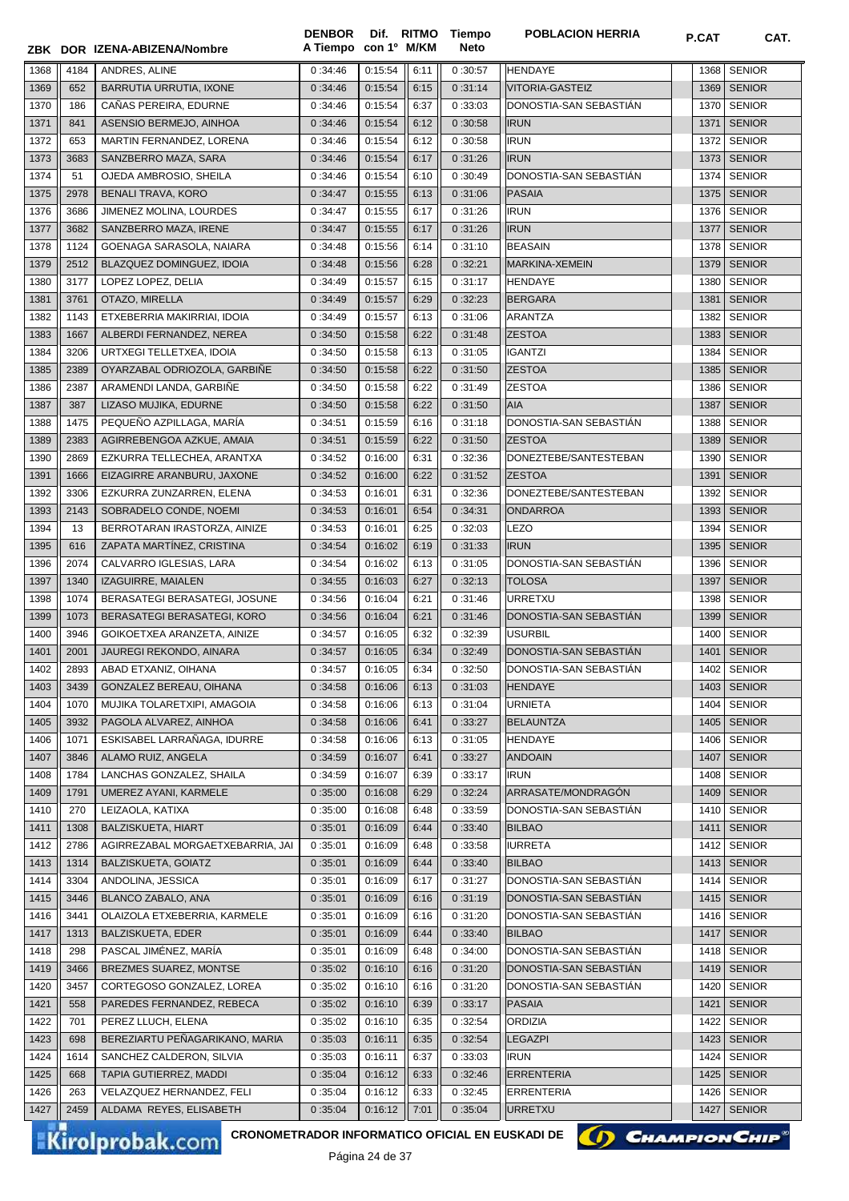| ZBK | DOR | IZENA-ABIZENA/Nombre | DENBOR A Tiempo | Dif. con 1º | RITMO M/KM | Tiempo Neto | POBLACION HERRIA | P.CAT | CAT. |
|---|---|---|---|---|---|---|---|---|---|
| 1368 | 4184 | ANDRES, ALINE | 0 :34:46 | 0:15:54 | 6:11 | 0 :30:57 | HENDAYE | 1368 | SENIOR |
| 1369 | 652 | BARRUTIA URRUTIA, IXONE | 0 :34:46 | 0:15:54 | 6:15 | 0 :31:14 | VITORIA-GASTEIZ | 1369 | SENIOR |
| 1370 | 186 | CAÑAS PEREIRA, EDURNE | 0 :34:46 | 0:15:54 | 6:37 | 0 :33:03 | DONOSTIA-SAN SEBASTIÁN | 1370 | SENIOR |
| 1371 | 841 | ASENSIO BERMEJO, AINHOA | 0 :34:46 | 0:15:54 | 6:12 | 0 :30:58 | IRUN | 1371 | SENIOR |
| 1372 | 653 | MARTIN FERNANDEZ, LORENA | 0 :34:46 | 0:15:54 | 6:12 | 0 :30:58 | IRUN | 1372 | SENIOR |
| 1373 | 3683 | SANZBERRO MAZA, SARA | 0 :34:46 | 0:15:54 | 6:17 | 0 :31:26 | IRUN | 1373 | SENIOR |
| 1374 | 51 | OJEDA AMBROSIO, SHEILA | 0 :34:46 | 0:15:54 | 6:10 | 0 :30:49 | DONOSTIA-SAN SEBASTIÁN | 1374 | SENIOR |
| 1375 | 2978 | BENALI TRAVA, KORO | 0 :34:47 | 0:15:55 | 6:13 | 0 :31:06 | PASAIA | 1375 | SENIOR |
| 1376 | 3686 | JIMENEZ MOLINA, LOURDES | 0 :34:47 | 0:15:55 | 6:17 | 0 :31:26 | IRUN | 1376 | SENIOR |
| 1377 | 3682 | SANZBERRO MAZA, IRENE | 0 :34:47 | 0:15:55 | 6:17 | 0 :31:26 | IRUN | 1377 | SENIOR |
| 1378 | 1124 | GOENAGA SARASOLA, NAIARA | 0 :34:48 | 0:15:56 | 6:14 | 0 :31:10 | BEASAIN | 1378 | SENIOR |
| 1379 | 2512 | BLAZQUEZ DOMINGUEZ, IDOIA | 0 :34:48 | 0:15:56 | 6:28 | 0 :32:21 | MARKINA-XEMEIN | 1379 | SENIOR |
| 1380 | 3177 | LOPEZ LOPEZ, DELIA | 0 :34:49 | 0:15:57 | 6:15 | 0 :31:17 | HENDAYE | 1380 | SENIOR |
| 1381 | 3761 | OTAZO, MIRELLA | 0 :34:49 | 0:15:57 | 6:29 | 0 :32:23 | BERGARA | 1381 | SENIOR |
| 1382 | 1143 | ETXEBERRIA MAKIRRIAI, IDOIA | 0 :34:49 | 0:15:57 | 6:13 | 0 :31:06 | ARANTZA | 1382 | SENIOR |
| 1383 | 1667 | ALBERDI FERNANDEZ, NEREA | 0 :34:50 | 0:15:58 | 6:22 | 0 :31:48 | ZESTOA | 1383 | SENIOR |
| 1384 | 3206 | URTXEGI TELLETXEA, IDOIA | 0 :34:50 | 0:15:58 | 6:13 | 0 :31:05 | IGANTZI | 1384 | SENIOR |
| 1385 | 2389 | OYARZABAL ODRIOZOLA, GARBIÑE | 0 :34:50 | 0:15:58 | 6:22 | 0 :31:50 | ZESTOA | 1385 | SENIOR |
| 1386 | 2387 | ARAMENDI LANDA, GARBIÑE | 0 :34:50 | 0:15:58 | 6:22 | 0 :31:49 | ZESTOA | 1386 | SENIOR |
| 1387 | 387 | LIZASO MUJIKA, EDURNE | 0 :34:50 | 0:15:58 | 6:22 | 0 :31:50 | AIA | 1387 | SENIOR |
| 1388 | 1475 | PEQUEÑO AZPILLAGA, MARÍA | 0 :34:51 | 0:15:59 | 6:16 | 0 :31:18 | DONOSTIA-SAN SEBASTIÁN | 1388 | SENIOR |
| 1389 | 2383 | AGIRREBENGOA AZKUE, AMAIA | 0 :34:51 | 0:15:59 | 6:22 | 0 :31:50 | ZESTOA | 1389 | SENIOR |
| 1390 | 2869 | EZKURRA TELLECHEA, ARANTXA | 0 :34:52 | 0:16:00 | 6:31 | 0 :32:36 | DONEZTEBE/SANTESTEBAN | 1390 | SENIOR |
| 1391 | 1666 | EIZAGIRRE ARANBURU, JAXONE | 0 :34:52 | 0:16:00 | 6:22 | 0 :31:52 | ZESTOA | 1391 | SENIOR |
| 1392 | 3306 | EZKURRA ZUNZARREN, ELENA | 0 :34:53 | 0:16:01 | 6:31 | 0 :32:36 | DONEZTEBE/SANTESTEBAN | 1392 | SENIOR |
| 1393 | 2143 | SOBRADELO CONDE, NOEMI | 0 :34:53 | 0:16:01 | 6:54 | 0 :34:31 | ONDARROA | 1393 | SENIOR |
| 1394 | 13 | BERROTARAN IRASTORZA, AINIZE | 0 :34:53 | 0:16:01 | 6:25 | 0 :32:03 | LEZO | 1394 | SENIOR |
| 1395 | 616 | ZAPATA MARTÍNEZ, CRISTINA | 0 :34:54 | 0:16:02 | 6:19 | 0 :31:33 | IRUN | 1395 | SENIOR |
| 1396 | 2074 | CALVARRO IGLESIAS, LARA | 0 :34:54 | 0:16:02 | 6:13 | 0 :31:05 | DONOSTIA-SAN SEBASTIÁN | 1396 | SENIOR |
| 1397 | 1340 | IZAGUIRRE, MAIALEN | 0 :34:55 | 0:16:03 | 6:27 | 0 :32:13 | TOLOSA | 1397 | SENIOR |
| 1398 | 1074 | BERASATEGI BERASATEGI, JOSUNE | 0 :34:56 | 0:16:04 | 6:21 | 0 :31:46 | URRETXU | 1398 | SENIOR |
| 1399 | 1073 | BERASATEGI BERASATEGI, KORO | 0 :34:56 | 0:16:04 | 6:21 | 0 :31:46 | DONOSTIA-SAN SEBASTIÁN | 1399 | SENIOR |
| 1400 | 3946 | GOIKOETXEA ARANZETA, AINIZE | 0 :34:57 | 0:16:05 | 6:32 | 0 :32:39 | USURBIL | 1400 | SENIOR |
| 1401 | 2001 | JAUREGI REKONDO, AINARA | 0 :34:57 | 0:16:05 | 6:34 | 0 :32:49 | DONOSTIA-SAN SEBASTIÁN | 1401 | SENIOR |
| 1402 | 2893 | ABAD ETXANIZ, OIHANA | 0 :34:57 | 0:16:05 | 6:34 | 0 :32:50 | DONOSTIA-SAN SEBASTIÁN | 1402 | SENIOR |
| 1403 | 3439 | GONZALEZ BEREAU, OIHANA | 0 :34:58 | 0:16:06 | 6:13 | 0 :31:03 | HENDAYE | 1403 | SENIOR |
| 1404 | 1070 | MUJIKA TOLARETXIPI, AMAGOIA | 0 :34:58 | 0:16:06 | 6:13 | 0 :31:04 | URNIETA | 1404 | SENIOR |
| 1405 | 3932 | PAGOLA ALVAREZ, AINHOA | 0 :34:58 | 0:16:06 | 6:41 | 0 :33:27 | BELAUNTZA | 1405 | SENIOR |
| 1406 | 1071 | ESKISABEL LARRAÑAGA, IDURRE | 0 :34:58 | 0:16:06 | 6:13 | 0 :31:05 | HENDAYE | 1406 | SENIOR |
| 1407 | 3846 | ALAMO RUIZ, ANGELA | 0 :34:59 | 0:16:07 | 6:41 | 0 :33:27 | ANDOAIN | 1407 | SENIOR |
| 1408 | 1784 | LANCHAS GONZALEZ, SHAILA | 0 :34:59 | 0:16:07 | 6:39 | 0 :33:17 | IRUN | 1408 | SENIOR |
| 1409 | 1791 | UMEREZ AYANI, KARMELE | 0 :35:00 | 0:16:08 | 6:29 | 0 :32:24 | ARRASATE/MONDRAGÓN | 1409 | SENIOR |
| 1410 | 270 | LEIZAOLA, KATIXA | 0 :35:00 | 0:16:08 | 6:48 | 0 :33:59 | DONOSTIA-SAN SEBASTIÁN | 1410 | SENIOR |
| 1411 | 1308 | BALZISKUETA, HIART | 0 :35:01 | 0:16:09 | 6:44 | 0 :33:40 | BILBAO | 1411 | SENIOR |
| 1412 | 2786 | AGIRREZABAL MORGAETXEBARRIA, JAI | 0 :35:01 | 0:16:09 | 6:48 | 0 :33:58 | IURRETA | 1412 | SENIOR |
| 1413 | 1314 | BALZISKUETA, GOIATZ | 0 :35:01 | 0:16:09 | 6:44 | 0 :33:40 | BILBAO | 1413 | SENIOR |
| 1414 | 3304 | ANDOLINA, JESSICA | 0 :35:01 | 0:16:09 | 6:17 | 0 :31:27 | DONOSTIA-SAN SEBASTIÁN | 1414 | SENIOR |
| 1415 | 3446 | BLANCO ZABALO, ANA | 0 :35:01 | 0:16:09 | 6:16 | 0 :31:19 | DONOSTIA-SAN SEBASTIÁN | 1415 | SENIOR |
| 1416 | 3441 | OLAIZOLA ETXEBERRIA, KARMELE | 0 :35:01 | 0:16:09 | 6:16 | 0 :31:20 | DONOSTIA-SAN SEBASTIÁN | 1416 | SENIOR |
| 1417 | 1313 | BALZISKUETA, EDER | 0 :35:01 | 0:16:09 | 6:44 | 0 :33:40 | BILBAO | 1417 | SENIOR |
| 1418 | 298 | PASCAL JIMÉNEZ, MARÍA | 0 :35:01 | 0:16:09 | 6:48 | 0 :34:00 | DONOSTIA-SAN SEBASTIÁN | 1418 | SENIOR |
| 1419 | 3466 | BREZMES SUAREZ, MONTSE | 0 :35:02 | 0:16:10 | 6:16 | 0 :31:20 | DONOSTIA-SAN SEBASTIÁN | 1419 | SENIOR |
| 1420 | 3457 | CORTEGOSO GONZALEZ, LOREA | 0 :35:02 | 0:16:10 | 6:16 | 0 :31:20 | DONOSTIA-SAN SEBASTIÁN | 1420 | SENIOR |
| 1421 | 558 | PAREDES FERNANDEZ, REBECA | 0 :35:02 | 0:16:10 | 6:39 | 0 :33:17 | PASAIA | 1421 | SENIOR |
| 1422 | 701 | PEREZ LLUCH, ELENA | 0 :35:02 | 0:16:10 | 6:35 | 0 :32:54 | ORDIZIA | 1422 | SENIOR |
| 1423 | 698 | BEREZIARTU PEÑAGARIKANO, MARIA | 0 :35:03 | 0:16:11 | 6:35 | 0 :32:54 | LEGAZPI | 1423 | SENIOR |
| 1424 | 1614 | SANCHEZ CALDERON, SILVIA | 0 :35:03 | 0:16:11 | 6:37 | 0 :33:03 | IRUN | 1424 | SENIOR |
| 1425 | 668 | TAPIA GUTIERREZ, MADDI | 0 :35:04 | 0:16:12 | 6:33 | 0 :32:46 | ERRENTERIA | 1425 | SENIOR |
| 1426 | 263 | VELAZQUEZ HERNANDEZ, FELI | 0 :35:04 | 0:16:12 | 6:33 | 0 :32:45 | ERRENTERIA | 1426 | SENIOR |
| 1427 | 2459 | ALDAMA REYES, ELISABETH | 0 :35:04 | 0:16:12 | 7:01 | 0 :35:04 | URRETXU | 1427 | SENIOR |

CRONOMETRADOR INFORMATICO OFICIAL EN EUSKADI DE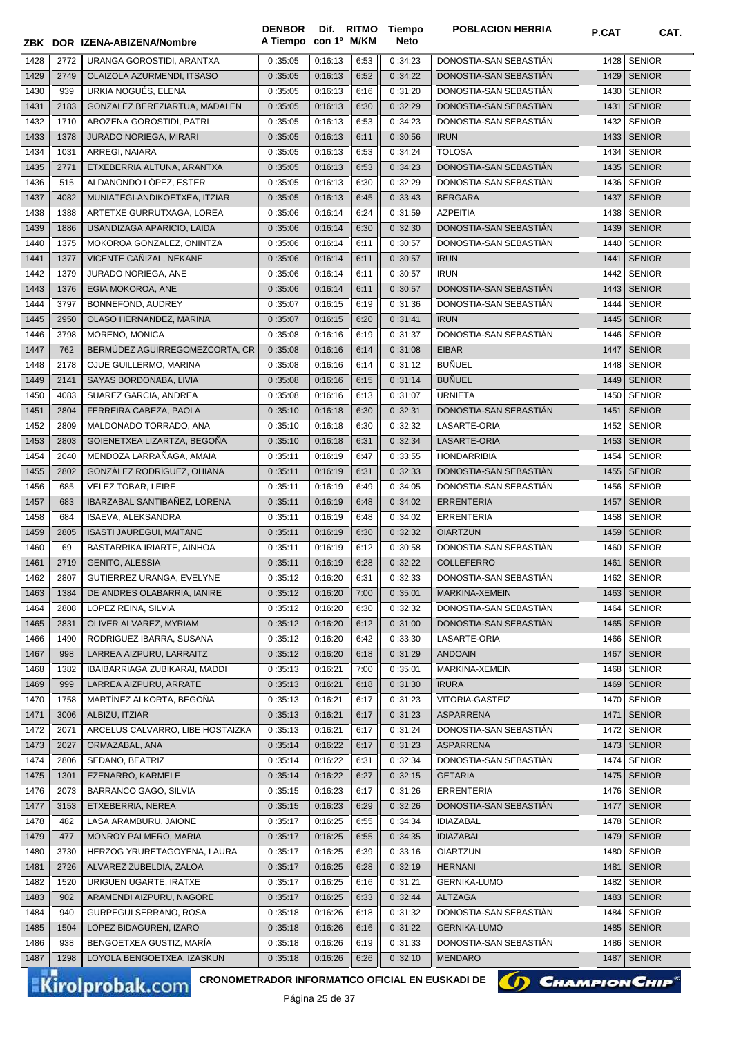| ZBK | DOR | IZENA-ABIZENA/Nombre | DENBOR A Tiempo | Dif. con 1º | RITMO M/KM | Tiempo Neto | POBLACION HERRIA | P.CAT | CAT. |
|---|---|---|---|---|---|---|---|---|---|
| 1428 | 2772 | URANGA GOROSTIDI, ARANTXA | 0 :35:05 | 0:16:13 | 6:53 | 0 :34:23 | DONOSTIA-SAN SEBASTIÁN | 1428 | SENIOR |
| 1429 | 2749 | OLAIZOLA AZURMENDI, ITSASO | 0 :35:05 | 0:16:13 | 6:52 | 0 :34:22 | DONOSTIA-SAN SEBASTIÁN | 1429 | SENIOR |
| 1430 | 939 | URKIA NOGUÉS, ELENA | 0 :35:05 | 0:16:13 | 6:16 | 0 :31:20 | DONOSTIA-SAN SEBASTIÁN | 1430 | SENIOR |
| 1431 | 2183 | GONZALEZ BEREZIARTUA, MADALEN | 0 :35:05 | 0:16:13 | 6:30 | 0 :32:29 | DONOSTIA-SAN SEBASTIÁN | 1431 | SENIOR |
| 1432 | 1710 | AROZENA GOROSTIDI, PATRI | 0 :35:05 | 0:16:13 | 6:53 | 0 :34:23 | DONOSTIA-SAN SEBASTIÁN | 1432 | SENIOR |
| 1433 | 1378 | JURADO NORIEGA, MIRARI | 0 :35:05 | 0:16:13 | 6:11 | 0 :30:56 | IRUN | 1433 | SENIOR |
| 1434 | 1031 | ARREGI, NAIARA | 0 :35:05 | 0:16:13 | 6:53 | 0 :34:24 | TOLOSA | 1434 | SENIOR |
| 1435 | 2771 | ETXEBERRIA ALTUNA, ARANTXA | 0 :35:05 | 0:16:13 | 6:53 | 0 :34:23 | DONOSTIA-SAN SEBASTIÁN | 1435 | SENIOR |
| 1436 | 515 | ALDANONDO LÓPEZ, ESTER | 0 :35:05 | 0:16:13 | 6:30 | 0 :32:29 | DONOSTIA-SAN SEBASTIÁN | 1436 | SENIOR |
| 1437 | 4082 | MUNIATEGI-ANDIKOETXEA, ITZIAR | 0 :35:05 | 0:16:13 | 6:45 | 0 :33:43 | BERGARA | 1437 | SENIOR |
| 1438 | 1388 | ARTETXE GURRUTXAGA, LOREA | 0 :35:06 | 0:16:14 | 6:24 | 0 :31:59 | AZPEITIA | 1438 | SENIOR |
| 1439 | 1886 | USANDIZAGA APARICIO, LAIDA | 0 :35:06 | 0:16:14 | 6:30 | 0 :32:30 | DONOSTIA-SAN SEBASTIÁN | 1439 | SENIOR |
| 1440 | 1375 | MOKOROA GONZALEZ, ONINTZA | 0 :35:06 | 0:16:14 | 6:11 | 0 :30:57 | DONOSTIA-SAN SEBASTIÁN | 1440 | SENIOR |
| 1441 | 1377 | VICENTE CAÑIZAL, NEKANE | 0 :35:06 | 0:16:14 | 6:11 | 0 :30:57 | IRUN | 1441 | SENIOR |
| 1442 | 1379 | JURADO NORIEGA, ANE | 0 :35:06 | 0:16:14 | 6:11 | 0 :30:57 | IRUN | 1442 | SENIOR |
| 1443 | 1376 | EGIA MOKOROA, ANE | 0 :35:06 | 0:16:14 | 6:11 | 0 :30:57 | DONOSTIA-SAN SEBASTIÁN | 1443 | SENIOR |
| 1444 | 3797 | BONNEFOND, AUDREY | 0 :35:07 | 0:16:15 | 6:19 | 0 :31:36 | DONOSTIA-SAN SEBASTIÁN | 1444 | SENIOR |
| 1445 | 2950 | OLASO HERNANDEZ, MARINA | 0 :35:07 | 0:16:15 | 6:20 | 0 :31:41 | IRUN | 1445 | SENIOR |
| 1446 | 3798 | MORENO, MONICA | 0 :35:08 | 0:16:16 | 6:19 | 0 :31:37 | DONOSTIA-SAN SEBASTIÁN | 1446 | SENIOR |
| 1447 | 762 | BERMÚDEZ AGUIRREGOMEZCORTA, CR | 0 :35:08 | 0:16:16 | 6:14 | 0 :31:08 | EIBAR | 1447 | SENIOR |
| 1448 | 2178 | OJUE GUILLERMO, MARINA | 0 :35:08 | 0:16:16 | 6:14 | 0 :31:12 | BUÑUEL | 1448 | SENIOR |
| 1449 | 2141 | SAYAS BORDONABA, LIVIA | 0 :35:08 | 0:16:16 | 6:15 | 0 :31:14 | BUÑUEL | 1449 | SENIOR |
| 1450 | 4083 | SUAREZ GARCIA, ANDREA | 0 :35:08 | 0:16:16 | 6:13 | 0 :31:07 | URNIETA | 1450 | SENIOR |
| 1451 | 2804 | FERREIRA CABEZA, PAOLA | 0 :35:10 | 0:16:18 | 6:30 | 0 :32:31 | DONOSTIA-SAN SEBASTIÁN | 1451 | SENIOR |
| 1452 | 2809 | MALDONADO TORRADO, ANA | 0 :35:10 | 0:16:18 | 6:30 | 0 :32:32 | LASARTE-ORIA | 1452 | SENIOR |
| 1453 | 2803 | GOIENETXEA LIZARTZA, BEGOÑA | 0 :35:10 | 0:16:18 | 6:31 | 0 :32:34 | LASARTE-ORIA | 1453 | SENIOR |
| 1454 | 2040 | MENDOZA LARRAÑAGA, AMAIA | 0 :35:11 | 0:16:19 | 6:47 | 0 :33:55 | HONDARRIBIA | 1454 | SENIOR |
| 1455 | 2802 | GONZÁLEZ RODRÍGUEZ, OHIANA | 0 :35:11 | 0:16:19 | 6:31 | 0 :32:33 | DONOSTIA-SAN SEBASTIÁN | 1455 | SENIOR |
| 1456 | 685 | VELEZ TOBAR, LEIRE | 0 :35:11 | 0:16:19 | 6:49 | 0 :34:05 | DONOSTIA-SAN SEBASTIÁN | 1456 | SENIOR |
| 1457 | 683 | IBARZABAL SANTIBAÑEZ, LORENA | 0 :35:11 | 0:16:19 | 6:48 | 0 :34:02 | ERRENTERIA | 1457 | SENIOR |
| 1458 | 684 | ISAEVA, ALEKSANDRA | 0 :35:11 | 0:16:19 | 6:48 | 0 :34:02 | ERRENTERIA | 1458 | SENIOR |
| 1459 | 2805 | ISASTI JAUREGUI, MAITANE | 0 :35:11 | 0:16:19 | 6:30 | 0 :32:32 | OIARTZUN | 1459 | SENIOR |
| 1460 | 69 | BASTARRIKA IRIARTE, AINHOA | 0 :35:11 | 0:16:19 | 6:12 | 0 :30:58 | DONOSTIA-SAN SEBASTIÁN | 1460 | SENIOR |
| 1461 | 2719 | GENITO, ALESSIA | 0 :35:11 | 0:16:19 | 6:28 | 0 :32:22 | COLLEFERRO | 1461 | SENIOR |
| 1462 | 2807 | GUTIERREZ URANGA, EVELYNE | 0 :35:12 | 0:16:20 | 6:31 | 0 :32:33 | DONOSTIA-SAN SEBASTIÁN | 1462 | SENIOR |
| 1463 | 1384 | DE ANDRES OLABARRIA, IANIRE | 0 :35:12 | 0:16:20 | 7:00 | 0 :35:01 | MARKINA-XEMEIN | 1463 | SENIOR |
| 1464 | 2808 | LOPEZ REINA, SILVIA | 0 :35:12 | 0:16:20 | 6:30 | 0 :32:32 | DONOSTIA-SAN SEBASTIÁN | 1464 | SENIOR |
| 1465 | 2831 | OLIVER ALVAREZ, MYRIAM | 0 :35:12 | 0:16:20 | 6:12 | 0 :31:00 | DONOSTIA-SAN SEBASTIÁN | 1465 | SENIOR |
| 1466 | 1490 | RODRIGUEZ IBARRA, SUSANA | 0 :35:12 | 0:16:20 | 6:42 | 0 :33:30 | LASARTE-ORIA | 1466 | SENIOR |
| 1467 | 998 | LARREA AIZPURU, LARRAITZ | 0 :35:12 | 0:16:20 | 6:18 | 0 :31:29 | ANDOAIN | 1467 | SENIOR |
| 1468 | 1382 | IBAIBARRIAGA ZUBIKARAI, MADDI | 0 :35:13 | 0:16:21 | 7:00 | 0 :35:01 | MARKINA-XEMEIN | 1468 | SENIOR |
| 1469 | 999 | LARREA AIZPURU, ARRATE | 0 :35:13 | 0:16:21 | 6:18 | 0 :31:30 | IRURA | 1469 | SENIOR |
| 1470 | 1758 | MARTÍNEZ ALKORTA, BEGOÑA | 0 :35:13 | 0:16:21 | 6:17 | 0 :31:23 | VITORIA-GASTEIZ | 1470 | SENIOR |
| 1471 | 3006 | ALBIZU, ITZIAR | 0 :35:13 | 0:16:21 | 6:17 | 0 :31:23 | ASPARRENA | 1471 | SENIOR |
| 1472 | 2071 | ARCELUS CALVARRO, LIBE HOSTAIZKA | 0 :35:13 | 0:16:21 | 6:17 | 0 :31:24 | DONOSTIA-SAN SEBASTIÁN | 1472 | SENIOR |
| 1473 | 2027 | ORMAZABAL, ANA | 0 :35:14 | 0:16:22 | 6:17 | 0 :31:23 | ASPARRENA | 1473 | SENIOR |
| 1474 | 2806 | SEDANO, BEATRIZ | 0 :35:14 | 0:16:22 | 6:31 | 0 :32:34 | DONOSTIA-SAN SEBASTIÁN | 1474 | SENIOR |
| 1475 | 1301 | EZENARRO, KARMELE | 0 :35:14 | 0:16:22 | 6:27 | 0 :32:15 | GETARIA | 1475 | SENIOR |
| 1476 | 2073 | BARRANCO GAGO, SILVIA | 0 :35:15 | 0:16:23 | 6:17 | 0 :31:26 | ERRENTERIA | 1476 | SENIOR |
| 1477 | 3153 | ETXEBERRIA, NEREA | 0 :35:15 | 0:16:23 | 6:29 | 0 :32:26 | DONOSTIA-SAN SEBASTIÁN | 1477 | SENIOR |
| 1478 | 482 | LASA ARAMBURU, JAIONE | 0 :35:17 | 0:16:25 | 6:55 | 0 :34:34 | IDIAZABAL | 1478 | SENIOR |
| 1479 | 477 | MONROY PALMERO, MARIA | 0 :35:17 | 0:16:25 | 6:55 | 0 :34:35 | IDIAZABAL | 1479 | SENIOR |
| 1480 | 3730 | HERZOG YRURETAGOYENA, LAURA | 0 :35:17 | 0:16:25 | 6:39 | 0 :33:16 | OIARTZUN | 1480 | SENIOR |
| 1481 | 2726 | ALVAREZ ZUBELDIA, ZALOA | 0 :35:17 | 0:16:25 | 6:28 | 0 :32:19 | HERNANI | 1481 | SENIOR |
| 1482 | 1520 | URIGUEN UGARTE, IRATXE | 0 :35:17 | 0:16:25 | 6:16 | 0 :31:21 | GERNIKA-LUMO | 1482 | SENIOR |
| 1483 | 902 | ARAMENDI AIZPURU, NAGORE | 0 :35:17 | 0:16:25 | 6:33 | 0 :32:44 | ALTZAGA | 1483 | SENIOR |
| 1484 | 940 | GURPEGUI SERRANO, ROSA | 0 :35:18 | 0:16:26 | 6:18 | 0 :31:32 | DONOSTIA-SAN SEBASTIÁN | 1484 | SENIOR |
| 1485 | 1504 | LOPEZ BIDAGUREN, IZARO | 0 :35:18 | 0:16:26 | 6:16 | 0 :31:22 | GERNIKA-LUMO | 1485 | SENIOR |
| 1486 | 938 | BENGOETXEA GUSTIZ, MARÍA | 0 :35:18 | 0:16:26 | 6:19 | 0 :31:33 | DONOSTIA-SAN SEBASTIÁN | 1486 | SENIOR |
| 1487 | 1298 | LOYOLA BENGOETXEA, IZASKUN | 0 :35:18 | 0:16:26 | 6:26 | 0 :32:10 | MENDARO | 1487 | SENIOR |

CRONOMETRADOR INFORMATICO OFICIAL EN EUSKADI DE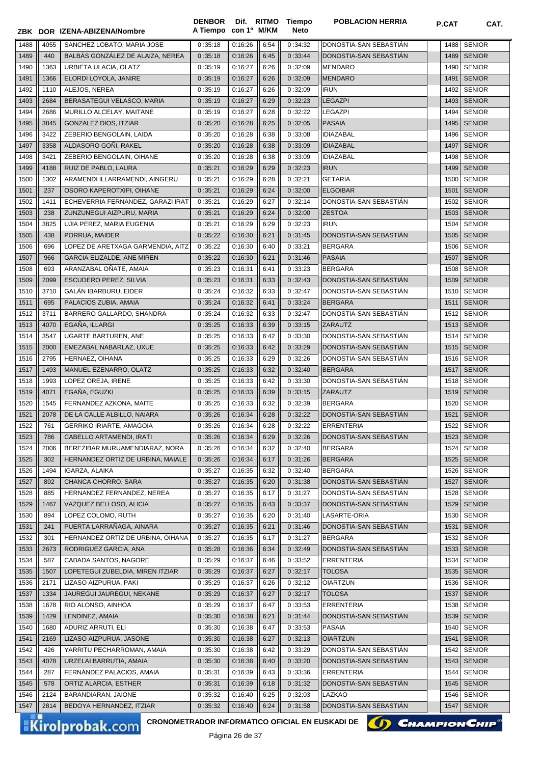| ZBK | DOR | IZENA-ABIZENA/Nombre | DENBOR A Tiempo | Dif. con 1º | RITMO M/KM | Tiempo Neto | POBLACION HERRIA | P.CAT | CAT. |
|---|---|---|---|---|---|---|---|---|---|
| 1488 | 4055 | SANCHEZ LOBATO, MARIA JOSE | 0 :35:18 | 0:16:26 | 6:54 | 0 :34:32 | DONOSTIA-SAN SEBASTIÁN | 1488 | SENIOR |
| 1489 | 440 | BALBÁS GONZÁLEZ DE ALAIZA, NEREA | 0 :35:18 | 0:16:26 | 6:45 | 0 :33:44 | DONOSTIA-SAN SEBASTIÁN | 1489 | SENIOR |
| 1490 | 1363 | URBIETA ULACIA, OLATZ | 0 :35:19 | 0:16:27 | 6:26 | 0 :32:09 | MENDARO | 1490 | SENIOR |
| 1491 | 1366 | ELORDI LOYOLA, JANIRE | 0 :35:19 | 0:16:27 | 6:26 | 0 :32:09 | MENDARO | 1491 | SENIOR |
| 1492 | 1110 | ALEJOS, NEREA | 0 :35:19 | 0:16:27 | 6:26 | 0 :32:09 | IRUN | 1492 | SENIOR |
| 1493 | 2684 | BERASATEGUI VELASCO, MARIA | 0 :35:19 | 0:16:27 | 6:29 | 0 :32:23 | LEGAZPI | 1493 | SENIOR |
| 1494 | 2686 | MURILLO ALCELAY, MAITANE | 0 :35:19 | 0:16:27 | 6:28 | 0 :32:22 | LEGAZPI | 1494 | SENIOR |
| 1495 | 3845 | GONZALEZ DIOS, ITZIAR | 0 :35:20 | 0:16:28 | 6:25 | 0 :32:05 | PASAIA | 1495 | SENIOR |
| 1496 | 3422 | ZEBERIO BENGOLAIN, LAIDA | 0 :35:20 | 0:16:28 | 6:38 | 0 :33:08 | IDIAZABAL | 1496 | SENIOR |
| 1497 | 3358 | ALDASORO GOÑI, RAKEL | 0 :35:20 | 0:16:28 | 6:38 | 0 :33:09 | IDIAZABAL | 1497 | SENIOR |
| 1498 | 3421 | ZEBERIO BENGOLAIN, OIHANE | 0 :35:20 | 0:16:28 | 6:38 | 0 :33:09 | IDIAZABAL | 1498 | SENIOR |
| 1499 | 4188 | RUIZ DE PABLO, LAURA | 0 :35:21 | 0:16:29 | 6:29 | 0 :32:23 | IRUN | 1499 | SENIOR |
| 1500 | 1302 | ARAMENDI ILLARRAMENDI, AINGERU | 0 :35:21 | 0:16:29 | 6:28 | 0 :32:21 | GETARIA | 1500 | SENIOR |
| 1501 | 237 | OSORO KAPEROTXIPI, OIHANE | 0 :35:21 | 0:16:29 | 6:24 | 0 :32:00 | ELGOIBAR | 1501 | SENIOR |
| 1502 | 1411 | ECHEVERRIA FERNANDEZ, GARAZI IRAT | 0 :35:21 | 0:16:29 | 6:27 | 0 :32:14 | DONOSTIA-SAN SEBASTIÁN | 1502 | SENIOR |
| 1503 | 238 | ZUNZUNEGUI AIZPURU, MARIA | 0 :35:21 | 0:16:29 | 6:24 | 0 :32:00 | ZESTOA | 1503 | SENIOR |
| 1504 | 3825 | UJIA PEREZ, MARIA EUGENIA | 0 :35:21 | 0:16:29 | 6:29 | 0 :32:23 | IRUN | 1504 | SENIOR |
| 1505 | 438 | PORRUA, MAIDER | 0 :35:22 | 0:16:30 | 6:21 | 0 :31:45 | DONOSTIA-SAN SEBASTIÁN | 1505 | SENIOR |
| 1506 | 696 | LOPEZ DE ARETXAGA GARMENDIA, AITZ | 0 :35:22 | 0:16:30 | 6:40 | 0 :33:21 | BERGARA | 1506 | SENIOR |
| 1507 | 966 | GARCIA ELIZALDE, ANE MIREN | 0 :35:22 | 0:16:30 | 6:21 | 0 :31:46 | PASAIA | 1507 | SENIOR |
| 1508 | 693 | ARANZABAL OÑATE, AMAIA | 0 :35:23 | 0:16:31 | 6:41 | 0 :33:23 | BERGARA | 1508 | SENIOR |
| 1509 | 2099 | ESCUDERO PEREZ, SILVIA | 0 :35:23 | 0:16:31 | 6:33 | 0 :32:43 | DONOSTIA-SAN SEBASTIÁN | 1509 | SENIOR |
| 1510 | 3710 | GALÀN IBARBURU, EIDER | 0 :35:24 | 0:16:32 | 6:33 | 0 :32:47 | DONOSTIA-SAN SEBASTIÁN | 1510 | SENIOR |
| 1511 | 695 | PALACIOS ZUBIA, AMAIA | 0 :35:24 | 0:16:32 | 6:41 | 0 :33:24 | BERGARA | 1511 | SENIOR |
| 1512 | 3711 | BARRERO GALLARDO, SHANDRA | 0 :35:24 | 0:16:32 | 6:33 | 0 :32:47 | DONOSTIA-SAN SEBASTIÁN | 1512 | SENIOR |
| 1513 | 4070 | EGAÑA, ILLARGI | 0 :35:25 | 0:16:33 | 6:39 | 0 :33:15 | ZARAUTZ | 1513 | SENIOR |
| 1514 | 3547 | UGARTE BARTUREN, ANE | 0 :35:25 | 0:16:33 | 6:42 | 0 :33:30 | DONOSTIA-SAN SEBASTIÁN | 1514 | SENIOR |
| 1515 | 2000 | EMEZABAL NABARLAZ, UXUE | 0 :35:25 | 0:16:33 | 6:42 | 0 :33:29 | DONOSTIA-SAN SEBASTIÁN | 1515 | SENIOR |
| 1516 | 2795 | HERNAEZ, OIHANA | 0 :35:25 | 0:16:33 | 6:29 | 0 :32:26 | DONOSTIA-SAN SEBASTIÁN | 1516 | SENIOR |
| 1517 | 1493 | MANUEL EZENARRO, OLATZ | 0 :35:25 | 0:16:33 | 6:32 | 0 :32:40 | BERGARA | 1517 | SENIOR |
| 1518 | 1993 | LOPEZ OREJA, IRENE | 0 :35:25 | 0:16:33 | 6:42 | 0 :33:30 | DONOSTIA-SAN SEBASTIÁN | 1518 | SENIOR |
| 1519 | 4071 | EGAÑA, EGUZKI | 0 :35:25 | 0:16:33 | 6:39 | 0 :33:15 | ZARAUTZ | 1519 | SENIOR |
| 1520 | 1545 | FERNANDEZ AZKONA, MAITE | 0 :35:25 | 0:16:33 | 6:32 | 0 :32:39 | BERGARA | 1520 | SENIOR |
| 1521 | 2078 | DE LA CALLE ALBILLO, NAIARA | 0 :35:26 | 0:16:34 | 6:28 | 0 :32:22 | DONOSTIA-SAN SEBASTIÁN | 1521 | SENIOR |
| 1522 | 761 | GERRIKO IRIARTE, AMAGOIA | 0 :35:26 | 0:16:34 | 6:28 | 0 :32:22 | ERRENTERIA | 1522 | SENIOR |
| 1523 | 786 | CABELLO ARTAMENDI, IRATI | 0 :35:26 | 0:16:34 | 6:29 | 0 :32:26 | DONOSTIA-SAN SEBASTIÁN | 1523 | SENIOR |
| 1524 | 2006 | BEREZIBAR MURUAMENDIARAZ, NORA | 0 :35:26 | 0:16:34 | 6:32 | 0 :32:40 | BERGARA | 1524 | SENIOR |
| 1525 | 302 | HERNANDEZ ORTIZ DE URBINA, MAIALE | 0 :35:26 | 0:16:34 | 6:17 | 0 :31:26 | BERGARA | 1525 | SENIOR |
| 1526 | 1494 | IGARZA, ALAIKA | 0 :35:27 | 0:16:35 | 6:32 | 0 :32:40 | BERGARA | 1526 | SENIOR |
| 1527 | 892 | CHANCA CHORRO, SARA | 0 :35:27 | 0:16:35 | 6:20 | 0 :31:38 | DONOSTIA-SAN SEBASTIÁN | 1527 | SENIOR |
| 1528 | 885 | HERNANDEZ FERNANDEZ, NEREA | 0 :35:27 | 0:16:35 | 6:17 | 0 :31:27 | DONOSTIA-SAN SEBASTIÁN | 1528 | SENIOR |
| 1529 | 1467 | VAZQUEZ BELLOSO, ALICIA | 0 :35:27 | 0:16:35 | 6:43 | 0 :33:37 | DONOSTIA-SAN SEBASTIÁN | 1529 | SENIOR |
| 1530 | 894 | LOPEZ COLOMO, RUTH | 0 :35:27 | 0:16:35 | 6:20 | 0 :31:40 | LASARTE-ORIA | 1530 | SENIOR |
| 1531 | 241 | PUERTA LARRAÑAGA, AINARA | 0 :35:27 | 0:16:35 | 6:21 | 0 :31:46 | DONOSTIA-SAN SEBASTIÁN | 1531 | SENIOR |
| 1532 | 301 | HERNANDEZ ORTIZ DE URBINA, OIHANA | 0 :35:27 | 0:16:35 | 6:17 | 0 :31:27 | BERGARA | 1532 | SENIOR |
| 1533 | 2673 | RODRIGUEZ GARCIA, ANA | 0 :35:28 | 0:16:36 | 6:34 | 0 :32:49 | DONOSTIA-SAN SEBASTIÁN | 1533 | SENIOR |
| 1534 | 587 | CABADA SANTOS, NAGORE | 0 :35:29 | 0:16:37 | 6:46 | 0 :33:52 | ERRENTERIA | 1534 | SENIOR |
| 1535 | 1507 | LOPETEGUI ZUBELDIA, MIREN ITZIAR | 0 :35:29 | 0:16:37 | 6:27 | 0 :32:17 | TOLOSA | 1535 | SENIOR |
| 1536 | 2171 | LIZASO AIZPURUA, PAKI | 0 :35:29 | 0:16:37 | 6:26 | 0 :32:12 | OIARTZUN | 1536 | SENIOR |
| 1537 | 1334 | JAUREGUI JAUREGUI, NEKANE | 0 :35:29 | 0:16:37 | 6:27 | 0 :32:17 | TOLOSA | 1537 | SENIOR |
| 1538 | 1678 | RIO ALONSO, AINHOA | 0 :35:29 | 0:16:37 | 6:47 | 0 :33:53 | ERRENTERIA | 1538 | SENIOR |
| 1539 | 1429 | LENDINEZ, AMAIA | 0 :35:30 | 0:16:38 | 6:21 | 0 :31:44 | DONOSTIA-SAN SEBASTIÁN | 1539 | SENIOR |
| 1540 | 1680 | ADURIZ ARRUTI, ELI | 0 :35:30 | 0:16:38 | 6:47 | 0 :33:53 | PASAIA | 1540 | SENIOR |
| 1541 | 2169 | LIZASO AIZPURUA, JASONE | 0 :35:30 | 0:16:38 | 6:27 | 0 :32:13 | OIARTZUN | 1541 | SENIOR |
| 1542 | 426 | YARRITU PECHARROMAN, AMAIA | 0 :35:30 | 0:16:38 | 6:42 | 0 :33:29 | DONOSTIA-SAN SEBASTIÁN | 1542 | SENIOR |
| 1543 | 4078 | URZELAI BARRUTIA, AMAIA | 0 :35:30 | 0:16:38 | 6:40 | 0 :33:20 | DONOSTIA-SAN SEBASTIÁN | 1543 | SENIOR |
| 1544 | 287 | FERNÁNDEZ PALACIOS, AMAIA | 0 :35:31 | 0:16:39 | 6:43 | 0 :33:36 | ERRENTERIA | 1544 | SENIOR |
| 1545 | 578 | ORTIZ ALARCIA, ESTHER | 0 :35:31 | 0:16:39 | 6:18 | 0 :31:32 | DONOSTIA-SAN SEBASTIÁN | 1545 | SENIOR |
| 1546 | 2124 | BARANDIARAN, JAIONE | 0 :35:32 | 0:16:40 | 6:25 | 0 :32:03 | LAZKAO | 1546 | SENIOR |
| 1547 | 2814 | BEDOYA HERNANDEZ, ITZIAR | 0 :35:32 | 0:16:40 | 6:24 | 0 :31:58 | DONOSTIA-SAN SEBASTIÁN | 1547 | SENIOR |

CRONOMETRADOR INFORMATICO OFICIAL EN EUSKADI DE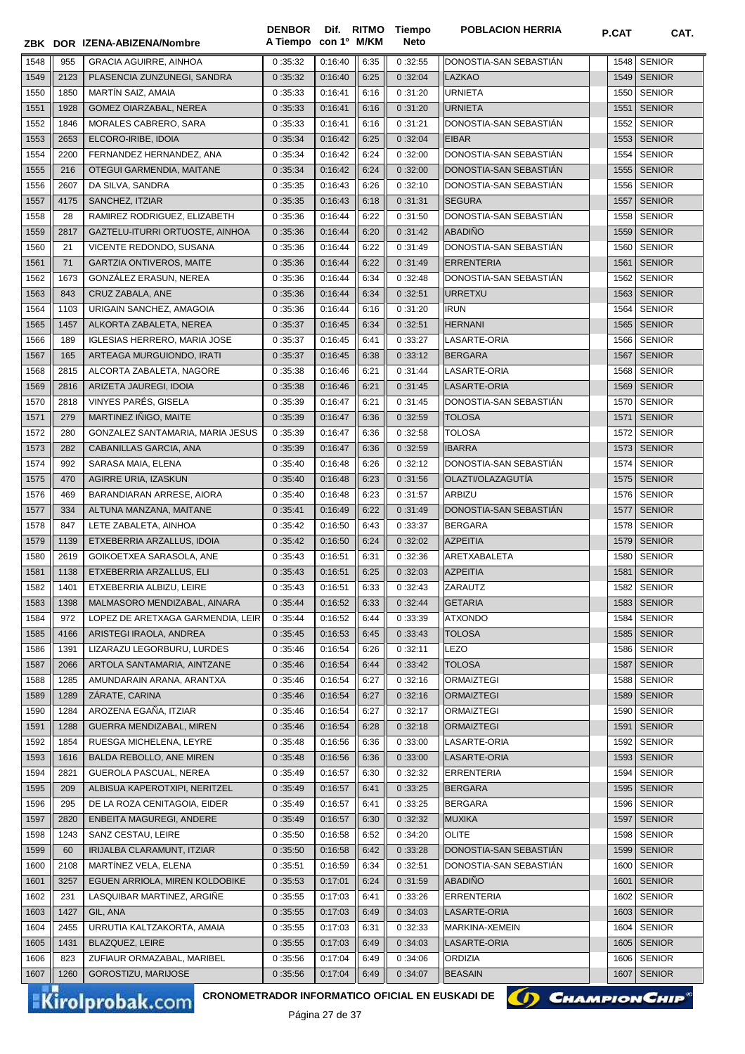| ZBK | DOR | IZENA-ABIZENA/Nombre | DENBOR A Tiempo | Dif. con 1º | RITMO M/KM | Tiempo Neto | POBLACION HERRIA | P.CAT | CAT. |
|---|---|---|---|---|---|---|---|---|---|
| 1548 | 955 | GRACIA AGUIRRE, AINHOA | 0 :35:32 | 0:16:40 | 6:35 | 0 :32:55 | DONOSTIA-SAN SEBASTIÁN | 1548 | SENIOR |
| 1549 | 2123 | PLASENCIA ZUNZUNEGI, SANDRA | 0 :35:32 | 0:16:40 | 6:25 | 0 :32:04 | LAZKAO | 1549 | SENIOR |
| 1550 | 1850 | MARTÍN SAIZ, AMAIA | 0 :35:33 | 0:16:41 | 6:16 | 0 :31:20 | URNIETA | 1550 | SENIOR |
| 1551 | 1928 | GOMEZ OIARZABAL, NEREA | 0 :35:33 | 0:16:41 | 6:16 | 0 :31:20 | URNIETA | 1551 | SENIOR |
| 1552 | 1846 | MORALES CABRERO, SARA | 0 :35:33 | 0:16:41 | 6:16 | 0 :31:21 | DONOSTIA-SAN SEBASTIÁN | 1552 | SENIOR |
| 1553 | 2653 | ELCORO-IRIBE, IDOIA | 0 :35:34 | 0:16:42 | 6:25 | 0 :32:04 | EIBAR | 1553 | SENIOR |
| 1554 | 2200 | FERNANDEZ HERNANDEZ, ANA | 0 :35:34 | 0:16:42 | 6:24 | 0 :32:00 | DONOSTIA-SAN SEBASTIÁN | 1554 | SENIOR |
| 1555 | 216 | OTEGUI GARMENDIA, MAITANE | 0 :35:34 | 0:16:42 | 6:24 | 0 :32:00 | DONOSTIA-SAN SEBASTIÁN | 1555 | SENIOR |
| 1556 | 2607 | DA SILVA, SANDRA | 0 :35:35 | 0:16:43 | 6:26 | 0 :32:10 | DONOSTIA-SAN SEBASTIÁN | 1556 | SENIOR |
| 1557 | 4175 | SANCHEZ, ITZIAR | 0 :35:35 | 0:16:43 | 6:18 | 0 :31:31 | SEGURA | 1557 | SENIOR |
| 1558 | 28 | RAMIREZ RODRIGUEZ, ELIZABETH | 0 :35:36 | 0:16:44 | 6:22 | 0 :31:50 | DONOSTIA-SAN SEBASTIÁN | 1558 | SENIOR |
| 1559 | 2817 | GAZTELU-ITURRI ORTUOSTE, AINHOA | 0 :35:36 | 0:16:44 | 6:20 | 0 :31:42 | ABADIÑO | 1559 | SENIOR |
| 1560 | 21 | VICENTE REDONDO, SUSANA | 0 :35:36 | 0:16:44 | 6:22 | 0 :31:49 | DONOSTIA-SAN SEBASTIÁN | 1560 | SENIOR |
| 1561 | 71 | GARTZIA ONTIVEROS, MAITE | 0 :35:36 | 0:16:44 | 6:22 | 0 :31:49 | ERRENTERIA | 1561 | SENIOR |
| 1562 | 1673 | GONZÁLEZ ERASUN, NEREA | 0 :35:36 | 0:16:44 | 6:34 | 0 :32:48 | DONOSTIA-SAN SEBASTIÁN | 1562 | SENIOR |
| 1563 | 843 | CRUZ ZABALA, ANE | 0 :35:36 | 0:16:44 | 6:34 | 0 :32:51 | URRETXU | 1563 | SENIOR |
| 1564 | 1103 | URIGAIN SANCHEZ, AMAGOIA | 0 :35:36 | 0:16:44 | 6:16 | 0 :31:20 | IRUN | 1564 | SENIOR |
| 1565 | 1457 | ALKORTA ZABALETA, NEREA | 0 :35:37 | 0:16:45 | 6:34 | 0 :32:51 | HERNANI | 1565 | SENIOR |
| 1566 | 189 | IGLESIAS HERRERO, MARIA JOSE | 0 :35:37 | 0:16:45 | 6:41 | 0 :33:27 | LASARTE-ORIA | 1566 | SENIOR |
| 1567 | 165 | ARTEAGA MURGUIONDO, IRATI | 0 :35:37 | 0:16:45 | 6:38 | 0 :33:12 | BERGARA | 1567 | SENIOR |
| 1568 | 2815 | ALCORTA ZABALETA, NAGORE | 0 :35:38 | 0:16:46 | 6:21 | 0 :31:44 | LASARTE-ORIA | 1568 | SENIOR |
| 1569 | 2816 | ARIZETA JAUREGI, IDOIA | 0 :35:38 | 0:16:46 | 6:21 | 0 :31:45 | LASARTE-ORIA | 1569 | SENIOR |
| 1570 | 2818 | VINYES PARÉS, GISELA | 0 :35:39 | 0:16:47 | 6:21 | 0 :31:45 | DONOSTIA-SAN SEBASTIÁN | 1570 | SENIOR |
| 1571 | 279 | MARTINEZ IÑIGO, MAITE | 0 :35:39 | 0:16:47 | 6:36 | 0 :32:59 | TOLOSA | 1571 | SENIOR |
| 1572 | 280 | GONZALEZ SANTAMARIA, MARIA JESUS | 0 :35:39 | 0:16:47 | 6:36 | 0 :32:58 | TOLOSA | 1572 | SENIOR |
| 1573 | 282 | CABANILLAS GARCIA, ANA | 0 :35:39 | 0:16:47 | 6:36 | 0 :32:59 | IBARRA | 1573 | SENIOR |
| 1574 | 992 | SARASA MAIA, ELENA | 0 :35:40 | 0:16:48 | 6:26 | 0 :32:12 | DONOSTIA-SAN SEBASTIÁN | 1574 | SENIOR |
| 1575 | 470 | AGIRRE URIA, IZASKUN | 0 :35:40 | 0:16:48 | 6:23 | 0 :31:56 | OLAZTI/OLAZAGUTÍA | 1575 | SENIOR |
| 1576 | 469 | BARANDIARAN ARRESE, AIORA | 0 :35:40 | 0:16:48 | 6:23 | 0 :31:57 | ARBIZU | 1576 | SENIOR |
| 1577 | 334 | ALTUNA MANZANA, MAITANE | 0 :35:41 | 0:16:49 | 6:22 | 0 :31:49 | DONOSTIA-SAN SEBASTIÁN | 1577 | SENIOR |
| 1578 | 847 | LETE ZABALETA, AINHOA | 0 :35:42 | 0:16:50 | 6:43 | 0 :33:37 | BERGARA | 1578 | SENIOR |
| 1579 | 1139 | ETXEBERRIA ARZALLUS, IDOIA | 0 :35:42 | 0:16:50 | 6:24 | 0 :32:02 | AZPEITIA | 1579 | SENIOR |
| 1580 | 2619 | GOIKOETXEA SARASOLA, ANE | 0 :35:43 | 0:16:51 | 6:31 | 0 :32:36 | ARETXABALETA | 1580 | SENIOR |
| 1581 | 1138 | ETXEBERRIA ARZALLUS, ELI | 0 :35:43 | 0:16:51 | 6:25 | 0 :32:03 | AZPEITIA | 1581 | SENIOR |
| 1582 | 1401 | ETXEBERRIA ALBIZU, LEIRE | 0 :35:43 | 0:16:51 | 6:33 | 0 :32:43 | ZARAUTZ | 1582 | SENIOR |
| 1583 | 1398 | MALMASORO MENDIZABAL, AINARA | 0 :35:44 | 0:16:52 | 6:33 | 0 :32:44 | GETARIA | 1583 | SENIOR |
| 1584 | 972 | LOPEZ DE ARETXAGA GARMENDIA, LEIR | 0 :35:44 | 0:16:52 | 6:44 | 0 :33:39 | ATXONDO | 1584 | SENIOR |
| 1585 | 4166 | ARISTEGI IRAOLA, ANDREA | 0 :35:45 | 0:16:53 | 6:45 | 0 :33:43 | TOLOSA | 1585 | SENIOR |
| 1586 | 1391 | LIZARAZU LEGORBURU, LURDES | 0 :35:46 | 0:16:54 | 6:26 | 0 :32:11 | LEZO | 1586 | SENIOR |
| 1587 | 2066 | ARTOLA SANTAMARIA, AINTZANE | 0 :35:46 | 0:16:54 | 6:44 | 0 :33:42 | TOLOSA | 1587 | SENIOR |
| 1588 | 1285 | AMUNDARAIN ARANA, ARANTXA | 0 :35:46 | 0:16:54 | 6:27 | 0 :32:16 | ORMAIZTEGI | 1588 | SENIOR |
| 1589 | 1289 | ZÁRATE, CARINA | 0 :35:46 | 0:16:54 | 6:27 | 0 :32:16 | ORMAIZTEGI | 1589 | SENIOR |
| 1590 | 1284 | AROZENA EGAÑA, ITZIAR | 0 :35:46 | 0:16:54 | 6:27 | 0 :32:17 | ORMAIZTEGI | 1590 | SENIOR |
| 1591 | 1288 | GUERRA MENDIZABAL, MIREN | 0 :35:46 | 0:16:54 | 6:28 | 0 :32:18 | ORMAIZTEGI | 1591 | SENIOR |
| 1592 | 1854 | RUESGA MICHELENA, LEYRE | 0 :35:48 | 0:16:56 | 6:36 | 0 :33:00 | LASARTE-ORIA | 1592 | SENIOR |
| 1593 | 1616 | BALDA REBOLLO, ANE MIREN | 0 :35:48 | 0:16:56 | 6:36 | 0 :33:00 | LASARTE-ORIA | 1593 | SENIOR |
| 1594 | 2821 | GUEROLA PASCUAL, NEREA | 0 :35:49 | 0:16:57 | 6:30 | 0 :32:32 | ERRENTERIA | 1594 | SENIOR |
| 1595 | 209 | ALBISUA KAPEROTXIPI, NERITZEL | 0 :35:49 | 0:16:57 | 6:41 | 0 :33:25 | BERGARA | 1595 | SENIOR |
| 1596 | 295 | DE LA ROZA CENITAGOIA, EIDER | 0 :35:49 | 0:16:57 | 6:41 | 0 :33:25 | BERGARA | 1596 | SENIOR |
| 1597 | 2820 | ENBEITA MAGUREGI, ANDERE | 0 :35:49 | 0:16:57 | 6:30 | 0 :32:32 | MUXIKA | 1597 | SENIOR |
| 1598 | 1243 | SANZ CESTAU, LEIRE | 0 :35:50 | 0:16:58 | 6:52 | 0 :34:20 | OLITE | 1598 | SENIOR |
| 1599 | 60 | IRIJALBA CLARAMUNT, ITZIAR | 0 :35:50 | 0:16:58 | 6:42 | 0 :33:28 | DONOSTIA-SAN SEBASTIÁN | 1599 | SENIOR |
| 1600 | 2108 | MARTÍNEZ VELA, ELENA | 0 :35:51 | 0:16:59 | 6:34 | 0 :32:51 | DONOSTIA-SAN SEBASTIÁN | 1600 | SENIOR |
| 1601 | 3257 | EGUEN ARRIOLA, MIREN KOLDOBIKE | 0 :35:53 | 0:17:01 | 6:24 | 0 :31:59 | ABADIÑO | 1601 | SENIOR |
| 1602 | 231 | LASQUIBAR MARTINEZ, ARGIÑE | 0 :35:55 | 0:17:03 | 6:41 | 0 :33:26 | ERRENTERIA | 1602 | SENIOR |
| 1603 | 1427 | GIL, ANA | 0 :35:55 | 0:17:03 | 6:49 | 0 :34:03 | LASARTE-ORIA | 1603 | SENIOR |
| 1604 | 2455 | URRUTIA KALTZAKORTA, AMAIA | 0 :35:55 | 0:17:03 | 6:31 | 0 :32:33 | MARKINA-XEMEIN | 1604 | SENIOR |
| 1605 | 1431 | BLAZQUEZ, LEIRE | 0 :35:55 | 0:17:03 | 6:49 | 0 :34:03 | LASARTE-ORIA | 1605 | SENIOR |
| 1606 | 823 | ZUFIAUR ORMAZABAL, MARIBEL | 0 :35:56 | 0:17:04 | 6:49 | 0 :34:06 | ORDIZIA | 1606 | SENIOR |
| 1607 | 1260 | GOROSTIZU, MARIJOSE | 0 :35:56 | 0:17:04 | 6:49 | 0 :34:07 | BEASAIN | 1607 | SENIOR |

Kirolprobak.com — CRONOMETRADOR INFORMATICO OFICIAL EN EUSKADI DE ChampionChip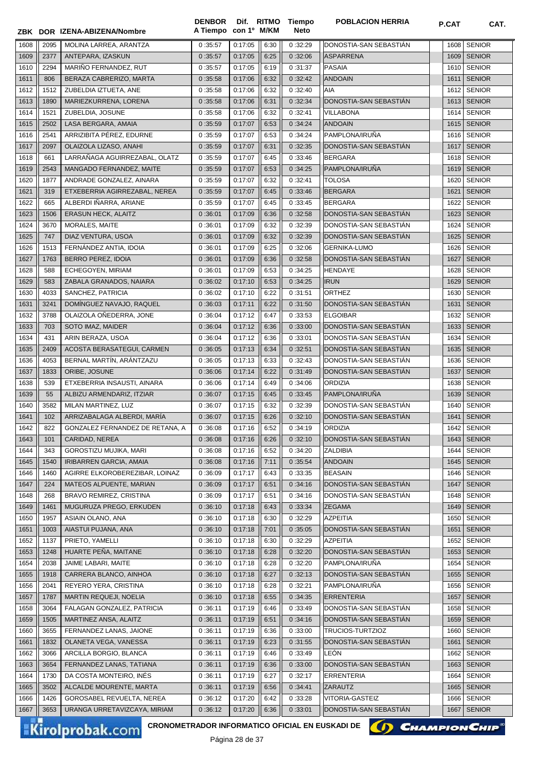| ZBK | DOR | IZENA-ABIZENA/Nombre | DENBOR A Tiempo | Dif. con 1º | RITMO M/KM | Tiempo Neto | POBLACION HERRIA | P.CAT | CAT. |
|---|---|---|---|---|---|---|---|---|---|
| 1608 | 2095 | MOLINA LARREA, ARANTZA | 0:35:57 | 0:17:05 | 6:30 | 0:32:29 | DONOSTIA-SAN SEBASTIÁN | 1608 | SENIOR |
| 1609 | 2377 | ANTEPARA, IZASKUN | 0:35:57 | 0:17:05 | 6:25 | 0:32:06 | ASPARRENA | 1609 | SENIOR |
| 1610 | 2294 | MARIÑO FERNANDEZ, RUT | 0:35:57 | 0:17:05 | 6:19 | 0:31:37 | PASAIA | 1610 | SENIOR |
| 1611 | 806 | BERAZA CABRERIZO, MARTA | 0:35:58 | 0:17:06 | 6:32 | 0:32:42 | ANDOAIN | 1611 | SENIOR |
| 1612 | 1512 | ZUBELDIA IZTUETA, ANE | 0:35:58 | 0:17:06 | 6:32 | 0:32:40 | AIA | 1612 | SENIOR |
| 1613 | 1890 | MARIEZKURRENA, LORENA | 0:35:58 | 0:17:06 | 6:31 | 0:32:34 | DONOSTIA-SAN SEBASTIÁN | 1613 | SENIOR |
| 1614 | 1521 | ZUBELDIA, JOSUNE | 0:35:58 | 0:17:06 | 6:32 | 0:32:41 | VILLABONA | 1614 | SENIOR |
| 1615 | 2502 | LASA BERGARA, AMAIA | 0:35:59 | 0:17:07 | 6:53 | 0:34:24 | ANDOAIN | 1615 | SENIOR |
| 1616 | 2541 | ARRIZIBITA PÉREZ, EDURNE | 0:35:59 | 0:17:07 | 6:53 | 0:34:24 | PAMPLONA/IRUÑA | 1616 | SENIOR |
| 1617 | 2097 | OLAIZOLA LIZASO, ANAHI | 0:35:59 | 0:17:07 | 6:31 | 0:32:35 | DONOSTIA-SAN SEBASTIÁN | 1617 | SENIOR |
| 1618 | 661 | LARRAÑAGA AGUIRREZABAL, OLATZ | 0:35:59 | 0:17:07 | 6:45 | 0:33:46 | BERGARA | 1618 | SENIOR |
| 1619 | 2543 | MANGADO FERNANDEZ, MAITE | 0:35:59 | 0:17:07 | 6:53 | 0:34:25 | PAMPLONA/IRUÑA | 1619 | SENIOR |
| 1620 | 1877 | ANDRADE GONZALEZ, AINARA | 0:35:59 | 0:17:07 | 6:32 | 0:32:41 | TOLOSA | 1620 | SENIOR |
| 1621 | 319 | ETXEBERRIA AGIRREZABAL, NEREA | 0:35:59 | 0:17:07 | 6:45 | 0:33:46 | BERGARA | 1621 | SENIOR |
| 1622 | 665 | ALBERDI IÑARRA, ARIANE | 0:35:59 | 0:17:07 | 6:45 | 0:33:45 | BERGARA | 1622 | SENIOR |
| 1623 | 1506 | ERASUN HECK, ALAITZ | 0:36:01 | 0:17:09 | 6:36 | 0:32:58 | DONOSTIA-SAN SEBASTIÁN | 1623 | SENIOR |
| 1624 | 3670 | MORALES, MAITE | 0:36:01 | 0:17:09 | 6:32 | 0:32:39 | DONOSTIA-SAN SEBASTIÁN | 1624 | SENIOR |
| 1625 | 747 | DIAZ VENTURA, USOA | 0:36:01 | 0:17:09 | 6:32 | 0:32:39 | DONOSTIA-SAN SEBASTIÁN | 1625 | SENIOR |
| 1626 | 1513 | FERNÁNDEZ ANTIA, IDOIA | 0:36:01 | 0:17:09 | 6:25 | 0:32:06 | GERNIKA-LUMO | 1626 | SENIOR |
| 1627 | 1763 | BERRO PEREZ, IDOIA | 0:36:01 | 0:17:09 | 6:36 | 0:32:58 | DONOSTIA-SAN SEBASTIÁN | 1627 | SENIOR |
| 1628 | 588 | ECHEGOYEN, MIRIAM | 0:36:01 | 0:17:09 | 6:53 | 0:34:25 | HENDAYE | 1628 | SENIOR |
| 1629 | 583 | ZABALA GRANADOS, NAIARA | 0:36:02 | 0:17:10 | 6:53 | 0:34:25 | IRUN | 1629 | SENIOR |
| 1630 | 4033 | SANCHEZ, PATRICIA | 0:36:02 | 0:17:10 | 6:22 | 0:31:51 | ORTHEZ | 1630 | SENIOR |
| 1631 | 3241 | DOMÍNGUEZ NAVAJO, RAQUEL | 0:36:03 | 0:17:11 | 6:22 | 0:31:50 | DONOSTIA-SAN SEBASTIÁN | 1631 | SENIOR |
| 1632 | 3788 | OLAIZOLA OÑEDERRA, JONE | 0:36:04 | 0:17:12 | 6:47 | 0:33:53 | ELGOIBAR | 1632 | SENIOR |
| 1633 | 703 | SOTO IMAZ, MAIDER | 0:36:04 | 0:17:12 | 6:36 | 0:33:00 | DONOSTIA-SAN SEBASTIÁN | 1633 | SENIOR |
| 1634 | 431 | ARIN BERAZA, USOA | 0:36:04 | 0:17:12 | 6:36 | 0:33:01 | DONOSTIA-SAN SEBASTIÁN | 1634 | SENIOR |
| 1635 | 2409 | ACOSTA BERASATEGUI, CARMEN | 0:36:05 | 0:17:13 | 6:34 | 0:32:51 | DONOSTIA-SAN SEBASTIÁN | 1635 | SENIOR |
| 1636 | 4053 | BERNAL MARTÍN, ARÁNTZAZU | 0:36:05 | 0:17:13 | 6:33 | 0:32:43 | DONOSTIA-SAN SEBASTIÁN | 1636 | SENIOR |
| 1637 | 1833 | ORIBE, JOSUNE | 0:36:06 | 0:17:14 | 6:22 | 0:31:49 | DONOSTIA-SAN SEBASTIÁN | 1637 | SENIOR |
| 1638 | 539 | ETXEBERRIA INSAUSTI, AINARA | 0:36:06 | 0:17:14 | 6:49 | 0:34:06 | ORDIZIA | 1638 | SENIOR |
| 1639 | 55 | ALBIZU ARMENDARIZ, ITZIAR | 0:36:07 | 0:17:15 | 6:45 | 0:33:45 | PAMPLONA/IRUÑA | 1639 | SENIOR |
| 1640 | 3582 | MILAN MARTINEZ, LUZ | 0:36:07 | 0:17:15 | 6:32 | 0:32:39 | DONOSTIA-SAN SEBASTIÁN | 1640 | SENIOR |
| 1641 | 102 | ARRIZABALAGA ALBERDI, MARÍA | 0:36:07 | 0:17:15 | 6:26 | 0:32:10 | DONOSTIA-SAN SEBASTIÁN | 1641 | SENIOR |
| 1642 | 822 | GONZALEZ FERNANDEZ DE RETANA, A | 0:36:08 | 0:17:16 | 6:52 | 0:34:19 | ORDIZIA | 1642 | SENIOR |
| 1643 | 101 | CARIDAD, NEREA | 0:36:08 | 0:17:16 | 6:26 | 0:32:10 | DONOSTIA-SAN SEBASTIÁN | 1643 | SENIOR |
| 1644 | 343 | GOROSTIZU MUJIKA, MARI | 0:36:08 | 0:17:16 | 6:52 | 0:34:20 | ZALDIBIA | 1644 | SENIOR |
| 1645 | 1540 | IRIBARREN GARCIA, AMAIA | 0:36:08 | 0:17:16 | 7:11 | 0:35:54 | ANDOAIN | 1645 | SENIOR |
| 1646 | 1460 | AGIRRE ELKOROBEREZIBAR, LOINAZ | 0:36:09 | 0:17:17 | 6:43 | 0:33:35 | BEASAIN | 1646 | SENIOR |
| 1647 | 224 | MATEOS ALPUENTE, MARIAN | 0:36:09 | 0:17:17 | 6:51 | 0:34:16 | DONOSTIA-SAN SEBASTIÁN | 1647 | SENIOR |
| 1648 | 268 | BRAVO REMIREZ, CRISTINA | 0:36:09 | 0:17:17 | 6:51 | 0:34:16 | DONOSTIA-SAN SEBASTIÁN | 1648 | SENIOR |
| 1649 | 1461 | MUGURUZA PREGO, ERKUDEN | 0:36:10 | 0:17:18 | 6:43 | 0:33:34 | ZEGAMA | 1649 | SENIOR |
| 1650 | 1957 | ASIAIN OLANO, ANA | 0:36:10 | 0:17:18 | 6:30 | 0:32:29 | AZPEITIA | 1650 | SENIOR |
| 1651 | 1003 | AIASTUI PUJANA, ANA | 0:36:10 | 0:17:18 | 7:01 | 0:35:05 | DONOSTIA-SAN SEBASTIÁN | 1651 | SENIOR |
| 1652 | 1137 | PRIETO, YAMELLI | 0:36:10 | 0:17:18 | 6:30 | 0:32:29 | AZPEITIA | 1652 | SENIOR |
| 1653 | 1248 | HUARTE PEÑA, MAITANE | 0:36:10 | 0:17:18 | 6:28 | 0:32:20 | DONOSTIA-SAN SEBASTIÁN | 1653 | SENIOR |
| 1654 | 2038 | JAIME LABARI, MAITE | 0:36:10 | 0:17:18 | 6:28 | 0:32:20 | PAMPLONA/IRUÑA | 1654 | SENIOR |
| 1655 | 1918 | CARRERA BLANCO, AINHOA | 0:36:10 | 0:17:18 | 6:27 | 0:32:13 | DONOSTIA-SAN SEBASTIÁN | 1655 | SENIOR |
| 1656 | 2041 | REYERO YERA, CRISTINA | 0:36:10 | 0:17:18 | 6:28 | 0:32:21 | PAMPLONA/IRUÑA | 1656 | SENIOR |
| 1657 | 1787 | MARTIN REQUEJI, NOELIA | 0:36:10 | 0:17:18 | 6:55 | 0:34:35 | ERRENTERIA | 1657 | SENIOR |
| 1658 | 3064 | FALAGAN GONZALEZ, PATRICIA | 0:36:11 | 0:17:19 | 6:46 | 0:33:49 | DONOSTIA-SAN SEBASTIÁN | 1658 | SENIOR |
| 1659 | 1505 | MARTINEZ ANSA, ALAITZ | 0:36:11 | 0:17:19 | 6:51 | 0:34:16 | DONOSTIA-SAN SEBASTIÁN | 1659 | SENIOR |
| 1660 | 3655 | FERNANDEZ LANAS, JAIONE | 0:36:11 | 0:17:19 | 6:36 | 0:33:00 | TRUCIOS-TURTZIOZ | 1660 | SENIOR |
| 1661 | 1832 | OLANETA VEGA, VANESSA | 0:36:11 | 0:17:19 | 6:23 | 0:31:55 | DONOSTIA-SAN SEBASTIÁN | 1661 | SENIOR |
| 1662 | 3066 | ARCILLA BORGIO, BLANCA | 0:36:11 | 0:17:19 | 6:46 | 0:33:49 | LEÓN | 1662 | SENIOR |
| 1663 | 3654 | FERNANDEZ LANAS, TATIANA | 0:36:11 | 0:17:19 | 6:36 | 0:33:00 | DONOSTIA-SAN SEBASTIÁN | 1663 | SENIOR |
| 1664 | 1730 | DA COSTA MONTEIRO, INÉS | 0:36:11 | 0:17:19 | 6:27 | 0:32:17 | ERRENTERIA | 1664 | SENIOR |
| 1665 | 3502 | ALCALDE MOURENTE, MARTA | 0:36:11 | 0:17:19 | 6:56 | 0:34:41 | ZARAUTZ | 1665 | SENIOR |
| 1666 | 1426 | GOROSABEL REVUELTA, NEREA | 0:36:12 | 0:17:20 | 6:42 | 0:33:28 | VITORIA-GASTEIZ | 1666 | SENIOR |
| 1667 | 3653 | URANGA URRETAVIZCAYA, MIRIAM | 0:36:12 | 0:17:20 | 6:36 | 0:33:01 | DONOSTIA-SAN SEBASTIÁN | 1667 | SENIOR |

CRONOMETRADOR INFORMATICO OFICIAL EN EUSKADI DE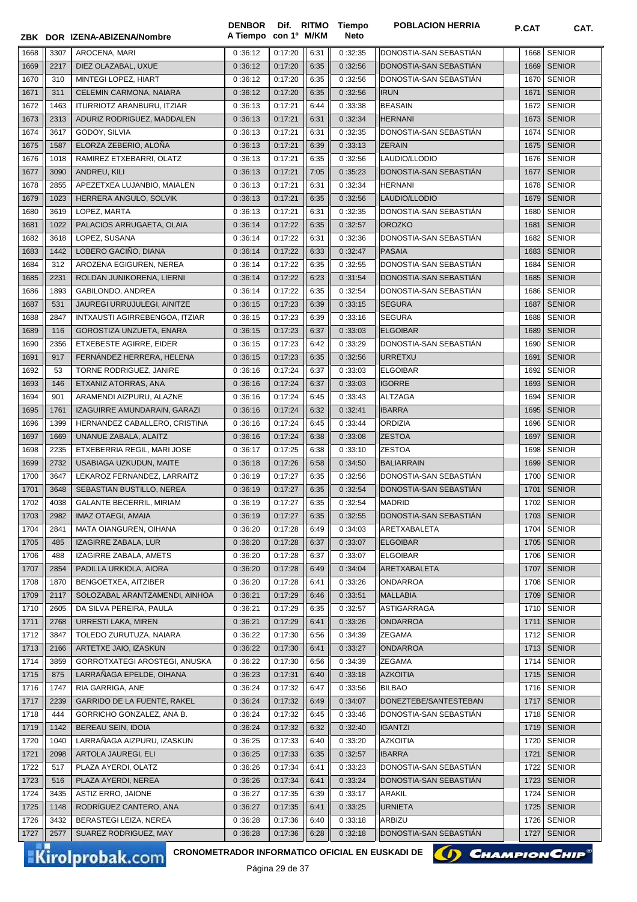| ZBK | DOR | IZENA-ABIZENA/Nombre | DENBOR A Tiempo | Dif. con 1º | RITMO M/KM | Tiempo Neto | POBLACION HERRIA | P.CAT | CAT. |
|---|---|---|---|---|---|---|---|---|---|
| 1668 | 3307 | AROCENA, MARI | 0 :36:12 | 0:17:20 | 6:31 | 0 :32:35 | DONOSTIA-SAN SEBASTIÁN | 1668 | SENIOR |
| 1669 | 2217 | DIEZ OLAZABAL, UXUE | 0 :36:12 | 0:17:20 | 6:35 | 0 :32:56 | DONOSTIA-SAN SEBASTIÁN | 1669 | SENIOR |
| 1670 | 310 | MINTEGI LOPEZ, HIART | 0 :36:12 | 0:17:20 | 6:35 | 0 :32:56 | DONOSTIA-SAN SEBASTIÁN | 1670 | SENIOR |
| 1671 | 311 | CELEMIN CARMONA, NAIARA | 0 :36:12 | 0:17:20 | 6:35 | 0 :32:56 | IRUN | 1671 | SENIOR |
| 1672 | 1463 | ITURRIOTZ ARANBURU, ITZIAR | 0 :36:13 | 0:17:21 | 6:44 | 0 :33:38 | BEASAIN | 1672 | SENIOR |
| 1673 | 2313 | ADURIZ RODRIGUEZ, MADDALEN | 0 :36:13 | 0:17:21 | 6:31 | 0 :32:34 | HERNANI | 1673 | SENIOR |
| 1674 | 3617 | GODOY, SILVIA | 0 :36:13 | 0:17:21 | 6:31 | 0 :32:35 | DONOSTIA-SAN SEBASTIÁN | 1674 | SENIOR |
| 1675 | 1587 | ELORZA ZEBERIO, ALOÑA | 0 :36:13 | 0:17:21 | 6:39 | 0 :33:13 | ZERAIN | 1675 | SENIOR |
| 1676 | 1018 | RAMIREZ ETXEBARRI, OLATZ | 0 :36:13 | 0:17:21 | 6:35 | 0 :32:56 | LAUDIO/LLODIO | 1676 | SENIOR |
| 1677 | 3090 | ANDREU, KILI | 0 :36:13 | 0:17:21 | 7:05 | 0 :35:23 | DONOSTIA-SAN SEBASTIÁN | 1677 | SENIOR |
| 1678 | 2855 | APEZETXEA LUJANBIO, MAIALEN | 0 :36:13 | 0:17:21 | 6:31 | 0 :32:34 | HERNANI | 1678 | SENIOR |
| 1679 | 1023 | HERRERA ANGULO, SOLVIK | 0 :36:13 | 0:17:21 | 6:35 | 0 :32:56 | LAUDIO/LLODIO | 1679 | SENIOR |
| 1680 | 3619 | LOPEZ, MARTA | 0 :36:13 | 0:17:21 | 6:31 | 0 :32:35 | DONOSTIA-SAN SEBASTIÁN | 1680 | SENIOR |
| 1681 | 1022 | PALACIOS ARRUGAETA, OLAIA | 0 :36:14 | 0:17:22 | 6:35 | 0 :32:57 | OROZKO | 1681 | SENIOR |
| 1682 | 3618 | LOPEZ, SUSANA | 0 :36:14 | 0:17:22 | 6:31 | 0 :32:36 | DONOSTIA-SAN SEBASTIÁN | 1682 | SENIOR |
| 1683 | 1442 | LOBERO GACIÑO, DIANA | 0 :36:14 | 0:17:22 | 6:33 | 0 :32:47 | PASAIA | 1683 | SENIOR |
| 1684 | 312 | AROZENA EGIGUREN, NEREA | 0 :36:14 | 0:17:22 | 6:35 | 0 :32:55 | DONOSTIA-SAN SEBASTIÁN | 1684 | SENIOR |
| 1685 | 2231 | ROLDAN JUNIKORENA, LIERNI | 0 :36:14 | 0:17:22 | 6:23 | 0 :31:54 | DONOSTIA-SAN SEBASTIÁN | 1685 | SENIOR |
| 1686 | 1893 | GABILONDO, ANDREA | 0 :36:14 | 0:17:22 | 6:35 | 0 :32:54 | DONOSTIA-SAN SEBASTIÁN | 1686 | SENIOR |
| 1687 | 531 | JAUREGI URRUJULEGI, AINITZE | 0 :36:15 | 0:17:23 | 6:39 | 0 :33:15 | SEGURA | 1687 | SENIOR |
| 1688 | 2847 | INTXAUSTI AGIRREBENGOA, ITZIAR | 0 :36:15 | 0:17:23 | 6:39 | 0 :33:16 | SEGURA | 1688 | SENIOR |
| 1689 | 116 | GOROSTIZA UNZUETA, ENARA | 0 :36:15 | 0:17:23 | 6:37 | 0 :33:03 | ELGOIBAR | 1689 | SENIOR |
| 1690 | 2356 | ETXEBESTE AGIRRE, EIDER | 0 :36:15 | 0:17:23 | 6:42 | 0 :33:29 | DONOSTIA-SAN SEBASTIÁN | 1690 | SENIOR |
| 1691 | 917 | FERNÁNDEZ HERRERA, HELENA | 0 :36:15 | 0:17:23 | 6:35 | 0 :32:56 | URRETXU | 1691 | SENIOR |
| 1692 | 53 | TORNE RODRIGUEZ, JANIRE | 0 :36:16 | 0:17:24 | 6:37 | 0 :33:03 | ELGOIBAR | 1692 | SENIOR |
| 1693 | 146 | ETXANIZ ATORRAS, ANA | 0 :36:16 | 0:17:24 | 6:37 | 0 :33:03 | IGORRE | 1693 | SENIOR |
| 1694 | 901 | ARAMENDI AIZPURU, ALAZNE | 0 :36:16 | 0:17:24 | 6:45 | 0 :33:43 | ALTZAGA | 1694 | SENIOR |
| 1695 | 1761 | IZAGUIRRE AMUNDARAIN, GARAZI | 0 :36:16 | 0:17:24 | 6:32 | 0 :32:41 | IBARRA | 1695 | SENIOR |
| 1696 | 1399 | HERNANDEZ CABALLERO, CRISTINA | 0 :36:16 | 0:17:24 | 6:45 | 0 :33:44 | ORDIZIA | 1696 | SENIOR |
| 1697 | 1669 | UNANUE ZABALA, ALAITZ | 0 :36:16 | 0:17:24 | 6:38 | 0 :33:08 | ZESTOA | 1697 | SENIOR |
| 1698 | 2235 | ETXEBERRIA REGIL, MARI JOSE | 0 :36:17 | 0:17:25 | 6:38 | 0 :33:10 | ZESTOA | 1698 | SENIOR |
| 1699 | 2732 | USABIAGA UZKUDUN, MAITE | 0 :36:18 | 0:17:26 | 6:58 | 0 :34:50 | BALIARRAIN | 1699 | SENIOR |
| 1700 | 3647 | LEKAROZ FERNANDEZ, LARRAITZ | 0 :36:19 | 0:17:27 | 6:35 | 0 :32:56 | DONOSTIA-SAN SEBASTIÁN | 1700 | SENIOR |
| 1701 | 3648 | SEBASTIAN BUSTILLO, NEREA | 0 :36:19 | 0:17:27 | 6:35 | 0 :32:54 | DONOSTIA-SAN SEBASTIÁN | 1701 | SENIOR |
| 1702 | 4038 | GALANTE BECERRIL, MIRIAM | 0 :36:19 | 0:17:27 | 6:35 | 0 :32:54 | MADRID | 1702 | SENIOR |
| 1703 | 2982 | IMAZ OTAEGI, AMAIA | 0 :36:19 | 0:17:27 | 6:35 | 0 :32:55 | DONOSTIA-SAN SEBASTIÁN | 1703 | SENIOR |
| 1704 | 2841 | MATA OIANGUREN, OIHANA | 0 :36:20 | 0:17:28 | 6:49 | 0 :34:03 | ARETXABALETA | 1704 | SENIOR |
| 1705 | 485 | IZAGIRRE ZABALA, LUR | 0 :36:20 | 0:17:28 | 6:37 | 0 :33:07 | ELGOIBAR | 1705 | SENIOR |
| 1706 | 488 | IZAGIRRE ZABALA, AMETS | 0 :36:20 | 0:17:28 | 6:37 | 0 :33:07 | ELGOIBAR | 1706 | SENIOR |
| 1707 | 2854 | PADILLA URKIOLA, AIORA | 0 :36:20 | 0:17:28 | 6:49 | 0 :34:04 | ARETXABALETA | 1707 | SENIOR |
| 1708 | 1870 | BENGOETXEA, AITZIBER | 0 :36:20 | 0:17:28 | 6:41 | 0 :33:26 | ONDARROA | 1708 | SENIOR |
| 1709 | 2117 | SOLOZABAL ARANTZAMENDI, AINHOA | 0 :36:21 | 0:17:29 | 6:46 | 0 :33:51 | MALLABIA | 1709 | SENIOR |
| 1710 | 2605 | DA SILVA PEREIRA, PAULA | 0 :36:21 | 0:17:29 | 6:35 | 0 :32:57 | ASTIGARRAGA | 1710 | SENIOR |
| 1711 | 2768 | URRESTI LAKA, MIREN | 0 :36:21 | 0:17:29 | 6:41 | 0 :33:26 | ONDARROA | 1711 | SENIOR |
| 1712 | 3847 | TOLEDO ZURUTUZA, NAIARA | 0 :36:22 | 0:17:30 | 6:56 | 0 :34:39 | ZEGAMA | 1712 | SENIOR |
| 1713 | 2166 | ARTETXE JAIO, IZASKUN | 0 :36:22 | 0:17:30 | 6:41 | 0 :33:27 | ONDARROA | 1713 | SENIOR |
| 1714 | 3859 | GORROTXATEGI AROSTEGI, ANUSKA | 0 :36:22 | 0:17:30 | 6:56 | 0 :34:39 | ZEGAMA | 1714 | SENIOR |
| 1715 | 875 | LARRAÑAGA EPELDE, OIHANA | 0 :36:23 | 0:17:31 | 6:40 | 0 :33:18 | AZKOITIA | 1715 | SENIOR |
| 1716 | 1747 | RIA GARRIGA, ANE | 0 :36:24 | 0:17:32 | 6:47 | 0 :33:56 | BILBAO | 1716 | SENIOR |
| 1717 | 2239 | GARRIDO DE LA FUENTE, RAKEL | 0 :36:24 | 0:17:32 | 6:49 | 0 :34:07 | DONEZTEBE/SANTESTEBAN | 1717 | SENIOR |
| 1718 | 444 | GORRICHO GONZALEZ, ANA B. | 0 :36:24 | 0:17:32 | 6:45 | 0 :33:46 | DONOSTIA-SAN SEBASTIÁN | 1718 | SENIOR |
| 1719 | 1142 | BEREAU SEIN, IDOIA | 0 :36:24 | 0:17:32 | 6:32 | 0 :32:40 | IGANTZI | 1719 | SENIOR |
| 1720 | 1040 | LARRAÑAGA AIZPURU, IZASKUN | 0 :36:25 | 0:17:33 | 6:40 | 0 :33:20 | AZKOITIA | 1720 | SENIOR |
| 1721 | 2098 | ARTOLA JAUREGI, ELI | 0 :36:25 | 0:17:33 | 6:35 | 0 :32:57 | IBARRA | 1721 | SENIOR |
| 1722 | 517 | PLAZA AYERDI, OLATZ | 0 :36:26 | 0:17:34 | 6:41 | 0 :33:23 | DONOSTIA-SAN SEBASTIÁN | 1722 | SENIOR |
| 1723 | 516 | PLAZA AYERDI, NEREA | 0 :36:26 | 0:17:34 | 6:41 | 0 :33:24 | DONOSTIA-SAN SEBASTIÁN | 1723 | SENIOR |
| 1724 | 3435 | ASTIZ ERRO, JAIONE | 0 :36:27 | 0:17:35 | 6:39 | 0 :33:17 | ARAKIL | 1724 | SENIOR |
| 1725 | 1148 | RODRÍGUEZ CANTERO, ANA | 0 :36:27 | 0:17:35 | 6:41 | 0 :33:25 | URNIETA | 1725 | SENIOR |
| 1726 | 3432 | BERASTEGI LEIZA, NEREA | 0 :36:28 | 0:17:36 | 6:40 | 0 :33:18 | ARBIZU | 1726 | SENIOR |
| 1727 | 2577 | SUAREZ RODRIGUEZ, MAY | 0 :36:28 | 0:17:36 | 6:28 | 0 :32:18 | DONOSTIA-SAN SEBASTIÁN | 1727 | SENIOR |

CRONOMETRADOR INFORMATICO OFICIAL EN EUSKADI DE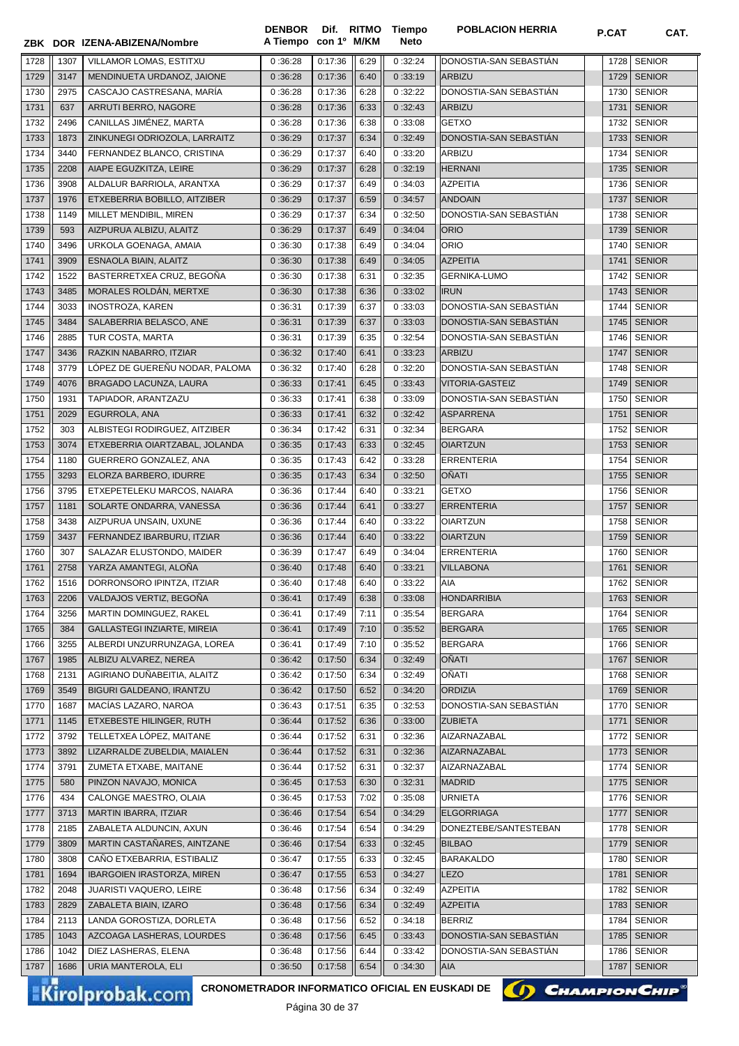| ZBK | DOR | IZENA-ABIZENA/Nombre | DENBOR A Tiempo | Dif. con 1º | RITMO M/KM | Tiempo Neto | POBLACION HERRIA | P.CAT | CAT. |
|---|---|---|---|---|---|---|---|---|---|
| 1728 | 1307 | VILLAMOR LOMAS, ESTITXU | 0:36:28 | 0:17:36 | 6:29 | 0:32:24 | DONOSTIA-SAN SEBASTIÁN | 1728 | SENIOR |
| 1729 | 3147 | MENDINUETA URDANOZ, JAIONE | 0:36:28 | 0:17:36 | 6:40 | 0:33:19 | ARBIZU | 1729 | SENIOR |
| 1730 | 2975 | CASCAJO CASTRESANA, MARÍA | 0:36:28 | 0:17:36 | 6:28 | 0:32:22 | DONOSTIA-SAN SEBASTIÁN | 1730 | SENIOR |
| 1731 | 637 | ARRUTI BERRO, NAGORE | 0:36:28 | 0:17:36 | 6:33 | 0:32:43 | ARBIZU | 1731 | SENIOR |
| 1732 | 2496 | CANILLAS JIMÉNEZ, MARTA | 0:36:28 | 0:17:36 | 6:38 | 0:33:08 | GETXO | 1732 | SENIOR |
| 1733 | 1873 | ZINKUNEGI ODRIOZOLA, LARRAITZ | 0:36:29 | 0:17:37 | 6:34 | 0:32:49 | DONOSTIA-SAN SEBASTIÁN | 1733 | SENIOR |
| 1734 | 3440 | FERNANDEZ BLANCO, CRISTINA | 0:36:29 | 0:17:37 | 6:40 | 0:33:20 | ARBIZU | 1734 | SENIOR |
| 1735 | 2208 | AIAPE EGUZKITZA, LEIRE | 0:36:29 | 0:17:37 | 6:28 | 0:32:19 | HERNANI | 1735 | SENIOR |
| 1736 | 3908 | ALDALUR BARRIOLA, ARANTXA | 0:36:29 | 0:17:37 | 6:49 | 0:34:03 | AZPEITIA | 1736 | SENIOR |
| 1737 | 1976 | ETXEBERRIA BOBILLO, AITZIBER | 0:36:29 | 0:17:37 | 6:59 | 0:34:57 | ANDOAIN | 1737 | SENIOR |
| 1738 | 1149 | MILLET MENDIBIL, MIREN | 0:36:29 | 0:17:37 | 6:34 | 0:32:50 | DONOSTIA-SAN SEBASTIÁN | 1738 | SENIOR |
| 1739 | 593 | AIZPURUA ALBIZU, ALAITZ | 0:36:29 | 0:17:37 | 6:49 | 0:34:04 | ORIO | 1739 | SENIOR |
| 1740 | 3496 | URKOLA GOENAGA, AMAIA | 0:36:30 | 0:17:38 | 6:49 | 0:34:04 | ORIO | 1740 | SENIOR |
| 1741 | 3909 | ESNAOLA BIAIN, ALAITZ | 0:36:30 | 0:17:38 | 6:49 | 0:34:05 | AZPEITIA | 1741 | SENIOR |
| 1742 | 1522 | BASTERRETXEA CRUZ, BEGOÑA | 0:36:30 | 0:17:38 | 6:31 | 0:32:35 | GERNIKA-LUMO | 1742 | SENIOR |
| 1743 | 3485 | MORALES ROLDÁN, MERTXE | 0:36:30 | 0:17:38 | 6:36 | 0:33:02 | IRUN | 1743 | SENIOR |
| 1744 | 3033 | INOSTROZA, KAREN | 0:36:31 | 0:17:39 | 6:37 | 0:33:03 | DONOSTIA-SAN SEBASTIÁN | 1744 | SENIOR |
| 1745 | 3484 | SALABERRIA BELASCO, ANE | 0:36:31 | 0:17:39 | 6:37 | 0:33:03 | DONOSTIA-SAN SEBASTIÁN | 1745 | SENIOR |
| 1746 | 2885 | TUR COSTA, MARTA | 0:36:31 | 0:17:39 | 6:35 | 0:32:54 | DONOSTIA-SAN SEBASTIÁN | 1746 | SENIOR |
| 1747 | 3436 | RAZKIN NABARRO, ITZIAR | 0:36:32 | 0:17:40 | 6:41 | 0:33:23 | ARBIZU | 1747 | SENIOR |
| 1748 | 3779 | LÓPEZ DE GUEREÑU NODAR, PALOMA | 0:36:32 | 0:17:40 | 6:28 | 0:32:20 | DONOSTIA-SAN SEBASTIÁN | 1748 | SENIOR |
| 1749 | 4076 | BRAGADO LACUNZA, LAURA | 0:36:33 | 0:17:41 | 6:45 | 0:33:43 | VITORIA-GASTEIZ | 1749 | SENIOR |
| 1750 | 1931 | TAPIADOR, ARANTZAZU | 0:36:33 | 0:17:41 | 6:38 | 0:33:09 | DONOSTIA-SAN SEBASTIÁN | 1750 | SENIOR |
| 1751 | 2029 | EGURROLA, ANA | 0:36:33 | 0:17:41 | 6:32 | 0:32:42 | ASPARRENA | 1751 | SENIOR |
| 1752 | 303 | ALBISTEGI RODIRGUEZ, AITZIBER | 0:36:34 | 0:17:42 | 6:31 | 0:32:34 | BERGARA | 1752 | SENIOR |
| 1753 | 3074 | ETXEBERRIA OIARTZABAL, JOLANDA | 0:36:35 | 0:17:43 | 6:33 | 0:32:45 | OIARTZUN | 1753 | SENIOR |
| 1754 | 1180 | GUERRERO GONZALEZ, ANA | 0:36:35 | 0:17:43 | 6:42 | 0:33:28 | ERRENTERIA | 1754 | SENIOR |
| 1755 | 3293 | ELORZA BARBERO, IDURRE | 0:36:35 | 0:17:43 | 6:34 | 0:32:50 | OÑATI | 1755 | SENIOR |
| 1756 | 3795 | ETXEPETELEKU MARCOS, NAIARA | 0:36:36 | 0:17:44 | 6:40 | 0:33:21 | GETXO | 1756 | SENIOR |
| 1757 | 1181 | SOLARTE ONDARRA, VANESSA | 0:36:36 | 0:17:44 | 6:41 | 0:33:27 | ERRENTERIA | 1757 | SENIOR |
| 1758 | 3438 | AIZPURUA UNSAIN, UXUNE | 0:36:36 | 0:17:44 | 6:40 | 0:33:22 | OIARTZUN | 1758 | SENIOR |
| 1759 | 3437 | FERNANDEZ IBARBURU, ITZIAR | 0:36:36 | 0:17:44 | 6:40 | 0:33:22 | OIARTZUN | 1759 | SENIOR |
| 1760 | 307 | SALAZAR ELUSTONDO, MAIDER | 0:36:39 | 0:17:47 | 6:49 | 0:34:04 | ERRENTERIA | 1760 | SENIOR |
| 1761 | 2758 | YARZA AMANTEGI, ALOÑA | 0:36:40 | 0:17:48 | 6:40 | 0:33:21 | VILLABONA | 1761 | SENIOR |
| 1762 | 1516 | DORRONSORO IPINTZA, ITZIAR | 0:36:40 | 0:17:48 | 6:40 | 0:33:22 | AIA | 1762 | SENIOR |
| 1763 | 2206 | VALDAJOS VERTIZ, BEGOÑA | 0:36:41 | 0:17:49 | 6:38 | 0:33:08 | HONDARRIBIA | 1763 | SENIOR |
| 1764 | 3256 | MARTIN DOMINGUEZ, RAKEL | 0:36:41 | 0:17:49 | 7:11 | 0:35:54 | BERGARA | 1764 | SENIOR |
| 1765 | 384 | GALLASTEGI INZIARTE, MIREIA | 0:36:41 | 0:17:49 | 7:10 | 0:35:52 | BERGARA | 1765 | SENIOR |
| 1766 | 3255 | ALBERDI UNZURRUNZAGA, LOREA | 0:36:41 | 0:17:49 | 7:10 | 0:35:52 | BERGARA | 1766 | SENIOR |
| 1767 | 1985 | ALBIZU ALVAREZ, NEREA | 0:36:42 | 0:17:50 | 6:34 | 0:32:49 | OÑATI | 1767 | SENIOR |
| 1768 | 2131 | AGIRIANO DUÑABEITIA, ALAITZ | 0:36:42 | 0:17:50 | 6:34 | 0:32:49 | OÑATI | 1768 | SENIOR |
| 1769 | 3549 | BIGURI GALDEANO, IRANTZU | 0:36:42 | 0:17:50 | 6:52 | 0:34:20 | ORDIZIA | 1769 | SENIOR |
| 1770 | 1687 | MACÍAS LAZARO, NAROA | 0:36:43 | 0:17:51 | 6:35 | 0:32:53 | DONOSTIA-SAN SEBASTIÁN | 1770 | SENIOR |
| 1771 | 1145 | ETXEBESTE HILINGER, RUTH | 0:36:44 | 0:17:52 | 6:36 | 0:33:00 | ZUBIETA | 1771 | SENIOR |
| 1772 | 3792 | TELLETXEA LÓPEZ, MAITANE | 0:36:44 | 0:17:52 | 6:31 | 0:32:36 | AIZARNAZABAL | 1772 | SENIOR |
| 1773 | 3892 | LIZARRALDE ZUBELDIA, MAIALEN | 0:36:44 | 0:17:52 | 6:31 | 0:32:36 | AIZARNAZABAL | 1773 | SENIOR |
| 1774 | 3791 | ZUMETA ETXABE, MAITANE | 0:36:44 | 0:17:52 | 6:31 | 0:32:37 | AIZARNAZABAL | 1774 | SENIOR |
| 1775 | 580 | PINZON NAVAJO, MONICA | 0:36:45 | 0:17:53 | 6:30 | 0:32:31 | MADRID | 1775 | SENIOR |
| 1776 | 434 | CALONGE MAESTRO, OLAIA | 0:36:45 | 0:17:53 | 7:02 | 0:35:08 | URNIETA | 1776 | SENIOR |
| 1777 | 3713 | MARTIN IBARRA, ITZIAR | 0:36:46 | 0:17:54 | 6:54 | 0:34:29 | ELGORRIAGA | 1777 | SENIOR |
| 1778 | 2185 | ZABALETA ALDUNCIN, AXUN | 0:36:46 | 0:17:54 | 6:54 | 0:34:29 | DONEZTEBE/SANTESTEBAN | 1778 | SENIOR |
| 1779 | 3809 | MARTIN CASTAÑARES, AINTZANE | 0:36:46 | 0:17:54 | 6:33 | 0:32:45 | BILBAO | 1779 | SENIOR |
| 1780 | 3808 | CAÑO ETXEBARRIA, ESTIBALIZ | 0:36:47 | 0:17:55 | 6:33 | 0:32:45 | BARAKALDO | 1780 | SENIOR |
| 1781 | 1694 | IBARGOIEN IRASTORZA, MIREN | 0:36:47 | 0:17:55 | 6:53 | 0:34:27 | LEZO | 1781 | SENIOR |
| 1782 | 2048 | JUARISTI VAQUERO, LEIRE | 0:36:48 | 0:17:56 | 6:34 | 0:32:49 | AZPEITIA | 1782 | SENIOR |
| 1783 | 2829 | ZABALETA BIAIN, IZARO | 0:36:48 | 0:17:56 | 6:34 | 0:32:49 | AZPEITIA | 1783 | SENIOR |
| 1784 | 2113 | LANDA GOROSTIZA, DORLETA | 0:36:48 | 0:17:56 | 6:52 | 0:34:18 | BERRIZ | 1784 | SENIOR |
| 1785 | 1043 | AZCOAGA LASHERAS, LOURDES | 0:36:48 | 0:17:56 | 6:45 | 0:33:43 | DONOSTIA-SAN SEBASTIÁN | 1785 | SENIOR |
| 1786 | 1042 | DIEZ LASHERAS, ELENA | 0:36:48 | 0:17:56 | 6:44 | 0:33:42 | DONOSTIA-SAN SEBASTIÁN | 1786 | SENIOR |
| 1787 | 1686 | URIA MANTEROLA, ELI | 0:36:50 | 0:17:58 | 6:54 | 0:34:30 | AIA | 1787 | SENIOR |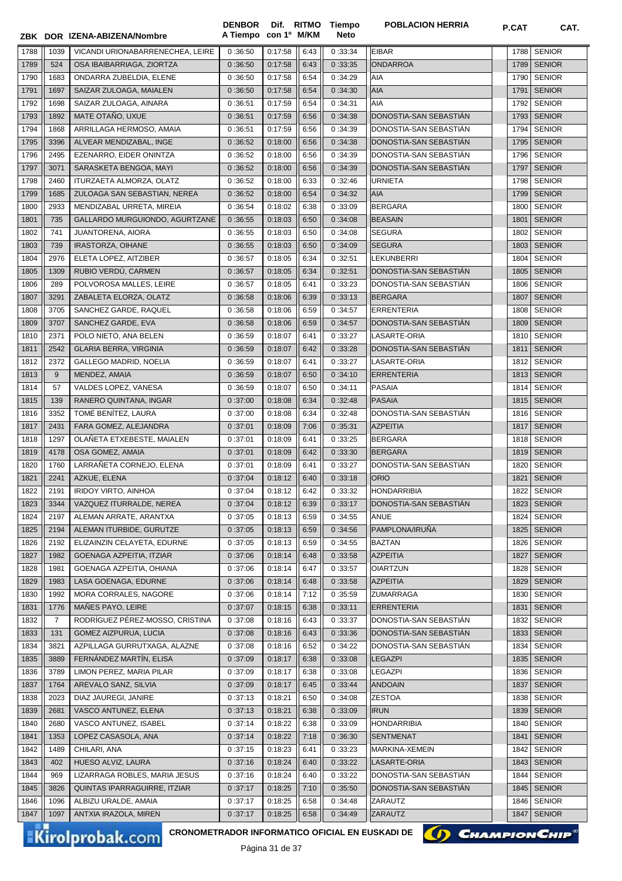| ZBK | DOR | IZENA-ABIZENA/Nombre | DENBOR A Tiempo | Dif. con 1º | RITMO M/KM | Tiempo Neto | POBLACION HERRIA | P.CAT | CAT. |
|---|---|---|---|---|---|---|---|---|---|
| 1788 | 1039 | VICANDI URIONABARRENECHEA, LEIRE | 0 :36:50 | 0:17:58 | 6:43 | 0 :33:34 | EIBAR | 1788 | SENIOR |
| 1789 | 524 | OSA IBAIBARRIAGA, ZIORTZA | 0 :36:50 | 0:17:58 | 6:43 | 0 :33:35 | ONDARROA | 1789 | SENIOR |
| 1790 | 1683 | ONDARRA ZUBELDIA, ELENE | 0 :36:50 | 0:17:58 | 6:54 | 0 :34:29 | AIA | 1790 | SENIOR |
| 1791 | 1697 | SAIZAR ZULOAGA, MAIALEN | 0 :36:50 | 0:17:58 | 6:54 | 0 :34:30 | AIA | 1791 | SENIOR |
| 1792 | 1698 | SAIZAR ZULOAGA, AINARA | 0 :36:51 | 0:17:59 | 6:54 | 0 :34:31 | AIA | 1792 | SENIOR |
| 1793 | 1892 | MATE OTAÑO, UXUE | 0 :36:51 | 0:17:59 | 6:56 | 0 :34:38 | DONOSTIA-SAN SEBASTIÁN | 1793 | SENIOR |
| 1794 | 1868 | ARRILLAGA HERMOSO, AMAIA | 0 :36:51 | 0:17:59 | 6:56 | 0 :34:39 | DONOSTIA-SAN SEBASTIÁN | 1794 | SENIOR |
| 1795 | 3396 | ALVEAR MENDIZABAL, INGE | 0 :36:52 | 0:18:00 | 6:56 | 0 :34:38 | DONOSTIA-SAN SEBASTIÁN | 1795 | SENIOR |
| 1796 | 2495 | EZENARRO, EIDER ONINTZA | 0 :36:52 | 0:18:00 | 6:56 | 0 :34:39 | DONOSTIA-SAN SEBASTIÁN | 1796 | SENIOR |
| 1797 | 3071 | SARASKETA BENGOA, MAYI | 0 :36:52 | 0:18:00 | 6:56 | 0 :34:39 | DONOSTIA-SAN SEBASTIÁN | 1797 | SENIOR |
| 1798 | 2460 | ITURZAETA ALMORZA, OLATZ | 0 :36:52 | 0:18:00 | 6:33 | 0 :32:46 | URNIETA | 1798 | SENIOR |
| 1799 | 1685 | ZULOAGA SAN SEBASTIAN, NEREA | 0 :36:52 | 0:18:00 | 6:54 | 0 :34:32 | AIA | 1799 | SENIOR |
| 1800 | 2933 | MENDIZABAL URRETA, MIREIA | 0 :36:54 | 0:18:02 | 6:38 | 0 :33:09 | BERGARA | 1800 | SENIOR |
| 1801 | 735 | GALLARDO MURGUIONDO, AGURTZANE | 0 :36:55 | 0:18:03 | 6:50 | 0 :34:08 | BEASAIN | 1801 | SENIOR |
| 1802 | 741 | JUANTORENA, AIORA | 0 :36:55 | 0:18:03 | 6:50 | 0 :34:08 | SEGURA | 1802 | SENIOR |
| 1803 | 739 | IRASTORZA, OIHANE | 0 :36:55 | 0:18:03 | 6:50 | 0 :34:09 | SEGURA | 1803 | SENIOR |
| 1804 | 2976 | ELETA LOPEZ, AITZIBER | 0 :36:57 | 0:18:05 | 6:34 | 0 :32:51 | LEKUNBERRI | 1804 | SENIOR |
| 1805 | 1309 | RUBIO VERDÚ, CARMEN | 0 :36:57 | 0:18:05 | 6:34 | 0 :32:51 | DONOSTIA-SAN SEBASTIÁN | 1805 | SENIOR |
| 1806 | 289 | POLVOROSA MALLES, LEIRE | 0 :36:57 | 0:18:05 | 6:41 | 0 :33:23 | DONOSTIA-SAN SEBASTIÁN | 1806 | SENIOR |
| 1807 | 3291 | ZABALETA ELORZA, OLATZ | 0 :36:58 | 0:18:06 | 6:39 | 0 :33:13 | BERGARA | 1807 | SENIOR |
| 1808 | 3705 | SANCHEZ GARDE, RAQUEL | 0 :36:58 | 0:18:06 | 6:59 | 0 :34:57 | ERRENTERIA | 1808 | SENIOR |
| 1809 | 3707 | SANCHEZ GARDE, EVA | 0 :36:58 | 0:18:06 | 6:59 | 0 :34:57 | DONOSTIA-SAN SEBASTIÁN | 1809 | SENIOR |
| 1810 | 2371 | POLO NIETO, ANA BELEN | 0 :36:59 | 0:18:07 | 6:41 | 0 :33:27 | LASARTE-ORIA | 1810 | SENIOR |
| 1811 | 2542 | GLARIA BERRA, VIRGINIA | 0 :36:59 | 0:18:07 | 6:42 | 0 :33:28 | DONOSTIA-SAN SEBASTIÁN | 1811 | SENIOR |
| 1812 | 2372 | GALLEGO MADRID, NOELIA | 0 :36:59 | 0:18:07 | 6:41 | 0 :33:27 | LASARTE-ORIA | 1812 | SENIOR |
| 1813 | 9 | MENDEZ, AMAIA | 0 :36:59 | 0:18:07 | 6:50 | 0 :34:10 | ERRENTERIA | 1813 | SENIOR |
| 1814 | 57 | VALDES LOPEZ, VANESA | 0 :36:59 | 0:18:07 | 6:50 | 0 :34:11 | PASAIA | 1814 | SENIOR |
| 1815 | 139 | RANERO QUINTANA, INGAR | 0 :37:00 | 0:18:08 | 6:34 | 0 :32:48 | PASAIA | 1815 | SENIOR |
| 1816 | 3352 | TOMÉ BENÍTEZ, LAURA | 0 :37:00 | 0:18:08 | 6:34 | 0 :32:48 | DONOSTIA-SAN SEBASTIÁN | 1816 | SENIOR |
| 1817 | 2431 | FARA GOMEZ, ALEJANDRA | 0 :37:01 | 0:18:09 | 7:06 | 0 :35:31 | AZPEITIA | 1817 | SENIOR |
| 1818 | 1297 | OLAÑETA ETXEBESTE, MAIALEN | 0 :37:01 | 0:18:09 | 6:41 | 0 :33:25 | BERGARA | 1818 | SENIOR |
| 1819 | 4178 | OSA GOMEZ, AMAIA | 0 :37:01 | 0:18:09 | 6:42 | 0 :33:30 | BERGARA | 1819 | SENIOR |
| 1820 | 1760 | LARRAÑETA CORNEJO, ELENA | 0 :37:01 | 0:18:09 | 6:41 | 0 :33:27 | DONOSTIA-SAN SEBASTIÁN | 1820 | SENIOR |
| 1821 | 2241 | AZKUE, ELENA | 0 :37:04 | 0:18:12 | 6:40 | 0 :33:18 | ORIO | 1821 | SENIOR |
| 1822 | 2191 | IRIDOY VIRTO, AINHOA | 0 :37:04 | 0:18:12 | 6:42 | 0 :33:32 | HONDARRIBIA | 1822 | SENIOR |
| 1823 | 3344 | VAZQUEZ ITURRALDE, NEREA | 0 :37:04 | 0:18:12 | 6:39 | 0 :33:17 | DONOSTIA-SAN SEBASTIÁN | 1823 | SENIOR |
| 1824 | 2197 | ALEMAN ARRATE, ARANTXA | 0 :37:05 | 0:18:13 | 6:59 | 0 :34:55 | ANUE | 1824 | SENIOR |
| 1825 | 2194 | ALEMAN ITURBIDE, GURUTZE | 0 :37:05 | 0:18:13 | 6:59 | 0 :34:56 | PAMPLONA/IRUÑA | 1825 | SENIOR |
| 1826 | 2192 | ELIZAINZIN CELAYETA, EDURNE | 0 :37:05 | 0:18:13 | 6:59 | 0 :34:55 | BAZTAN | 1826 | SENIOR |
| 1827 | 1982 | GOENAGA AZPEITIA, ITZIAR | 0 :37:06 | 0:18:14 | 6:48 | 0 :33:58 | AZPEITIA | 1827 | SENIOR |
| 1828 | 1981 | GOENAGA AZPEITIA, OHIANA | 0 :37:06 | 0:18:14 | 6:47 | 0 :33:57 | OIARTZUN | 1828 | SENIOR |
| 1829 | 1983 | LASA GOENAGA, EDURNE | 0 :37:06 | 0:18:14 | 6:48 | 0 :33:58 | AZPEITIA | 1829 | SENIOR |
| 1830 | 1992 | MORA CORRALES, NAGORE | 0 :37:06 | 0:18:14 | 7:12 | 0 :35:59 | ZUMARRAGA | 1830 | SENIOR |
| 1831 | 1776 | MAÑES PAYO, LEIRE | 0 :37:07 | 0:18:15 | 6:38 | 0 :33:11 | ERRENTERIA | 1831 | SENIOR |
| 1832 | 7 | RODRÍGUEZ PÉREZ-MOSSO, CRISTINA | 0 :37:08 | 0:18:16 | 6:43 | 0 :33:37 | DONOSTIA-SAN SEBASTIÁN | 1832 | SENIOR |
| 1833 | 131 | GOMEZ AIZPURUA, LUCIA | 0 :37:08 | 0:18:16 | 6:43 | 0 :33:36 | DONOSTIA-SAN SEBASTIÁN | 1833 | SENIOR |
| 1834 | 3821 | AZPILLAGA GURRUTXAGA, ALAZNE | 0 :37:08 | 0:18:16 | 6:52 | 0 :34:22 | DONOSTIA-SAN SEBASTIÁN | 1834 | SENIOR |
| 1835 | 3889 | FERNÁNDEZ MARTÍN, ELISA | 0 :37:09 | 0:18:17 | 6:38 | 0 :33:08 | LEGAZPI | 1835 | SENIOR |
| 1836 | 3789 | LIMON PEREZ, MARIA PILAR | 0 :37:09 | 0:18:17 | 6:38 | 0 :33:08 | LEGAZPI | 1836 | SENIOR |
| 1837 | 1764 | AREVALO SANZ, SILVIA | 0 :37:09 | 0:18:17 | 6:45 | 0 :33:44 | ANDOAIN | 1837 | SENIOR |
| 1838 | 2023 | DIAZ JAUREGI, JANIRE | 0 :37:13 | 0:18:21 | 6:50 | 0 :34:08 | ZESTOA | 1838 | SENIOR |
| 1839 | 2681 | VASCO ANTUNEZ, ELENA | 0 :37:13 | 0:18:21 | 6:38 | 0 :33:09 | IRUN | 1839 | SENIOR |
| 1840 | 2680 | VASCO ANTUNEZ, ISABEL | 0 :37:14 | 0:18:22 | 6:38 | 0 :33:09 | HONDARRIBIA | 1840 | SENIOR |
| 1841 | 1353 | LOPEZ CASASOLA, ANA | 0 :37:14 | 0:18:22 | 7:18 | 0 :36:30 | SENTMENAT | 1841 | SENIOR |
| 1842 | 1489 | CHILARI, ANA | 0 :37:15 | 0:18:23 | 6:41 | 0 :33:23 | MARKINA-XEMEIN | 1842 | SENIOR |
| 1843 | 402 | HUESO ALVIZ, LAURA | 0 :37:16 | 0:18:24 | 6:40 | 0 :33:22 | LASARTE-ORIA | 1843 | SENIOR |
| 1844 | 969 | LIZARRAGA ROBLES, MARIA JESUS | 0 :37:16 | 0:18:24 | 6:40 | 0 :33:22 | DONOSTIA-SAN SEBASTIÁN | 1844 | SENIOR |
| 1845 | 3826 | QUINTAS IPARRAGUIRRE, ITZIAR | 0 :37:17 | 0:18:25 | 7:10 | 0 :35:50 | DONOSTIA-SAN SEBASTIÁN | 1845 | SENIOR |
| 1846 | 1096 | ALBIZU URALDE, AMAIA | 0 :37:17 | 0:18:25 | 6:58 | 0 :34:48 | ZARAUTZ | 1846 | SENIOR |
| 1847 | 1097 | ANTXIA IRAZOLA, MIREN | 0 :37:17 | 0:18:25 | 6:58 | 0 :34:49 | ZARAUTZ | 1847 | SENIOR |

CRONOMETRADOR INFORMATICO OFICIAL EN EUSKADI DE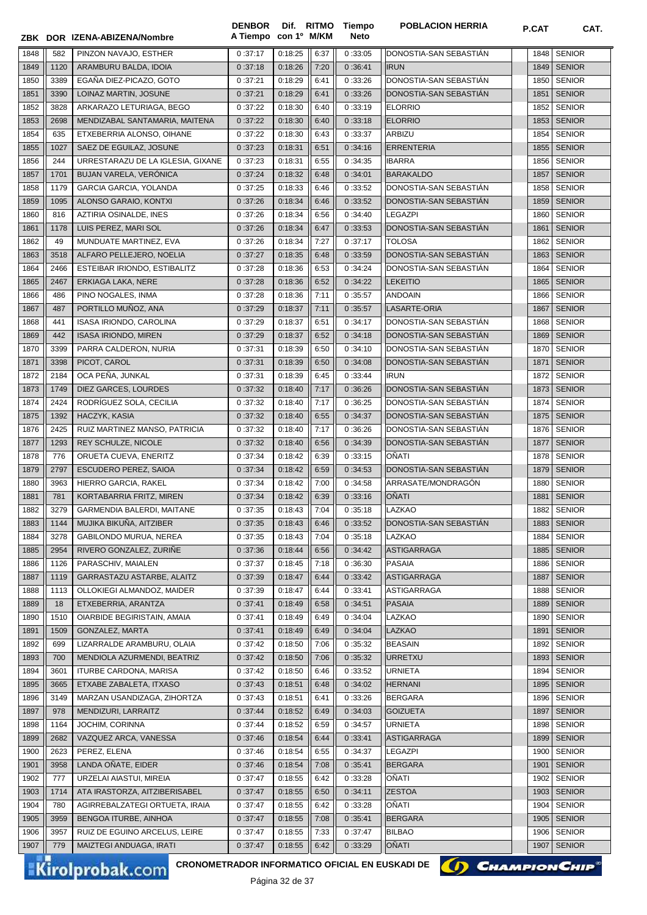| ZBK | DOR | IZENA-ABIZENA/Nombre | DENBOR A Tiempo | Dif. con 1º | RITMO M/KM | Tiempo Neto | POBLACION HERRIA | P.CAT | CAT. |
|---|---|---|---|---|---|---|---|---|---|
| 1848 | 582 | PINZON NAVAJO, ESTHER | 0 :37:17 | 0:18:25 | 6:37 | 0 :33:05 | DONOSTIA-SAN SEBASTIÁN | 1848 | SENIOR |
| 1849 | 1120 | ARAMBURU BALDA, IDOIA | 0 :37:18 | 0:18:26 | 7:20 | 0 :36:41 | IRUN | 1849 | SENIOR |
| 1850 | 3389 | EGAÑA DIEZ-PICAZO, GOTO | 0 :37:21 | 0:18:29 | 6:41 | 0 :33:26 | DONOSTIA-SAN SEBASTIÁN | 1850 | SENIOR |
| 1851 | 3390 | LOINAZ MARTIN, JOSUNE | 0 :37:21 | 0:18:29 | 6:41 | 0 :33:26 | DONOSTIA-SAN SEBASTIÁN | 1851 | SENIOR |
| 1852 | 3828 | ARKARAZO LETURIAGA, BEGO | 0 :37:22 | 0:18:30 | 6:40 | 0 :33:19 | ELORRIO | 1852 | SENIOR |
| 1853 | 2698 | MENDIZABAL SANTAMARIA, MAITENA | 0 :37:22 | 0:18:30 | 6:40 | 0 :33:18 | ELORRIO | 1853 | SENIOR |
| 1854 | 635 | ETXEBERRIA ALONSO, OIHANE | 0 :37:22 | 0:18:30 | 6:43 | 0 :33:37 | ARBIZU | 1854 | SENIOR |
| 1855 | 1027 | SAEZ DE EGUILAZ, JOSUNE | 0 :37:23 | 0:18:31 | 6:51 | 0 :34:16 | ERRENTERIA | 1855 | SENIOR |
| 1856 | 244 | URRESTARAZU DE LA IGLESIA, GIXANE | 0 :37:23 | 0:18:31 | 6:55 | 0 :34:35 | IBARRA | 1856 | SENIOR |
| 1857 | 1701 | BUJAN VARELA, VERÓNICA | 0 :37:24 | 0:18:32 | 6:48 | 0 :34:01 | BARAKALDO | 1857 | SENIOR |
| 1858 | 1179 | GARCIA GARCIA, YOLANDA | 0 :37:25 | 0:18:33 | 6:46 | 0 :33:52 | DONOSTIA-SAN SEBASTIÁN | 1858 | SENIOR |
| 1859 | 1095 | ALONSO GARAIO, KONTXI | 0 :37:26 | 0:18:34 | 6:46 | 0 :33:52 | DONOSTIA-SAN SEBASTIÁN | 1859 | SENIOR |
| 1860 | 816 | AZTIRIA OSINALDE, INES | 0 :37:26 | 0:18:34 | 6:56 | 0 :34:40 | LEGAZPI | 1860 | SENIOR |
| 1861 | 1178 | LUIS PEREZ, MARI SOL | 0 :37:26 | 0:18:34 | 6:47 | 0 :33:53 | DONOSTIA-SAN SEBASTIÁN | 1861 | SENIOR |
| 1862 | 49 | MUNDUATE MARTINEZ, EVA | 0 :37:26 | 0:18:34 | 7:27 | 0 :37:17 | TOLOSA | 1862 | SENIOR |
| 1863 | 3518 | ALFARO PELLEJERO, NOELIA | 0 :37:27 | 0:18:35 | 6:48 | 0 :33:59 | DONOSTIA-SAN SEBASTIÁN | 1863 | SENIOR |
| 1864 | 2466 | ESTEIBAR IRIONDO, ESTIBALITZ | 0 :37:28 | 0:18:36 | 6:53 | 0 :34:24 | DONOSTIA-SAN SEBASTIÁN | 1864 | SENIOR |
| 1865 | 2467 | ERKIAGA LAKA, NERE | 0 :37:28 | 0:18:36 | 6:52 | 0 :34:22 | LEKEITIO | 1865 | SENIOR |
| 1866 | 486 | PINO NOGALES, INMA | 0 :37:28 | 0:18:36 | 7:11 | 0 :35:57 | ANDOAIN | 1866 | SENIOR |
| 1867 | 487 | PORTILLO MUÑOZ, ANA | 0 :37:29 | 0:18:37 | 7:11 | 0 :35:57 | LASARTE-ORIA | 1867 | SENIOR |
| 1868 | 441 | ISASA IRIONDO, CAROLINA | 0 :37:29 | 0:18:37 | 6:51 | 0 :34:17 | DONOSTIA-SAN SEBASTIÁN | 1868 | SENIOR |
| 1869 | 442 | ISASA IRIONDO, MIREN | 0 :37:29 | 0:18:37 | 6:52 | 0 :34:18 | DONOSTIA-SAN SEBASTIÁN | 1869 | SENIOR |
| 1870 | 3399 | PARRA CALDERON, NURIA | 0 :37:31 | 0:18:39 | 6:50 | 0 :34:10 | DONOSTIA-SAN SEBASTIÁN | 1870 | SENIOR |
| 1871 | 3398 | PICOT, CAROL | 0 :37:31 | 0:18:39 | 6:50 | 0 :34:08 | DONOSTIA-SAN SEBASTIÁN | 1871 | SENIOR |
| 1872 | 2184 | OCA PEÑA, JUNKAL | 0 :37:31 | 0:18:39 | 6:45 | 0 :33:44 | IRUN | 1872 | SENIOR |
| 1873 | 1749 | DIEZ GARCES, LOURDES | 0 :37:32 | 0:18:40 | 7:17 | 0 :36:26 | DONOSTIA-SAN SEBASTIÁN | 1873 | SENIOR |
| 1874 | 2424 | RODRÍGUEZ SOLA, CECILIA | 0 :37:32 | 0:18:40 | 7:17 | 0 :36:25 | DONOSTIA-SAN SEBASTIÁN | 1874 | SENIOR |
| 1875 | 1392 | HACZYK, KASIA | 0 :37:32 | 0:18:40 | 6:55 | 0 :34:37 | DONOSTIA-SAN SEBASTIÁN | 1875 | SENIOR |
| 1876 | 2425 | RUIZ MARTINEZ MANSO, PATRICIA | 0 :37:32 | 0:18:40 | 7:17 | 0 :36:26 | DONOSTIA-SAN SEBASTIÁN | 1876 | SENIOR |
| 1877 | 1293 | REY SCHULZE, NICOLE | 0 :37:32 | 0:18:40 | 6:56 | 0 :34:39 | DONOSTIA-SAN SEBASTIÁN | 1877 | SENIOR |
| 1878 | 776 | ORUETA CUEVA, ENERITZ | 0 :37:34 | 0:18:42 | 6:39 | 0 :33:15 | OÑATI | 1878 | SENIOR |
| 1879 | 2797 | ESCUDERO PEREZ, SAIOA | 0 :37:34 | 0:18:42 | 6:59 | 0 :34:53 | DONOSTIA-SAN SEBASTIÁN | 1879 | SENIOR |
| 1880 | 3963 | HIERRO GARCIA, RAKEL | 0 :37:34 | 0:18:42 | 7:00 | 0 :34:58 | ARRASATE/MONDRAGÓN | 1880 | SENIOR |
| 1881 | 781 | KORTABARRIA FRITZ, MIREN | 0 :37:34 | 0:18:42 | 6:39 | 0 :33:16 | OÑATI | 1881 | SENIOR |
| 1882 | 3279 | GARMENDIA BALERDI, MAITANE | 0 :37:35 | 0:18:43 | 7:04 | 0 :35:18 | LAZKAO | 1882 | SENIOR |
| 1883 | 1144 | MUJIKA BIKUÑA, AITZIBER | 0 :37:35 | 0:18:43 | 6:46 | 0 :33:52 | DONOSTIA-SAN SEBASTIÁN | 1883 | SENIOR |
| 1884 | 3278 | GABILONDO MURUA, NEREA | 0 :37:35 | 0:18:43 | 7:04 | 0 :35:18 | LAZKAO | 1884 | SENIOR |
| 1885 | 2954 | RIVERO GONZALEZ, ZURIÑE | 0 :37:36 | 0:18:44 | 6:56 | 0 :34:42 | ASTIGARRAGA | 1885 | SENIOR |
| 1886 | 1126 | PARASCHIV, MAIALEN | 0 :37:37 | 0:18:45 | 7:18 | 0 :36:30 | PASAIA | 1886 | SENIOR |
| 1887 | 1119 | GARRASTAZU ASTARBE, ALAITZ | 0 :37:39 | 0:18:47 | 6:44 | 0 :33:42 | ASTIGARRAGA | 1887 | SENIOR |
| 1888 | 1113 | OLLOKIEGI ALMANDOZ, MAIDER | 0 :37:39 | 0:18:47 | 6:44 | 0 :33:41 | ASTIGARRAGA | 1888 | SENIOR |
| 1889 | 18 | ETXEBERRIA, ARANTZA | 0 :37:41 | 0:18:49 | 6:58 | 0 :34:51 | PASAIA | 1889 | SENIOR |
| 1890 | 1510 | OIARBIDE BEGIRISTAIN, AMAIA | 0 :37:41 | 0:18:49 | 6:49 | 0 :34:04 | LAZKAO | 1890 | SENIOR |
| 1891 | 1509 | GONZALEZ, MARTA | 0 :37:41 | 0:18:49 | 6:49 | 0 :34:04 | LAZKAO | 1891 | SENIOR |
| 1892 | 699 | LIZARRALDE ARAMBURU, OLAIA | 0 :37:42 | 0:18:50 | 7:06 | 0 :35:32 | BEASAIN | 1892 | SENIOR |
| 1893 | 700 | MENDIOLA AZURMENDI, BEATRIZ | 0 :37:42 | 0:18:50 | 7:06 | 0 :35:32 | URRETXU | 1893 | SENIOR |
| 1894 | 3601 | ITURBE CARDONA, MARISA | 0 :37:42 | 0:18:50 | 6:46 | 0 :33:52 | URNIETA | 1894 | SENIOR |
| 1895 | 3665 | ETXABE ZABALETA, ITXASO | 0 :37:43 | 0:18:51 | 6:48 | 0 :34:02 | HERNANI | 1895 | SENIOR |
| 1896 | 3149 | MARZAN USANDIZAGA, ZIHORTZA | 0 :37:43 | 0:18:51 | 6:41 | 0 :33:26 | BERGARA | 1896 | SENIOR |
| 1897 | 978 | MENDIZURI, LARRAITZ | 0 :37:44 | 0:18:52 | 6:49 | 0 :34:03 | GOIZUETA | 1897 | SENIOR |
| 1898 | 1164 | JOCHIM, CORINNA | 0 :37:44 | 0:18:52 | 6:59 | 0 :34:57 | URNIETA | 1898 | SENIOR |
| 1899 | 2682 | VAZQUEZ ARCA, VANESSA | 0 :37:46 | 0:18:54 | 6:44 | 0 :33:41 | ASTIGARRAGA | 1899 | SENIOR |
| 1900 | 2623 | PEREZ, ELENA | 0 :37:46 | 0:18:54 | 6:55 | 0 :34:37 | LEGAZPI | 1900 | SENIOR |
| 1901 | 3958 | LANDA OÑATE, EIDER | 0 :37:46 | 0:18:54 | 7:08 | 0 :35:41 | BERGARA | 1901 | SENIOR |
| 1902 | 777 | URZELAI AIASTUI, MIREIA | 0 :37:47 | 0:18:55 | 6:42 | 0 :33:28 | OÑATI | 1902 | SENIOR |
| 1903 | 1714 | ATA IRASTORZA, AITZIBERISABEL | 0 :37:47 | 0:18:55 | 6:50 | 0 :34:11 | ZESTOA | 1903 | SENIOR |
| 1904 | 780 | AGIRREBALZATEGI ORTUETA, IRAIA | 0 :37:47 | 0:18:55 | 6:42 | 0 :33:28 | OÑATI | 1904 | SENIOR |
| 1905 | 3959 | BENGOA ITURBE, AINHOA | 0 :37:47 | 0:18:55 | 7:08 | 0 :35:41 | BERGARA | 1905 | SENIOR |
| 1906 | 3957 | RUIZ DE EGUINO ARCELUS, LEIRE | 0 :37:47 | 0:18:55 | 7:33 | 0 :37:47 | BILBAO | 1906 | SENIOR |
| 1907 | 779 | MAIZTEGI ANDUAGA, IRATI | 0 :37:47 | 0:18:55 | 6:42 | 0 :33:29 | OÑATI | 1907 | SENIOR |

CRONOMETRADOR INFORMATICO OFICIAL EN EUSKADI DE ChampionChip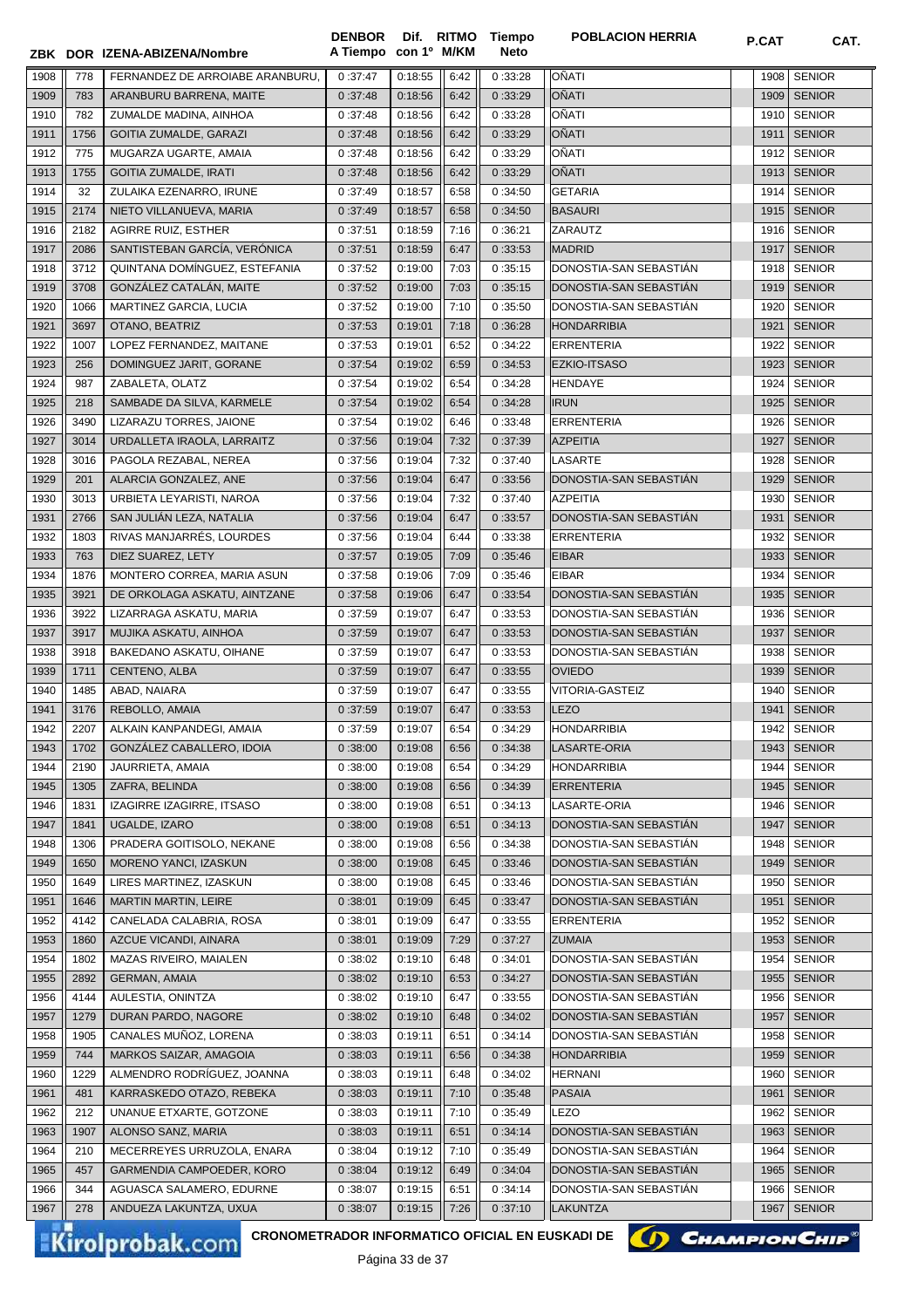| ZBK | DOR | IZENA-ABIZENA/Nombre | DENBOR A Tiempo | Dif. con 1º | RITMO M/KM | Tiempo Neto | POBLACION HERRIA | P.CAT | CAT. |
|---|---|---|---|---|---|---|---|---|---|
| 1908 | 778 | FERNANDEZ DE ARROIABE ARANBURU, | 0 :37:47 | 0:18:55 | 6:42 | 0 :33:28 | OÑATI | 1908 | SENIOR |
| 1909 | 783 | ARANBURU BARRENA, MAITE | 0 :37:48 | 0:18:56 | 6:42 | 0 :33:29 | OÑATI | 1909 | SENIOR |
| 1910 | 782 | ZUMALDE MADINA, AINHOA | 0 :37:48 | 0:18:56 | 6:42 | 0 :33:28 | OÑATI | 1910 | SENIOR |
| 1911 | 1756 | GOITIA ZUMALDE, GARAZI | 0 :37:48 | 0:18:56 | 6:42 | 0 :33:29 | OÑATI | 1911 | SENIOR |
| 1912 | 775 | MUGARZA UGARTE, AMAIA | 0 :37:48 | 0:18:56 | 6:42 | 0 :33:29 | OÑATI | 1912 | SENIOR |
| 1913 | 1755 | GOITIA ZUMALDE, IRATI | 0 :37:48 | 0:18:56 | 6:42 | 0 :33:29 | OÑATI | 1913 | SENIOR |
| 1914 | 32 | ZULAIKA EZENARRO, IRUNE | 0 :37:49 | 0:18:57 | 6:58 | 0 :34:50 | GETARIA | 1914 | SENIOR |
| 1915 | 2174 | NIETO VILLANUEVA, MARIA | 0 :37:49 | 0:18:57 | 6:58 | 0 :34:50 | BASAURI | 1915 | SENIOR |
| 1916 | 2182 | AGIRRE RUIZ, ESTHER | 0 :37:51 | 0:18:59 | 7:16 | 0 :36:21 | ZARAUTZ | 1916 | SENIOR |
| 1917 | 2086 | SANTISTEBAN GARCÍA, VERÓNICA | 0 :37:51 | 0:18:59 | 6:47 | 0 :33:53 | MADRID | 1917 | SENIOR |
| 1918 | 3712 | QUINTANA DOMÍNGUEZ, ESTEFANIA | 0 :37:52 | 0:19:00 | 7:03 | 0 :35:15 | DONOSTIA-SAN SEBASTIÁN | 1918 | SENIOR |
| 1919 | 3708 | GONZÁLEZ CATALÁN, MAITE | 0 :37:52 | 0:19:00 | 7:03 | 0 :35:15 | DONOSTIA-SAN SEBASTIÁN | 1919 | SENIOR |
| 1920 | 1066 | MARTINEZ GARCIA, LUCIA | 0 :37:52 | 0:19:00 | 7:10 | 0 :35:50 | DONOSTIA-SAN SEBASTIÁN | 1920 | SENIOR |
| 1921 | 3697 | OTANO, BEATRIZ | 0 :37:53 | 0:19:01 | 7:18 | 0 :36:28 | HONDARRIBIA | 1921 | SENIOR |
| 1922 | 1007 | LOPEZ FERNANDEZ, MAITANE | 0 :37:53 | 0:19:01 | 6:52 | 0 :34:22 | ERRENTERIA | 1922 | SENIOR |
| 1923 | 256 | DOMINGUEZ JARIT, GORANE | 0 :37:54 | 0:19:02 | 6:59 | 0 :34:53 | EZKIO-ITSASO | 1923 | SENIOR |
| 1924 | 987 | ZABALETA, OLATZ | 0 :37:54 | 0:19:02 | 6:54 | 0 :34:28 | HENDAYE | 1924 | SENIOR |
| 1925 | 218 | SAMBADE DA SILVA, KARMELE | 0 :37:54 | 0:19:02 | 6:54 | 0 :34:28 | IRUN | 1925 | SENIOR |
| 1926 | 3490 | LIZARAZU TORRES, JAIONE | 0 :37:54 | 0:19:02 | 6:46 | 0 :33:48 | ERRENTERIA | 1926 | SENIOR |
| 1927 | 3014 | URDALLETA IRAOLA, LARRAITZ | 0 :37:56 | 0:19:04 | 7:32 | 0 :37:39 | AZPEITIA | 1927 | SENIOR |
| 1928 | 3016 | PAGOLA REZABAL, NEREA | 0 :37:56 | 0:19:04 | 7:32 | 0 :37:40 | LASARTE | 1928 | SENIOR |
| 1929 | 201 | ALARCIA GONZALEZ, ANE | 0 :37:56 | 0:19:04 | 6:47 | 0 :33:56 | DONOSTIA-SAN SEBASTIÁN | 1929 | SENIOR |
| 1930 | 3013 | URBIETA LEYARISTI, NAROA | 0 :37:56 | 0:19:04 | 7:32 | 0 :37:40 | AZPEITIA | 1930 | SENIOR |
| 1931 | 2766 | SAN JULIÁN LEZA, NATALIA | 0 :37:56 | 0:19:04 | 6:47 | 0 :33:57 | DONOSTIA-SAN SEBASTIÁN | 1931 | SENIOR |
| 1932 | 1803 | RIVAS MANJARRÉS, LOURDES | 0 :37:56 | 0:19:04 | 6:44 | 0 :33:38 | ERRENTERIA | 1932 | SENIOR |
| 1933 | 763 | DIEZ SUAREZ, LETY | 0 :37:57 | 0:19:05 | 7:09 | 0 :35:46 | EIBAR | 1933 | SENIOR |
| 1934 | 1876 | MONTERO CORREA, MARIA ASUN | 0 :37:58 | 0:19:06 | 7:09 | 0 :35:46 | EIBAR | 1934 | SENIOR |
| 1935 | 3921 | DE ORKOLAGA ASKATU, AINTZANE | 0 :37:58 | 0:19:06 | 6:47 | 0 :33:54 | DONOSTIA-SAN SEBASTIÁN | 1935 | SENIOR |
| 1936 | 3922 | LIZARRAGA ASKATU, MARIA | 0 :37:59 | 0:19:07 | 6:47 | 0 :33:53 | DONOSTIA-SAN SEBASTIÁN | 1936 | SENIOR |
| 1937 | 3917 | MUJIKA ASKATU, AINHOA | 0 :37:59 | 0:19:07 | 6:47 | 0 :33:53 | DONOSTIA-SAN SEBASTIÁN | 1937 | SENIOR |
| 1938 | 3918 | BAKEDANO ASKATU, OIHANE | 0 :37:59 | 0:19:07 | 6:47 | 0 :33:53 | DONOSTIA-SAN SEBASTIÁN | 1938 | SENIOR |
| 1939 | 1711 | CENTENO, ALBA | 0 :37:59 | 0:19:07 | 6:47 | 0 :33:55 | OVIEDO | 1939 | SENIOR |
| 1940 | 1485 | ABAD, NAIARA | 0 :37:59 | 0:19:07 | 6:47 | 0 :33:55 | VITORIA-GASTEIZ | 1940 | SENIOR |
| 1941 | 3176 | REBOLLO, AMAIA | 0 :37:59 | 0:19:07 | 6:47 | 0 :33:53 | LEZO | 1941 | SENIOR |
| 1942 | 2207 | ALKAIN KANPANDEGI, AMAIA | 0 :37:59 | 0:19:07 | 6:54 | 0 :34:29 | HONDARRIBIA | 1942 | SENIOR |
| 1943 | 1702 | GONZÁLEZ CABALLERO, IDOIA | 0 :38:00 | 0:19:08 | 6:56 | 0 :34:38 | LASARTE-ORIA | 1943 | SENIOR |
| 1944 | 2190 | JAURRIETA, AMAIA | 0 :38:00 | 0:19:08 | 6:54 | 0 :34:29 | HONDARRIBIA | 1944 | SENIOR |
| 1945 | 1305 | ZAFRA, BELINDA | 0 :38:00 | 0:19:08 | 6:56 | 0 :34:39 | ERRENTERIA | 1945 | SENIOR |
| 1946 | 1831 | IZAGIRRE IZAGIRRE, ITSASO | 0 :38:00 | 0:19:08 | 6:51 | 0 :34:13 | LASARTE-ORIA | 1946 | SENIOR |
| 1947 | 1841 | UGALDE, IZARO | 0 :38:00 | 0:19:08 | 6:51 | 0 :34:13 | DONOSTIA-SAN SEBASTIÁN | 1947 | SENIOR |
| 1948 | 1306 | PRADERA GOITISOLO, NEKANE | 0 :38:00 | 0:19:08 | 6:56 | 0 :34:38 | DONOSTIA-SAN SEBASTIÁN | 1948 | SENIOR |
| 1949 | 1650 | MORENO YANCI, IZASKUN | 0 :38:00 | 0:19:08 | 6:45 | 0 :33:46 | DONOSTIA-SAN SEBASTIÁN | 1949 | SENIOR |
| 1950 | 1649 | LIRES MARTINEZ, IZASKUN | 0 :38:00 | 0:19:08 | 6:45 | 0 :33:46 | DONOSTIA-SAN SEBASTIÁN | 1950 | SENIOR |
| 1951 | 1646 | MARTIN MARTIN, LEIRE | 0 :38:01 | 0:19:09 | 6:45 | 0 :33:47 | DONOSTIA-SAN SEBASTIÁN | 1951 | SENIOR |
| 1952 | 4142 | CANELADA CALABRIA, ROSA | 0 :38:01 | 0:19:09 | 6:47 | 0 :33:55 | ERRENTERIA | 1952 | SENIOR |
| 1953 | 1860 | AZCUE VICANDI, AINARA | 0 :38:01 | 0:19:09 | 7:29 | 0 :37:27 | ZUMAIA | 1953 | SENIOR |
| 1954 | 1802 | MAZAS RIVEIRO, MAIALEN | 0 :38:02 | 0:19:10 | 6:48 | 0 :34:01 | DONOSTIA-SAN SEBASTIÁN | 1954 | SENIOR |
| 1955 | 2892 | GERMAN, AMAIA | 0 :38:02 | 0:19:10 | 6:53 | 0 :34:27 | DONOSTIA-SAN SEBASTIÁN | 1955 | SENIOR |
| 1956 | 4144 | AULESTIA, ONINTZA | 0 :38:02 | 0:19:10 | 6:47 | 0 :33:55 | DONOSTIA-SAN SEBASTIÁN | 1956 | SENIOR |
| 1957 | 1279 | DURAN PARDO, NAGORE | 0 :38:02 | 0:19:10 | 6:48 | 0 :34:02 | DONOSTIA-SAN SEBASTIÁN | 1957 | SENIOR |
| 1958 | 1905 | CANALES MUÑOZ, LORENA | 0 :38:03 | 0:19:11 | 6:51 | 0 :34:14 | DONOSTIA-SAN SEBASTIÁN | 1958 | SENIOR |
| 1959 | 744 | MARKOS SAIZAR, AMAGOIA | 0 :38:03 | 0:19:11 | 6:56 | 0 :34:38 | HONDARRIBIA | 1959 | SENIOR |
| 1960 | 1229 | ALMENDRO RODRÍGUEZ, JOANNA | 0 :38:03 | 0:19:11 | 6:48 | 0 :34:02 | HERNANI | 1960 | SENIOR |
| 1961 | 481 | KARRASKEDO OTAZO, REBEKA | 0 :38:03 | 0:19:11 | 7:10 | 0 :35:48 | PASAIA | 1961 | SENIOR |
| 1962 | 212 | UNANUE ETXARTE, GOTZONE | 0 :38:03 | 0:19:11 | 7:10 | 0 :35:49 | LEZO | 1962 | SENIOR |
| 1963 | 1907 | ALONSO SANZ, MARIA | 0 :38:03 | 0:19:11 | 6:51 | 0 :34:14 | DONOSTIA-SAN SEBASTIÁN | 1963 | SENIOR |
| 1964 | 210 | MECERREYES URRUZOLA, ENARA | 0 :38:04 | 0:19:12 | 7:10 | 0 :35:49 | DONOSTIA-SAN SEBASTIÁN | 1964 | SENIOR |
| 1965 | 457 | GARMENDIA CAMPOEDER, KORO | 0 :38:04 | 0:19:12 | 6:49 | 0 :34:04 | DONOSTIA-SAN SEBASTIÁN | 1965 | SENIOR |
| 1966 | 344 | AGUASCA SALAMERO, EDURNE | 0 :38:07 | 0:19:15 | 6:51 | 0 :34:14 | DONOSTIA-SAN SEBASTIÁN | 1966 | SENIOR |
| 1967 | 278 | ANDUEZA LAKUNTZA, UXUA | 0 :38:07 | 0:19:15 | 7:26 | 0 :37:10 | LAKUNTZA | 1967 | SENIOR |

CRONOMETRADOR INFORMATICO OFICIAL EN EUSKADI DE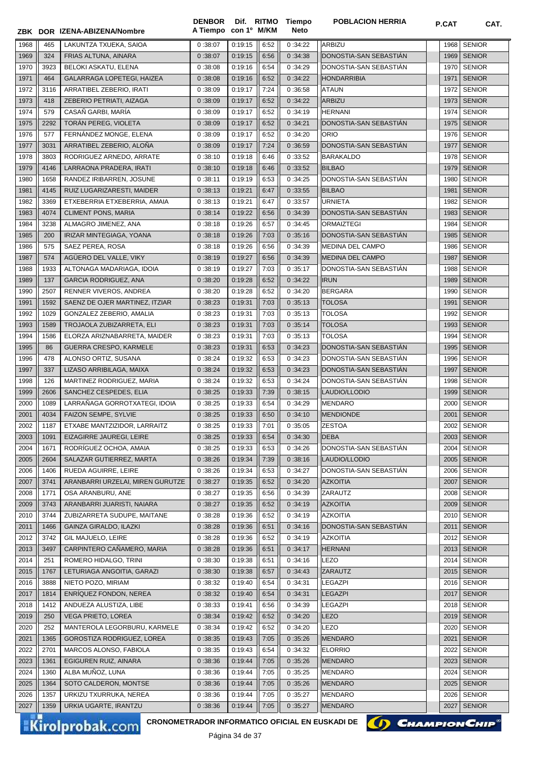| ZBK | DOR | IZENA-ABIZENA/Nombre | DENBOR A Tiempo | Dif. con 1º | RITMO M/KM | Tiempo Neto | POBLACION HERRIA | P.CAT | CAT. |
|---|---|---|---|---|---|---|---|---|---|
| 1968 | 465 | LAKUNTZA TXUEKA, SAIOA | 0:38:07 | 0:19:15 | 6:52 | 0:34:22 | ARBIZU | 1968 | SENIOR |
| 1969 | 324 | FRIAS ALTUNA, AINARA | 0:38:07 | 0:19:15 | 6:56 | 0:34:38 | DONOSTIA-SAN SEBASTIÁN | 1969 | SENIOR |
| 1970 | 3923 | BELOKI ASKATU, ELENA | 0:38:08 | 0:19:16 | 6:54 | 0:34:29 | DONOSTIA-SAN SEBASTIÁN | 1970 | SENIOR |
| 1971 | 464 | GALARRAGA LOPETEGI, HAIZEA | 0:38:08 | 0:19:16 | 6:52 | 0:34:22 | HONDARRIBIA | 1971 | SENIOR |
| 1972 | 3116 | ARRATIBEL ZEBERIO, IRATI | 0:38:09 | 0:19:17 | 7:24 | 0:36:58 | ATAUN | 1972 | SENIOR |
| 1973 | 418 | ZEBERIO PETRIATI, AIZAGA | 0:38:09 | 0:19:17 | 6:52 | 0:34:22 | ARBIZU | 1973 | SENIOR |
| 1974 | 579 | CASAÑ GARBI, MARÍA | 0:38:09 | 0:19:17 | 6:52 | 0:34:19 | HERNANI | 1974 | SENIOR |
| 1975 | 2292 | TORÁN PEREG, VIOLETA | 0:38:09 | 0:19:17 | 6:52 | 0:34:21 | DONOSTIA-SAN SEBASTIÁN | 1975 | SENIOR |
| 1976 | 577 | FERNÁNDEZ MONGE, ELENA | 0:38:09 | 0:19:17 | 6:52 | 0:34:20 | ORIO | 1976 | SENIOR |
| 1977 | 3031 | ARRATIBEL ZEBERIO, ALOÑA | 0:38:09 | 0:19:17 | 7:24 | 0:36:59 | DONOSTIA-SAN SEBASTIÁN | 1977 | SENIOR |
| 1978 | 3803 | RODRIGUEZ ARNEDO, ARRATE | 0:38:10 | 0:19:18 | 6:46 | 0:33:52 | BARAKALDO | 1978 | SENIOR |
| 1979 | 4146 | LARRAONA PRADERA, IRATI | 0:38:10 | 0:19:18 | 6:46 | 0:33:52 | BILBAO | 1979 | SENIOR |
| 1980 | 1658 | RANDEZ IRIBARREN, JOSUNE | 0:38:11 | 0:19:19 | 6:53 | 0:34:25 | DONOSTIA-SAN SEBASTIÁN | 1980 | SENIOR |
| 1981 | 4145 | RUIZ LUGARIZARESTI, MAIDER | 0:38:13 | 0:19:21 | 6:47 | 0:33:55 | BILBAO | 1981 | SENIOR |
| 1982 | 3369 | ETXEBERRIA ETXEBERRIA, AMAIA | 0:38:13 | 0:19:21 | 6:47 | 0:33:57 | URNIETA | 1982 | SENIOR |
| 1983 | 4074 | CLIMENT PONS, MARIA | 0:38:14 | 0:19:22 | 6:56 | 0:34:39 | DONOSTIA-SAN SEBASTIÁN | 1983 | SENIOR |
| 1984 | 3238 | ALMAGRO JIMENEZ, ANA | 0:38:18 | 0:19:26 | 6:57 | 0:34:45 | ORMAIZTEGI | 1984 | SENIOR |
| 1985 | 200 | IRIZAR MINTEGIAGA, YOANA | 0:38:18 | 0:19:26 | 7:03 | 0:35:16 | DONOSTIA-SAN SEBASTIÁN | 1985 | SENIOR |
| 1986 | 575 | SAEZ PEREA, ROSA | 0:38:18 | 0:19:26 | 6:56 | 0:34:39 | MEDINA DEL CAMPO | 1986 | SENIOR |
| 1987 | 574 | AGÜERO DEL VALLE, VIKY | 0:38:19 | 0:19:27 | 6:56 | 0:34:39 | MEDINA DEL CAMPO | 1987 | SENIOR |
| 1988 | 1933 | ALTONAGA MADARIAGA, IDOIA | 0:38:19 | 0:19:27 | 7:03 | 0:35:17 | DONOSTIA-SAN SEBASTIÁN | 1988 | SENIOR |
| 1989 | 137 | GARCIA RODRIGUEZ, ANA | 0:38:20 | 0:19:28 | 6:52 | 0:34:22 | IRUN | 1989 | SENIOR |
| 1990 | 2507 | RENNER VIVEROS, ANDREA | 0:38:20 | 0:19:28 | 6:52 | 0:34:20 | BERGARA | 1990 | SENIOR |
| 1991 | 1592 | SAENZ DE OJER MARTINEZ, ITZIAR | 0:38:23 | 0:19:31 | 7:03 | 0:35:13 | TOLOSA | 1991 | SENIOR |
| 1992 | 1029 | GONZALEZ ZEBERIO, AMALIA | 0:38:23 | 0:19:31 | 7:03 | 0:35:13 | TOLOSA | 1992 | SENIOR |
| 1993 | 1589 | TROJAOLA ZUBIZARRETA, ELI | 0:38:23 | 0:19:31 | 7:03 | 0:35:14 | TOLOSA | 1993 | SENIOR |
| 1994 | 1586 | ELORZA ARIZNABARRETA, MAIDER | 0:38:23 | 0:19:31 | 7:03 | 0:35:13 | TOLOSA | 1994 | SENIOR |
| 1995 | 86 | GUERRA CRESPO, KARMELE | 0:38:23 | 0:19:31 | 6:53 | 0:34:23 | DONOSTIA-SAN SEBASTIÁN | 1995 | SENIOR |
| 1996 | 478 | ALONSO ORTIZ, SUSANA | 0:38:24 | 0:19:32 | 6:53 | 0:34:23 | DONOSTIA-SAN SEBASTIÁN | 1996 | SENIOR |
| 1997 | 337 | LIZASO ARRIBILAGA, MAIXA | 0:38:24 | 0:19:32 | 6:53 | 0:34:23 | DONOSTIA-SAN SEBASTIÁN | 1997 | SENIOR |
| 1998 | 126 | MARTINEZ RODRIGUEZ, MARIA | 0:38:24 | 0:19:32 | 6:53 | 0:34:24 | DONOSTIA-SAN SEBASTIÁN | 1998 | SENIOR |
| 1999 | 2606 | SANCHEZ CESPEDES, ELIA | 0:38:25 | 0:19:33 | 7:39 | 0:38:15 | LAUDIO/LLODIO | 1999 | SENIOR |
| 2000 | 1089 | LARRAÑAGA GORROTXATEGI, IDOIA | 0:38:25 | 0:19:33 | 6:54 | 0:34:29 | MENDARO | 2000 | SENIOR |
| 2001 | 4034 | FAIZON SEMPE, SYLVIE | 0:38:25 | 0:19:33 | 6:50 | 0:34:10 | MENDIONDE | 2001 | SENIOR |
| 2002 | 1187 | ETXABE MANTZIZIDOR, LARRAITZ | 0:38:25 | 0:19:33 | 7:01 | 0:35:05 | ZESTOA | 2002 | SENIOR |
| 2003 | 1091 | EIZAGIRRE JAUREGI, LEIRE | 0:38:25 | 0:19:33 | 6:54 | 0:34:30 | DEBA | 2003 | SENIOR |
| 2004 | 1671 | RODRÍGUEZ OCHOA, AMAIA | 0:38:25 | 0:19:33 | 6:53 | 0:34:26 | DONOSTIA-SAN SEBASTIÁN | 2004 | SENIOR |
| 2005 | 2604 | SALAZAR GUTIERREZ, MARTA | 0:38:26 | 0:19:34 | 7:39 | 0:38:16 | LAUDIO/LLODIO | 2005 | SENIOR |
| 2006 | 1406 | RUEDA AGUIRRE, LEIRE | 0:38:26 | 0:19:34 | 6:53 | 0:34:27 | DONOSTIA-SAN SEBASTIÁN | 2006 | SENIOR |
| 2007 | 3741 | ARANBARRI URZELAI, MIREN GURUTZE | 0:38:27 | 0:19:35 | 6:52 | 0:34:20 | AZKOITIA | 2007 | SENIOR |
| 2008 | 1771 | OSA ARANBURU, ANE | 0:38:27 | 0:19:35 | 6:56 | 0:34:39 | ZARAUTZ | 2008 | SENIOR |
| 2009 | 3743 | ARANBARRI JUARISTI, NAIARA | 0:38:27 | 0:19:35 | 6:52 | 0:34:19 | AZKOITIA | 2009 | SENIOR |
| 2010 | 3744 | ZUBIZARRETA SUDUPE, MAITANE | 0:38:28 | 0:19:36 | 6:52 | 0:34:19 | AZKOITIA | 2010 | SENIOR |
| 2011 | 1466 | GAINZA GIRALDO, ILAZKI | 0:38:28 | 0:19:36 | 6:51 | 0:34:16 | DONOSTIA-SAN SEBASTIÁN | 2011 | SENIOR |
| 2012 | 3742 | GIL MAJUELO, LEIRE | 0:38:28 | 0:19:36 | 6:52 | 0:34:19 | AZKOITIA | 2012 | SENIOR |
| 2013 | 3497 | CARPINTERO CAÑAMERO, MARIA | 0:38:28 | 0:19:36 | 6:51 | 0:34:17 | HERNANI | 2013 | SENIOR |
| 2014 | 251 | ROMERO HIDALGO, TRINI | 0:38:30 | 0:19:38 | 6:51 | 0:34:16 | LEZO | 2014 | SENIOR |
| 2015 | 1767 | LETURIAGA ANGOITIA, GARAZI | 0:38:30 | 0:19:38 | 6:57 | 0:34:43 | ZARAUTZ | 2015 | SENIOR |
| 2016 | 3888 | NIETO POZO, MIRIAM | 0:38:32 | 0:19:40 | 6:54 | 0:34:31 | LEGAZPI | 2016 | SENIOR |
| 2017 | 1814 | ENRÍQUEZ FONDON, NEREA | 0:38:32 | 0:19:40 | 6:54 | 0:34:31 | LEGAZPI | 2017 | SENIOR |
| 2018 | 1412 | ANDUEZA ALUSTIZA, LIBE | 0:38:33 | 0:19:41 | 6:56 | 0:34:39 | LEGAZPI | 2018 | SENIOR |
| 2019 | 250 | VEGA PRIETO, LOREA | 0:38:34 | 0:19:42 | 6:52 | 0:34:20 | LEZO | 2019 | SENIOR |
| 2020 | 252 | MANTEROLA LEGORBURU, KARMELE | 0:38:34 | 0:19:42 | 6:52 | 0:34:20 | LEZO | 2020 | SENIOR |
| 2021 | 1365 | GOROSTIZA RODRIGUEZ, LOREA | 0:38:35 | 0:19:43 | 7:05 | 0:35:26 | MENDARO | 2021 | SENIOR |
| 2022 | 2701 | MARCOS ALONSO, FABIOLA | 0:38:35 | 0:19:43 | 6:54 | 0:34:32 | ELORRIO | 2022 | SENIOR |
| 2023 | 1361 | EGIGUREN RUIZ, AINARA | 0:38:36 | 0:19:44 | 7:05 | 0:35:26 | MENDARO | 2023 | SENIOR |
| 2024 | 1360 | ALBA MUÑOZ, LUNA | 0:38:36 | 0:19:44 | 7:05 | 0:35:25 | MENDARO | 2024 | SENIOR |
| 2025 | 1364 | SOTO CALDERON, MONTSE | 0:38:36 | 0:19:44 | 7:05 | 0:35:26 | MENDARO | 2025 | SENIOR |
| 2026 | 1357 | URKIZU TXURRUKA, NEREA | 0:38:36 | 0:19:44 | 7:05 | 0:35:27 | MENDARO | 2026 | SENIOR |
| 2027 | 1359 | URKIA UGARTE, IRANTZU | 0:38:36 | 0:19:44 | 7:05 | 0:35:27 | MENDARO | 2027 | SENIOR |

CRONOMETRADOR INFORMATICO OFICIAL EN EUSKADI DE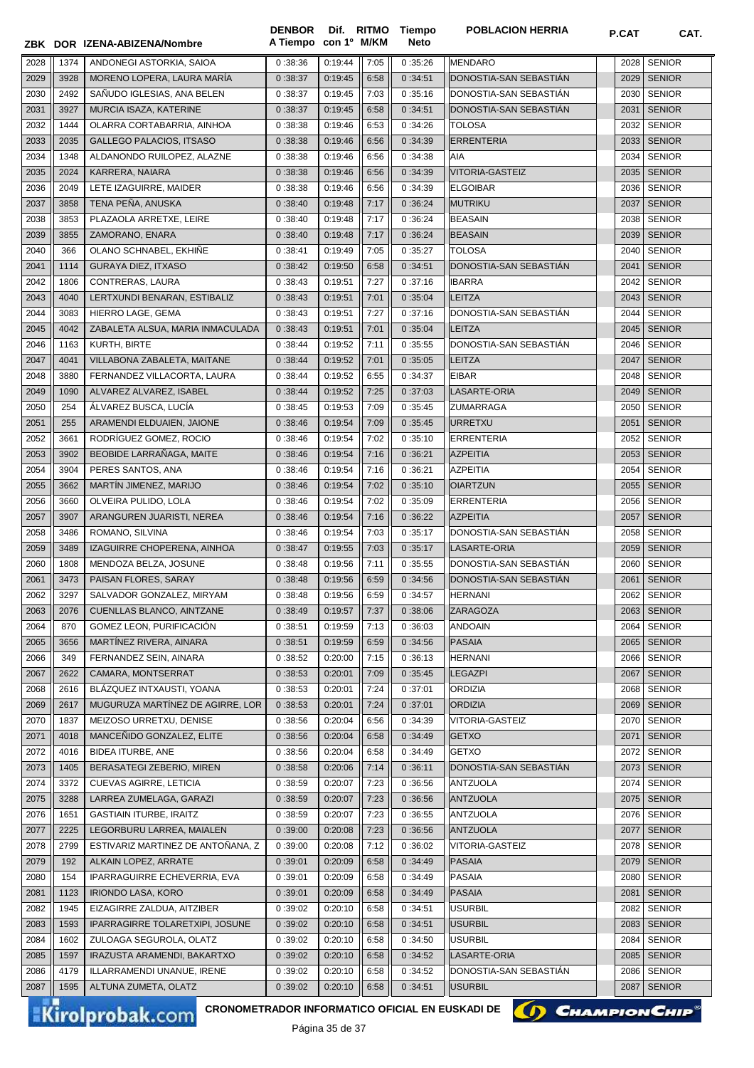| ZBK | DOR | IZENA-ABIZENA/Nombre | DENBOR A Tiempo | Dif. con 1º | RITMO M/KM | Tiempo Neto | POBLACION HERRIA | P.CAT | CAT. |
|---|---|---|---|---|---|---|---|---|---|
| 2028 | 1374 | ANDONEGI ASTORKIA, SAIOA | 0 :38:36 | 0:19:44 | 7:05 | 0 :35:26 | MENDARO | 2028 | SENIOR |
| 2029 | 3928 | MORENO LOPERA, LAURA MARÍA | 0 :38:37 | 0:19:45 | 6:58 | 0 :34:51 | DONOSTIA-SAN SEBASTIÁN | 2029 | SENIOR |
| 2030 | 2492 | SAÑUDO IGLESIAS, ANA BELEN | 0 :38:37 | 0:19:45 | 7:03 | 0 :35:16 | DONOSTIA-SAN SEBASTIÁN | 2030 | SENIOR |
| 2031 | 3927 | MURCIA ISAZA, KATERINE | 0 :38:37 | 0:19:45 | 6:58 | 0 :34:51 | DONOSTIA-SAN SEBASTIÁN | 2031 | SENIOR |
| 2032 | 1444 | OLARRA CORTABARRIA, AINHOA | 0 :38:38 | 0:19:46 | 6:53 | 0 :34:26 | TOLOSA | 2032 | SENIOR |
| 2033 | 2035 | GALLEGO PALACIOS, ITSASO | 0 :38:38 | 0:19:46 | 6:56 | 0 :34:39 | ERRENTERIA | 2033 | SENIOR |
| 2034 | 1348 | ALDANONDO RUILOPEZ, ALAZNE | 0 :38:38 | 0:19:46 | 6:56 | 0 :34:38 | AIA | 2034 | SENIOR |
| 2035 | 2024 | KARRERA, NAIARA | 0 :38:38 | 0:19:46 | 6:56 | 0 :34:39 | VITORIA-GASTEIZ | 2035 | SENIOR |
| 2036 | 2049 | LETE IZAGUIRRE, MAIDER | 0 :38:38 | 0:19:46 | 6:56 | 0 :34:39 | ELGOIBAR | 2036 | SENIOR |
| 2037 | 3858 | TENA PEÑA, ANUSKA | 0 :38:40 | 0:19:48 | 7:17 | 0 :36:24 | MUTRIKU | 2037 | SENIOR |
| 2038 | 3853 | PLAZAOLA ARRETXE, LEIRE | 0 :38:40 | 0:19:48 | 7:17 | 0 :36:24 | BEASAIN | 2038 | SENIOR |
| 2039 | 3855 | ZAMORANO, ENARA | 0 :38:40 | 0:19:48 | 7:17 | 0 :36:24 | BEASAIN | 2039 | SENIOR |
| 2040 | 366 | OLANO SCHNABEL, EKHIÑE | 0 :38:41 | 0:19:49 | 7:05 | 0 :35:27 | TOLOSA | 2040 | SENIOR |
| 2041 | 1114 | GURAYA DIEZ, ITXASO | 0 :38:42 | 0:19:50 | 6:58 | 0 :34:51 | DONOSTIA-SAN SEBASTIÁN | 2041 | SENIOR |
| 2042 | 1806 | CONTRERAS, LAURA | 0 :38:43 | 0:19:51 | 7:27 | 0 :37:16 | IBARRA | 2042 | SENIOR |
| 2043 | 4040 | LERTXUNDI BENARAN, ESTIBALIZ | 0 :38:43 | 0:19:51 | 7:01 | 0 :35:04 | LEITZA | 2043 | SENIOR |
| 2044 | 3083 | HIERRO LAGE, GEMA | 0 :38:43 | 0:19:51 | 7:27 | 0 :37:16 | DONOSTIA-SAN SEBASTIÁN | 2044 | SENIOR |
| 2045 | 4042 | ZABALETA ALSUA, MARIA INMACULADA | 0 :38:43 | 0:19:51 | 7:01 | 0 :35:04 | LEITZA | 2045 | SENIOR |
| 2046 | 1163 | KURTH, BIRTE | 0 :38:44 | 0:19:52 | 7:11 | 0 :35:55 | DONOSTIA-SAN SEBASTIÁN | 2046 | SENIOR |
| 2047 | 4041 | VILLABONA ZABALETA, MAITANE | 0 :38:44 | 0:19:52 | 7:01 | 0 :35:05 | LEITZA | 2047 | SENIOR |
| 2048 | 3880 | FERNANDEZ VILLACORTA, LAURA | 0 :38:44 | 0:19:52 | 6:55 | 0 :34:37 | EIBAR | 2048 | SENIOR |
| 2049 | 1090 | ALVAREZ ALVAREZ, ISABEL | 0 :38:44 | 0:19:52 | 7:25 | 0 :37:03 | LASARTE-ORIA | 2049 | SENIOR |
| 2050 | 254 | ÁLVAREZ BUSCA, LUCÍA | 0 :38:45 | 0:19:53 | 7:09 | 0 :35:45 | ZUMARRAGA | 2050 | SENIOR |
| 2051 | 255 | ARAMENDI ELDUAIEN, JAIONE | 0 :38:46 | 0:19:54 | 7:09 | 0 :35:45 | URRETXU | 2051 | SENIOR |
| 2052 | 3661 | RODRÍGUEZ GOMEZ, ROCIO | 0 :38:46 | 0:19:54 | 7:02 | 0 :35:10 | ERRENTERIA | 2052 | SENIOR |
| 2053 | 3902 | BEOBIDE LARRAÑAGA, MAITE | 0 :38:46 | 0:19:54 | 7:16 | 0 :36:21 | AZPEITIA | 2053 | SENIOR |
| 2054 | 3904 | PERES SANTOS, ANA | 0 :38:46 | 0:19:54 | 7:16 | 0 :36:21 | AZPEITIA | 2054 | SENIOR |
| 2055 | 3662 | MARTÍN JIMENEZ, MARIJO | 0 :38:46 | 0:19:54 | 7:02 | 0 :35:10 | OIARTZUN | 2055 | SENIOR |
| 2056 | 3660 | OLVEIRA PULIDO, LOLA | 0 :38:46 | 0:19:54 | 7:02 | 0 :35:09 | ERRENTERIA | 2056 | SENIOR |
| 2057 | 3907 | ARANGUREN JUARISTI, NEREA | 0 :38:46 | 0:19:54 | 7:16 | 0 :36:22 | AZPEITIA | 2057 | SENIOR |
| 2058 | 3486 | ROMANO, SILVINA | 0 :38:46 | 0:19:54 | 7:03 | 0 :35:17 | DONOSTIA-SAN SEBASTIÁN | 2058 | SENIOR |
| 2059 | 3489 | IZAGUIRRE CHOPERENA, AINHOA | 0 :38:47 | 0:19:55 | 7:03 | 0 :35:17 | LASARTE-ORIA | 2059 | SENIOR |
| 2060 | 1808 | MENDOZA BELZA, JOSUNE | 0 :38:48 | 0:19:56 | 7:11 | 0 :35:55 | DONOSTIA-SAN SEBASTIÁN | 2060 | SENIOR |
| 2061 | 3473 | PAISAN FLORES, SARAY | 0 :38:48 | 0:19:56 | 6:59 | 0 :34:56 | DONOSTIA-SAN SEBASTIÁN | 2061 | SENIOR |
| 2062 | 3297 | SALVADOR GONZALEZ, MIRYAM | 0 :38:48 | 0:19:56 | 6:59 | 0 :34:57 | HERNANI | 2062 | SENIOR |
| 2063 | 2076 | CUENLLAS BLANCO, AINTZANE | 0 :38:49 | 0:19:57 | 7:37 | 0 :38:06 | ZARAGOZA | 2063 | SENIOR |
| 2064 | 870 | GOMEZ LEON, PURIFICACIÓN | 0 :38:51 | 0:19:59 | 7:13 | 0 :36:03 | ANDOAIN | 2064 | SENIOR |
| 2065 | 3656 | MARTÍNEZ RIVERA, AINARA | 0 :38:51 | 0:19:59 | 6:59 | 0 :34:56 | PASAIA | 2065 | SENIOR |
| 2066 | 349 | FERNANDEZ SEIN, AINARA | 0 :38:52 | 0:20:00 | 7:15 | 0 :36:13 | HERNANI | 2066 | SENIOR |
| 2067 | 2622 | CAMARA, MONTSERRAT | 0 :38:53 | 0:20:01 | 7:09 | 0 :35:45 | LEGAZPI | 2067 | SENIOR |
| 2068 | 2616 | BLÁZQUEZ INTXAUSTI, YOANA | 0 :38:53 | 0:20:01 | 7:24 | 0 :37:01 | ORDIZIA | 2068 | SENIOR |
| 2069 | 2617 | MUGURUZA MARTÍNEZ DE AGIRRE, LOR | 0 :38:53 | 0:20:01 | 7:24 | 0 :37:01 | ORDIZIA | 2069 | SENIOR |
| 2070 | 1837 | MEIZOSO URRETXU, DENISE | 0 :38:56 | 0:20:04 | 6:56 | 0 :34:39 | VITORIA-GASTEIZ | 2070 | SENIOR |
| 2071 | 4018 | MANCEÑIDO GONZALEZ, ELITE | 0 :38:56 | 0:20:04 | 6:58 | 0 :34:49 | GETXO | 2071 | SENIOR |
| 2072 | 4016 | BIDEA ITURBE, ANE | 0 :38:56 | 0:20:04 | 6:58 | 0 :34:49 | GETXO | 2072 | SENIOR |
| 2073 | 1405 | BERASATEGI ZEBERIO, MIREN | 0 :38:58 | 0:20:06 | 7:14 | 0 :36:11 | DONOSTIA-SAN SEBASTIÁN | 2073 | SENIOR |
| 2074 | 3372 | CUEVAS AGIRRE, LETICIA | 0 :38:59 | 0:20:07 | 7:23 | 0 :36:56 | ANTZUOLA | 2074 | SENIOR |
| 2075 | 3288 | LARREA ZUMELAGA, GARAZI | 0 :38:59 | 0:20:07 | 7:23 | 0 :36:56 | ANTZUOLA | 2075 | SENIOR |
| 2076 | 1651 | GASTIAIN ITURBE, IRAITZ | 0 :38:59 | 0:20:07 | 7:23 | 0 :36:55 | ANTZUOLA | 2076 | SENIOR |
| 2077 | 2225 | LEGORBURU LARREA, MAIALEN | 0 :39:00 | 0:20:08 | 7:23 | 0 :36:56 | ANTZUOLA | 2077 | SENIOR |
| 2078 | 2799 | ESTIVARIZ MARTINEZ DE ANTOÑANA, Z | 0 :39:00 | 0:20:08 | 7:12 | 0 :36:02 | VITORIA-GASTEIZ | 2078 | SENIOR |
| 2079 | 192 | ALKAIN LOPEZ, ARRATE | 0 :39:01 | 0:20:09 | 6:58 | 0 :34:49 | PASAIA | 2079 | SENIOR |
| 2080 | 154 | IPARRAGUIRRE ECHEVERRIA, EVA | 0 :39:01 | 0:20:09 | 6:58 | 0 :34:49 | PASAIA | 2080 | SENIOR |
| 2081 | 1123 | IRIONDO LASA, KORO | 0 :39:01 | 0:20:09 | 6:58 | 0 :34:49 | PASAIA | 2081 | SENIOR |
| 2082 | 1945 | EIZAGIRRE ZALDUA, AITZIBER | 0 :39:02 | 0:20:10 | 6:58 | 0 :34:51 | USURBIL | 2082 | SENIOR |
| 2083 | 1593 | IPARRAGIRRE TOLARETXIPI, JOSUNE | 0 :39:02 | 0:20:10 | 6:58 | 0 :34:51 | USURBIL | 2083 | SENIOR |
| 2084 | 1602 | ZULOAGA SEGUROLA, OLATZ | 0 :39:02 | 0:20:10 | 6:58 | 0 :34:50 | USURBIL | 2084 | SENIOR |
| 2085 | 1597 | IRAZUSTA ARAMENDI, BAKARTXO | 0 :39:02 | 0:20:10 | 6:58 | 0 :34:52 | LASARTE-ORIA | 2085 | SENIOR |
| 2086 | 4179 | ILLARRAMENDI UNANUE, IRENE | 0 :39:02 | 0:20:10 | 6:58 | 0 :34:52 | DONOSTIA-SAN SEBASTIÁN | 2086 | SENIOR |
| 2087 | 1595 | ALTUNA ZUMETA, OLATZ | 0 :39:02 | 0:20:10 | 6:58 | 0 :34:51 | USURBIL | 2087 | SENIOR |

Kirolprobak.com — CRONOMETRADOR INFORMATICO OFICIAL EN EUSKADI DE ChampionChip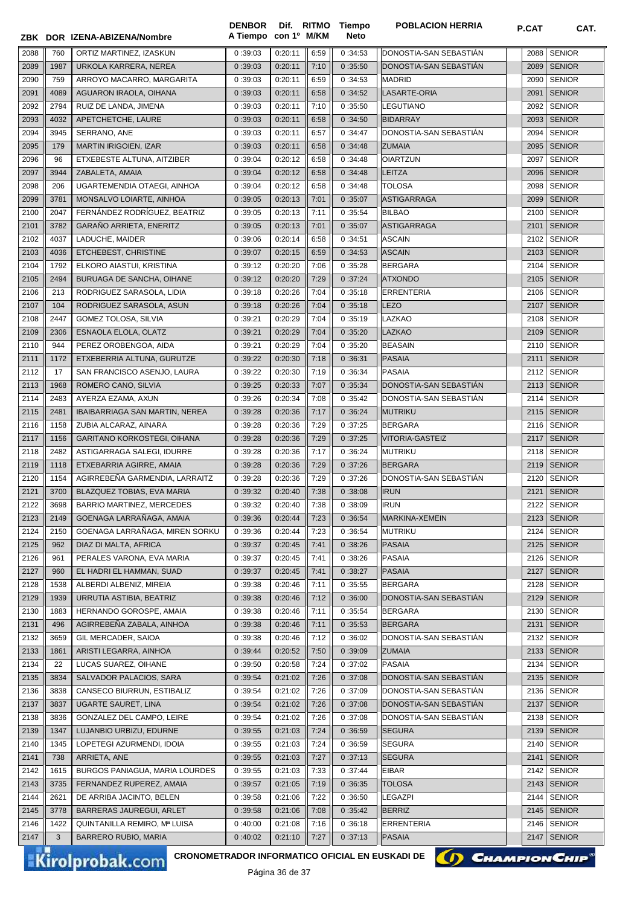| ZBK | DOR | IZENA-ABIZENA/Nombre | DENBOR A Tiempo | Dif. con 1º | RITMO M/KM | Tiempo Neto | POBLACION HERRIA | P.CAT | CAT. |
|---|---|---|---|---|---|---|---|---|---|
| 2088 | 760 | ORTIZ MARTINEZ, IZASKUN | 0 :39:03 | 0:20:11 | 6:59 | 0 :34:53 | DONOSTIA-SAN SEBASTIÁN | 2088 | SENIOR |
| 2089 | 1987 | URKOLA KARRERA, NEREA | 0 :39:03 | 0:20:11 | 7:10 | 0 :35:50 | DONOSTIA-SAN SEBASTIÁN | 2089 | SENIOR |
| 2090 | 759 | ARROYO MACARRO, MARGARITA | 0 :39:03 | 0:20:11 | 6:59 | 0 :34:53 | MADRID | 2090 | SENIOR |
| 2091 | 4089 | AGUARON IRAOLA, OIHANA | 0 :39:03 | 0:20:11 | 6:58 | 0 :34:52 | LASARTE-ORIA | 2091 | SENIOR |
| 2092 | 2794 | RUIZ DE LANDA, JIMENA | 0 :39:03 | 0:20:11 | 7:10 | 0 :35:50 | LEGUTIANO | 2092 | SENIOR |
| 2093 | 4032 | APETCHETCHE, LAURE | 0 :39:03 | 0:20:11 | 6:58 | 0 :34:50 | BIDARRAY | 2093 | SENIOR |
| 2094 | 3945 | SERRANO, ANE | 0 :39:03 | 0:20:11 | 6:57 | 0 :34:47 | DONOSTIA-SAN SEBASTIÁN | 2094 | SENIOR |
| 2095 | 179 | MARTIN IRIGOIEN, IZAR | 0 :39:03 | 0:20:11 | 6:58 | 0 :34:48 | ZUMAIA | 2095 | SENIOR |
| 2096 | 96 | ETXEBESTE ALTUNA, AITZIBER | 0 :39:04 | 0:20:12 | 6:58 | 0 :34:48 | OIARTZUN | 2097 | SENIOR |
| 2097 | 3944 | ZABALETA, AMAIA | 0 :39:04 | 0:20:12 | 6:58 | 0 :34:48 | LEITZA | 2096 | SENIOR |
| 2098 | 206 | UGARTEMENDIA OTAEGI, AINHOA | 0 :39:04 | 0:20:12 | 6:58 | 0 :34:48 | TOLOSA | 2098 | SENIOR |
| 2099 | 3781 | MONSALVO LOIARTE, AINHOA | 0 :39:05 | 0:20:13 | 7:01 | 0 :35:07 | ASTIGARRAGA | 2099 | SENIOR |
| 2100 | 2047 | FERNÁNDEZ RODRÍGUEZ, BEATRIZ | 0 :39:05 | 0:20:13 | 7:11 | 0 :35:54 | BILBAO | 2100 | SENIOR |
| 2101 | 3782 | GARAÑO ARRIETA, ENERITZ | 0 :39:05 | 0:20:13 | 7:01 | 0 :35:07 | ASTIGARRAGA | 2101 | SENIOR |
| 2102 | 4037 | LADUCHE, MAIDER | 0 :39:06 | 0:20:14 | 6:58 | 0 :34:51 | ASCAIN | 2102 | SENIOR |
| 2103 | 4036 | ETCHEBEST, CHRISTINE | 0 :39:07 | 0:20:15 | 6:59 | 0 :34:53 | ASCAIN | 2103 | SENIOR |
| 2104 | 1792 | ELKORO AIASTUI, KRISTINA | 0 :39:12 | 0:20:20 | 7:06 | 0 :35:28 | BERGARA | 2104 | SENIOR |
| 2105 | 2494 | BURUAGA DE SANCHA, OIHANE | 0 :39:12 | 0:20:20 | 7:29 | 0 :37:24 | ATXONDO | 2105 | SENIOR |
| 2106 | 213 | RODRIGUEZ SARASOLA, LIDIA | 0 :39:18 | 0:20:26 | 7:04 | 0 :35:18 | ERRENTERIA | 2106 | SENIOR |
| 2107 | 104 | RODRIGUEZ SARASOLA, ASUN | 0 :39:18 | 0:20:26 | 7:04 | 0 :35:18 | LEZO | 2107 | SENIOR |
| 2108 | 2447 | GOMEZ TOLOSA, SILVIA | 0 :39:21 | 0:20:29 | 7:04 | 0 :35:19 | LAZKAO | 2108 | SENIOR |
| 2109 | 2306 | ESNAOLA ELOLA, OLATZ | 0 :39:21 | 0:20:29 | 7:04 | 0 :35:20 | LAZKAO | 2109 | SENIOR |
| 2110 | 944 | PEREZ OROBENGOA, AIDA | 0 :39:21 | 0:20:29 | 7:04 | 0 :35:20 | BEASAIN | 2110 | SENIOR |
| 2111 | 1172 | ETXEBERRIA ALTUNA, GURUTZE | 0 :39:22 | 0:20:30 | 7:18 | 0 :36:31 | PASAIA | 2111 | SENIOR |
| 2112 | 17 | SAN FRANCISCO ASENJO, LAURA | 0 :39:22 | 0:20:30 | 7:19 | 0 :36:34 | PASAIA | 2112 | SENIOR |
| 2113 | 1968 | ROMERO CANO, SILVIA | 0 :39:25 | 0:20:33 | 7:07 | 0 :35:34 | DONOSTIA-SAN SEBASTIÁN | 2113 | SENIOR |
| 2114 | 2483 | AYERZA EZAMA, AXUN | 0 :39:26 | 0:20:34 | 7:08 | 0 :35:42 | DONOSTIA-SAN SEBASTIÁN | 2114 | SENIOR |
| 2115 | 2481 | IBAIBARRIAGA SAN MARTIN, NEREA | 0 :39:28 | 0:20:36 | 7:17 | 0 :36:24 | MUTRIKU | 2115 | SENIOR |
| 2116 | 1158 | ZUBIA ALCARAZ, AINARA | 0 :39:28 | 0:20:36 | 7:29 | 0 :37:25 | BERGARA | 2116 | SENIOR |
| 2117 | 1156 | GARITANO KORKOSTEGI, OIHANA | 0 :39:28 | 0:20:36 | 7:29 | 0 :37:25 | VITORIA-GASTEIZ | 2117 | SENIOR |
| 2118 | 2482 | ASTIGARRAGA SALEGI, IDURRE | 0 :39:28 | 0:20:36 | 7:17 | 0 :36:24 | MUTRIKU | 2118 | SENIOR |
| 2119 | 1118 | ETXEBARRIA AGIRRE, AMAIA | 0 :39:28 | 0:20:36 | 7:29 | 0 :37:26 | BERGARA | 2119 | SENIOR |
| 2120 | 1154 | AGIRREBEÑA GARMENDIA, LARRAITZ | 0 :39:28 | 0:20:36 | 7:29 | 0 :37:26 | DONOSTIA-SAN SEBASTIÁN | 2120 | SENIOR |
| 2121 | 3700 | BLAZQUEZ TOBIAS, EVA MARIA | 0 :39:32 | 0:20:40 | 7:38 | 0 :38:08 | IRUN | 2121 | SENIOR |
| 2122 | 3698 | BARRIO MARTINEZ, MERCEDES | 0 :39:32 | 0:20:40 | 7:38 | 0 :38:09 | IRUN | 2122 | SENIOR |
| 2123 | 2149 | GOENAGA LARRAÑAGA, AMAIA | 0 :39:36 | 0:20:44 | 7:23 | 0 :36:54 | MARKINA-XEMEIN | 2123 | SENIOR |
| 2124 | 2150 | GOENAGA LARRAÑAGA, MIREN SORKU | 0 :39:36 | 0:20:44 | 7:23 | 0 :36:54 | MUTRIKU | 2124 | SENIOR |
| 2125 | 962 | DIAZ DI MALTA, AFRICA | 0 :39:37 | 0:20:45 | 7:41 | 0 :38:26 | PASAIA | 2125 | SENIOR |
| 2126 | 961 | PERALES VARONA, EVA MARIA | 0 :39:37 | 0:20:45 | 7:41 | 0 :38:26 | PASAIA | 2126 | SENIOR |
| 2127 | 960 | EL HADRI EL HAMMAN, SUAD | 0 :39:37 | 0:20:45 | 7:41 | 0 :38:27 | PASAIA | 2127 | SENIOR |
| 2128 | 1538 | ALBERDI ALBENIZ, MIREIA | 0 :39:38 | 0:20:46 | 7:11 | 0 :35:55 | BERGARA | 2128 | SENIOR |
| 2129 | 1939 | URRUTIA ASTIBIA, BEATRIZ | 0 :39:38 | 0:20:46 | 7:12 | 0 :36:00 | DONOSTIA-SAN SEBASTIÁN | 2129 | SENIOR |
| 2130 | 1883 | HERNANDO GOROSPE, AMAIA | 0 :39:38 | 0:20:46 | 7:11 | 0 :35:54 | BERGARA | 2130 | SENIOR |
| 2131 | 496 | AGIRREBEÑA ZABALA, AINHOA | 0 :39:38 | 0:20:46 | 7:11 | 0 :35:53 | BERGARA | 2131 | SENIOR |
| 2132 | 3659 | GIL MERCADER, SAIOA | 0 :39:38 | 0:20:46 | 7:12 | 0 :36:02 | DONOSTIA-SAN SEBASTIÁN | 2132 | SENIOR |
| 2133 | 1861 | ARISTI LEGARRA, AINHOA | 0 :39:44 | 0:20:52 | 7:50 | 0 :39:09 | ZUMAIA | 2133 | SENIOR |
| 2134 | 22 | LUCAS SUAREZ, OIHANE | 0 :39:50 | 0:20:58 | 7:24 | 0 :37:02 | PASAIA | 2134 | SENIOR |
| 2135 | 3834 | SALVADOR PALACIOS, SARA | 0 :39:54 | 0:21:02 | 7:26 | 0 :37:08 | DONOSTIA-SAN SEBASTIÁN | 2135 | SENIOR |
| 2136 | 3838 | CANSECO BIURRUN, ESTIBALIZ | 0 :39:54 | 0:21:02 | 7:26 | 0 :37:09 | DONOSTIA-SAN SEBASTIÁN | 2136 | SENIOR |
| 2137 | 3837 | UGARTE SAURET, LINA | 0 :39:54 | 0:21:02 | 7:26 | 0 :37:08 | DONOSTIA-SAN SEBASTIÁN | 2137 | SENIOR |
| 2138 | 3836 | GONZALEZ DEL CAMPO, LEIRE | 0 :39:54 | 0:21:02 | 7:26 | 0 :37:08 | DONOSTIA-SAN SEBASTIÁN | 2138 | SENIOR |
| 2139 | 1347 | LUJANBIO URBIZU, EDURNE | 0 :39:55 | 0:21:03 | 7:24 | 0 :36:59 | SEGURA | 2139 | SENIOR |
| 2140 | 1345 | LOPETEGI AZURMENDI, IDOIA | 0 :39:55 | 0:21:03 | 7:24 | 0 :36:59 | SEGURA | 2140 | SENIOR |
| 2141 | 738 | ARRIETA, ANE | 0 :39:55 | 0:21:03 | 7:27 | 0 :37:13 | SEGURA | 2141 | SENIOR |
| 2142 | 1615 | BURGOS PANIAGUA, MARIA LOURDES | 0 :39:55 | 0:21:03 | 7:33 | 0 :37:44 | EIBAR | 2142 | SENIOR |
| 2143 | 3735 | FERNANDEZ RUPEREZ, AMAIA | 0 :39:57 | 0:21:05 | 7:19 | 0 :36:35 | TOLOSA | 2143 | SENIOR |
| 2144 | 2621 | DE ARRIBA JACINTO, BELEN | 0 :39:58 | 0:21:06 | 7:22 | 0 :36:50 | LEGAZPI | 2144 | SENIOR |
| 2145 | 3778 | BARRERAS JAUREGUI, ARLET | 0 :39:58 | 0:21:06 | 7:08 | 0 :35:42 | BERRIZ | 2145 | SENIOR |
| 2146 | 1422 | QUINTANILLA REMIRO, Mª LUISA | 0 :40:00 | 0:21:08 | 7:16 | 0 :36:18 | ERRENTERIA | 2146 | SENIOR |
| 2147 | 3 | BARRERO RUBIO, MARIA | 0 :40:02 | 0:21:10 | 7:27 | 0 :37:13 | PASAIA | 2147 | SENIOR |

CRONOMETRADOR INFORMATICO OFICIAL EN EUSKADI DE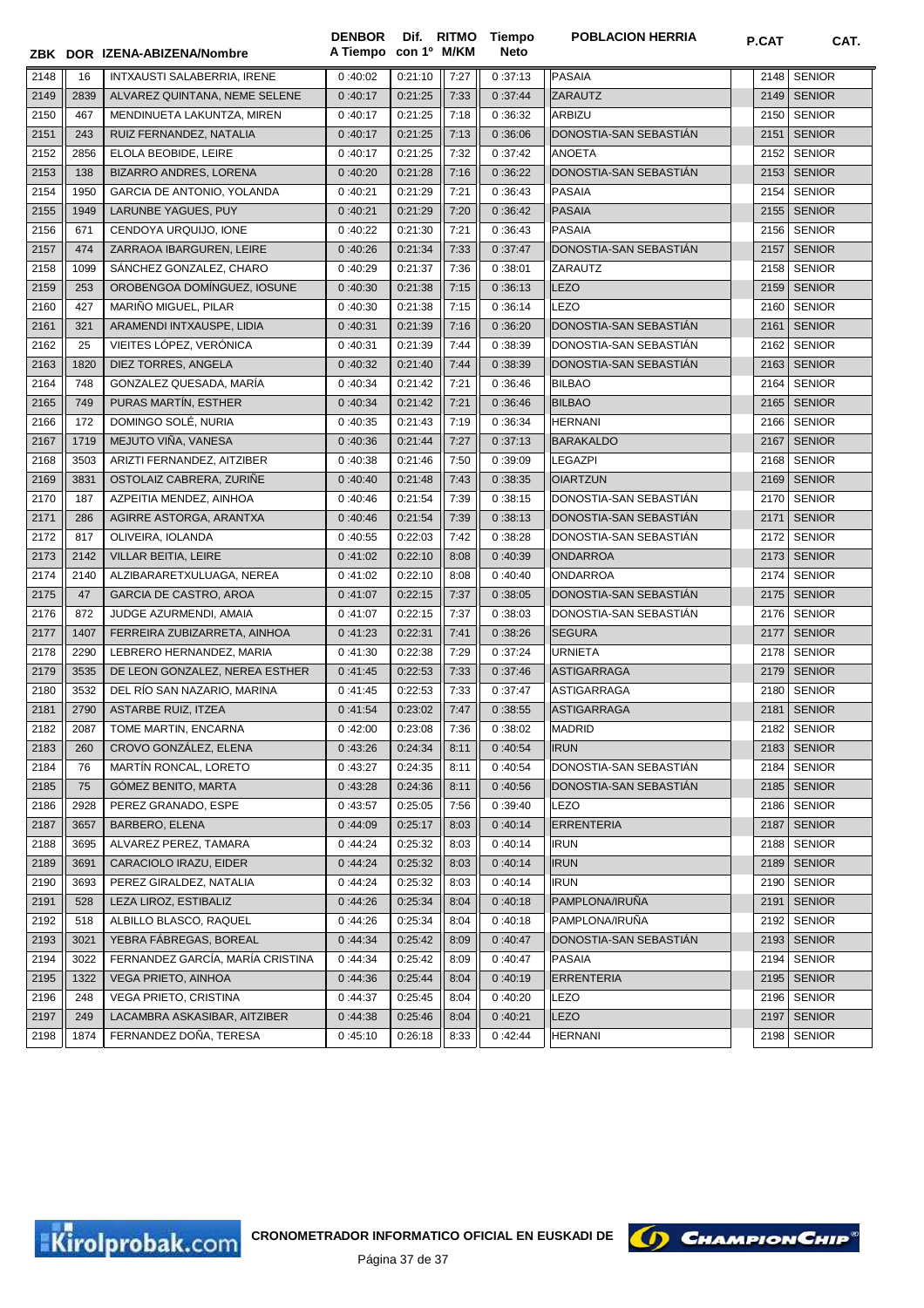| ZBK | DOR | IZENA-ABIZENA/Nombre | DENBOR A Tiempo | Dif. con 1º | RITMO M/KM | Tiempo Neto | POBLACION HERRIA | P.CAT | CAT. |
|---|---|---|---|---|---|---|---|---|---|
| 2148 | 16 | INTXAUSTI SALABERRIA, IRENE | 0 :40:02 | 0:21:10 | 7:27 | 0 :37:13 | PASAIA | 2148 | SENIOR |
| 2149 | 2839 | ALVAREZ QUINTANA, NEME SELENE | 0 :40:17 | 0:21:25 | 7:33 | 0 :37:44 | ZARAUTZ | 2149 | SENIOR |
| 2150 | 467 | MENDINUETA LAKUNTZA, MIREN | 0 :40:17 | 0:21:25 | 7:18 | 0 :36:32 | ARBIZU | 2150 | SENIOR |
| 2151 | 243 | RUIZ FERNANDEZ, NATALIA | 0 :40:17 | 0:21:25 | 7:13 | 0 :36:06 | DONOSTIA-SAN SEBASTIÁN | 2151 | SENIOR |
| 2152 | 2856 | ELOLA BEOBIDE, LEIRE | 0 :40:17 | 0:21:25 | 7:32 | 0 :37:42 | ANOETA | 2152 | SENIOR |
| 2153 | 138 | BIZARRO ANDRES, LORENA | 0 :40:20 | 0:21:28 | 7:16 | 0 :36:22 | DONOSTIA-SAN SEBASTIÁN | 2153 | SENIOR |
| 2154 | 1950 | GARCIA DE ANTONIO, YOLANDA | 0 :40:21 | 0:21:29 | 7:21 | 0 :36:43 | PASAIA | 2154 | SENIOR |
| 2155 | 1949 | LARUNBE YAGUES, PUY | 0 :40:21 | 0:21:29 | 7:20 | 0 :36:42 | PASAIA | 2155 | SENIOR |
| 2156 | 671 | CENDOYA URQUIJO, IONE | 0 :40:22 | 0:21:30 | 7:21 | 0 :36:43 | PASAIA | 2156 | SENIOR |
| 2157 | 474 | ZARRAOA IBARGUREN, LEIRE | 0 :40:26 | 0:21:34 | 7:33 | 0 :37:47 | DONOSTIA-SAN SEBASTIÁN | 2157 | SENIOR |
| 2158 | 1099 | SÁNCHEZ GONZALEZ, CHARO | 0 :40:29 | 0:21:37 | 7:36 | 0 :38:01 | ZARAUTZ | 2158 | SENIOR |
| 2159 | 253 | OROBENGOA DOMÍNGUEZ, IOSUNE | 0 :40:30 | 0:21:38 | 7:15 | 0 :36:13 | LEZO | 2159 | SENIOR |
| 2160 | 427 | MARIÑO MIGUEL, PILAR | 0 :40:30 | 0:21:38 | 7:15 | 0 :36:14 | LEZO | 2160 | SENIOR |
| 2161 | 321 | ARAMENDI INTXAUSPE, LIDIA | 0 :40:31 | 0:21:39 | 7:16 | 0 :36:20 | DONOSTIA-SAN SEBASTIÁN | 2161 | SENIOR |
| 2162 | 25 | VIEITES LÓPEZ, VERÓNICA | 0 :40:31 | 0:21:39 | 7:44 | 0 :38:39 | DONOSTIA-SAN SEBASTIÁN | 2162 | SENIOR |
| 2163 | 1820 | DIEZ TORRES, ANGELA | 0 :40:32 | 0:21:40 | 7:44 | 0 :38:39 | DONOSTIA-SAN SEBASTIÁN | 2163 | SENIOR |
| 2164 | 748 | GONZALEZ QUESADA, MARÍA | 0 :40:34 | 0:21:42 | 7:21 | 0 :36:46 | BILBAO | 2164 | SENIOR |
| 2165 | 749 | PURAS MARTÍN, ESTHER | 0 :40:34 | 0:21:42 | 7:21 | 0 :36:46 | BILBAO | 2165 | SENIOR |
| 2166 | 172 | DOMINGO SOLÉ, NURIA | 0 :40:35 | 0:21:43 | 7:19 | 0 :36:34 | HERNANI | 2166 | SENIOR |
| 2167 | 1719 | MEJUTO VIÑA, VANESA | 0 :40:36 | 0:21:44 | 7:27 | 0 :37:13 | BARAKALDO | 2167 | SENIOR |
| 2168 | 3503 | ARIZTI FERNANDEZ, AITZIBER | 0 :40:38 | 0:21:46 | 7:50 | 0 :39:09 | LEGAZPI | 2168 | SENIOR |
| 2169 | 3831 | OSTOLAIZ CABRERA, ZURIÑE | 0 :40:40 | 0:21:48 | 7:43 | 0 :38:35 | OIARTZUN | 2169 | SENIOR |
| 2170 | 187 | AZPEITIA MENDEZ, AINHOA | 0 :40:46 | 0:21:54 | 7:39 | 0 :38:15 | DONOSTIA-SAN SEBASTIÁN | 2170 | SENIOR |
| 2171 | 286 | AGIRRE ASTORGA, ARANTXA | 0 :40:46 | 0:21:54 | 7:39 | 0 :38:13 | DONOSTIA-SAN SEBASTIÁN | 2171 | SENIOR |
| 2172 | 817 | OLIVEIRA, IOLANDA | 0 :40:55 | 0:22:03 | 7:42 | 0 :38:28 | DONOSTIA-SAN SEBASTIÁN | 2172 | SENIOR |
| 2173 | 2142 | VILLAR BEITIA, LEIRE | 0 :41:02 | 0:22:10 | 8:08 | 0 :40:39 | ONDARROA | 2173 | SENIOR |
| 2174 | 2140 | ALZIBARARETXULUAGA, NEREA | 0 :41:02 | 0:22:10 | 8:08 | 0 :40:40 | ONDARROA | 2174 | SENIOR |
| 2175 | 47 | GARCIA DE CASTRO, AROA | 0 :41:07 | 0:22:15 | 7:37 | 0 :38:05 | DONOSTIA-SAN SEBASTIÁN | 2175 | SENIOR |
| 2176 | 872 | JUDGE AZURMENDI, AMAIA | 0 :41:07 | 0:22:15 | 7:37 | 0 :38:03 | DONOSTIA-SAN SEBASTIÁN | 2176 | SENIOR |
| 2177 | 1407 | FERREIRA ZUBIZARRETA, AINHOA | 0 :41:23 | 0:22:31 | 7:41 | 0 :38:26 | SEGURA | 2177 | SENIOR |
| 2178 | 2290 | LEBRERO HERNANDEZ, MARIA | 0 :41:30 | 0:22:38 | 7:29 | 0 :37:24 | URNIETA | 2178 | SENIOR |
| 2179 | 3535 | DE LEON GONZALEZ, NEREA ESTHER | 0 :41:45 | 0:22:53 | 7:33 | 0 :37:46 | ASTIGARRAGA | 2179 | SENIOR |
| 2180 | 3532 | DEL RÍO SAN NAZARIO, MARINA | 0 :41:45 | 0:22:53 | 7:33 | 0 :37:47 | ASTIGARRAGA | 2180 | SENIOR |
| 2181 | 2790 | ASTARBE RUIZ, ITZEA | 0 :41:54 | 0:23:02 | 7:47 | 0 :38:55 | ASTIGARRAGA | 2181 | SENIOR |
| 2182 | 2087 | TOME MARTIN, ENCARNA | 0 :42:00 | 0:23:08 | 7:36 | 0 :38:02 | MADRID | 2182 | SENIOR |
| 2183 | 260 | CROVO GONZÁLEZ, ELENA | 0 :43:26 | 0:24:34 | 8:11 | 0 :40:54 | IRUN | 2183 | SENIOR |
| 2184 | 76 | MARTÍN RONCAL, LORETO | 0 :43:27 | 0:24:35 | 8:11 | 0 :40:54 | DONOSTIA-SAN SEBASTIÁN | 2184 | SENIOR |
| 2185 | 75 | GÓMEZ BENITO, MARTA | 0 :43:28 | 0:24:36 | 8:11 | 0 :40:56 | DONOSTIA-SAN SEBASTIÁN | 2185 | SENIOR |
| 2186 | 2928 | PEREZ GRANADO, ESPE | 0 :43:57 | 0:25:05 | 7:56 | 0 :39:40 | LEZO | 2186 | SENIOR |
| 2187 | 3657 | BARBERO, ELENA | 0 :44:09 | 0:25:17 | 8:03 | 0 :40:14 | ERRENTERIA | 2187 | SENIOR |
| 2188 | 3695 | ALVAREZ PEREZ, TAMARA | 0 :44:24 | 0:25:32 | 8:03 | 0 :40:14 | IRUN | 2188 | SENIOR |
| 2189 | 3691 | CARACIOLO IRAZU, EIDER | 0 :44:24 | 0:25:32 | 8:03 | 0 :40:14 | IRUN | 2189 | SENIOR |
| 2190 | 3693 | PEREZ GIRALDEZ, NATALIA | 0 :44:24 | 0:25:32 | 8:03 | 0 :40:14 | IRUN | 2190 | SENIOR |
| 2191 | 528 | LEZA LIROZ, ESTIBALIZ | 0 :44:26 | 0:25:34 | 8:04 | 0 :40:18 | PAMPLONA/IRUÑA | 2191 | SENIOR |
| 2192 | 518 | ALBILLO BLASCO, RAQUEL | 0 :44:26 | 0:25:34 | 8:04 | 0 :40:18 | PAMPLONA/IRUÑA | 2192 | SENIOR |
| 2193 | 3021 | YEBRA FÁBREGAS, BOREAL | 0 :44:34 | 0:25:42 | 8:09 | 0 :40:47 | DONOSTIA-SAN SEBASTIÁN | 2193 | SENIOR |
| 2194 | 3022 | FERNANDEZ GARCÍA, MARÍA CRISTINA | 0 :44:34 | 0:25:42 | 8:09 | 0 :40:47 | PASAIA | 2194 | SENIOR |
| 2195 | 1322 | VEGA PRIETO, AINHOA | 0 :44:36 | 0:25:44 | 8:04 | 0 :40:19 | ERRENTERIA | 2195 | SENIOR |
| 2196 | 248 | VEGA PRIETO, CRISTINA | 0 :44:37 | 0:25:45 | 8:04 | 0 :40:20 | LEZO | 2196 | SENIOR |
| 2197 | 249 | LACAMBRA ASKASIBAR, AITZIBER | 0 :44:38 | 0:25:46 | 8:04 | 0 :40:21 | LEZO | 2197 | SENIOR |
| 2198 | 1874 | FERNANDEZ DOÑA, TERESA | 0 :45:10 | 0:26:18 | 8:33 | 0 :42:44 | HERNANI | 2198 | SENIOR |

Kirolprobak.com CRONOMETRADOR INFORMATICO OFICIAL EN EUSKADI DE ChampionChip